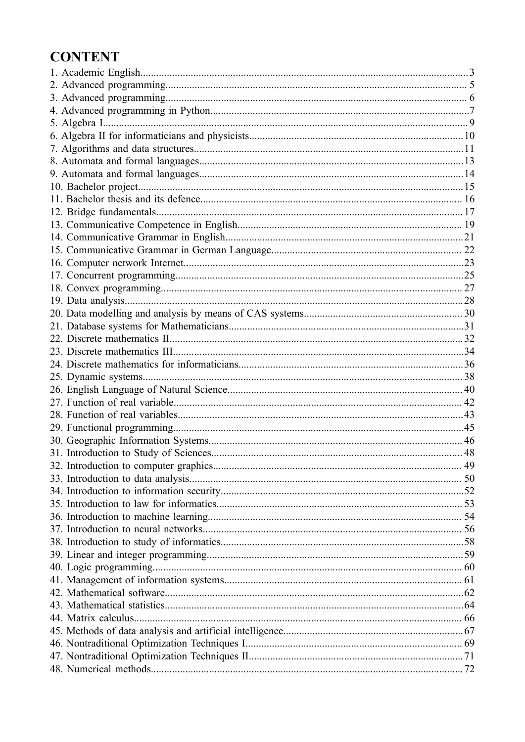# CONTENT

1. Academic English.......................................................................................................................3
2. Advanced programming................................................................................................................ 5
3. Advanced programming................................................................................................................ 6
4. Advanced programming in Python.................................................................................................7
5. Algebra I........................................................................................................................................ 9
6. Algebra II for informaticians and physicists................................................................................10
7. Algorithms and data structures.....................................................................................................11
8. Automata and formal languages...................................................................................................13
9. Automata and formal languages...................................................................................................14
10. Bachelor project..........................................................................................................................15
11. Bachelor thesis and its defence................................................................................................. 16
12. Bridge fundamentals...................................................................................................................17
13. Communicative Competence in English.................................................................................... 19
14. Communicative Grammar in English.........................................................................................21
15. Communicative Grammar in German Language....................................................................... 22
16. Computer network Internet........................................................................................................23
17. Concurrent programming...........................................................................................................25
18. Convex programming................................................................................................................ 27
19. Data analysis...............................................................................................................................28
20. Data modelling and analysis by means of CAS systems........................................................... 30
21. Database systems for Mathematicians........................................................................................31
22. Discrete mathematics II.............................................................................................................32
23. Discrete mathematics III............................................................................................................34
24. Discrete mathematics for informaticians....................................................................................36
25. Dynamic systems........................................................................................................................ 38
26. English Language of Natural Science........................................................................................40
27. Function of real variable........................................................................................................... 42
28. Function of real variables..........................................................................................................43
29. Functional programming............................................................................................................45
30. Geographic Information Systems.............................................................................................. 46
31. Introduction to Study of Sciences.............................................................................................. 48
32. Introduction to computer graphics............................................................................................. 49
33. Introduction to data analysis...................................................................................................... 50
34. Introduction to information security..........................................................................................52
35. Introduction to law for informatics............................................................................................ 53
36. Introduction to machine learning............................................................................................... 54
37. Introduction to neural networks................................................................................................. 56
38. Introduction to study of informatics...........................................................................................58
39. Linear and integer programming................................................................................................59
40. Logic programming................................................................................................................... 60
41. Management of information systems......................................................................................... 61
42. Mathematical software................................................................................................................62
43. Mathematical statistics................................................................................................................64
44. Matrix calculus.......................................................................................................................... 66
45. Methods of data analysis and artificial intelligence...................................................................67
46. Nontraditional Optimization Techniques I................................................................................. 69
47. Nontraditional Optimization Techniques II................................................................................71
48. Numerical methods.....................................................................................................................72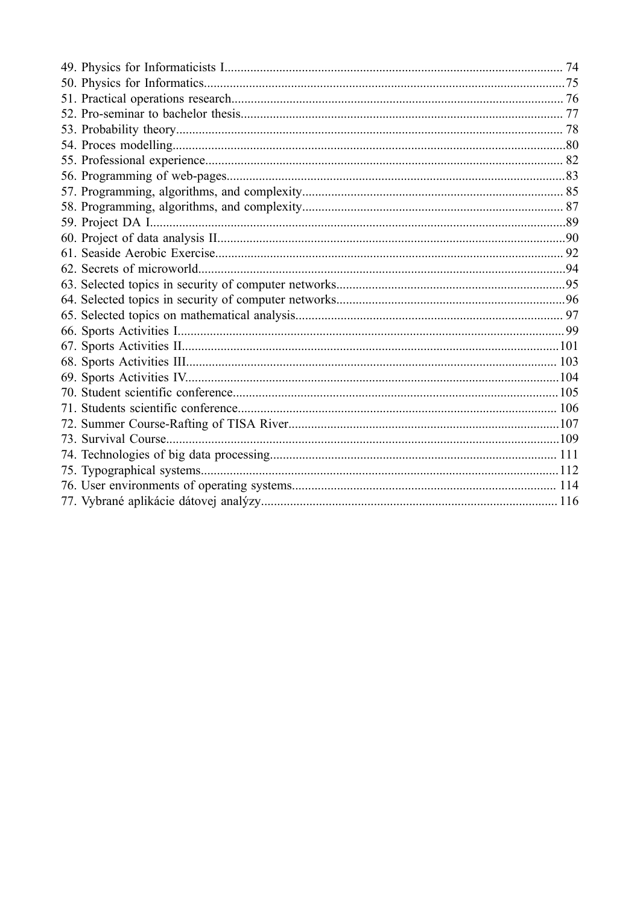49. Physics for Informaticists I........................................................................................................ 74
50. Physics for Informatics...............................................................................................................75
51. Practical operations research....................................................................................................... 76
52. Pro-seminar to bachelor thesis..................................................................................................... 77
53. Probability theory........................................................................................................................ 78
54. Proces modelling.........................................................................................................................80
55. Professional experience.............................................................................................................. 82
56. Programming of web-pages........................................................................................................83
57. Programming, algorithms, and complexity................................................................................. 85
58. Programming, algorithms, and complexity................................................................................. 87
59. Project DA I................................................................................................................................89
60. Project of data analysis II...........................................................................................................90
61. Seaside Aerobic Exercise........................................................................................................... 92
62. Secrets of microworld.................................................................................................................94
63. Selected topics in security of computer networks.......................................................................95
64. Selected topics in security of computer networks.......................................................................96
65. Selected topics on mathematical analysis................................................................................... 97
66. Sports Activities I.......................................................................................................................99
67. Sports Activities II...................................................................................................................101
68. Sports Activities III.................................................................................................................. 103
69. Sports Activities IV..................................................................................................................104
70. Student scientific conference....................................................................................................105
71. Students scientific conference.................................................................................................. 106
72. Summer Course-Rafting of TISA River...................................................................................107
73. Survival Course.........................................................................................................................109
74. Technologies of big data processing........................................................................................ 111
75. Typographical systems..............................................................................................................112
76. User environments of operating systems................................................................................. 114
77. Vybrané aplikácie dátovej analýzy........................................................................................... 116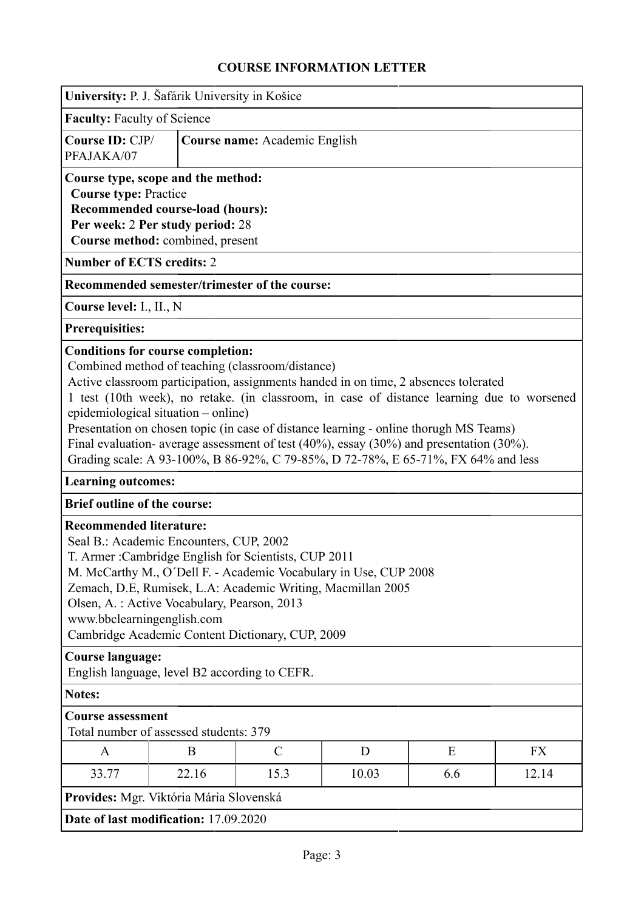# COURSE INFORMATION LETTER

**University:** P. J. Šafárik University in Košice

**Faculty:** Faculty of Science

**Course ID:** CJP/PFAJAKA/07 | **Course name:** Academic English

**Course type, scope and the method:**
**Course type:** Practice
**Recommended course-load (hours):**
**Per week:** 2 **Per study period:** 28
**Course method:** combined, present

**Number of ECTS credits:** 2

**Recommended semester/trimester of the course:**

**Course level:** I., II., N

**Prerequisites:**

**Conditions for course completion:**
Combined method of teaching (classroom/distance)
Active classroom participation, assignments handed in on time, 2 absences tolerated
1 test (10th week), no retake. (in classroom, in case of distance learning due to worsened epidemiological situation – online)
Presentation on chosen topic (in case of distance learning - online thorugh MS Teams)
Final evaluation- average assessment of test (40%), essay (30%) and presentation (30%).
Grading scale: A 93-100%, B 86-92%, C 79-85%, D 72-78%, E 65-71%, FX 64% and less

**Learning outcomes:**

**Brief outline of the course:**

**Recommended literature:**
Seal B.: Academic Encounters, CUP, 2002
T. Armer :Cambridge English for Scientists, CUP 2011
M. McCarthy M., O´Dell F. - Academic Vocabulary in Use, CUP 2008
Zemach, D.E, Rumisek, L.A: Academic Writing, Macmillan 2005
Olsen, A. : Active Vocabulary, Pearson, 2013
www.bbclearningenglish.com
Cambridge Academic Content Dictionary, CUP, 2009

**Course language:**
English language, level B2 according to CEFR.

**Notes:**

**Course assessment**
Total number of assessed students: 379

| A | B | C | D | E | FX |
|---|---|---|---|---|---|
| 33.77 | 22.16 | 15.3 | 10.03 | 6.6 | 12.14 |

**Provides:** Mgr. Viktória Mária Slovenská

**Date of last modification:** 17.09.2020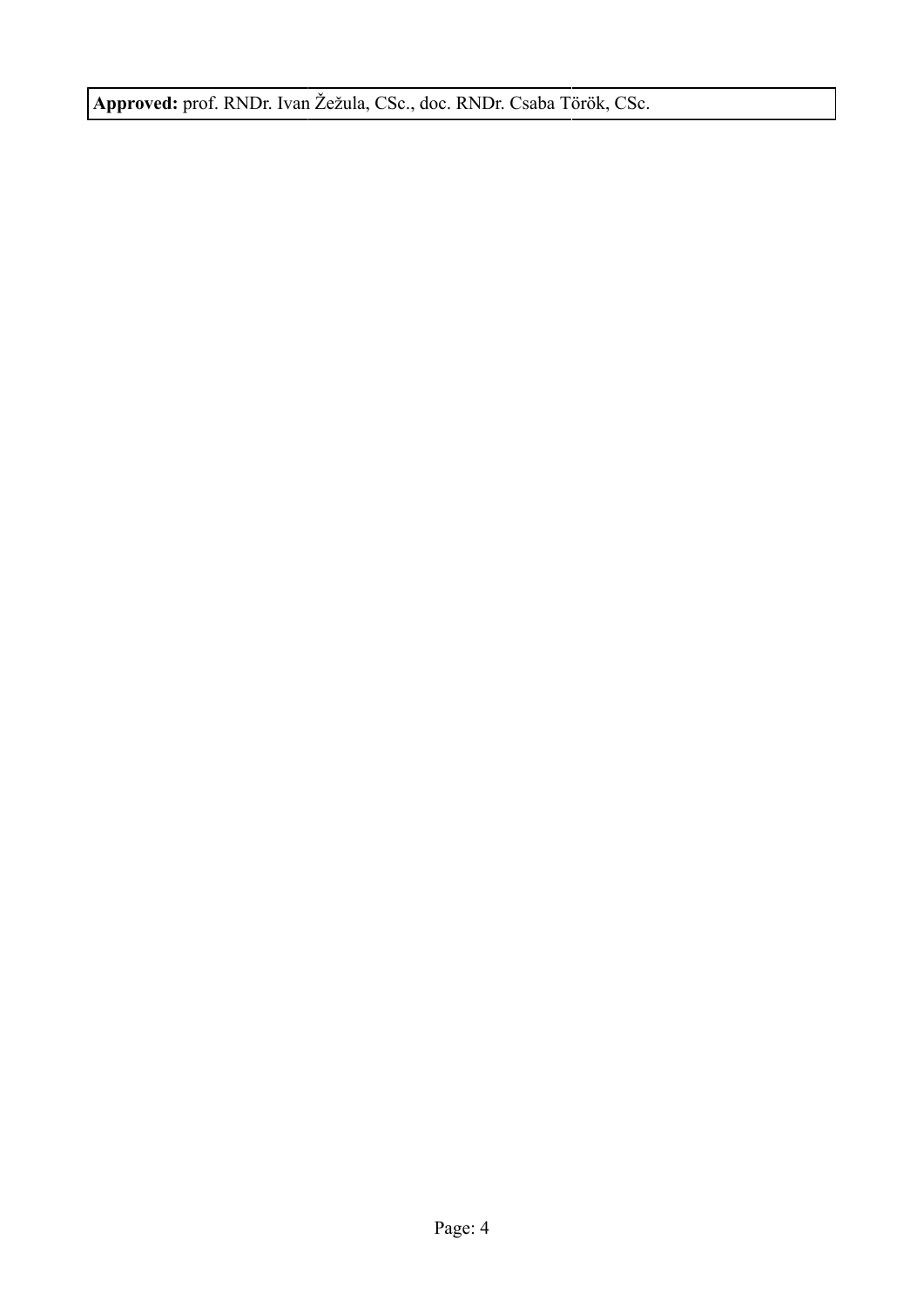| **Approved:** prof. RNDr. Ivan Žežula, CSc., doc. RNDr. Csaba Török, CSc. |
| --- |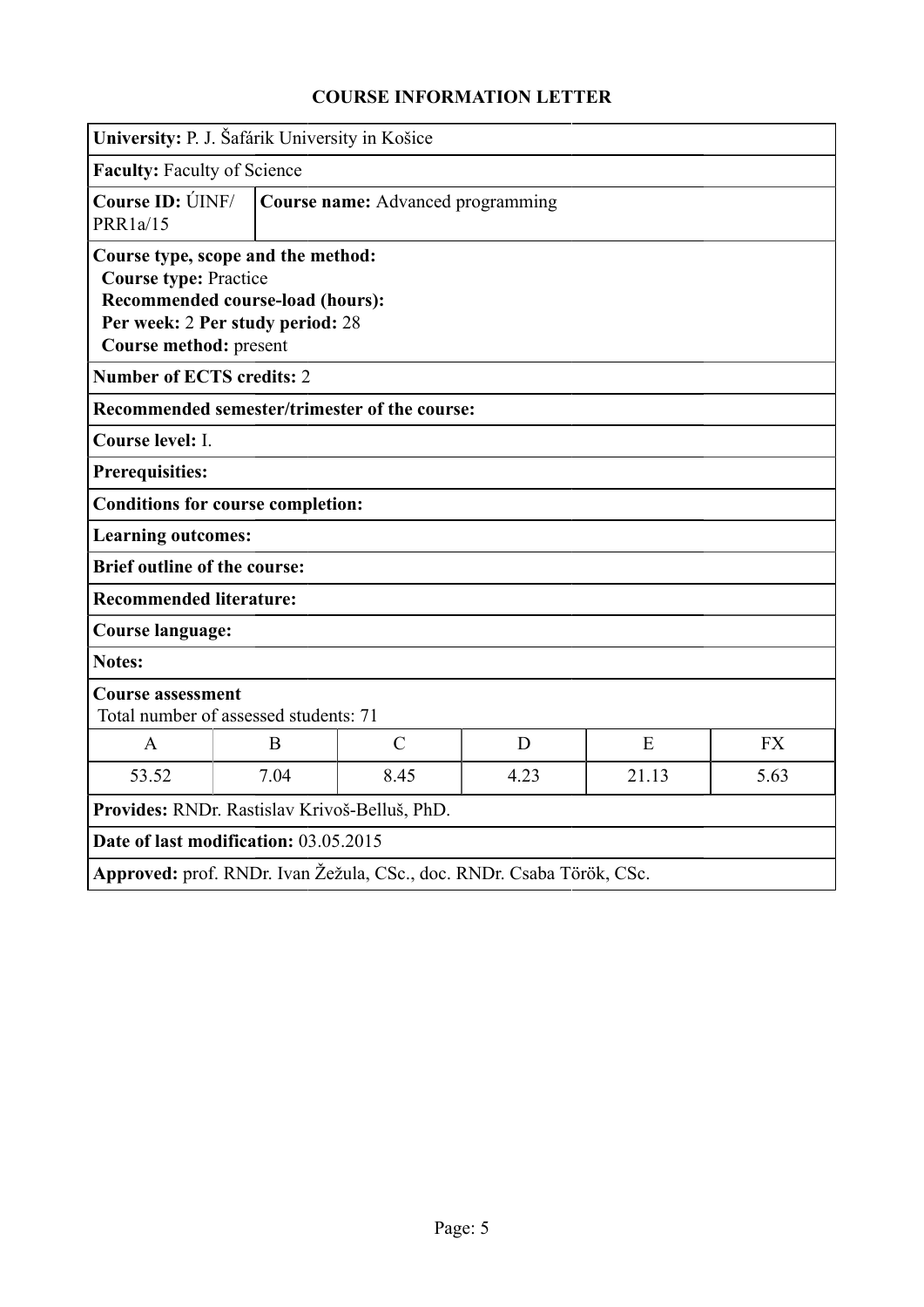# COURSE INFORMATION LETTER

**University:** P. J. Šafárik University in Košice

**Faculty:** Faculty of Science

**Course ID:** ÚINF/ PRR1a/15

**Course name:** Advanced programming

**Course type, scope and the method:**
**Course type:** Practice
**Recommended course-load (hours):**
**Per week:** 2 **Per study period:** 28
**Course method:** present

**Number of ECTS credits:** 2

**Recommended semester/trimester of the course:**

**Course level:** I.

**Prerequisites:**

**Conditions for course completion:**

**Learning outcomes:**

**Brief outline of the course:**

**Recommended literature:**

**Course language:**

**Notes:**

**Course assessment**
Total number of assessed students: 71

| A | B | C | D | E | FX |
|---|---|---|---|---|---|
| 53.52 | 7.04 | 8.45 | 4.23 | 21.13 | 5.63 |

**Provides:** RNDr. Rastislav Krivoš-Belluš, PhD.

**Date of last modification:** 03.05.2015

**Approved:** prof. RNDr. Ivan Žežula, CSc., doc. RNDr. Csaba Török, CSc.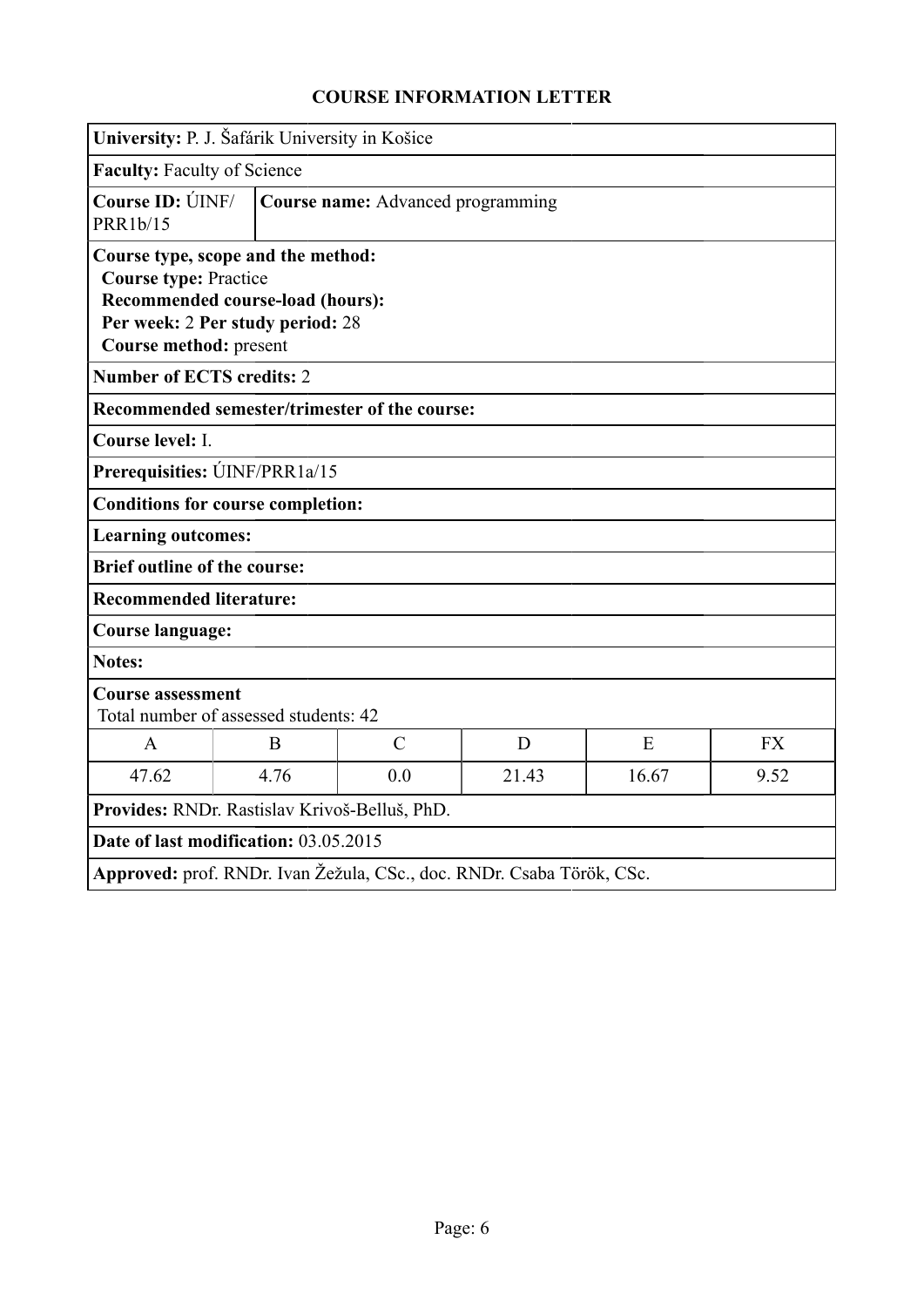# COURSE INFORMATION LETTER

**University:** P. J. Šafárik University in Košice

**Faculty:** Faculty of Science

**Course ID:** ÚINF/PRR1b/15

**Course name:** Advanced programming

**Course type, scope and the method:**
**Course type:** Practice
**Recommended course-load (hours):**
**Per week:** 2 **Per study period:** 28
**Course method:** present

**Number of ECTS credits:** 2

**Recommended semester/trimester of the course:**

**Course level:** I.

**Prerequisities:** ÚINF/PRR1a/15

**Conditions for course completion:**

**Learning outcomes:**

**Brief outline of the course:**

**Recommended literature:**

**Course language:**

**Notes:**

**Course assessment**
Total number of assessed students: 42

| A | B | C | D | E | FX |
|---|---|---|---|---|---|
| 47.62 | 4.76 | 0.0 | 21.43 | 16.67 | 9.52 |

**Provides:** RNDr. Rastislav Krivoš-Belluš, PhD.

**Date of last modification:** 03.05.2015

**Approved:** prof. RNDr. Ivan Žežula, CSc., doc. RNDr. Csaba Török, CSc.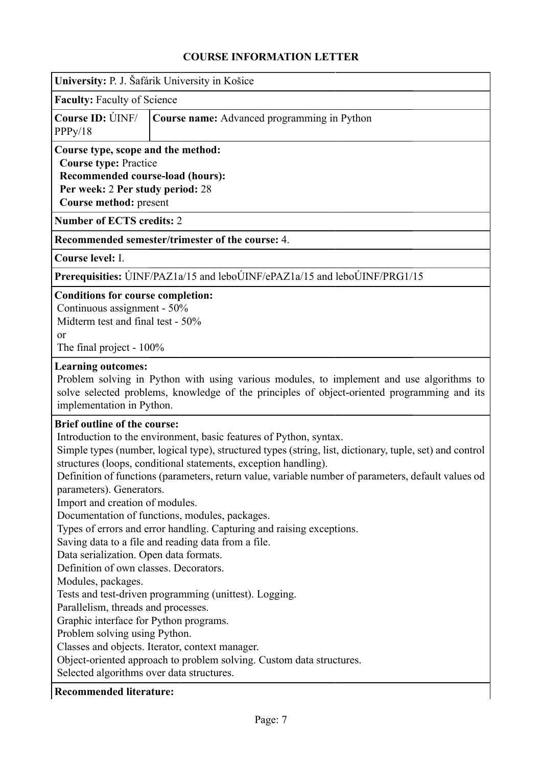## COURSE INFORMATION LETTER

**University:** P. J. Šafárik University in Košice

**Faculty:** Faculty of Science

| **Course ID:** ÚINF/ PPPy/18 | **Course name:** Advanced programming in Python |
|---|---|

**Course type, scope and the method:**
**Course type:** Practice
**Recommended course-load (hours):**
**Per week:** 2 **Per study period:** 28
**Course method:** present

**Number of ECTS credits:** 2

**Recommended semester/trimester of the course:** 4.

**Course level:** I.

**Prerequisities:** ÚINF/PAZ1a/15 and leboÚINF/ePAZ1a/15 and leboÚINF/PRG1/15

**Conditions for course completion:**
Continuous assignment - 50%
Midterm test and final test - 50%
or
The final project - 100%

**Learning outcomes:**
Problem solving in Python with using various modules, to implement and use algorithms to solve selected problems, knowledge of the principles of object-oriented programming and its implementation in Python.

**Brief outline of the course:**
Introduction to the environment, basic features of Python, syntax.
Simple types (number, logical type), structured types (string, list, dictionary, tuple, set) and control structures (loops, conditional statements, exception handling).
Definition of functions (parameters, return value, variable number of parameters, default values od parameters). Generators.
Import and creation of modules.
Documentation of functions, modules, packages.
Types of errors and error handling. Capturing and raising exceptions.
Saving data to a file and reading data from a file.
Data serialization. Open data formats.
Definition of own classes. Decorators.
Modules, packages.
Tests and test-driven programming (unittest). Logging.
Parallelism, threads and processes.
Graphic interface for Python programs.
Problem solving using Python.
Classes and objects. Iterator, context manager.
Object-oriented approach to problem solving. Custom data structures.
Selected algorithms over data structures.

**Recommended literature:**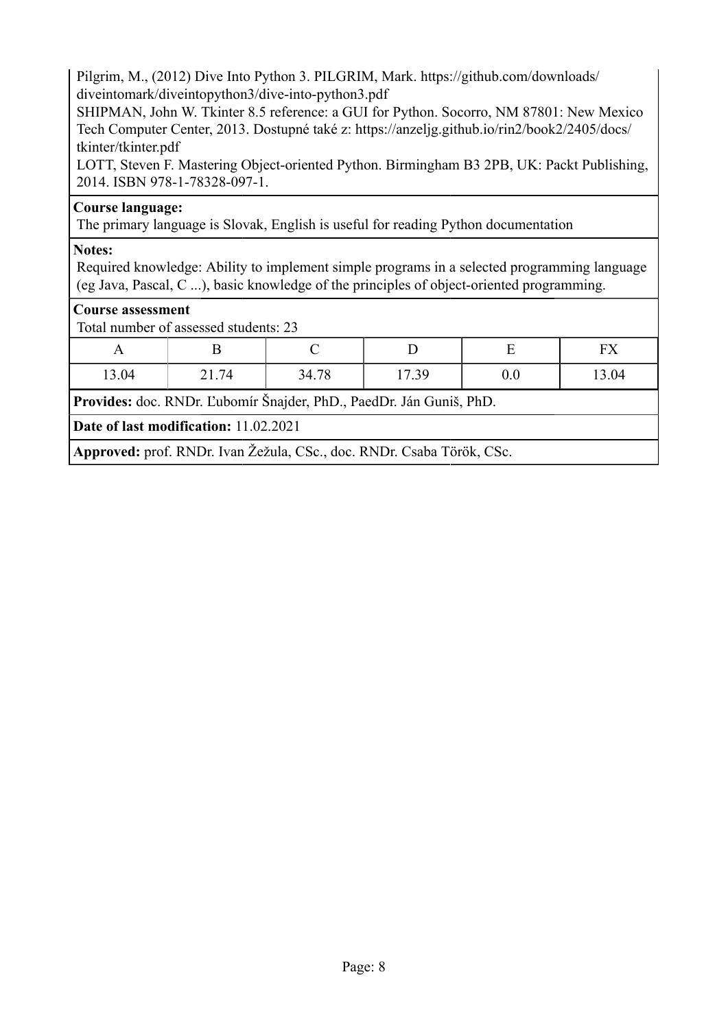Pilgrim, M., (2012) Dive Into Python 3. PILGRIM, Mark. https://github.com/downloads/diveintomark/diveintopython3/dive-into-python3.pdf
SHIPMAN, John W. Tkinter 8.5 reference: a GUI for Python. Socorro, NM 87801: New Mexico Tech Computer Center, 2013. Dostupné také z: https://anzeljg.github.io/rin2/book2/2405/docs/tkinter/tkinter.pdf
LOTT, Steven F. Mastering Object-oriented Python. Birmingham B3 2PB, UK: Packt Publishing, 2014. ISBN 978-1-78328-097-1.

**Course language:**
The primary language is Slovak, English is useful for reading Python documentation

**Notes:**
Required knowledge: Ability to implement simple programs in a selected programming language (eg Java, Pascal, C ...), basic knowledge of the principles of object-oriented programming.

**Course assessment**
Total number of assessed students: 23

| A | B | C | D | E | FX |
|---|---|---|---|---|---|
| 13.04 | 21.74 | 34.78 | 17.39 | 0.0 | 13.04 |

**Provides:** doc. RNDr. Ľubomír Šnajder, PhD., PaedDr. Ján Guniš, PhD.

**Date of last modification:** 11.02.2021

**Approved:** prof. RNDr. Ivan Žežula, CSc., doc. RNDr. Csaba Török, CSc.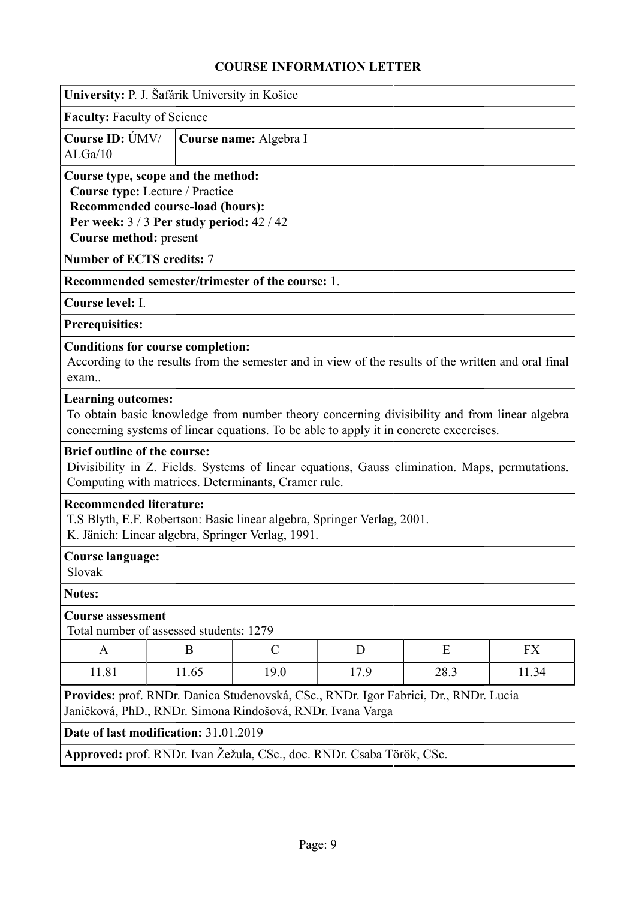# COURSE INFORMATION LETTER

**University:** P. J. Šafárik University in Košice

**Faculty:** Faculty of Science

**Course ID:** ÚMV/ALGa/10

**Course name:** Algebra I

**Course type, scope and the method:**
**Course type:** Lecture / Practice
**Recommended course-load (hours):**
**Per week:** 3 / 3 **Per study period:** 42 / 42
**Course method:** present

**Number of ECTS credits:** 7

**Recommended semester/trimester of the course:** 1.

**Course level:** I.

**Prerequisites:**

**Conditions for course completion:**
According to the results from the semester and in view of the results of the written and oral final exam..

**Learning outcomes:**
To obtain basic knowledge from number theory concerning divisibility and from linear algebra concerning systems of linear equations. To be able to apply it in concrete excercises.

**Brief outline of the course:**
Divisibility in Z. Fields. Systems of linear equations, Gauss elimination. Maps, permutations. Computing with matrices. Determinants, Cramer rule.

**Recommended literature:**
T.S Blyth, E.F. Robertson: Basic linear algebra, Springer Verlag, 2001.
K. Jänich: Linear algebra, Springer Verlag, 1991.

**Course language:**
Slovak

**Notes:**

**Course assessment**
Total number of assessed students: 1279

| A | B | C | D | E | FX |
|---|---|---|---|---|---|
| 11.81 | 11.65 | 19.0 | 17.9 | 28.3 | 11.34 |

**Provides:** prof. RNDr. Danica Studenovská, CSc., RNDr. Igor Fabrici, Dr., RNDr. Lucia Janičková, PhD., RNDr. Simona Rindošová, RNDr. Ivana Varga

**Date of last modification:** 31.01.2019

**Approved:** prof. RNDr. Ivan Žežula, CSc., doc. RNDr. Csaba Török, CSc.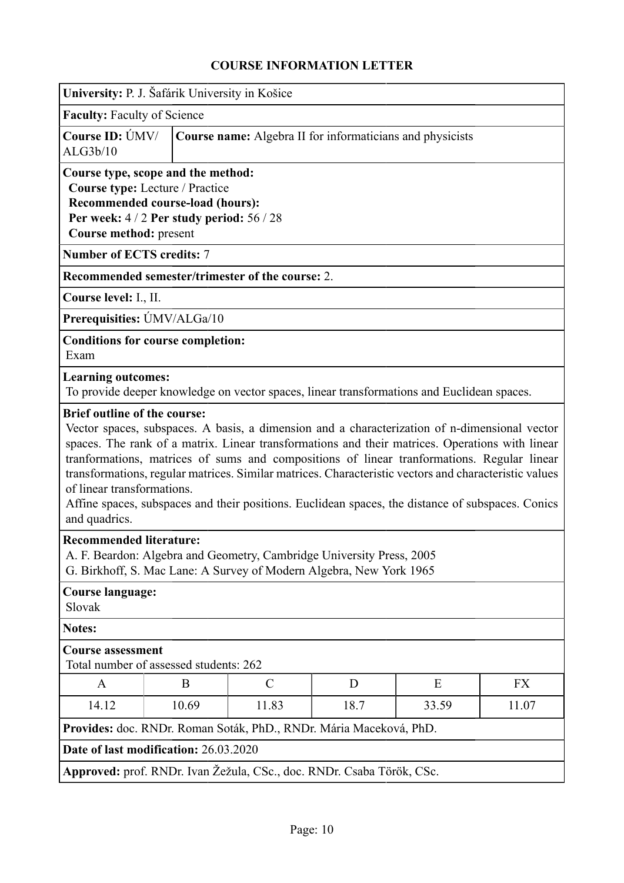## COURSE INFORMATION LETTER

**University:** P. J. Šafárik University in Košice

**Faculty:** Faculty of Science

| **Course ID:** ÚMV/ ALG3b/10 | **Course name:** Algebra II for informaticians and physicists |
|---|---|

**Course type, scope and the method:**
**Course type:** Lecture / Practice
**Recommended course-load (hours):**
**Per week:** 4 / 2 **Per study period:** 56 / 28
**Course method:** present

**Number of ECTS credits:** 7

**Recommended semester/trimester of the course:** 2.

**Course level:** I., II.

**Prerequisities:** ÚMV/ALGa/10

**Conditions for course completion:**
Exam

**Learning outcomes:**
To provide deeper knowledge on vector spaces, linear transformations and Euclidean spaces.

**Brief outline of the course:**
Vector spaces, subspaces. A basis, a dimension and a characterization of n-dimensional vector spaces. The rank of a matrix. Linear transformations and their matrices. Operations with linear tranformations, matrices of sums and compositions of linear tranformations. Regular linear transformations, regular matrices. Similar matrices. Characteristic vectors and characteristic values of linear transformations.
Affine spaces, subspaces and their positions. Euclidean spaces, the distance of subspaces. Conics and quadrics.

**Recommended literature:**
A. F. Beardon: Algebra and Geometry, Cambridge University Press, 2005
G. Birkhoff, S. Mac Lane: A Survey of Modern Algebra, New York 1965

**Course language:**
Slovak

**Notes:**

**Course assessment**
Total number of assessed students: 262

| A | B | C | D | E | FX |
|---|---|---|---|---|---|
| 14.12 | 10.69 | 11.83 | 18.7 | 33.59 | 11.07 |

**Provides:** doc. RNDr. Roman Soták, PhD., RNDr. Mária Maceková, PhD.

**Date of last modification:** 26.03.2020

**Approved:** prof. RNDr. Ivan Žežula, CSc., doc. RNDr. Csaba Török, CSc.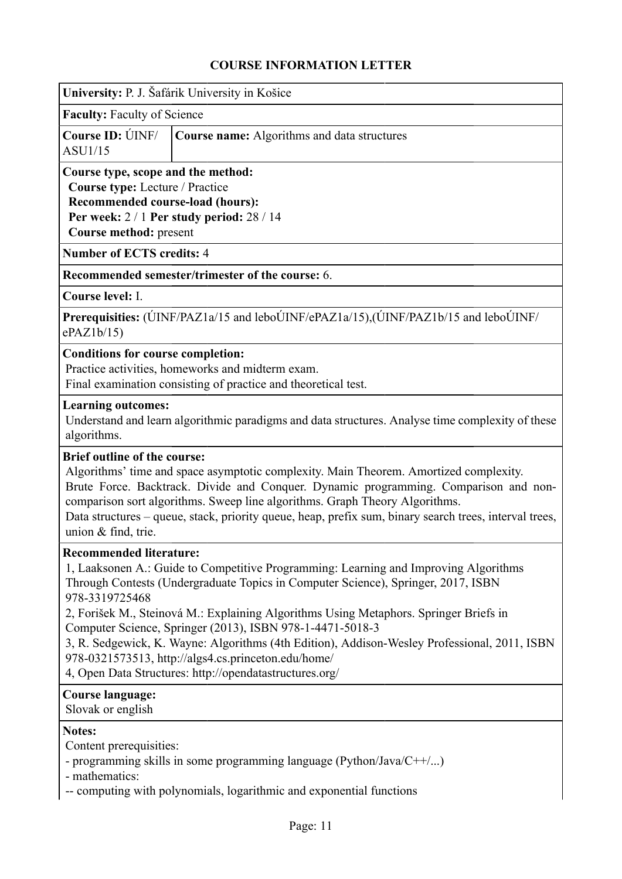# COURSE INFORMATION LETTER

**University:** P. J. Šafárik University in Košice

**Faculty:** Faculty of Science

| **Course ID:** ÚINF/ASU1/15 | **Course name:** Algorithms and data structures |
|---|---|

**Course type, scope and the method:**
**Course type:** Lecture / Practice
**Recommended course-load (hours):**
**Per week:** 2 / 1 **Per study period:** 28 / 14
**Course method:** present

**Number of ECTS credits:** 4

**Recommended semester/trimester of the course:** 6.

**Course level:** I.

**Prerequisites:** (ÚINF/PAZ1a/15 and leboÚINF/ePAZ1a/15),(ÚINF/PAZ1b/15 and leboÚINF/ePAZ1b/15)

**Conditions for course completion:**
Practice activities, homeworks and midterm exam.
Final examination consisting of practice and theoretical test.

**Learning outcomes:**
Understand and learn algorithmic paradigms and data structures. Analyse time complexity of these algorithms.

**Brief outline of the course:**
Algorithms' time and space asymptotic complexity. Main Theorem. Amortized complexity.
Brute Force. Backtrack. Divide and Conquer. Dynamic programming. Comparison and non-comparison sort algorithms. Sweep line algorithms. Graph Theory Algorithms.
Data structures – queue, stack, priority queue, heap, prefix sum, binary search trees, interval trees, union & find, trie.

**Recommended literature:**
1, Laaksonen A.: Guide to Competitive Programming: Learning and Improving Algorithms Through Contests (Undergraduate Topics in Computer Science), Springer, 2017, ISBN 978-3319725468
2, Forišek M., Steinová M.: Explaining Algorithms Using Metaphors. Springer Briefs in Computer Science, Springer (2013), ISBN 978-1-4471-5018-3
3, R. Sedgewick, K. Wayne: Algorithms (4th Edition), Addison-Wesley Professional, 2011, ISBN 978-0321573513, http://algs4.cs.princeton.edu/home/
4, Open Data Structures: http://opendatastructures.org/

**Course language:**
Slovak or english

**Notes:**
Content prerequisities:
- programming skills in some programming language (Python/Java/C++/...)
- mathematics:
-- computing with polynomials, logarithmic and exponential functions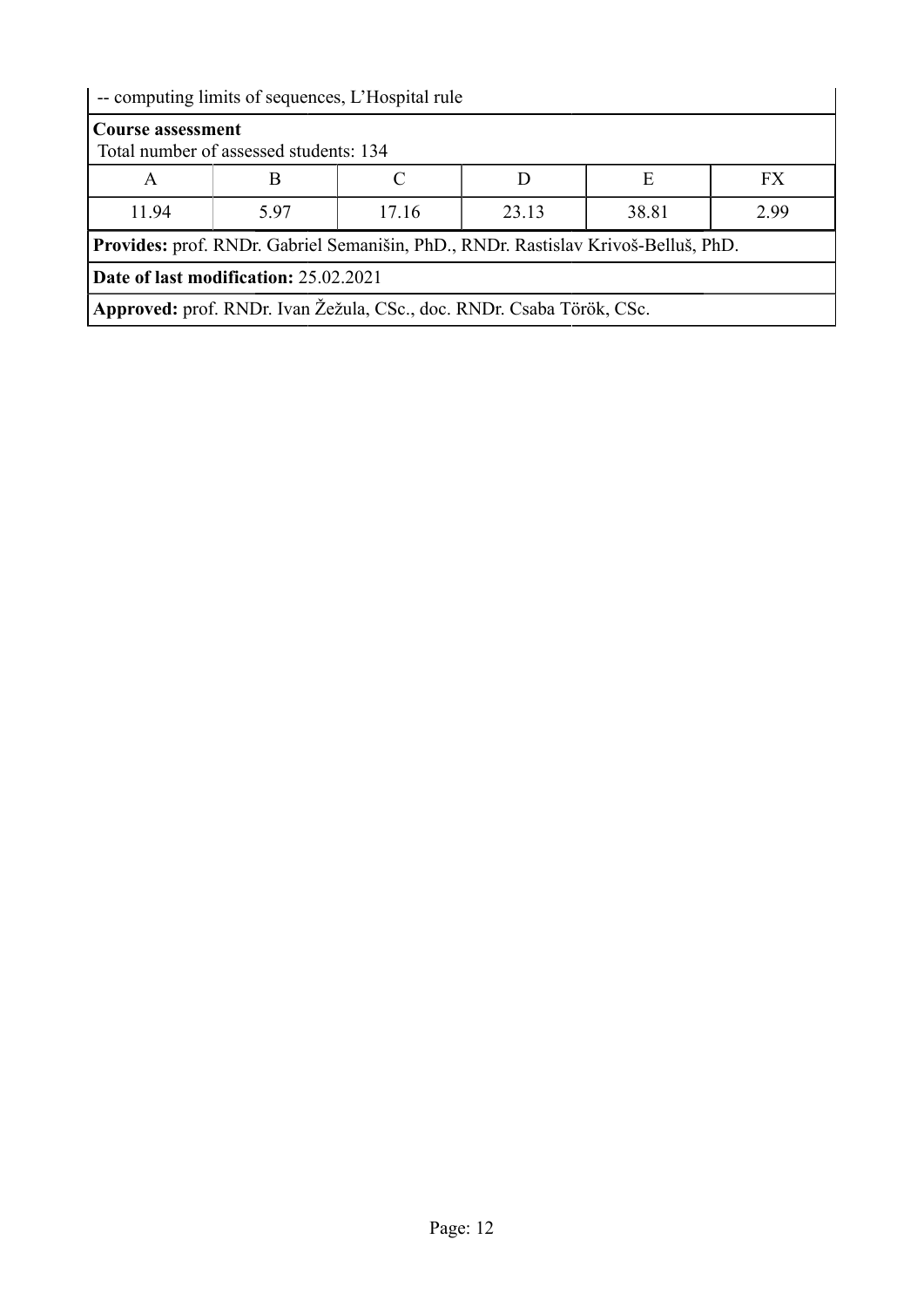-- computing limits of sequences, L'Hospital rule

**Course assessment**
Total number of assessed students: 134

| A | B | C | D | E | FX |
|---|---|---|---|---|---|
| 11.94 | 5.97 | 17.16 | 23.13 | 38.81 | 2.99 |

**Provides:** prof. RNDr. Gabriel Semanišin, PhD., RNDr. Rastislav Krivoš-Belluš, PhD.

**Date of last modification:** 25.02.2021

**Approved:** prof. RNDr. Ivan Žežula, CSc., doc. RNDr. Csaba Török, CSc.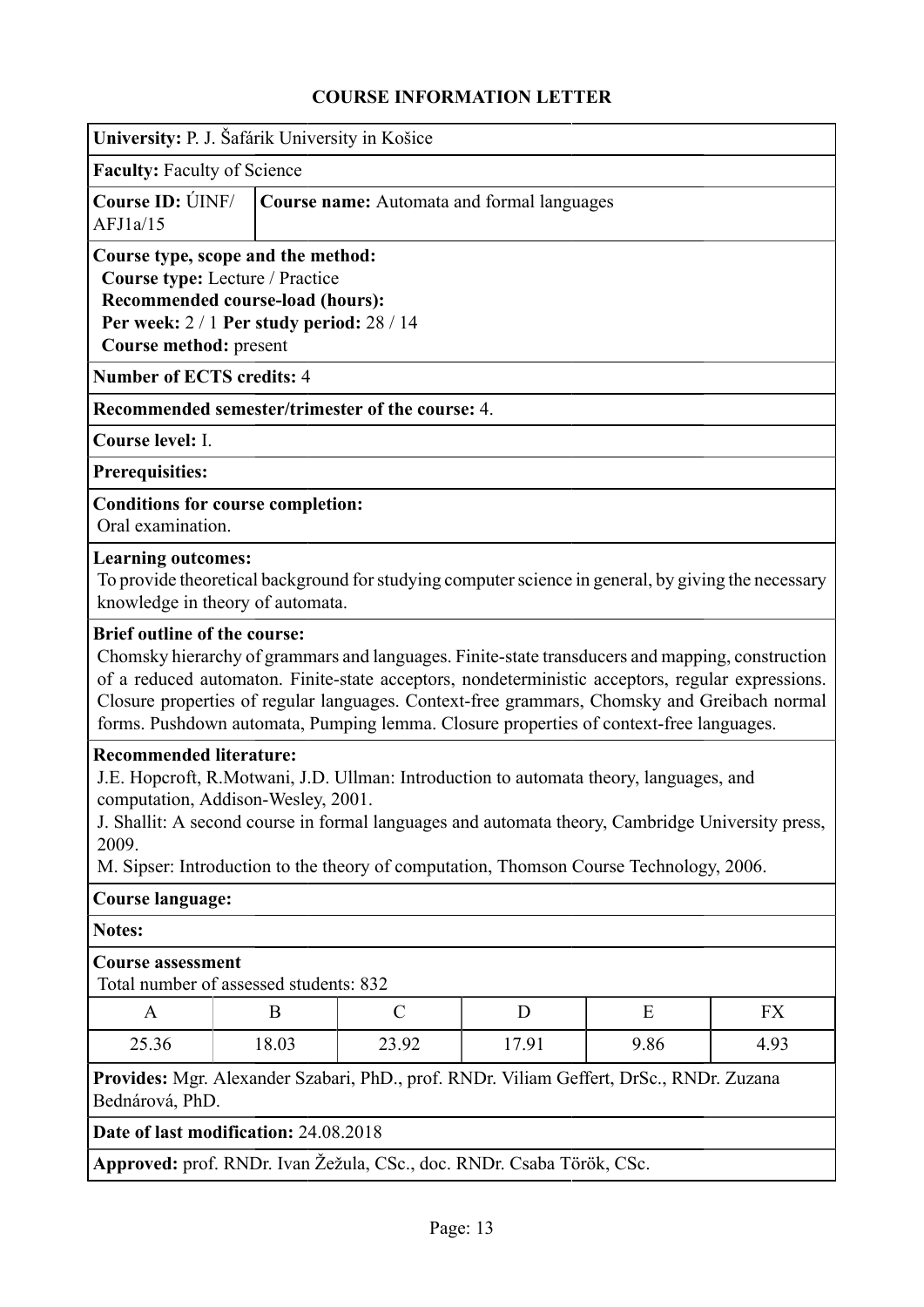# COURSE INFORMATION LETTER

**University:** P. J. Šafárik University in Košice

**Faculty:** Faculty of Science

**Course ID:** ÚINF/AFJ1a/15

**Course name:** Automata and formal languages

**Course type, scope and the method:**
**Course type:** Lecture / Practice
**Recommended course-load (hours):**
**Per week:** 2 / 1 **Per study period:** 28 / 14
**Course method:** present

**Number of ECTS credits:** 4

**Recommended semester/trimester of the course:** 4.

**Course level:** I.

**Prerequisites:**

**Conditions for course completion:**
Oral examination.

**Learning outcomes:**
To provide theoretical background for studying computer science in general, by giving the necessary knowledge in theory of automata.

**Brief outline of the course:**
Chomsky hierarchy of grammars and languages. Finite-state transducers and mapping, construction of a reduced automaton. Finite-state acceptors, nondeterministic acceptors, regular expressions. Closure properties of regular languages. Context-free grammars, Chomsky and Greibach normal forms. Pushdown automata, Pumping lemma. Closure properties of context-free languages.

**Recommended literature:**
J.E. Hopcroft, R.Motwani, J.D. Ullman: Introduction to automata theory, languages, and computation, Addison-Wesley, 2001.
J. Shallit: A second course in formal languages and automata theory, Cambridge University press, 2009.
M. Sipser: Introduction to the theory of computation, Thomson Course Technology, 2006.

**Course language:**

**Notes:**

**Course assessment**
Total number of assessed students: 832

| A | B | C | D | E | FX |
|---|---|---|---|---|---|
| 25.36 | 18.03 | 23.92 | 17.91 | 9.86 | 4.93 |

**Provides:** Mgr. Alexander Szabari, PhD., prof. RNDr. Viliam Geffert, DrSc., RNDr. Zuzana Bednárová, PhD.

**Date of last modification:** 24.08.2018

**Approved:** prof. RNDr. Ivan Žežula, CSc., doc. RNDr. Csaba Török, CSc.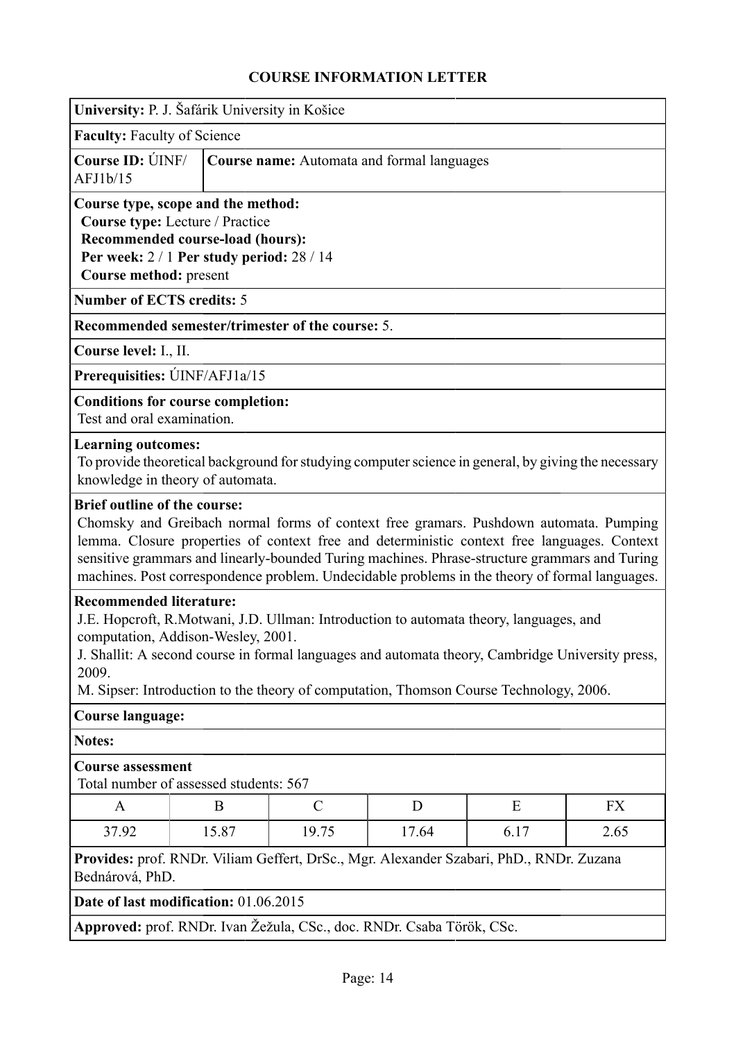# COURSE INFORMATION LETTER

**University:** P. J. Šafárik University in Košice

**Faculty:** Faculty of Science

**Course ID:** ÚINF/AFJ1b/15

**Course name:** Automata and formal languages

**Course type, scope and the method:**
**Course type:** Lecture / Practice
**Recommended course-load (hours):**
**Per week:** 2 / 1 **Per study period:** 28 / 14
**Course method:** present

**Number of ECTS credits:** 5

**Recommended semester/trimester of the course:** 5.

**Course level:** I., II.

**Prerequisities:** ÚINF/AFJ1a/15

**Conditions for course completion:**
Test and oral examination.

**Learning outcomes:**
To provide theoretical background for studying computer science in general, by giving the necessary knowledge in theory of automata.

**Brief outline of the course:**
Chomsky and Greibach normal forms of context free gramars. Pushdown automata. Pumping lemma. Closure properties of context free and deterministic context free languages. Context sensitive grammars and linearly-bounded Turing machines. Phrase-structure grammars and Turing machines. Post correspondence problem. Undecidable problems in the theory of formal languages.

**Recommended literature:**
J.E. Hopcroft, R.Motwani, J.D. Ullman: Introduction to automata theory, languages, and computation, Addison-Wesley, 2001.
J. Shallit: A second course in formal languages and automata theory, Cambridge University press, 2009.
M. Sipser: Introduction to the theory of computation, Thomson Course Technology, 2006.

**Course language:**

**Notes:**

**Course assessment**
Total number of assessed students: 567

| A | B | C | D | E | FX |
|---|---|---|---|---|---|
| 37.92 | 15.87 | 19.75 | 17.64 | 6.17 | 2.65 |

**Provides:** prof. RNDr. Viliam Geffert, DrSc., Mgr. Alexander Szabari, PhD., RNDr. Zuzana Bednárová, PhD.

**Date of last modification:** 01.06.2015

**Approved:** prof. RNDr. Ivan Žežula, CSc., doc. RNDr. Csaba Török, CSc.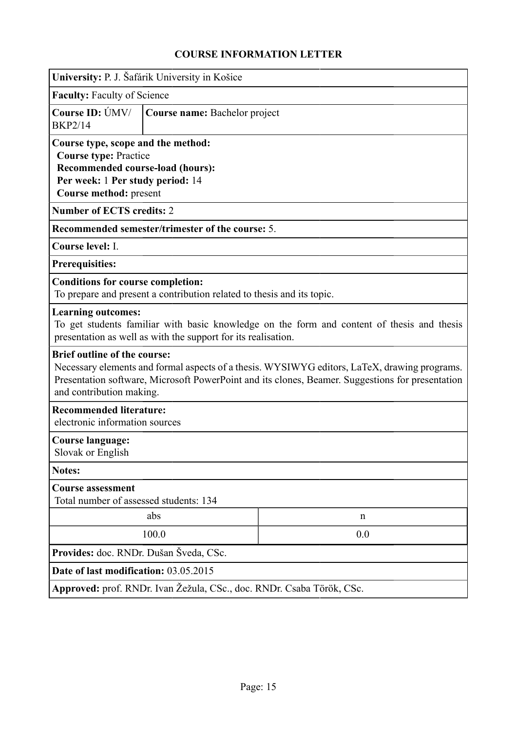# COURSE INFORMATION LETTER

**University:** P. J. Šafárik University in Košice

**Faculty:** Faculty of Science

**Course ID:** ÚMV/BKP2/14

**Course name:** Bachelor project

**Course type, scope and the method:**
**Course type:** Practice
**Recommended course-load (hours):**
**Per week:** 1 **Per study period:** 14
**Course method:** present

**Number of ECTS credits:** 2

**Recommended semester/trimester of the course:** 5.

**Course level:** I.

**Prerequisites:**

**Conditions for course completion:**
To prepare and present a contribution related to thesis and its topic.

**Learning outcomes:**
To get students familiar with basic knowledge on the form and content of thesis and thesis presentation as well as with the support for its realisation.

**Brief outline of the course:**
Necessary elements and formal aspects of a thesis. WYSIWYG editors, LaTeX, drawing programs. Presentation software, Microsoft PowerPoint and its clones, Beamer. Suggestions for presentation and contribution making.

**Recommended literature:**
electronic information sources

**Course language:**
Slovak or English

**Notes:**

**Course assessment**
Total number of assessed students: 134

| abs | n |
|---|---|
| 100.0 | 0.0 |

**Provides:** doc. RNDr. Dušan Šveda, CSc.

**Date of last modification:** 03.05.2015

**Approved:** prof. RNDr. Ivan Žežula, CSc., doc. RNDr. Csaba Török, CSc.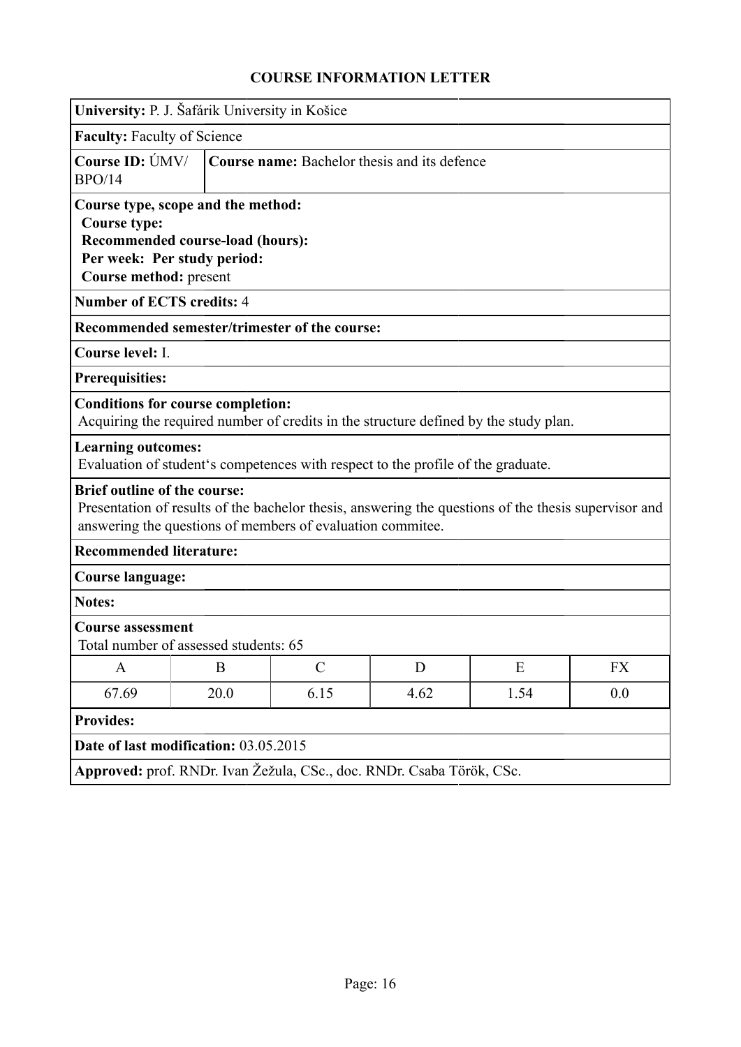# COURSE INFORMATION LETTER

**University:** P. J. Šafárik University in Košice

**Faculty:** Faculty of Science

**Course ID:** ÚMV/BPO/14

**Course name:** Bachelor thesis and its defence

**Course type, scope and the method:**
**Course type:**
**Recommended course-load (hours):**
**Per week: Per study period:**
**Course method:** present

**Number of ECTS credits:** 4

**Recommended semester/trimester of the course:**

**Course level:** I.

**Prerequisites:**

**Conditions for course completion:**
Acquiring the required number of credits in the structure defined by the study plan.

**Learning outcomes:**
Evaluation of student's competences with respect to the profile of the graduate.

**Brief outline of the course:**
Presentation of results of the bachelor thesis, answering the questions of the thesis supervisor and answering the questions of members of evaluation commitee.

**Recommended literature:**

**Course language:**

**Notes:**

**Course assessment**
Total number of assessed students: 65

| A | B | C | D | E | FX |
|---|---|---|---|---|---|
| 67.69 | 20.0 | 6.15 | 4.62 | 1.54 | 0.0 |

**Provides:**

**Date of last modification:** 03.05.2015

**Approved:** prof. RNDr. Ivan Žežula, CSc., doc. RNDr. Csaba Török, CSc.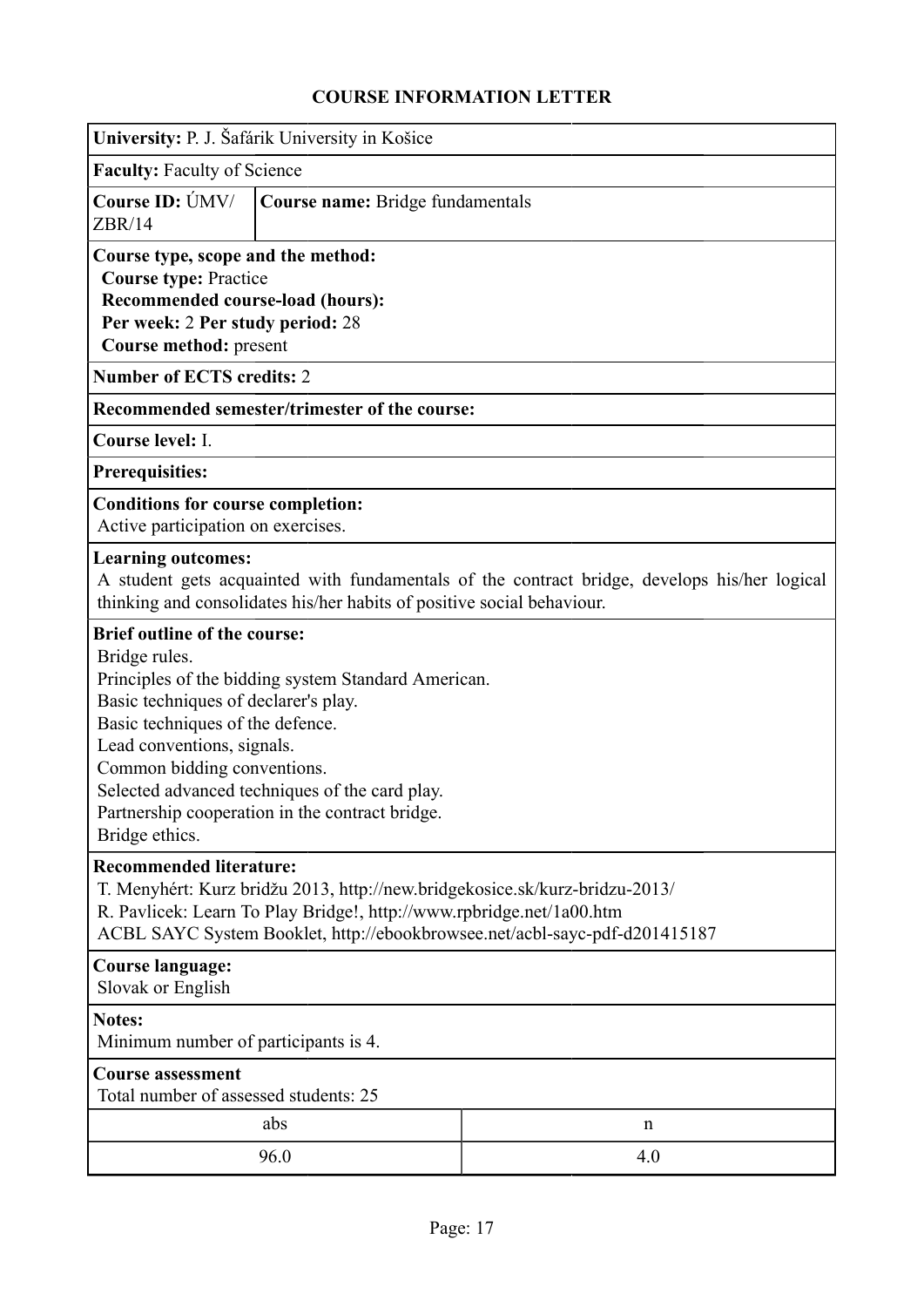## COURSE INFORMATION LETTER

**University:** P. J. Šafárik University in Košice

**Faculty:** Faculty of Science

**Course ID:** ÚMV/ZBR/14

**Course name:** Bridge fundamentals

**Course type, scope and the method:**
**Course type:** Practice
**Recommended course-load (hours):**
**Per week:** 2 **Per study period:** 28
**Course method:** present

**Number of ECTS credits:** 2

**Recommended semester/trimester of the course:**

**Course level:** I.

**Prerequisites:**

**Conditions for course completion:**
Active participation on exercises.

**Learning outcomes:**
A student gets acquainted with fundamentals of the contract bridge, develops his/her logical thinking and consolidates his/her habits of positive social behaviour.

**Brief outline of the course:**
Bridge rules.
Principles of the bidding system Standard American.
Basic techniques of declarer's play.
Basic techniques of the defence.
Lead conventions, signals.
Common bidding conventions.
Selected advanced techniques of the card play.
Partnership cooperation in the contract bridge.
Bridge ethics.

**Recommended literature:**
T. Menyhért: Kurz bridžu 2013, http://new.bridgekosice.sk/kurz-bridzu-2013/
R. Pavlicek: Learn To Play Bridge!, http://www.rpbridge.net/1a00.htm
ACBL SAYC System Booklet, http://ebookbrowsee.net/acbl-sayc-pdf-d201415187

**Course language:**
Slovak or English

**Notes:**
Minimum number of participants is 4.

**Course assessment**
Total number of assessed students: 25

| abs | n |
|---|---|
| 96.0 | 4.0 |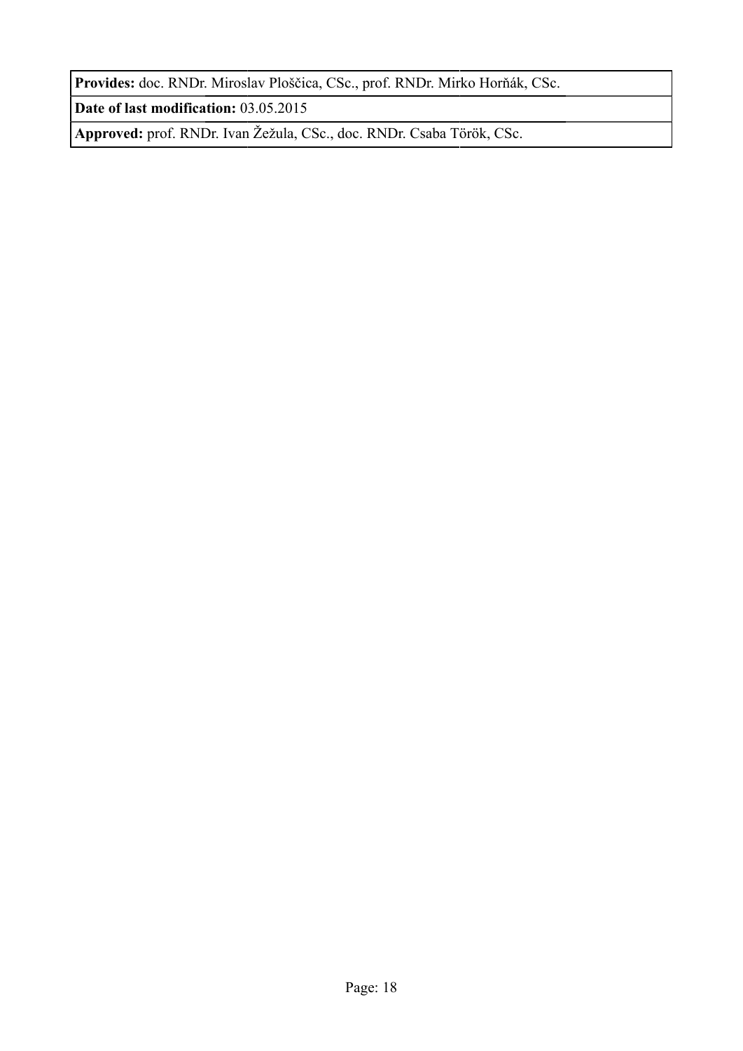**Provides:** doc. RNDr. Miroslav Ploščica, CSc., prof. RNDr. Mirko Horňák, CSc.

**Date of last modification:** 03.05.2015

**Approved:** prof. RNDr. Ivan Žežula, CSc., doc. RNDr. Csaba Török, CSc.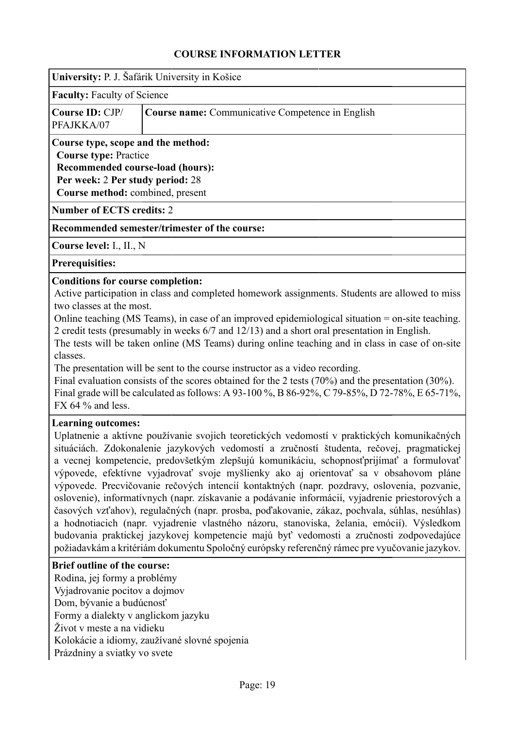## COURSE INFORMATION LETTER

**University:** P. J. Šafárik University in Košice

**Faculty:** Faculty of Science

| **Course ID:** CJP/ PFAJKKA/07 | **Course name:** Communicative Competence in English |
|---|---|

**Course type, scope and the method:**
**Course type:** Practice
**Recommended course-load (hours):**
**Per week:** 2 **Per study period:** 28
**Course method:** combined, present

**Number of ECTS credits:** 2

**Recommended semester/trimester of the course:**

**Course level:** I., II., N

**Prerequisities:**

**Conditions for course completion:**
Active participation in class and completed homework assignments. Students are allowed to miss two classes at the most.
Online teaching (MS Teams), in case of an improved epidemiological situation = on-site teaching.
2 credit tests (presumably in weeks 6/7 and 12/13) and a short oral presentation in English.
The tests will be taken online (MS Teams) during online teaching and in class in case of on-site classes.
The presentation will be sent to the course instructor as a video recording.
Final evaluation consists of the scores obtained for the 2 tests (70%) and the presentation (30%).
Final grade will be calculated as follows: A 93-100 %, B 86-92%, C 79-85%, D 72-78%, E 65-71%, FX 64 % and less.

**Learning outcomes:**
Uplatnenie a aktívne používanie svojich teoretických vedomostí v praktických komunikačných situáciách. Zdokonalenie jazykových vedomostí a zručností študenta, rečovej, pragmatickej a vecnej kompetencie, predovšetkým zlepšujú komunikáciu, schopnosťprijímať a formulovať výpovede, efektívne vyjadrovať svoje myšlienky ako aj orientovať sa v obsahovom pláne výpovede. Precvičovanie rečových intencií kontaktných (napr. pozdravy, oslovenia, pozvanie, oslovenie), informatívnych (napr. získavanie a podávanie informácií, vyjadrenie priestorových a časových vzťahov), regulačných (napr. prosba, poďakovanie, zákaz, pochvala, súhlas, nesúhlas) a hodnotiacich (napr. vyjadrenie vlastného názoru, stanoviska, želania, emócií). Výsledkom budovania praktickej jazykovej kompetencie majú byť vedomosti a zručnosti zodpovedajúce požiadavkám a kritériám dokumentu Spoločný európsky referenčný rámec pre vyučovanie jazykov.

**Brief outline of the course:**
Rodina, jej formy a problémy
Vyjadrovanie pocitov a dojmov
Dom, bývanie a budúcnosť
Formy a dialekty v anglickom jazyku
Život v meste a na vidieku
Kolokácie a idiomy, zaužívané slovné spojenia
Prázdniny a sviatky vo svete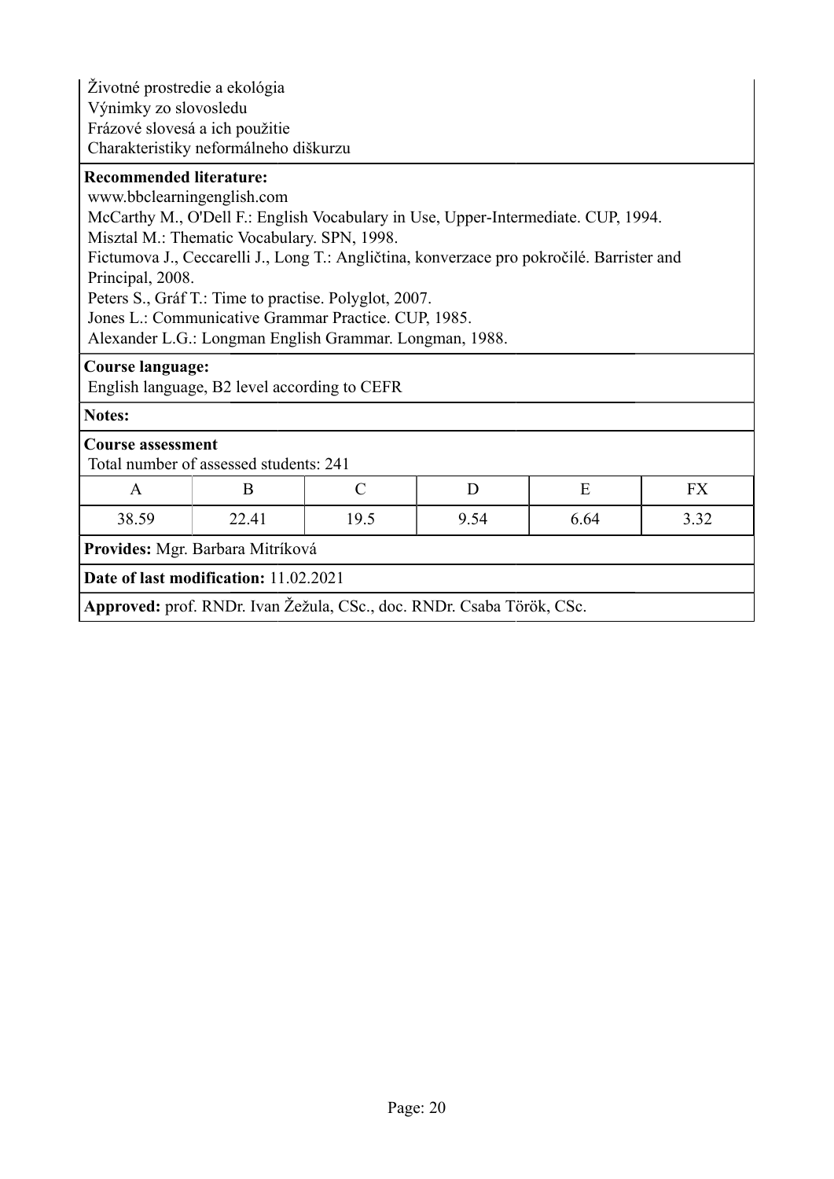Životné prostredie a ekológia
Výnimky zo slovosledu
Frázové slovesá a ich použitie
Charakteristiky neformálneho diškurzu

**Recommended literature:**
www.bbclearningenglish.com
McCarthy M., O'Dell F.: English Vocabulary in Use, Upper-Intermediate. CUP, 1994.
Misztal M.: Thematic Vocabulary. SPN, 1998.
Fictumova J., Ceccarelli J., Long T.: Angličtina, konverzace pro pokročilé. Barrister and Principal, 2008.
Peters S., Gráf T.: Time to practise. Polyglot, 2007.
Jones L.: Communicative Grammar Practice. CUP, 1985.
Alexander L.G.: Longman English Grammar. Longman, 1988.

**Course language:**
English language, B2 level according to CEFR

**Notes:**

**Course assessment**
Total number of assessed students: 241

| A | B | C | D | E | FX |
|---|---|---|---|---|---|
| 38.59 | 22.41 | 19.5 | 9.54 | 6.64 | 3.32 |

**Provides:** Mgr. Barbara Mitríková

**Date of last modification:** 11.02.2021

**Approved:** prof. RNDr. Ivan Žežula, CSc., doc. RNDr. Csaba Török, CSc.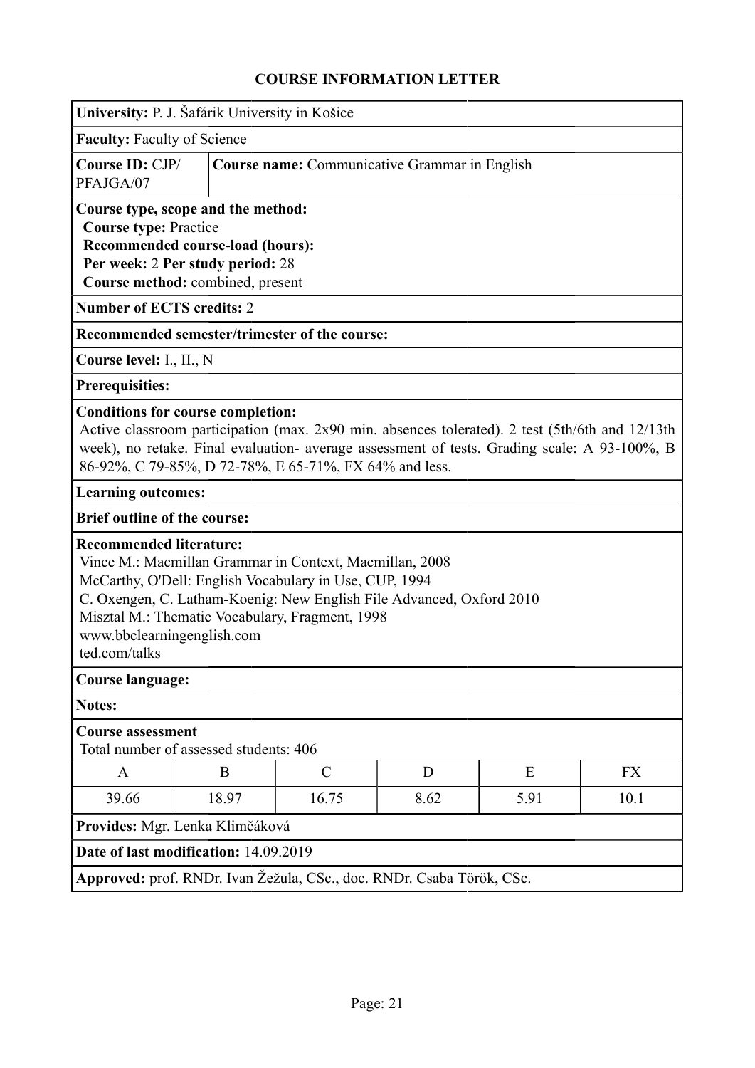## COURSE INFORMATION LETTER

**University:** P. J. Šafárik University in Košice

**Faculty:** Faculty of Science

**Course ID:** CJP/PFAJGA/07

**Course name:** Communicative Grammar in English

**Course type, scope and the method:**
**Course type:** Practice
**Recommended course-load (hours):**
**Per week:** 2 **Per study period:** 28
**Course method:** combined, present

**Number of ECTS credits:** 2

**Recommended semester/trimester of the course:**

**Course level:** I., II., N

**Prerequisites:**

**Conditions for course completion:**
Active classroom participation (max. 2x90 min. absences tolerated). 2 test (5th/6th and 12/13th week), no retake. Final evaluation- average assessment of tests. Grading scale: A 93-100%, B 86-92%, C 79-85%, D 72-78%, E 65-71%, FX 64% and less.

**Learning outcomes:**

**Brief outline of the course:**

**Recommended literature:**
Vince M.: Macmillan Grammar in Context, Macmillan, 2008
McCarthy, O'Dell: English Vocabulary in Use, CUP, 1994
C. Oxengen, C. Latham-Koenig: New English File Advanced, Oxford 2010
Misztal M.: Thematic Vocabulary, Fragment, 1998
www.bbclearningenglish.com
ted.com/talks

**Course language:**

**Notes:**

**Course assessment**
Total number of assessed students: 406

| A | B | C | D | E | FX |
|---|---|---|---|---|---|
| 39.66 | 18.97 | 16.75 | 8.62 | 5.91 | 10.1 |

**Provides:** Mgr. Lenka Klimčáková

**Date of last modification:** 14.09.2019

**Approved:** prof. RNDr. Ivan Žežula, CSc., doc. RNDr. Csaba Török, CSc.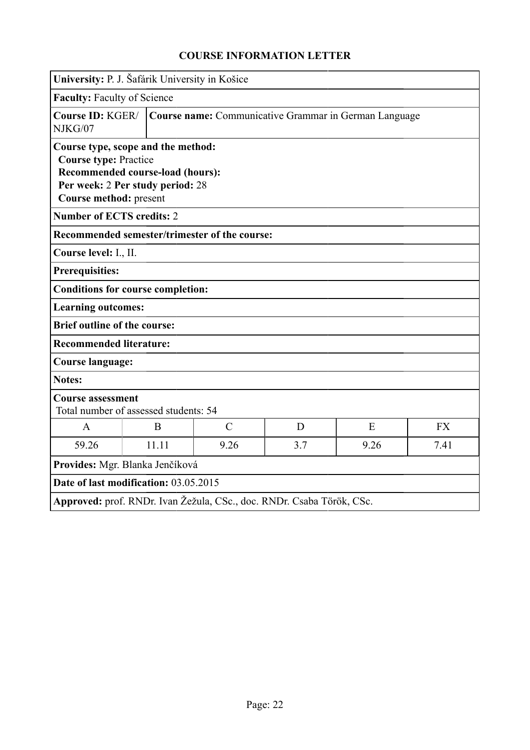# COURSE INFORMATION LETTER

**University:** P. J. Šafárik University in Košice

**Faculty:** Faculty of Science

**Course ID:** KGER/NJKG/07

**Course name:** Communicative Grammar in German Language

**Course type, scope and the method:**
**Course type:** Practice
**Recommended course-load (hours):**
**Per week:** 2 **Per study period:** 28
**Course method:** present

**Number of ECTS credits:** 2

**Recommended semester/trimester of the course:**

**Course level:** I., II.

**Prerequisites:**

**Conditions for course completion:**

**Learning outcomes:**

**Brief outline of the course:**

**Recommended literature:**

**Course language:**

**Notes:**

**Course assessment**
Total number of assessed students: 54

| A | B | C | D | E | FX |
|---|---|---|---|---|---|
| 59.26 | 11.11 | 9.26 | 3.7 | 9.26 | 7.41 |

**Provides:** Mgr. Blanka Jenčíková

**Date of last modification:** 03.05.2015

**Approved:** prof. RNDr. Ivan Žežula, CSc., doc. RNDr. Csaba Török, CSc.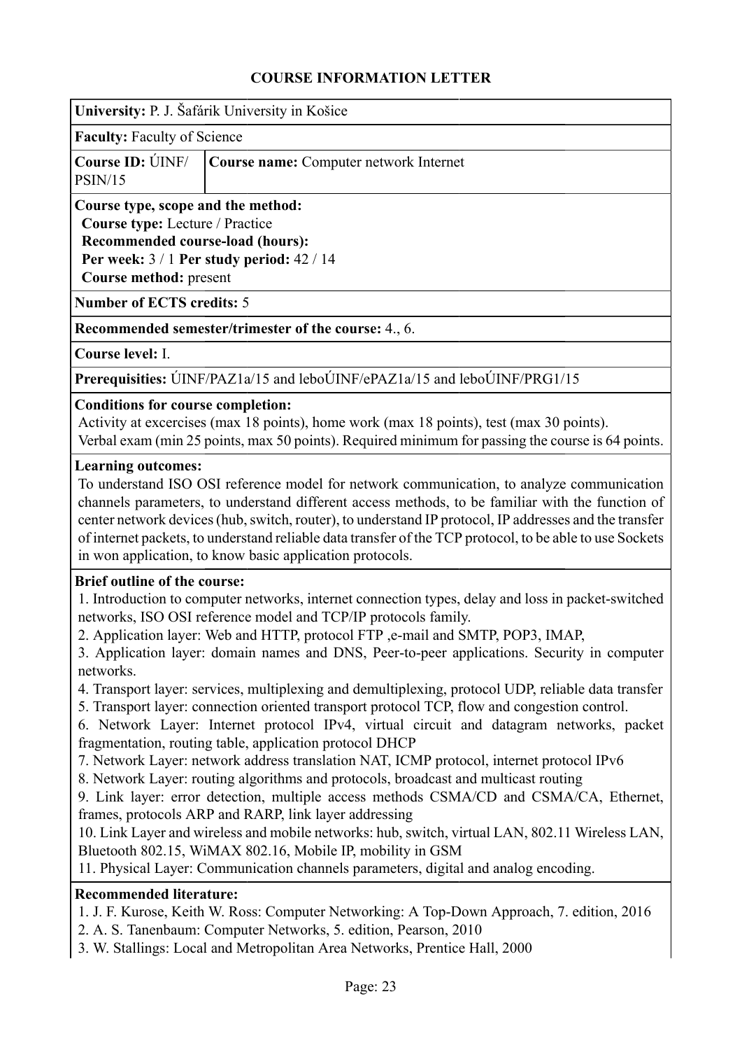# COURSE INFORMATION LETTER

**University:** P. J. Šafárik University in Košice

**Faculty:** Faculty of Science

| **Course ID:** ÚINF/PSIN/15 | **Course name:** Computer network Internet |
|---|---|

**Course type, scope and the method:**
**Course type:** Lecture / Practice
**Recommended course-load (hours):**
**Per week:** 3 / 1 **Per study period:** 42 / 14
**Course method:** present

**Number of ECTS credits:** 5

**Recommended semester/trimester of the course:** 4., 6.

**Course level:** I.

**Prerequisities:** ÚINF/PAZ1a/15 and leboÚINF/ePAZ1a/15 and leboÚINF/PRG1/15

**Conditions for course completion:**
Activity at excercises (max 18 points), home work (max 18 points), test (max 30 points).
Verbal exam (min 25 points, max 50 points). Required minimum for passing the course is 64 points.

**Learning outcomes:**
To understand ISO OSI reference model for network communication, to analyze communication channels parameters, to understand different access methods, to be familiar with the function of center network devices (hub, switch, router), to understand IP protocol, IP addresses and the transfer of internet packets, to understand reliable data transfer of the TCP protocol, to be able to use Sockets in won application, to know basic application protocols.

**Brief outline of the course:**
1. Introduction to computer networks, internet connection types, delay and loss in packet-switched networks, ISO OSI reference model and TCP/IP protocols family.
2. Application layer: Web and HTTP, protocol FTP ,e-mail and SMTP, POP3, IMAP,
3. Application layer: domain names and DNS, Peer-to-peer applications. Security in computer networks.
4. Transport layer: services, multiplexing and demultiplexing, protocol UDP, reliable data transfer
5. Transport layer: connection oriented transport protocol TCP, flow and congestion control.
6. Network Layer: Internet protocol IPv4, virtual circuit and datagram networks, packet fragmentation, routing table, application protocol DHCP
7. Network Layer: network address translation NAT, ICMP protocol, internet protocol IPv6
8. Network Layer: routing algorithms and protocols, broadcast and multicast routing
9. Link layer: error detection, multiple access methods CSMA/CD and CSMA/CA, Ethernet, frames, protocols ARP and RARP, link layer addressing
10. Link Layer and wireless and mobile networks: hub, switch, virtual LAN, 802.11 Wireless LAN, Bluetooth 802.15, WiMAX 802.16, Mobile IP, mobility in GSM
11. Physical Layer: Communication channels parameters, digital and analog encoding.

**Recommended literature:**
1. J. F. Kurose, Keith W. Ross: Computer Networking: A Top-Down Approach, 7. edition, 2016
2. A. S. Tanenbaum: Computer Networks, 5. edition, Pearson, 2010
3. W. Stallings: Local and Metropolitan Area Networks, Prentice Hall, 2000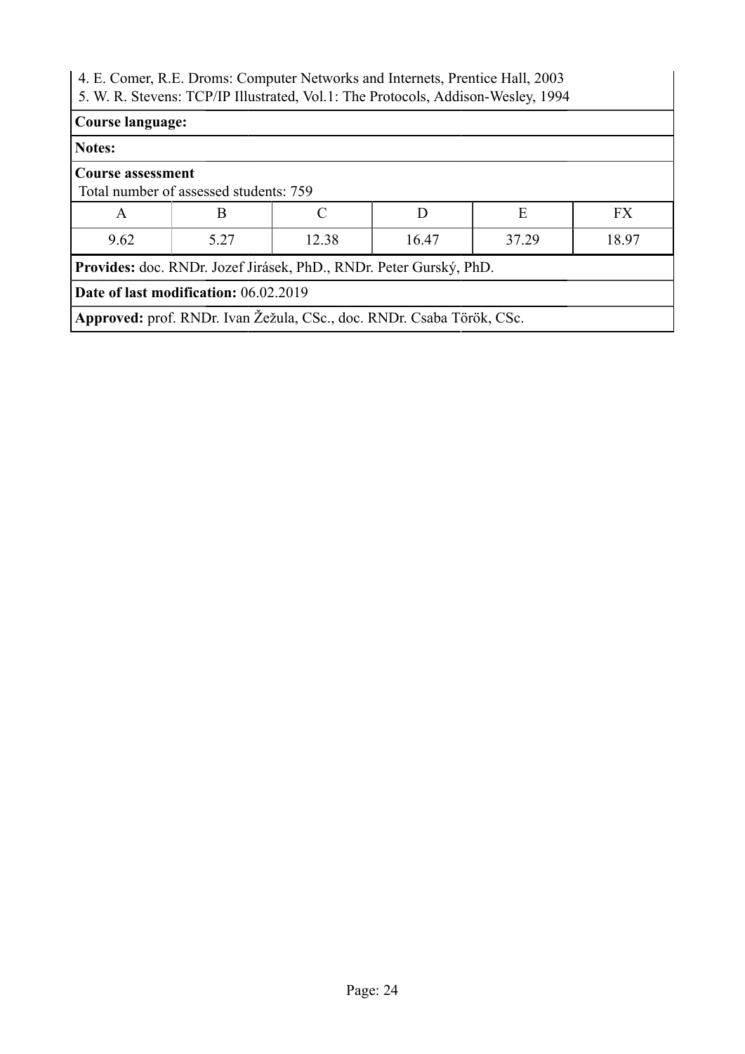4. E. Comer, R.E. Droms: Computer Networks and Internets, Prentice Hall, 2003
5. W. R. Stevens: TCP/IP Illustrated, Vol.1: The Protocols, Addison-Wesley, 1994

**Course language:**

**Notes:**

**Course assessment**
Total number of assessed students: 759

| A | B | C | D | E | FX |
|---|---|---|---|---|---|
| 9.62 | 5.27 | 12.38 | 16.47 | 37.29 | 18.97 |

**Provides:** doc. RNDr. Jozef Jirásek, PhD., RNDr. Peter Gurský, PhD.

**Date of last modification:** 06.02.2019

**Approved:** prof. RNDr. Ivan Žežula, CSc., doc. RNDr. Csaba Török, CSc.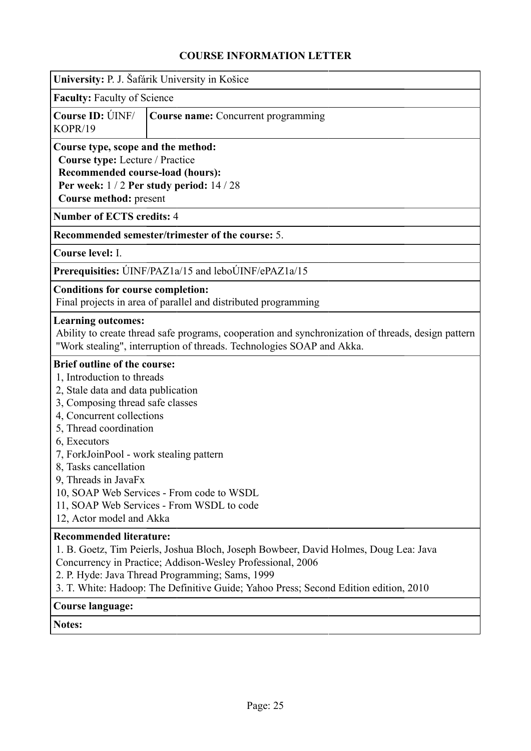# COURSE INFORMATION LETTER

**University:** P. J. Šafárik University in Košice

**Faculty:** Faculty of Science

| **Course ID:** ÚINF/ KOPR/19 | **Course name:** Concurrent programming |
|---|---|

**Course type, scope and the method:**
**Course type:** Lecture / Practice
**Recommended course-load (hours):**
**Per week:** 1 / 2 **Per study period:** 14 / 28
**Course method:** present

**Number of ECTS credits:** 4

**Recommended semester/trimester of the course:** 5.

**Course level:** I.

**Prerequisities:** ÚINF/PAZ1a/15 and leboÚINF/ePAZ1a/15

**Conditions for course completion:**
Final projects in area of parallel and distributed programming

**Learning outcomes:**
Ability to create thread safe programs, cooperation and synchronization of threads, design pattern "Work stealing", interruption of threads. Technologies SOAP and Akka.

**Brief outline of the course:**
1, Introduction to threads
2, Stale data and data publication
3, Composing thread safe classes
4, Concurrent collections
5, Thread coordination
6, Executors
7, ForkJoinPool - work stealing pattern
8, Tasks cancellation
9, Threads in JavaFx
10, SOAP Web Services - From code to WSDL
11, SOAP Web Services - From WSDL to code
12, Actor model and Akka

**Recommended literature:**
1. B. Goetz, Tim Peierls, Joshua Bloch, Joseph Bowbeer, David Holmes, Doug Lea: Java Concurrency in Practice; Addison-Wesley Professional, 2006
2. P. Hyde: Java Thread Programming; Sams, 1999
3. T. White: Hadoop: The Definitive Guide; Yahoo Press; Second Edition edition, 2010

**Course language:**

**Notes:**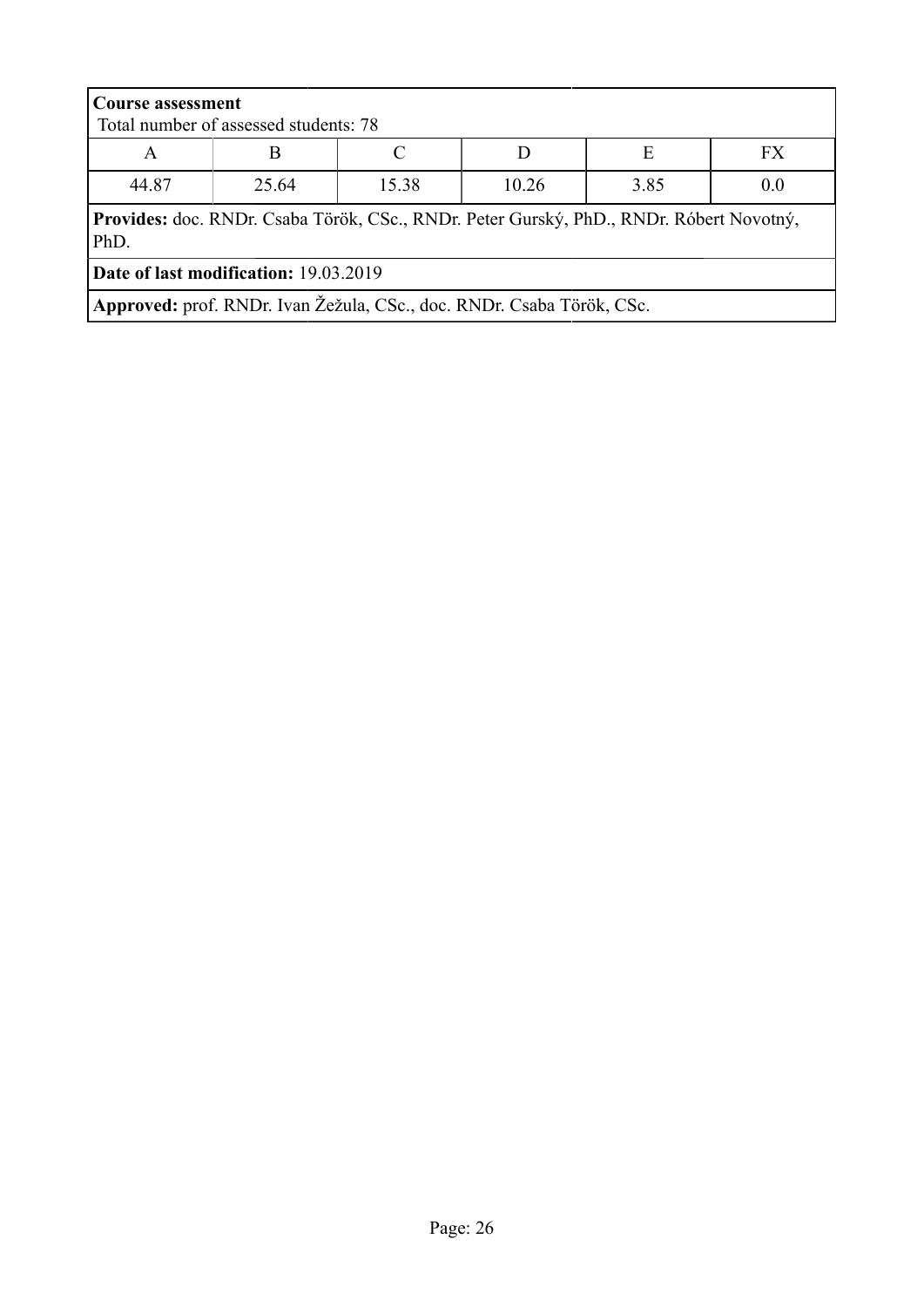**Course assessment**
Total number of assessed students: 78

| A | B | C | D | E | FX |
|---|---|---|---|---|---|
| 44.87 | 25.64 | 15.38 | 10.26 | 3.85 | 0.0 |

**Provides:** doc. RNDr. Csaba Török, CSc., RNDr. Peter Gurský, PhD., RNDr. Róbert Novotný, PhD.

**Date of last modification:** 19.03.2019

**Approved:** prof. RNDr. Ivan Žežula, CSc., doc. RNDr. Csaba Török, CSc.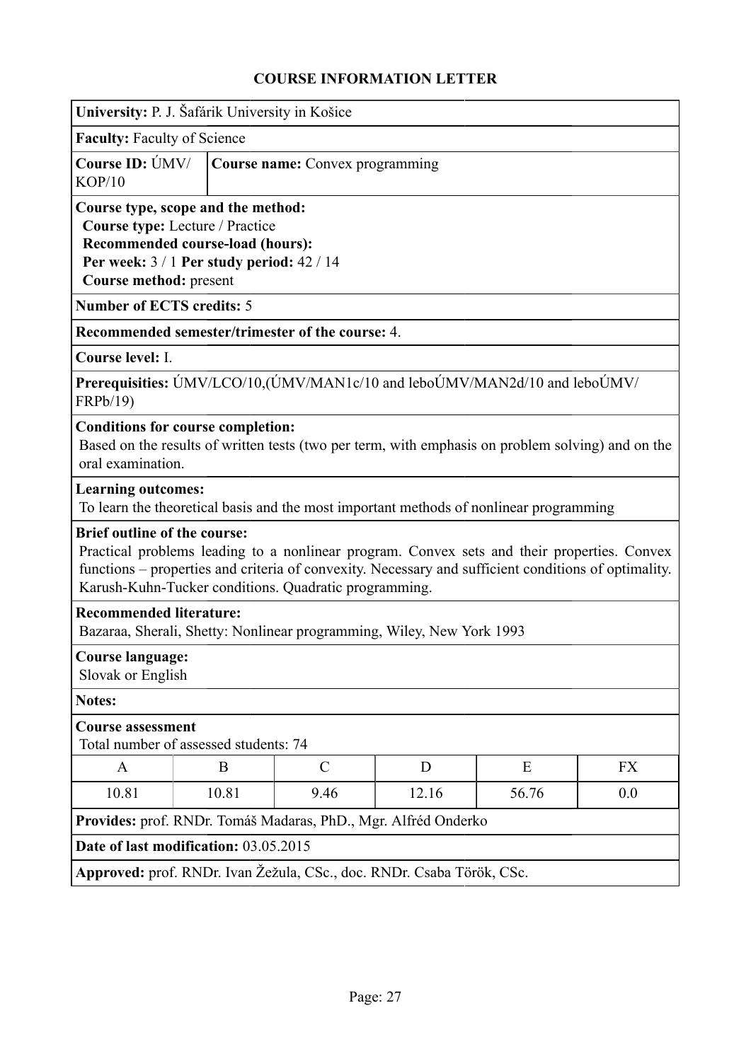# COURSE INFORMATION LETTER

**University:** P. J. Šafárik University in Košice

**Faculty:** Faculty of Science

**Course ID:** ÚMV/KOP/10

**Course name:** Convex programming

**Course type, scope and the method:**
**Course type:** Lecture / Practice
**Recommended course-load (hours):**
**Per week:** 3 / 1 **Per study period:** 42 / 14
**Course method:** present

**Number of ECTS credits:** 5

**Recommended semester/trimester of the course:** 4.

**Course level:** I.

**Prerequisities:** ÚMV/LCO/10,(ÚMV/MAN1c/10 and leboÚMV/MAN2d/10 and leboÚMV/FRPb/19)

**Conditions for course completion:**
Based on the results of written tests (two per term, with emphasis on problem solving) and on the oral examination.

**Learning outcomes:**
To learn the theoretical basis and the most important methods of nonlinear programming

**Brief outline of the course:**
Practical problems leading to a nonlinear program. Convex sets and their properties. Convex functions – properties and criteria of convexity. Necessary and sufficient conditions of optimality. Karush-Kuhn-Tucker conditions. Quadratic programming.

**Recommended literature:**
Bazaraa, Sherali, Shetty: Nonlinear programming, Wiley, New York 1993

**Course language:**
Slovak or English

**Notes:**

**Course assessment**
Total number of assessed students: 74

| A | B | C | D | E | FX |
|---|---|---|---|---|---|
| 10.81 | 10.81 | 9.46 | 12.16 | 56.76 | 0.0 |

**Provides:** prof. RNDr. Tomáš Madaras, PhD., Mgr. Alfréd Onderko

**Date of last modification:** 03.05.2015

**Approved:** prof. RNDr. Ivan Žežula, CSc., doc. RNDr. Csaba Török, CSc.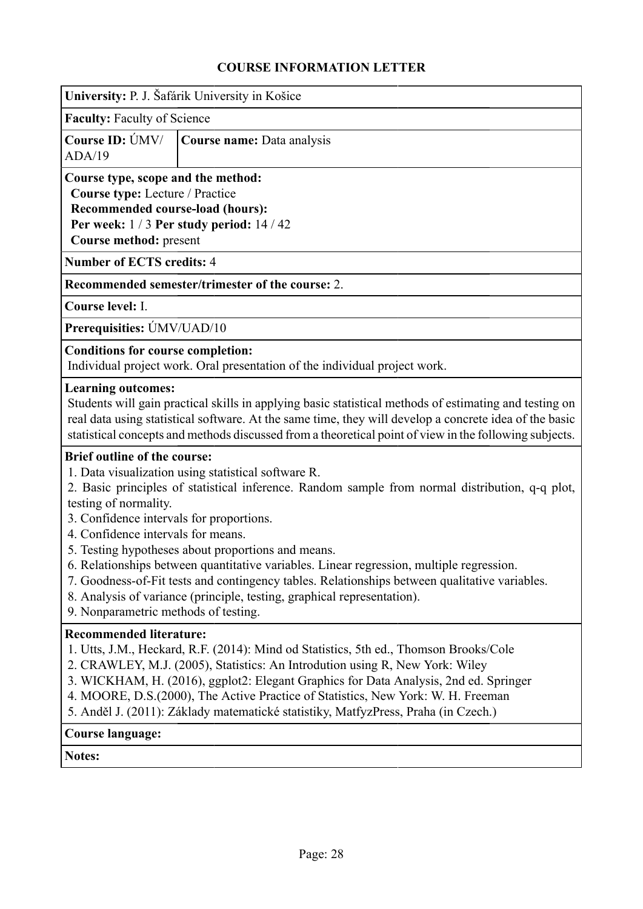# COURSE INFORMATION LETTER

**University:** P. J. Šafárik University in Košice

**Faculty:** Faculty of Science

| **Course ID:** ÚMV/ ADA/19 | **Course name:** Data analysis |
|---|---|

**Course type, scope and the method:**
**Course type:** Lecture / Practice
**Recommended course-load (hours):**
**Per week:** 1 / 3 **Per study period:** 14 / 42
**Course method:** present

**Number of ECTS credits:** 4

**Recommended semester/trimester of the course:** 2.

**Course level:** I.

**Prerequisities:** ÚMV/UAD/10

**Conditions for course completion:**
Individual project work. Oral presentation of the individual project work.

**Learning outcomes:**
Students will gain practical skills in applying basic statistical methods of estimating and testing on real data using statistical software. At the same time, they will develop a concrete idea of the basic statistical concepts and methods discussed from a theoretical point of view in the following subjects.

**Brief outline of the course:**
1. Data visualization using statistical software R.
2. Basic principles of statistical inference. Random sample from normal distribution, q-q plot, testing of normality.
3. Confidence intervals for proportions.
4. Confidence intervals for means.
5. Testing hypotheses about proportions and means.
6. Relationships between quantitative variables. Linear regression, multiple regression.
7. Goodness-of-Fit tests and contingency tables. Relationships between qualitative variables.
8. Analysis of variance (principle, testing, graphical representation).
9. Nonparametric methods of testing.

**Recommended literature:**
1. Utts, J.M., Heckard, R.F. (2014): Mind od Statistics, 5th ed., Thomson Brooks/Cole
2. CRAWLEY, M.J. (2005), Statistics: An Introdution using R, New York: Wiley
3. WICKHAM, H. (2016), ggplot2: Elegant Graphics for Data Analysis, 2nd ed. Springer
4. MOORE, D.S.(2000), The Active Practice of Statistics, New York: W. H. Freeman
5. Anděl J. (2011): Základy matematické statistiky, MatfyzPress, Praha (in Czech.)

**Course language:**

**Notes:**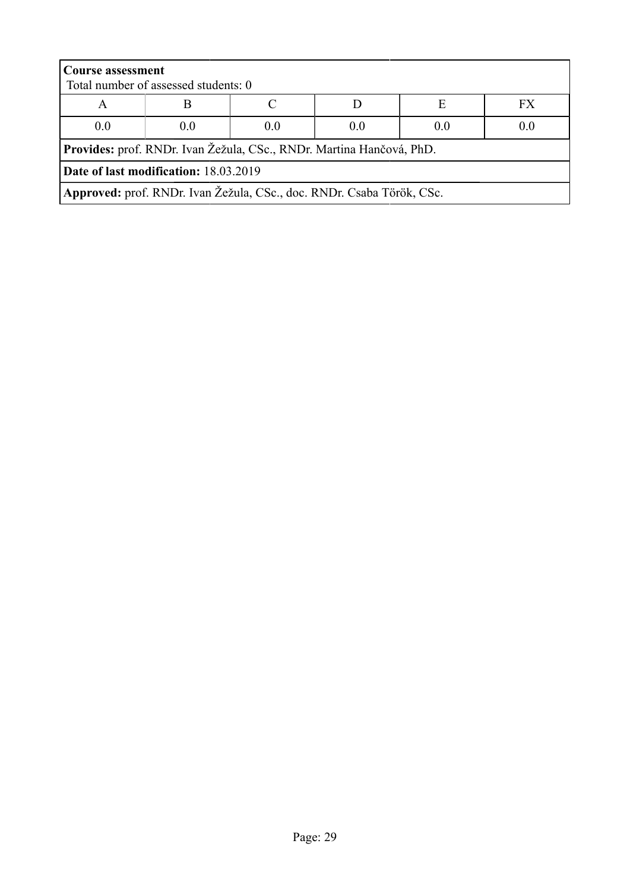**Course assessment**
Total number of assessed students: 0

| A | B | C | D | E | FX |
|---|---|---|---|---|---|
| 0.0 | 0.0 | 0.0 | 0.0 | 0.0 | 0.0 |

**Provides:** prof. RNDr. Ivan Žežula, CSc., RNDr. Martina Hančová, PhD.

**Date of last modification:** 18.03.2019

**Approved:** prof. RNDr. Ivan Žežula, CSc., doc. RNDr. Csaba Török, CSc.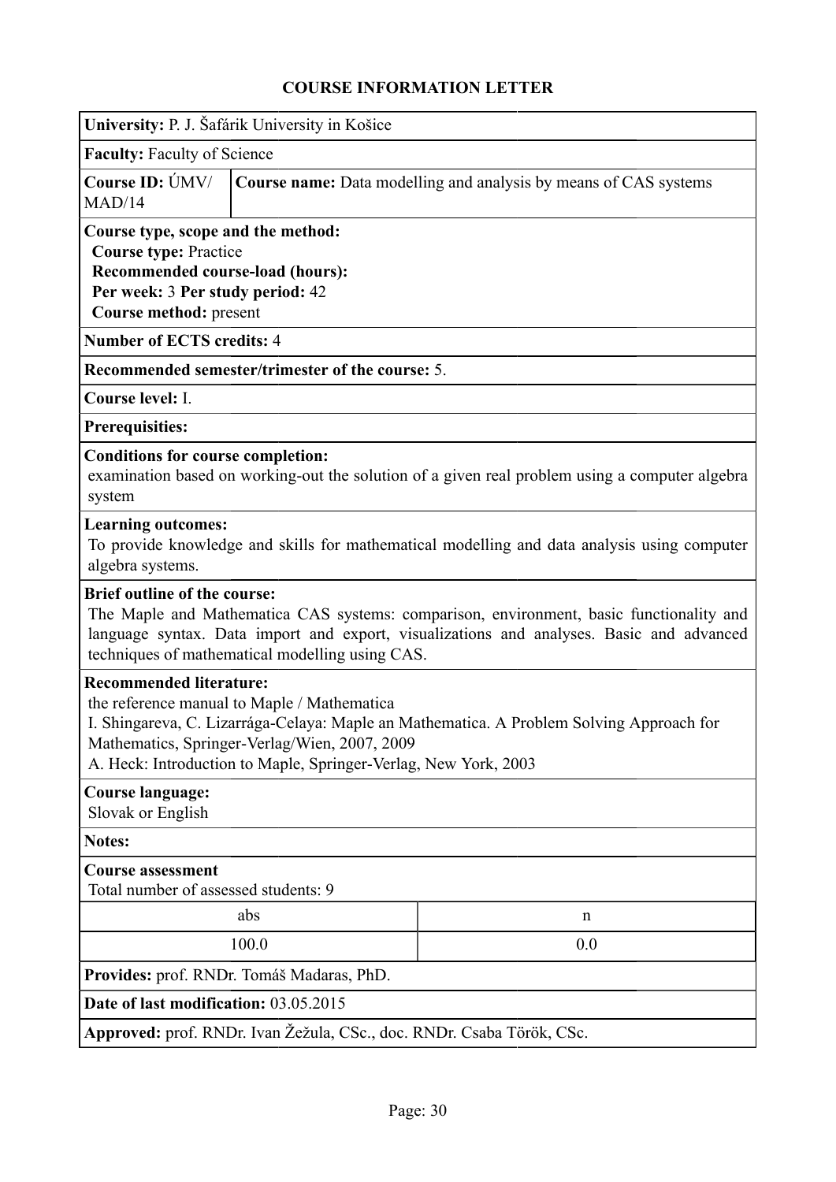## COURSE INFORMATION LETTER

**University:** P. J. Šafárik University in Košice

**Faculty:** Faculty of Science

**Course ID:** ÚMV/MAD/14

**Course name:** Data modelling and analysis by means of CAS systems

**Course type, scope and the method:**
**Course type:** Practice
**Recommended course-load (hours):**
**Per week:** 3 **Per study period:** 42
**Course method:** present

**Number of ECTS credits:** 4

**Recommended semester/trimester of the course:** 5.

**Course level:** I.

**Prerequisites:**

**Conditions for course completion:**
examination based on working-out the solution of a given real problem using a computer algebra system

**Learning outcomes:**
To provide knowledge and skills for mathematical modelling and data analysis using computer algebra systems.

**Brief outline of the course:**
The Maple and Mathematica CAS systems: comparison, environment, basic functionality and language syntax. Data import and export, visualizations and analyses. Basic and advanced techniques of mathematical modelling using CAS.

**Recommended literature:**
the reference manual to Maple / Mathematica
I. Shingareva, C. Lizarrága-Celaya: Maple an Mathematica. A Problem Solving Approach for Mathematics, Springer-Verlag/Wien, 2007, 2009
A. Heck: Introduction to Maple, Springer-Verlag, New York, 2003

**Course language:**
Slovak or English

**Notes:**

**Course assessment**
Total number of assessed students: 9

| abs | n |
| --- | --- |
| 100.0 | 0.0 |

**Provides:** prof. RNDr. Tomáš Madaras, PhD.

**Date of last modification:** 03.05.2015

**Approved:** prof. RNDr. Ivan Žežula, CSc., doc. RNDr. Csaba Török, CSc.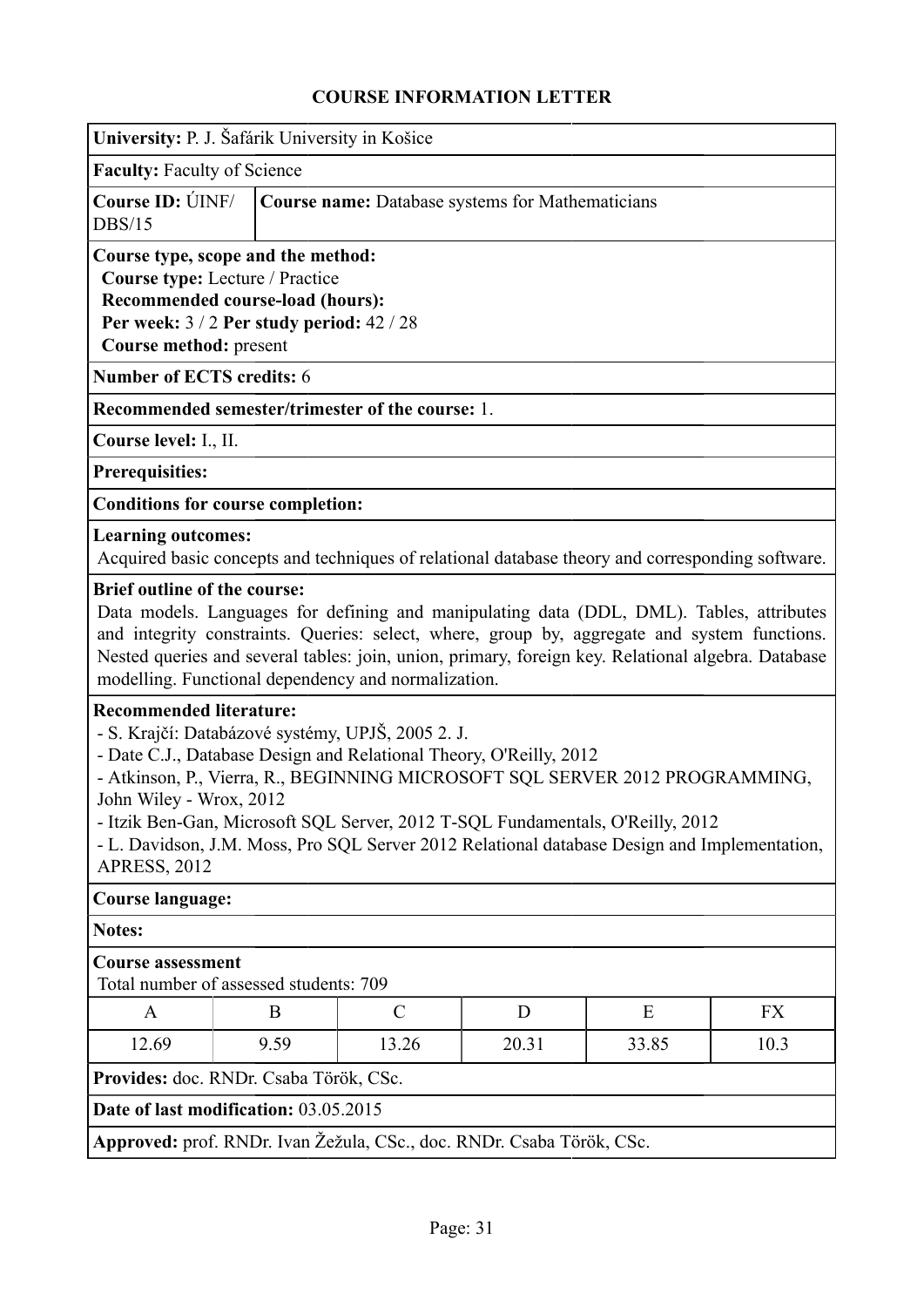## COURSE INFORMATION LETTER

**University:** P. J. Šafárik University in Košice

**Faculty:** Faculty of Science

**Course ID:** ÚINF/DBS/15

**Course name:** Database systems for Mathematicians

**Course type, scope and the method:**
**Course type:** Lecture / Practice
**Recommended course-load (hours):**
**Per week:** 3 / 2 **Per study period:** 42 / 28
**Course method:** present

**Number of ECTS credits:** 6

**Recommended semester/trimester of the course:** 1.

**Course level:** I., II.

**Prerequisites:**

**Conditions for course completion:**

**Learning outcomes:**
Acquired basic concepts and techniques of relational database theory and corresponding software.

**Brief outline of the course:**
Data models. Languages for defining and manipulating data (DDL, DML). Tables, attributes and integrity constraints. Queries: select, where, group by, aggregate and system functions. Nested queries and several tables: join, union, primary, foreign key. Relational algebra. Database modelling. Functional dependency and normalization.

**Recommended literature:**
- S. Krajčí: Databázové systémy, UPJŠ, 2005 2. J.
- Date C.J., Database Design and Relational Theory, O'Reilly, 2012
- Atkinson, P., Vierra, R., BEGINNING MICROSOFT SQL SERVER 2012 PROGRAMMING, John Wiley - Wrox, 2012
- Itzik Ben-Gan, Microsoft SQL Server, 2012 T-SQL Fundamentals, O'Reilly, 2012
- L. Davidson, J.M. Moss, Pro SQL Server 2012 Relational database Design and Implementation, APRESS, 2012

**Course language:**

**Notes:**

**Course assessment**
Total number of assessed students: 709

| A | B | C | D | E | FX |
|---|---|---|---|---|---|
| 12.69 | 9.59 | 13.26 | 20.31 | 33.85 | 10.3 |

**Provides:** doc. RNDr. Csaba Török, CSc.

**Date of last modification:** 03.05.2015

**Approved:** prof. RNDr. Ivan Žežula, CSc., doc. RNDr. Csaba Török, CSc.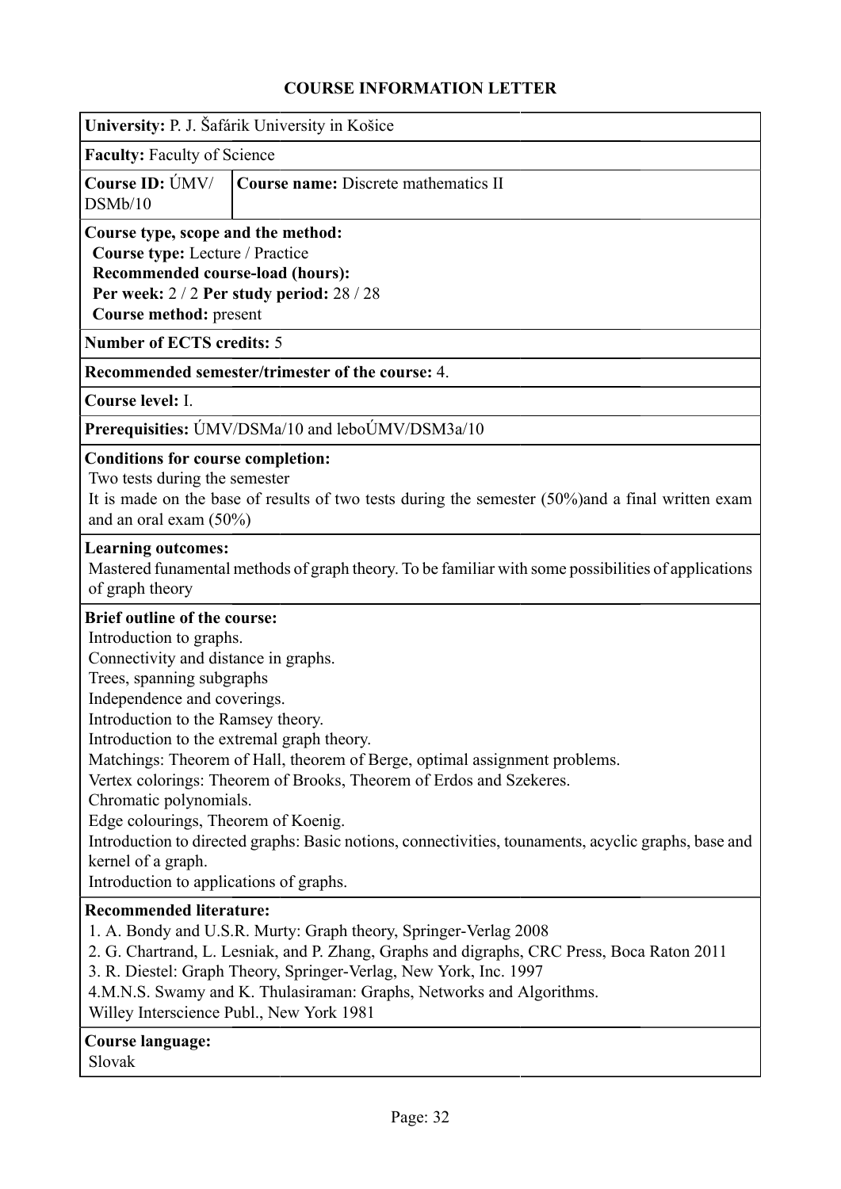## COURSE INFORMATION LETTER

**University:** P. J. Šafárik University in Košice

**Faculty:** Faculty of Science

| **Course ID:** ÚMV/ DSMb/10 | **Course name:** Discrete mathematics II |
| --- | --- |

**Course type, scope and the method:**
**Course type:** Lecture / Practice
**Recommended course-load (hours):**
**Per week:** 2 / 2 **Per study period:** 28 / 28
**Course method:** present

**Number of ECTS credits:** 5

**Recommended semester/trimester of the course:** 4.

**Course level:** I.

**Prerequisites:** ÚMV/DSMa/10 and leboÚMV/DSM3a/10

**Conditions for course completion:**
Two tests during the semester
It is made on the base of results of two tests during the semester (50%)and a final written exam and an oral exam (50%)

**Learning outcomes:**
Mastered funamental methods of graph theory. To be familiar with some possibilities of applications of graph theory

**Brief outline of the course:**
Introduction to graphs.
Connectivity and distance in graphs.
Trees, spanning subgraphs
Independence and coverings.
Introduction to the Ramsey theory.
Introduction to the extremal graph theory.
Matchings: Theorem of Hall, theorem of Berge, optimal assignment problems.
Vertex colorings: Theorem of Brooks, Theorem of Erdos and Szekeres.
Chromatic polynomials.
Edge colourings, Theorem of Koenig.
Introduction to directed graphs: Basic notions, connectivities, tounaments, acyclic graphs, base and kernel of a graph.
Introduction to applications of graphs.

**Recommended literature:**
1. A. Bondy and U.S.R. Murty: Graph theory, Springer-Verlag 2008
2. G. Chartrand, L. Lesniak, and P. Zhang, Graphs and digraphs, CRC Press, Boca Raton 2011
3. R. Diestel: Graph Theory, Springer-Verlag, New York, Inc. 1997
4.M.N.S. Swamy and K. Thulasiraman: Graphs, Networks and Algorithms.
Willey Interscience Publ., New York 1981

**Course language:**
Slovak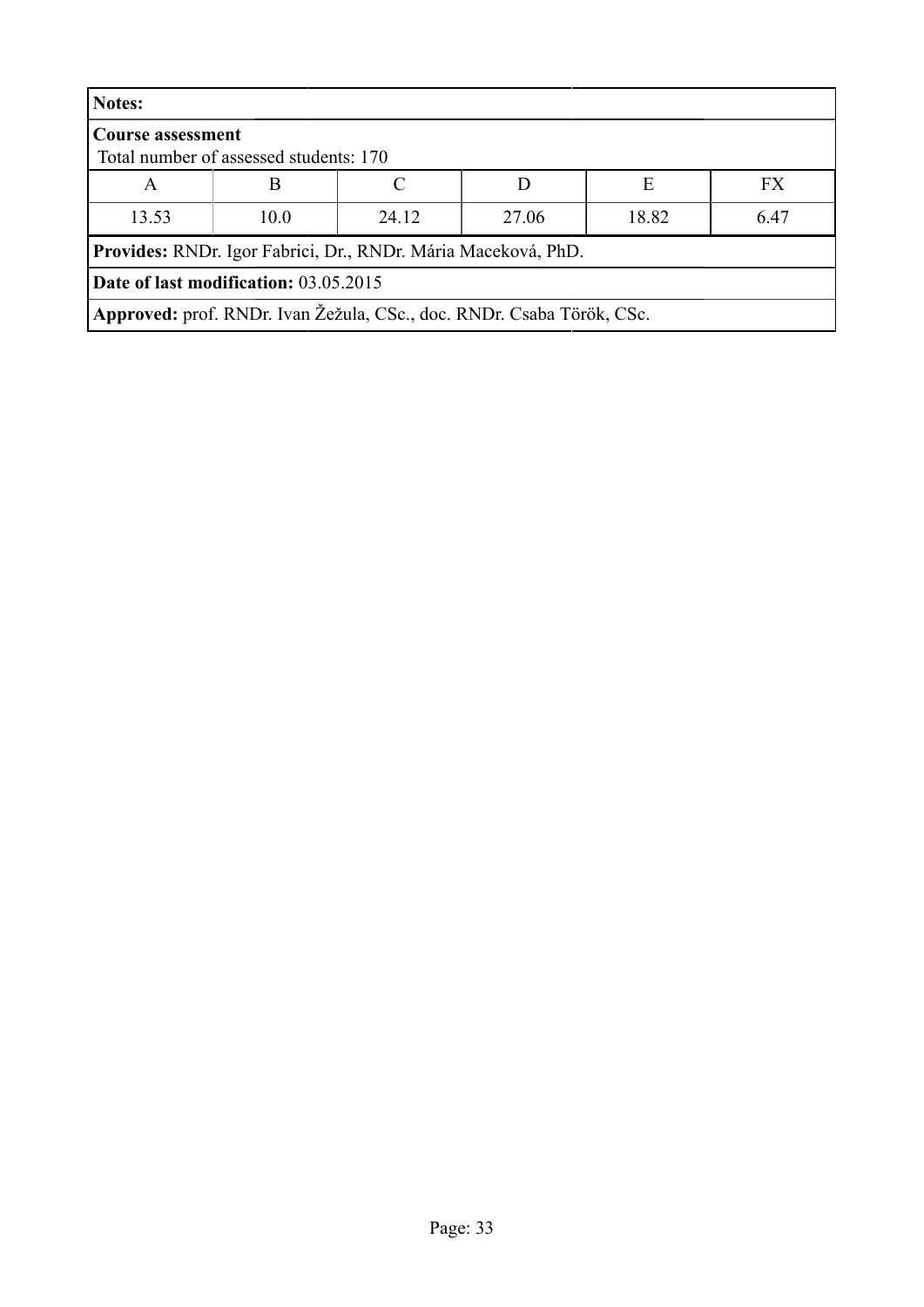**Notes:**

**Course assessment**
Total number of assessed students: 170

| A | B | C | D | E | FX |
|---|---|---|---|---|---|
| 13.53 | 10.0 | 24.12 | 27.06 | 18.82 | 6.47 |

**Provides:** RNDr. Igor Fabrici, Dr., RNDr. Mária Maceková, PhD.

**Date of last modification:** 03.05.2015

**Approved:** prof. RNDr. Ivan Žežula, CSc., doc. RNDr. Csaba Török, CSc.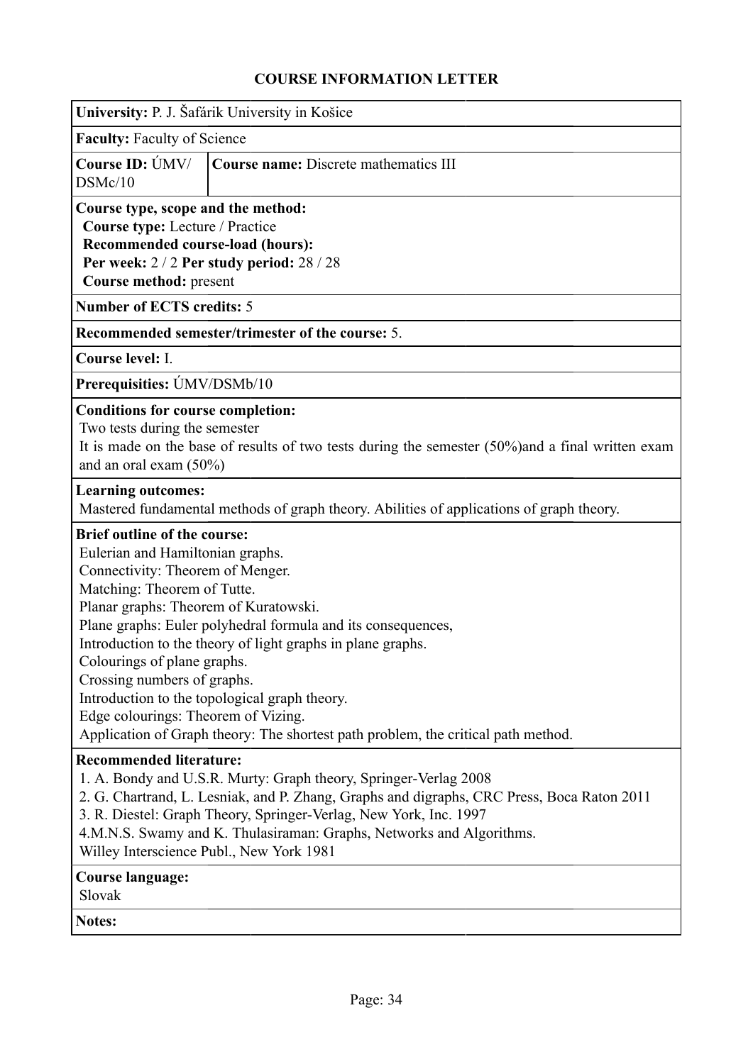# COURSE INFORMATION LETTER

**University:** P. J. Šafárik University in Košice

**Faculty:** Faculty of Science

| **Course ID:** ÚMV/DSMc/10 | **Course name:** Discrete mathematics III |
|---|---|

**Course type, scope and the method:**
**Course type:** Lecture / Practice
**Recommended course-load (hours):**
**Per week:** 2 / 2 **Per study period:** 28 / 28
**Course method:** present

**Number of ECTS credits:** 5

**Recommended semester/trimester of the course:** 5.

**Course level:** I.

**Prerequisities:** ÚMV/DSMb/10

**Conditions for course completion:**
Two tests during the semester
It is made on the base of results of two tests during the semester (50%)and a final written exam and an oral exam (50%)

**Learning outcomes:**
Mastered fundamental methods of graph theory. Abilities of applications of graph theory.

**Brief outline of the course:**
Eulerian and Hamiltonian graphs.
Connectivity: Theorem of Menger.
Matching: Theorem of Tutte.
Planar graphs: Theorem of Kuratowski.
Plane graphs: Euler polyhedral formula and its consequences,
Introduction to the theory of light graphs in plane graphs.
Colourings of plane graphs.
Crossing numbers of graphs.
Introduction to the topological graph theory.
Edge colourings: Theorem of Vizing.
Application of Graph theory: The shortest path problem, the critical path method.

**Recommended literature:**
1. A. Bondy and U.S.R. Murty: Graph theory, Springer-Verlag 2008
2. G. Chartrand, L. Lesniak, and P. Zhang, Graphs and digraphs, CRC Press, Boca Raton 2011
3. R. Diestel: Graph Theory, Springer-Verlag, New York, Inc. 1997
4.M.N.S. Swamy and K. Thulasiraman: Graphs, Networks and Algorithms.
Willey Interscience Publ., New York 1981

**Course language:**
Slovak

**Notes:**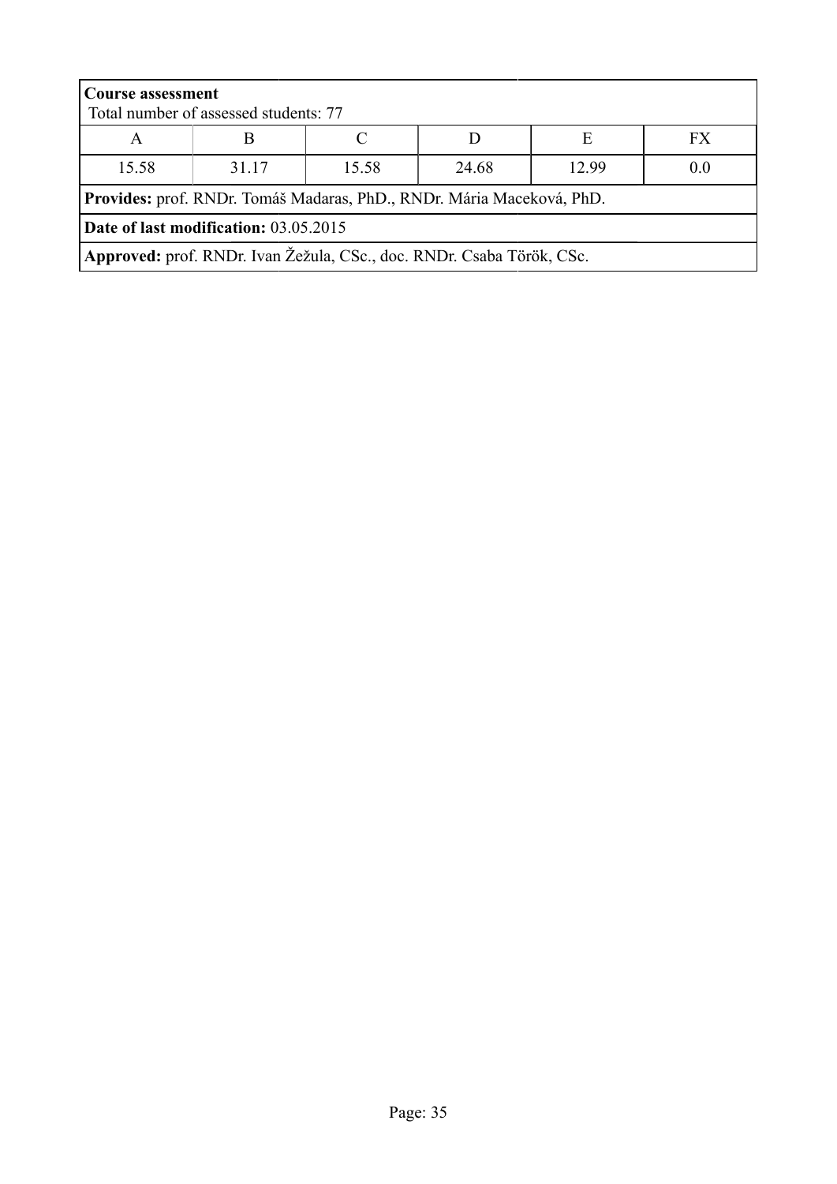**Course assessment**
Total number of assessed students: 77

| A | B | C | D | E | FX |
| --- | --- | --- | --- | --- | --- |
| 15.58 | 31.17 | 15.58 | 24.68 | 12.99 | 0.0 |

**Provides:** prof. RNDr. Tomáš Madaras, PhD., RNDr. Mária Maceková, PhD.

**Date of last modification:** 03.05.2015

**Approved:** prof. RNDr. Ivan Žežula, CSc., doc. RNDr. Csaba Török, CSc.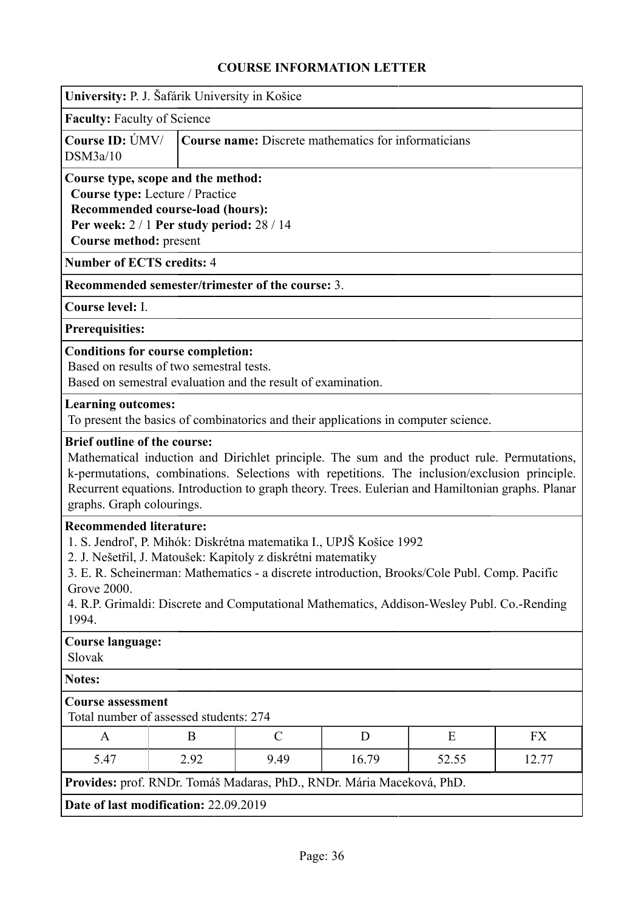## COURSE INFORMATION LETTER

**University:** P. J. Šafárik University in Košice

**Faculty:** Faculty of Science

**Course ID:** ÚMV/DSM3a/10

**Course name:** Discrete mathematics for informaticians

**Course type, scope and the method:**
**Course type:** Lecture / Practice
**Recommended course-load (hours):**
**Per week:** 2 / 1 **Per study period:** 28 / 14
**Course method:** present

**Number of ECTS credits:** 4

**Recommended semester/trimester of the course:** 3.

**Course level:** I.

**Prerequisites:**

**Conditions for course completion:**
Based on results of two semestral tests.
Based on semestral evaluation and the result of examination.

**Learning outcomes:**
To present the basics of combinatorics and their applications in computer science.

**Brief outline of the course:**
Mathematical induction and Dirichlet principle. The sum and the product rule. Permutations, k-permutations, combinations. Selections with repetitions. The inclusion/exclusion principle. Recurrent equations. Introduction to graph theory. Trees. Eulerian and Hamiltonian graphs. Planar graphs. Graph colourings.

**Recommended literature:**
1. S. Jendroľ, P. Mihók: Diskrétna matematika I., UPJŠ Košice 1992
2. J. Nešetřil, J. Matoušek: Kapitoly z diskrétni matematiky
3. E. R. Scheinerman: Mathematics - a discrete introduction, Brooks/Cole Publ. Comp. Pacific Grove 2000.
4. R.P. Grimaldi: Discrete and Computational Mathematics, Addison-Wesley Publ. Co.-Rending 1994.

**Course language:**
Slovak

**Notes:**

**Course assessment**
Total number of assessed students: 274

| A | B | C | D | E | FX |
|---|---|---|---|---|---|
| 5.47 | 2.92 | 9.49 | 16.79 | 52.55 | 12.77 |

**Provides:** prof. RNDr. Tomáš Madaras, PhD., RNDr. Mária Maceková, PhD.

**Date of last modification:** 22.09.2019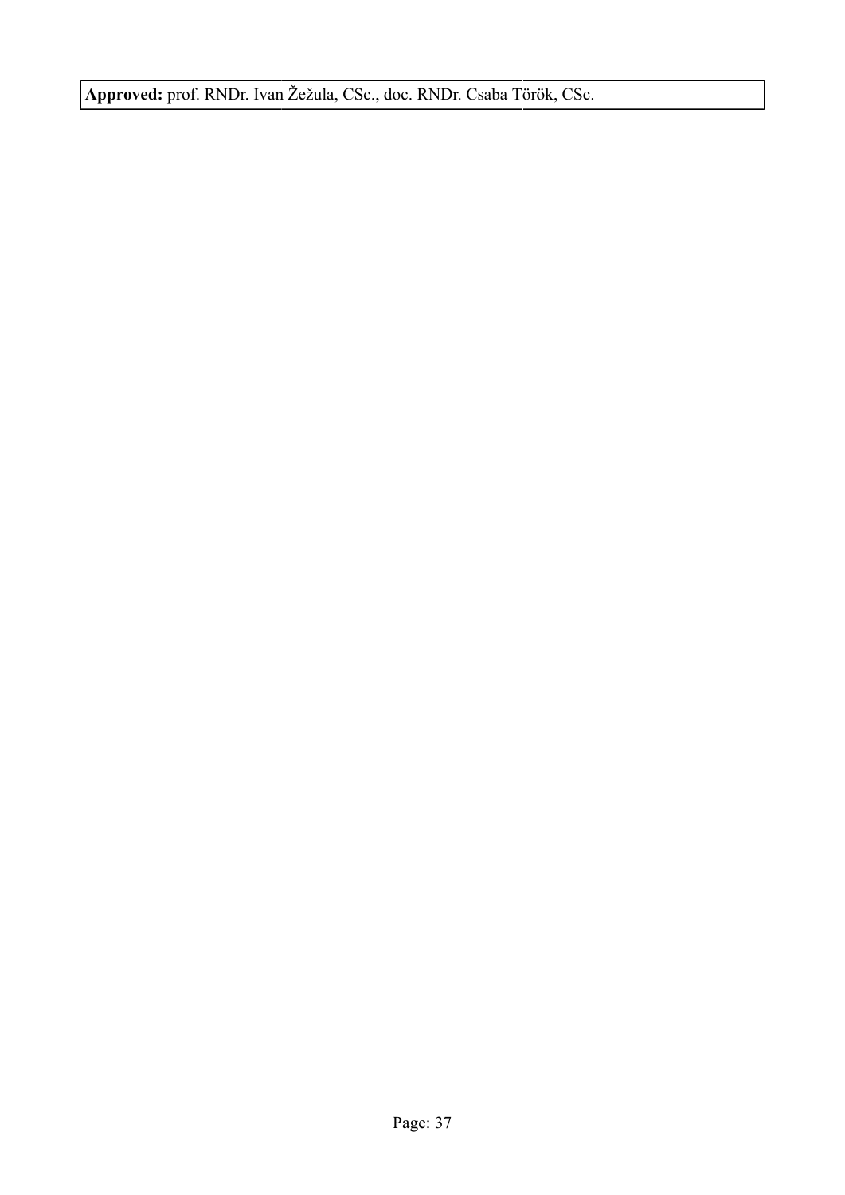| |
|---|
| **Approved:** prof. RNDr. Ivan Žežula, CSc., doc. RNDr. Csaba Török, CSc. |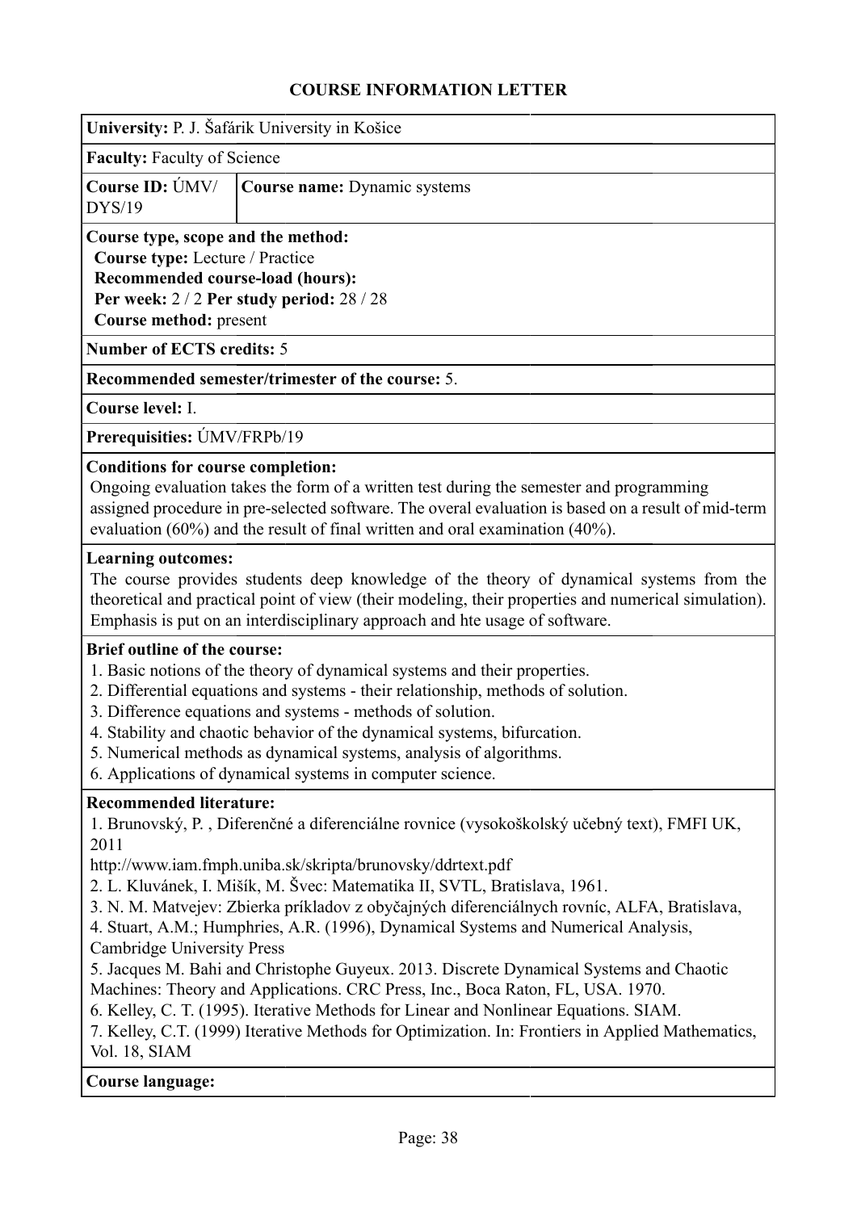# COURSE INFORMATION LETTER

**University:** P. J. Šafárik University in Košice

**Faculty:** Faculty of Science

| **Course ID:** ÚMV/ DYS/19 | **Course name:** Dynamic systems |
|---|---|

**Course type, scope and the method:**
**Course type:** Lecture / Practice
**Recommended course-load (hours):**
**Per week:** 2 / 2 **Per study period:** 28 / 28
**Course method:** present

**Number of ECTS credits:** 5

**Recommended semester/trimester of the course:** 5.

**Course level:** I.

**Prerequisities:** ÚMV/FRPb/19

**Conditions for course completion:**
Ongoing evaluation takes the form of a written test during the semester and programming assigned procedure in pre-selected software. The overal evaluation is based on a result of mid-term evaluation (60%) and the result of final written and oral examination (40%).

**Learning outcomes:**
The course provides students deep knowledge of the theory of dynamical systems from the theoretical and practical point of view (their modeling, their properties and numerical simulation). Emphasis is put on an interdisciplinary approach and hte usage of software.

**Brief outline of the course:**
1. Basic notions of the theory of dynamical systems and their properties.
2. Differential equations and systems - their relationship, methods of solution.
3. Difference equations and systems - methods of solution.
4. Stability and chaotic behavior of the dynamical systems, bifurcation.
5. Numerical methods as dynamical systems, analysis of algorithms.
6. Applications of dynamical systems in computer science.

**Recommended literature:**
1. Brunovský, P. , Diferenčné a diferenciálne rovnice (vysokoškolský učebný text), FMFI UK, 2011
http://www.iam.fmph.uniba.sk/skripta/brunovsky/ddrtext.pdf
2. L. Kluvánek, I. Mišík, M. Švec: Matematika II, SVTL, Bratislava, 1961.
3. N. M. Matvejev: Zbierka príkladov z obyčajných diferenciálnych rovníc, ALFA, Bratislava,
4. Stuart, A.M.; Humphries, A.R. (1996), Dynamical Systems and Numerical Analysis, Cambridge University Press
5. Jacques M. Bahi and Christophe Guyeux. 2013. Discrete Dynamical Systems and Chaotic Machines: Theory and Applications. CRC Press, Inc., Boca Raton, FL, USA. 1970.
6. Kelley, C. T. (1995). Iterative Methods for Linear and Nonlinear Equations. SIAM.
7. Kelley, C.T. (1999) Iterative Methods for Optimization. In: Frontiers in Applied Mathematics, Vol. 18, SIAM

**Course language:**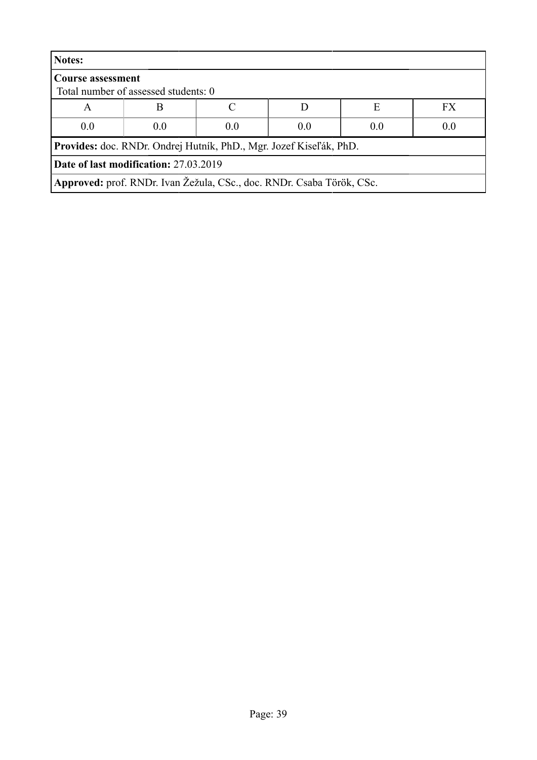**Notes:**

**Course assessment**
Total number of assessed students: 0

| A | B | C | D | E | FX |
|---|---|---|---|---|---|
| 0.0 | 0.0 | 0.0 | 0.0 | 0.0 | 0.0 |

**Provides:** doc. RNDr. Ondrej Hutník, PhD., Mgr. Jozef Kiseľák, PhD.

**Date of last modification:** 27.03.2019

**Approved:** prof. RNDr. Ivan Žežula, CSc., doc. RNDr. Csaba Török, CSc.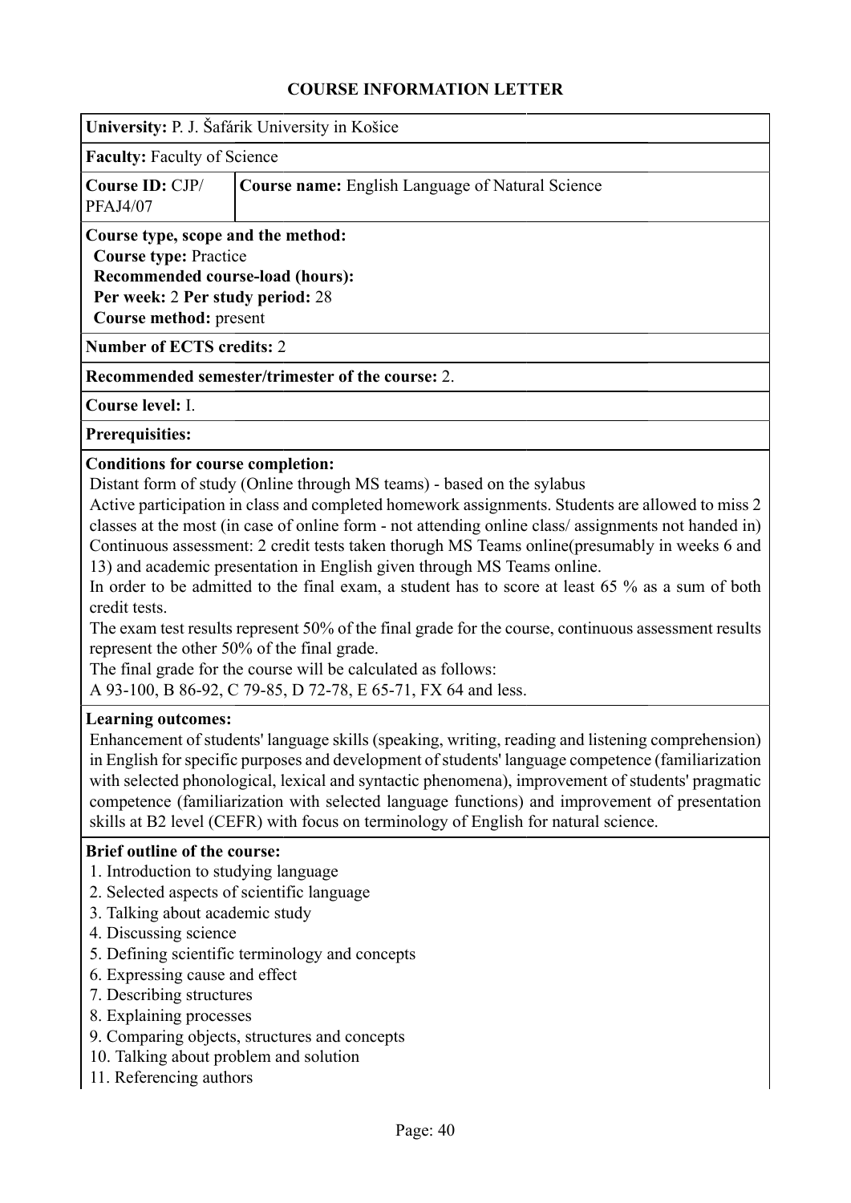## COURSE INFORMATION LETTER

**University:** P. J. Šafárik University in Košice

**Faculty:** Faculty of Science

| **Course ID:** CJP/ PFAJ4/07 | **Course name:** English Language of Natural Science |
|---|---|

**Course type, scope and the method:**
**Course type:** Practice
**Recommended course-load (hours):**
**Per week:** 2 **Per study period:** 28
**Course method:** present

**Number of ECTS credits:** 2

**Recommended semester/trimester of the course:** 2.

**Course level:** I.

**Prerequisities:**

**Conditions for course completion:**
Distant form of study (Online through MS teams) - based on the sylabus
Active participation in class and completed homework assignments. Students are allowed to miss 2 classes at the most (in case of online form - not attending online class/ assignments not handed in)
Continuous assessment: 2 credit tests taken thorugh MS Teams online(presumably in weeks 6 and 13) and academic presentation in English given through MS Teams online.
In order to be admitted to the final exam, a student has to score at least 65 % as a sum of both credit tests.
The exam test results represent 50% of the final grade for the course, continuous assessment results represent the other 50% of the final grade.
The final grade for the course will be calculated as follows:
A 93-100, B 86-92, C 79-85, D 72-78, E 65-71, FX 64 and less.

**Learning outcomes:**
Enhancement of students' language skills (speaking, writing, reading and listening comprehension) in English for specific purposes and development of students' language competence (familiarization with selected phonological, lexical and syntactic phenomena), improvement of students' pragmatic competence (familiarization with selected language functions) and improvement of presentation skills at B2 level (CEFR) with focus on terminology of English for natural science.

**Brief outline of the course:**
1. Introduction to studying language
2. Selected aspects of scientific language
3. Talking about academic study
4. Discussing science
5. Defining scientific terminology and concepts
6. Expressing cause and effect
7. Describing structures
8. Explaining processes
9. Comparing objects, structures and concepts
10. Talking about problem and solution
11. Referencing authors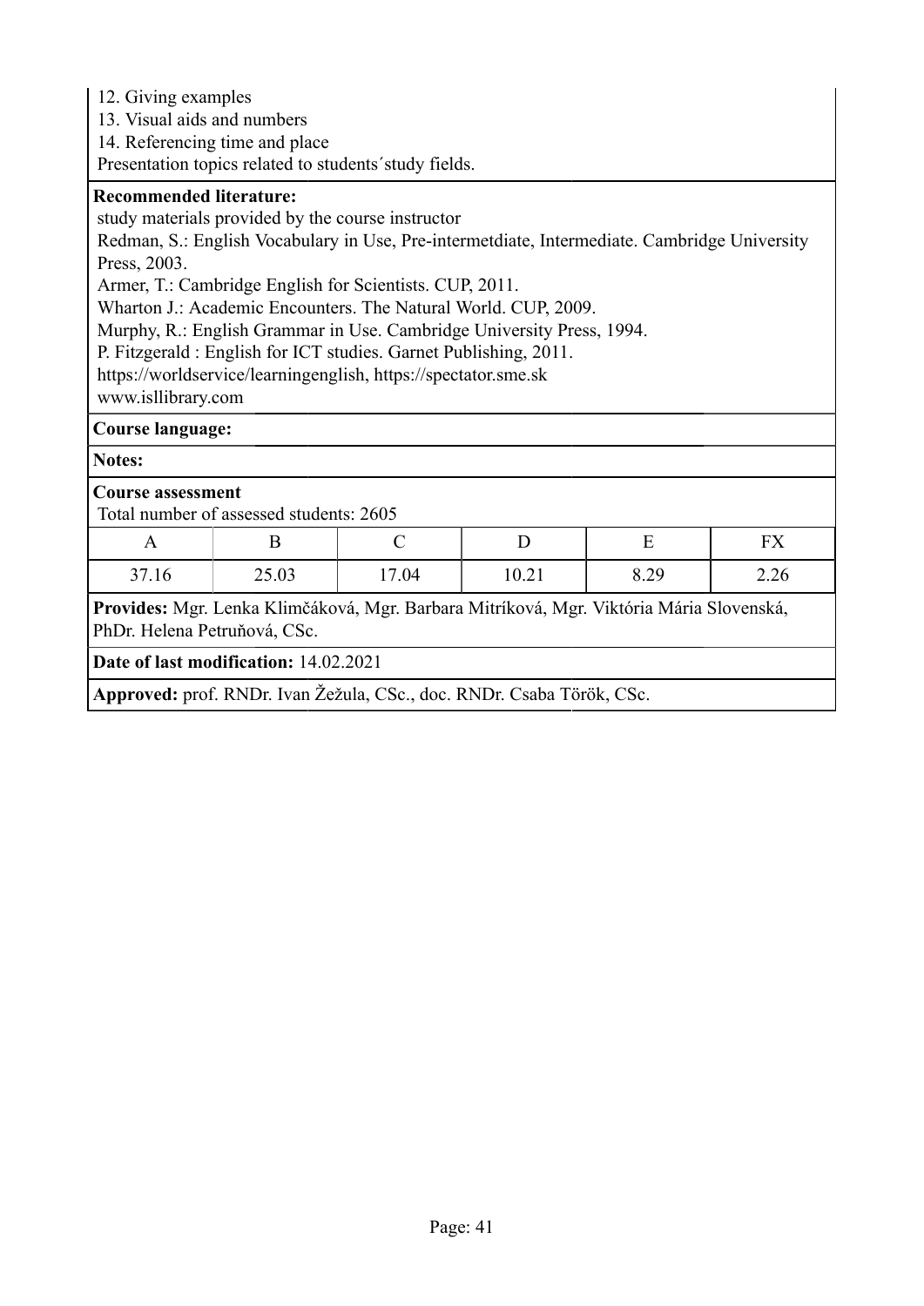12. Giving examples
13. Visual aids and numbers
14. Referencing time and place
Presentation topics related to students´study fields.

**Recommended literature:**
study materials provided by the course instructor
Redman, S.: English Vocabulary in Use, Pre-intermetdiate, Intermediate. Cambridge University Press, 2003.
Armer, T.: Cambridge English for Scientists. CUP, 2011.
Wharton J.: Academic Encounters. The Natural World. CUP, 2009.
Murphy, R.: English Grammar in Use. Cambridge University Press, 1994.
P. Fitzgerald : English for ICT studies. Garnet Publishing, 2011.
https://worldservice/learningenglish, https://spectator.sme.sk
www.isllibrary.com

**Course language:**

**Notes:**

**Course assessment**
Total number of assessed students: 2605

| A | B | C | D | E | FX |
|---|---|---|---|---|---|
| 37.16 | 25.03 | 17.04 | 10.21 | 8.29 | 2.26 |

**Provides:** Mgr. Lenka Klimčáková, Mgr. Barbara Mitríková, Mgr. Viktória Mária Slovenská, PhDr. Helena Petruňová, CSc.

**Date of last modification:** 14.02.2021

**Approved:** prof. RNDr. Ivan Žežula, CSc., doc. RNDr. Csaba Török, CSc.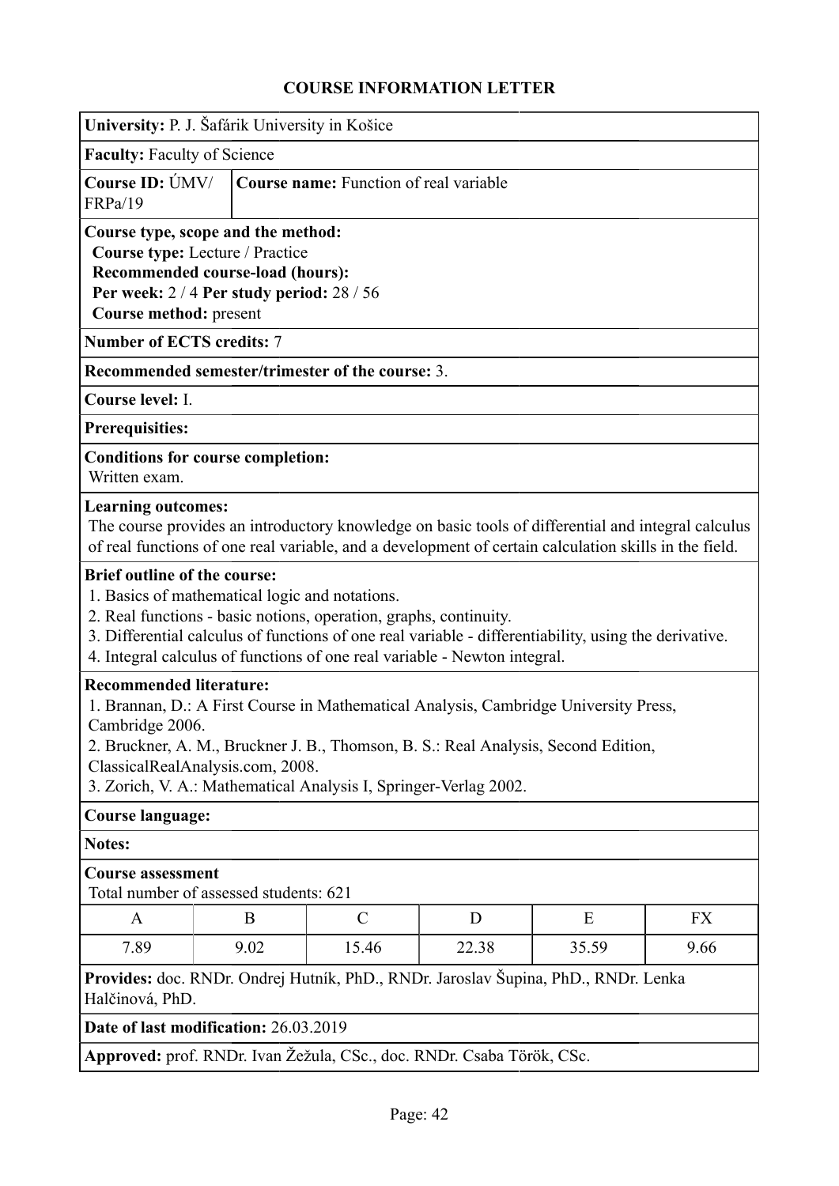# COURSE INFORMATION LETTER

**University:** P. J. Šafárik University in Košice

**Faculty:** Faculty of Science

**Course ID:** ÚMV/FRPa/19

**Course name:** Function of real variable

**Course type, scope and the method:**
**Course type:** Lecture / Practice
**Recommended course-load (hours):**
**Per week:** 2 / 4 **Per study period:** 28 / 56
**Course method:** present

**Number of ECTS credits:** 7

**Recommended semester/trimester of the course:** 3.

**Course level:** I.

**Prerequisites:**

**Conditions for course completion:**
Written exam.

**Learning outcomes:**
The course provides an introductory knowledge on basic tools of differential and integral calculus of real functions of one real variable, and a development of certain calculation skills in the field.

**Brief outline of the course:**
1. Basics of mathematical logic and notations.
2. Real functions - basic notions, operation, graphs, continuity.
3. Differential calculus of functions of one real variable - differentiability, using the derivative.
4. Integral calculus of functions of one real variable - Newton integral.

**Recommended literature:**
1. Brannan, D.: A First Course in Mathematical Analysis, Cambridge University Press, Cambridge 2006.
2. Bruckner, A. M., Bruckner J. B., Thomson, B. S.: Real Analysis, Second Edition, ClassicalRealAnalysis.com, 2008.
3. Zorich, V. A.: Mathematical Analysis I, Springer-Verlag 2002.

**Course language:**

**Notes:**

**Course assessment**
Total number of assessed students: 621

| A | B | C | D | E | FX |
|---|---|---|---|---|---|
| 7.89 | 9.02 | 15.46 | 22.38 | 35.59 | 9.66 |

**Provides:** doc. RNDr. Ondrej Hutník, PhD., RNDr. Jaroslav Šupina, PhD., RNDr. Lenka Halčinová, PhD.

**Date of last modification:** 26.03.2019

**Approved:** prof. RNDr. Ivan Žežula, CSc., doc. RNDr. Csaba Török, CSc.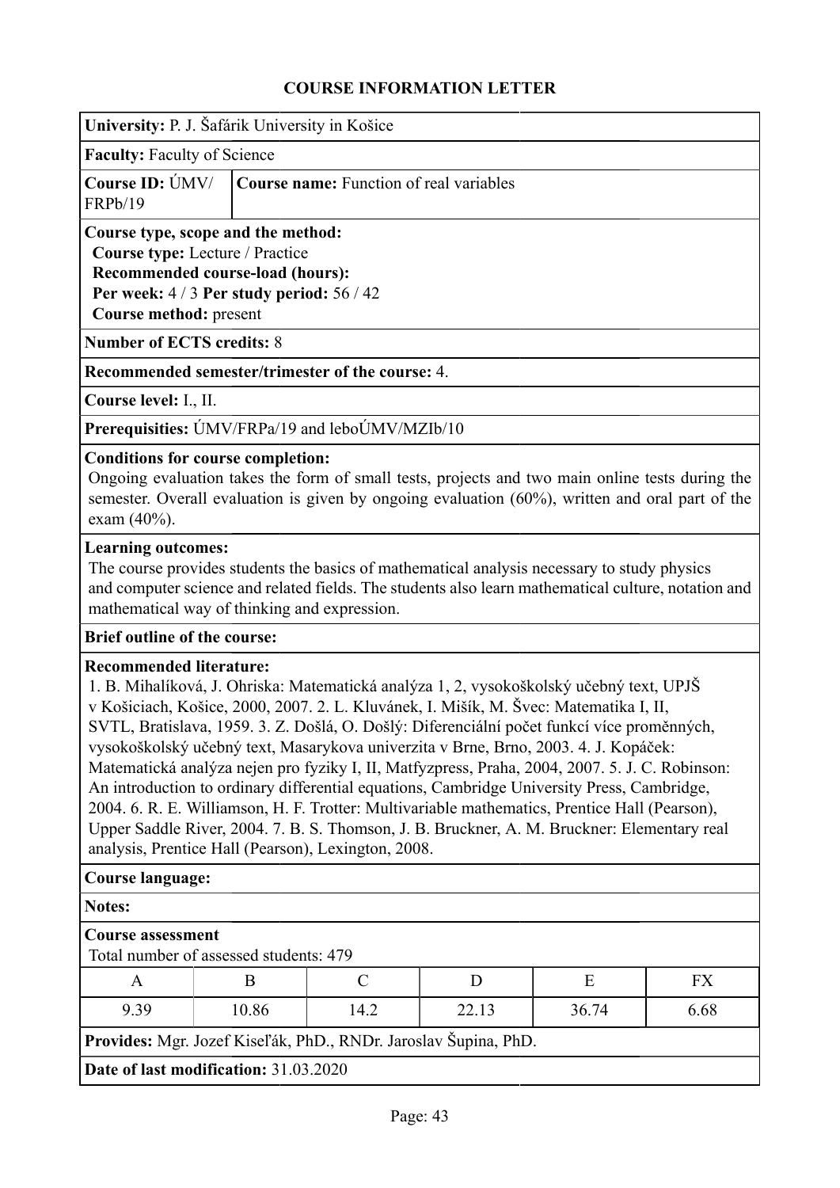# COURSE INFORMATION LETTER

**University:** P. J. Šafárik University in Košice

**Faculty:** Faculty of Science

**Course ID:** ÚMV/FRPb/19

**Course name:** Function of real variables

**Course type, scope and the method:**
**Course type:** Lecture / Practice
**Recommended course-load (hours):**
**Per week:** 4 / 3 **Per study period:** 56 / 42
**Course method:** present

**Number of ECTS credits:** 8

**Recommended semester/trimester of the course:** 4.

**Course level:** I., II.

**Prerequisities:** ÚMV/FRPa/19 and leboÚMV/MZIb/10

**Conditions for course completion:**
Ongoing evaluation takes the form of small tests, projects and two main online tests during the semester. Overall evaluation is given by ongoing evaluation (60%), written and oral part of the exam (40%).

**Learning outcomes:**
The course provides students the basics of mathematical analysis necessary to study physics and computer science and related fields. The students also learn mathematical culture, notation and mathematical way of thinking and expression.

**Brief outline of the course:**

**Recommended literature:**
1. B. Mihalíková, J. Ohriska: Matematická analýza 1, 2, vysokoškolský učebný text, UPJŠ v Košiciach, Košice, 2000, 2007. 2. L. Kluvánek, I. Mišík, M. Švec: Matematika I, II, SVTL, Bratislava, 1959. 3. Z. Došlá, O. Došlý: Diferenciální počet funkcí více proměnných, vysokoškolský učebný text, Masarykova univerzita v Brne, Brno, 2003. 4. J. Kopáček: Matematická analýza nejen pro fyziky I, II, Matfyzpress, Praha, 2004, 2007. 5. J. C. Robinson: An introduction to ordinary differential equations, Cambridge University Press, Cambridge, 2004. 6. R. E. Williamson, H. F. Trotter: Multivariable mathematics, Prentice Hall (Pearson), Upper Saddle River, 2004. 7. B. S. Thomson, J. B. Bruckner, A. M. Bruckner: Elementary real analysis, Prentice Hall (Pearson), Lexington, 2008.

**Course language:**

**Notes:**

**Course assessment**
Total number of assessed students: 479

| A | B | C | D | E | FX |
|---|---|---|---|---|---|
| 9.39 | 10.86 | 14.2 | 22.13 | 36.74 | 6.68 |

**Provides:** Mgr. Jozef Kiseľák, PhD., RNDr. Jaroslav Šupina, PhD.

**Date of last modification:** 31.03.2020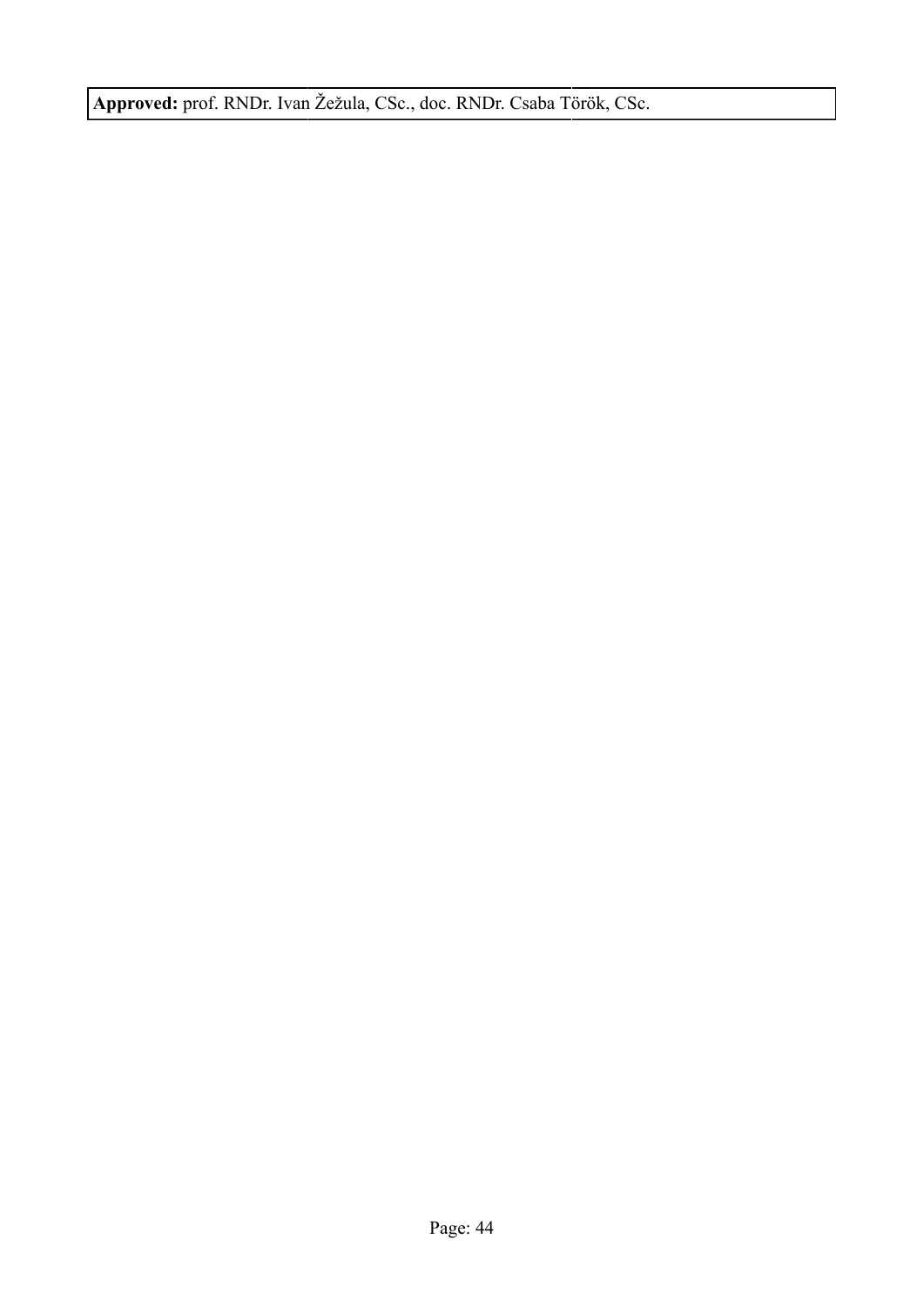| |
|---|
| **Approved:** prof. RNDr. Ivan Žežula, CSc., doc. RNDr. Csaba Török, CSc. |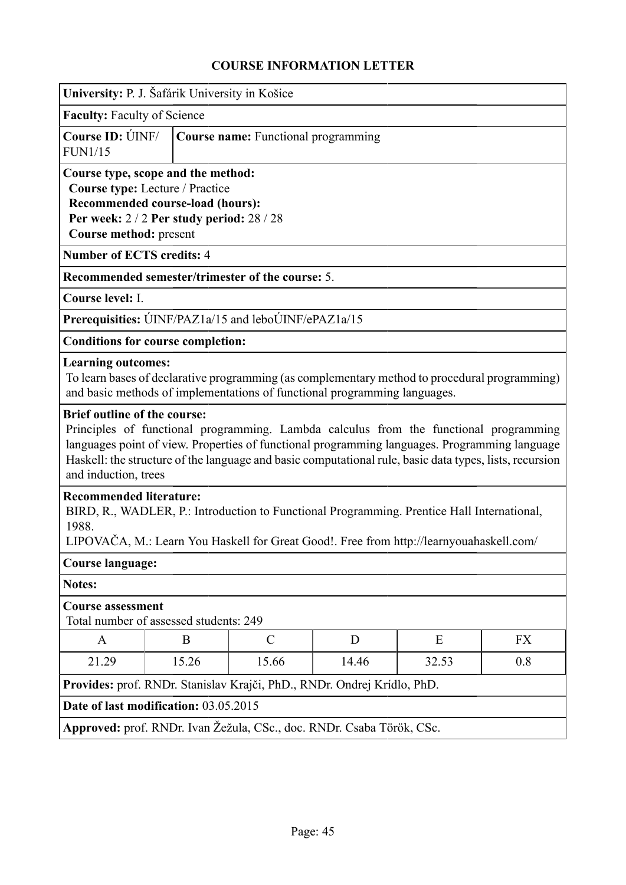# COURSE INFORMATION LETTER

**University:** P. J. Šafárik University in Košice

**Faculty:** Faculty of Science

**Course ID:** ÚINF/FUN1/15

**Course name:** Functional programming

**Course type, scope and the method:**
**Course type:** Lecture / Practice
**Recommended course-load (hours):**
**Per week:** 2 / 2 **Per study period:** 28 / 28
**Course method:** present

**Number of ECTS credits:** 4

**Recommended semester/trimester of the course:** 5.

**Course level:** I.

**Prerequisities:** ÚINF/PAZ1a/15 and leboÚINF/ePAZ1a/15

**Conditions for course completion:**

**Learning outcomes:**
To learn bases of declarative programming (as complementary method to procedural programming) and basic methods of implementations of functional programming languages.

**Brief outline of the course:**
Principles of functional programming. Lambda calculus from the functional programming languages point of view. Properties of functional programming languages. Programming language Haskell: the structure of the language and basic computational rule, basic data types, lists, recursion and induction, trees

**Recommended literature:**
BIRD, R., WADLER, P.: Introduction to Functional Programming. Prentice Hall International, 1988.
LIPOVAČA, M.: Learn You Haskell for Great Good!. Free from http://learnyouahaskell.com/

**Course language:**

**Notes:**

**Course assessment**
Total number of assessed students: 249

| A | B | C | D | E | FX |
|---|---|---|---|---|---|
| 21.29 | 15.26 | 15.66 | 14.46 | 32.53 | 0.8 |

**Provides:** prof. RNDr. Stanislav Krajči, PhD., RNDr. Ondrej Krídlo, PhD.

**Date of last modification:** 03.05.2015

**Approved:** prof. RNDr. Ivan Žežula, CSc., doc. RNDr. Csaba Török, CSc.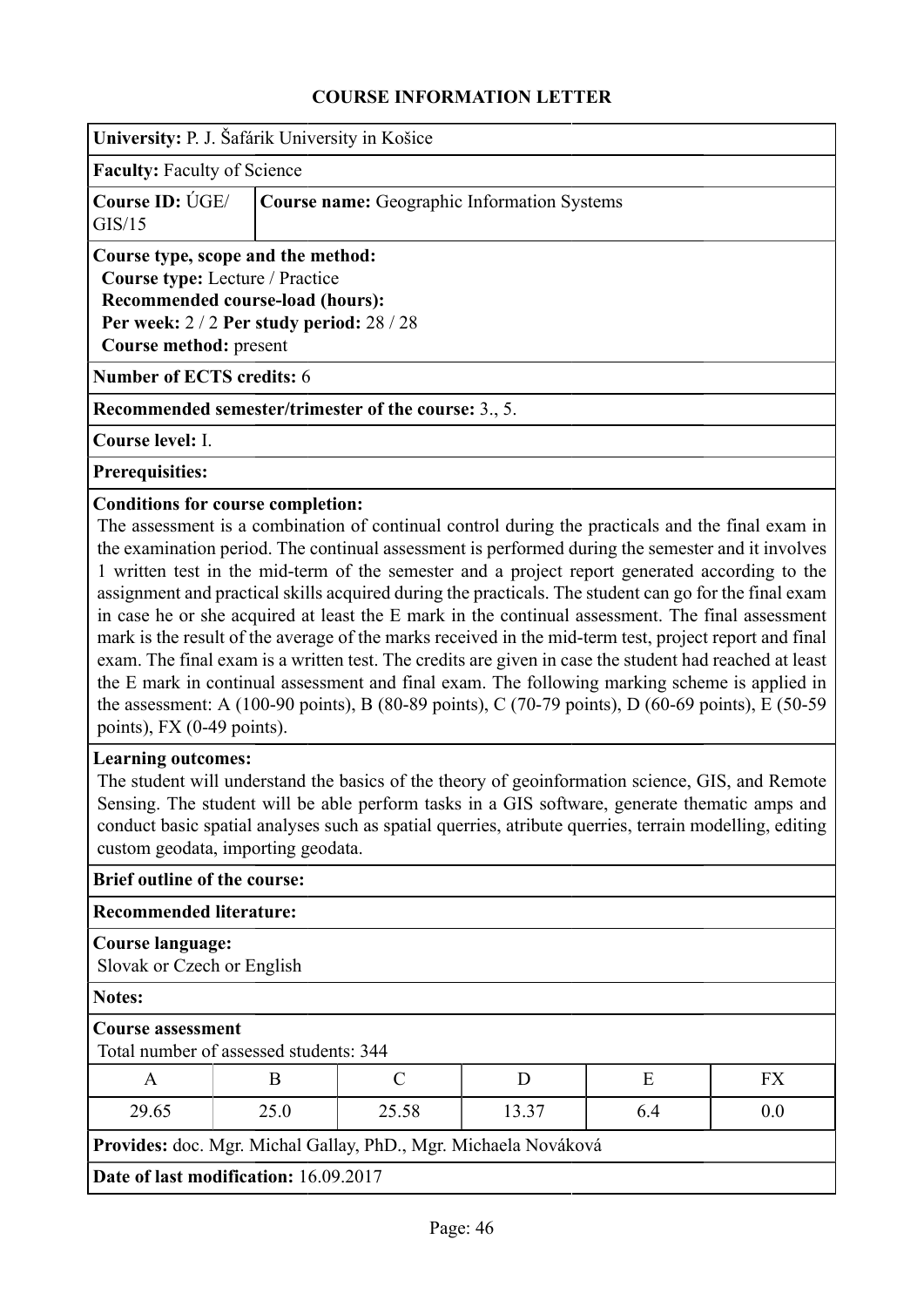## COURSE INFORMATION LETTER

**University:** P. J. Šafárik University in Košice

**Faculty:** Faculty of Science

**Course ID:** ÚGE/GIS/15

**Course name:** Geographic Information Systems

**Course type, scope and the method:**
**Course type:** Lecture / Practice
**Recommended course-load (hours):**
**Per week:** 2 / 2 **Per study period:** 28 / 28
**Course method:** present

**Number of ECTS credits:** 6

**Recommended semester/trimester of the course:** 3., 5.

**Course level:** I.

**Prerequisites:**

**Conditions for course completion:**
The assessment is a combination of continual control during the practicals and the final exam in the examination period. The continual assessment is performed during the semester and it involves 1 written test in the mid-term of the semester and a project report generated according to the assignment and practical skills acquired during the practicals. The student can go for the final exam in case he or she acquired at least the E mark in the continual assessment. The final assessment mark is the result of the average of the marks received in the mid-term test, project report and final exam. The final exam is a written test. The credits are given in case the student had reached at least the E mark in continual assessment and final exam. The following marking scheme is applied in the assessment: A (100-90 points), B (80-89 points), C (70-79 points), D (60-69 points), E (50-59 points), FX (0-49 points).

**Learning outcomes:**
The student will understand the basics of the theory of geoinformation science, GIS, and Remote Sensing. The student will be able perform tasks in a GIS software, generate thematic amps and conduct basic spatial analyses such as spatial querries, atribute querries, terrain modelling, editing custom geodata, importing geodata.

**Brief outline of the course:**

**Recommended literature:**

**Course language:**
Slovak or Czech or English

**Notes:**

**Course assessment**
Total number of assessed students: 344

| A | B | C | D | E | FX |
|---|---|---|---|---|---|
| 29.65 | 25.0 | 25.58 | 13.37 | 6.4 | 0.0 |

**Provides:** doc. Mgr. Michal Gallay, PhD., Mgr. Michaela Nováková

**Date of last modification:** 16.09.2017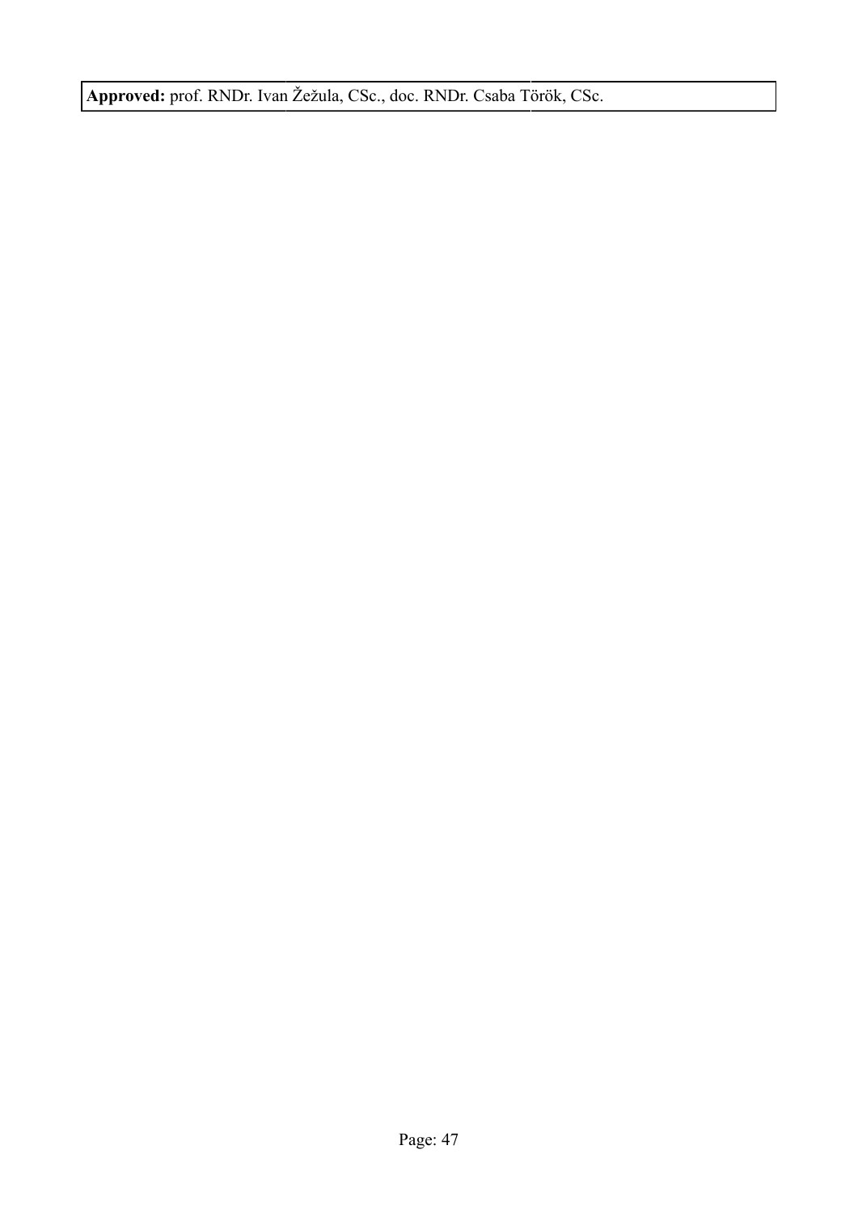**Approved:** prof. RNDr. Ivan Žežula, CSc., doc. RNDr. Csaba Török, CSc.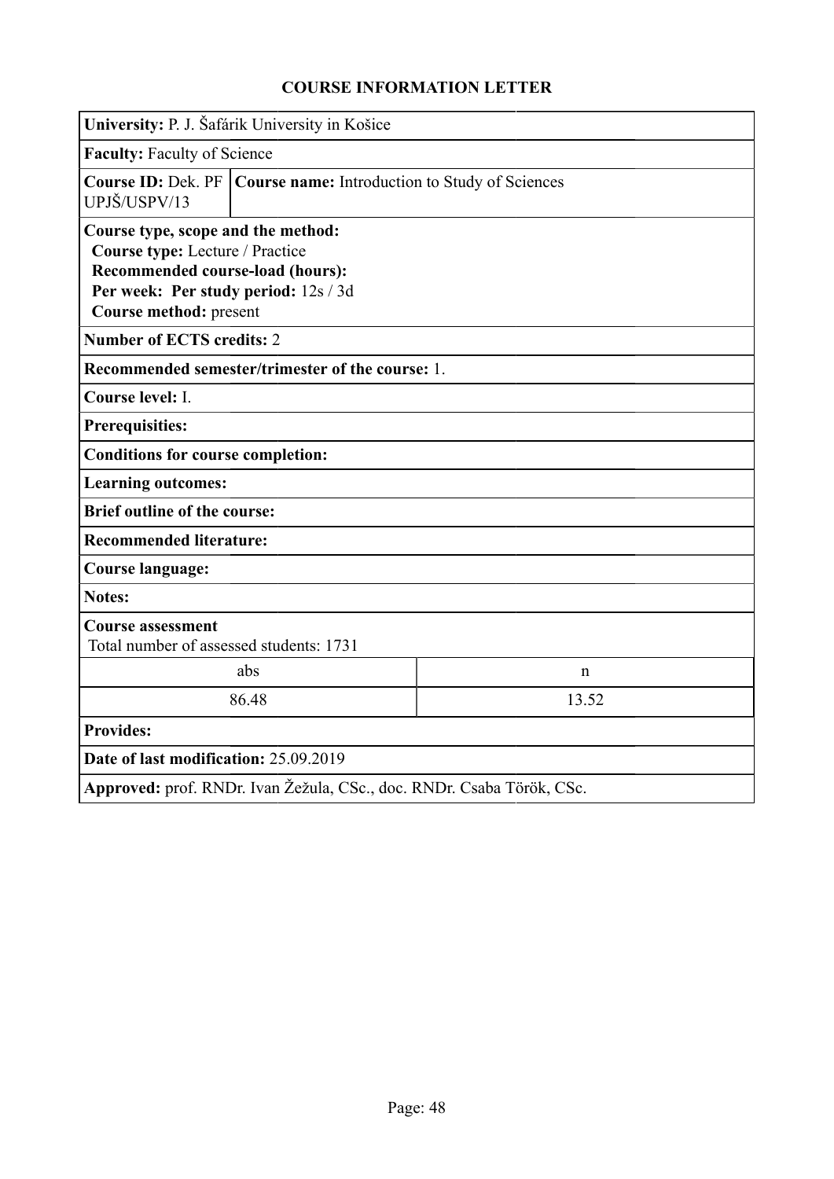# COURSE INFORMATION LETTER

**University:** P. J. Šafárik University in Košice

**Faculty:** Faculty of Science

| **Course ID:** Dek. PF UPJŠ/USPV/13 | **Course name:** Introduction to Study of Sciences |
|---|---|

**Course type, scope and the method:**
**Course type:** Lecture / Practice
**Recommended course-load (hours):**
**Per week: Per study period:** 12s / 3d
**Course method:** present

**Number of ECTS credits:** 2

**Recommended semester/trimester of the course:** 1.

**Course level:** I.

**Prerequisites:**

**Conditions for course completion:**

**Learning outcomes:**

**Brief outline of the course:**

**Recommended literature:**

**Course language:**

**Notes:**

**Course assessment**
Total number of assessed students: 1731

| abs | n |
|---|---|
| 86.48 | 13.52 |

**Provides:**

**Date of last modification:** 25.09.2019

**Approved:** prof. RNDr. Ivan Žežula, CSc., doc. RNDr. Csaba Török, CSc.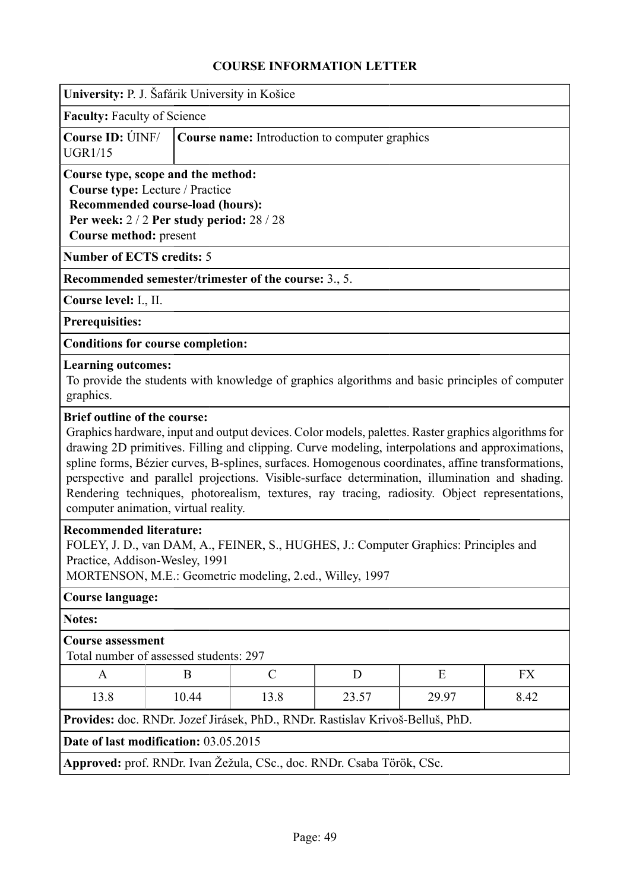# COURSE INFORMATION LETTER

**University:** P. J. Šafárik University in Košice

**Faculty:** Faculty of Science

**Course ID:** ÚINF/UGR1/15

**Course name:** Introduction to computer graphics

**Course type, scope and the method:**
**Course type:** Lecture / Practice
**Recommended course-load (hours):**
**Per week:** 2 / 2 **Per study period:** 28 / 28
**Course method:** present

**Number of ECTS credits:** 5

**Recommended semester/trimester of the course:** 3., 5.

**Course level:** I., II.

**Prerequisites:**

**Conditions for course completion:**

**Learning outcomes:**
To provide the students with knowledge of graphics algorithms and basic principles of computer graphics.

**Brief outline of the course:**
Graphics hardware, input and output devices. Color models, palettes. Raster graphics algorithms for drawing 2D primitives. Filling and clipping. Curve modeling, interpolations and approximations, spline forms, Bézier curves, B-splines, surfaces. Homogenous coordinates, affine transformations, perspective and parallel projections. Visible-surface determination, illumination and shading. Rendering techniques, photorealism, textures, ray tracing, radiosity. Object representations, computer animation, virtual reality.

**Recommended literature:**
FOLEY, J. D., van DAM, A., FEINER, S., HUGHES, J.: Computer Graphics: Principles and Practice, Addison-Wesley, 1991
MORTENSON, M.E.: Geometric modeling, 2.ed., Willey, 1997

**Course language:**

**Notes:**

**Course assessment**
Total number of assessed students: 297

| A | B | C | D | E | FX |
|---|---|---|---|---|---|
| 13.8 | 10.44 | 13.8 | 23.57 | 29.97 | 8.42 |

**Provides:** doc. RNDr. Jozef Jirásek, PhD., RNDr. Rastislav Krivoš-Belluš, PhD.

**Date of last modification:** 03.05.2015

**Approved:** prof. RNDr. Ivan Žežula, CSc., doc. RNDr. Csaba Török, CSc.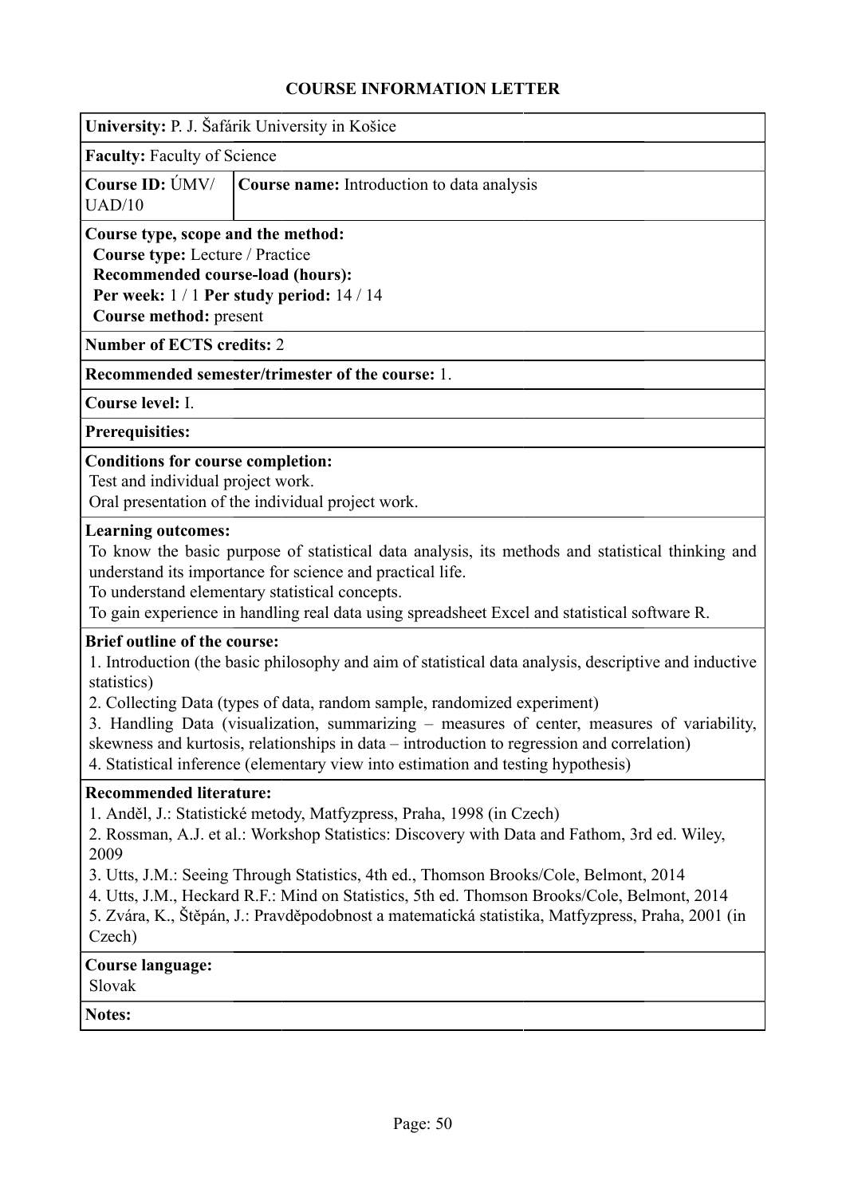## COURSE INFORMATION LETTER

**University:** P. J. Šafárik University in Košice

**Faculty:** Faculty of Science

| **Course ID:** ÚMV/UAD/10 | **Course name:** Introduction to data analysis |
|---|---|

**Course type, scope and the method:**
**Course type:** Lecture / Practice
**Recommended course-load (hours):**
**Per week:** 1 / 1 **Per study period:** 14 / 14
**Course method:** present

**Number of ECTS credits:** 2

**Recommended semester/trimester of the course:** 1.

**Course level:** I.

**Prerequisites:**

**Conditions for course completion:**
Test and individual project work.
Oral presentation of the individual project work.

**Learning outcomes:**
To know the basic purpose of statistical data analysis, its methods and statistical thinking and understand its importance for science and practical life.
To understand elementary statistical concepts.
To gain experience in handling real data using spreadsheet Excel and statistical software R.

**Brief outline of the course:**
1. Introduction (the basic philosophy and aim of statistical data analysis, descriptive and inductive statistics)
2. Collecting Data (types of data, random sample, randomized experiment)
3. Handling Data (visualization, summarizing – measures of center, measures of variability, skewness and kurtosis, relationships in data – introduction to regression and correlation)
4. Statistical inference (elementary view into estimation and testing hypothesis)

**Recommended literature:**
1. Anděl, J.: Statistické metody, Matfyzpress, Praha, 1998 (in Czech)
2. Rossman, A.J. et al.: Workshop Statistics: Discovery with Data and Fathom, 3rd ed. Wiley, 2009
3. Utts, J.M.: Seeing Through Statistics, 4th ed., Thomson Brooks/Cole, Belmont, 2014
4. Utts, J.M., Heckard R.F.: Mind on Statistics, 5th ed. Thomson Brooks/Cole, Belmont, 2014
5. Zvára, K., Štěpán, J.: Pravděpodobnost a matematická statistika, Matfyzpress, Praha, 2001 (in Czech)

**Course language:**
Slovak

**Notes:**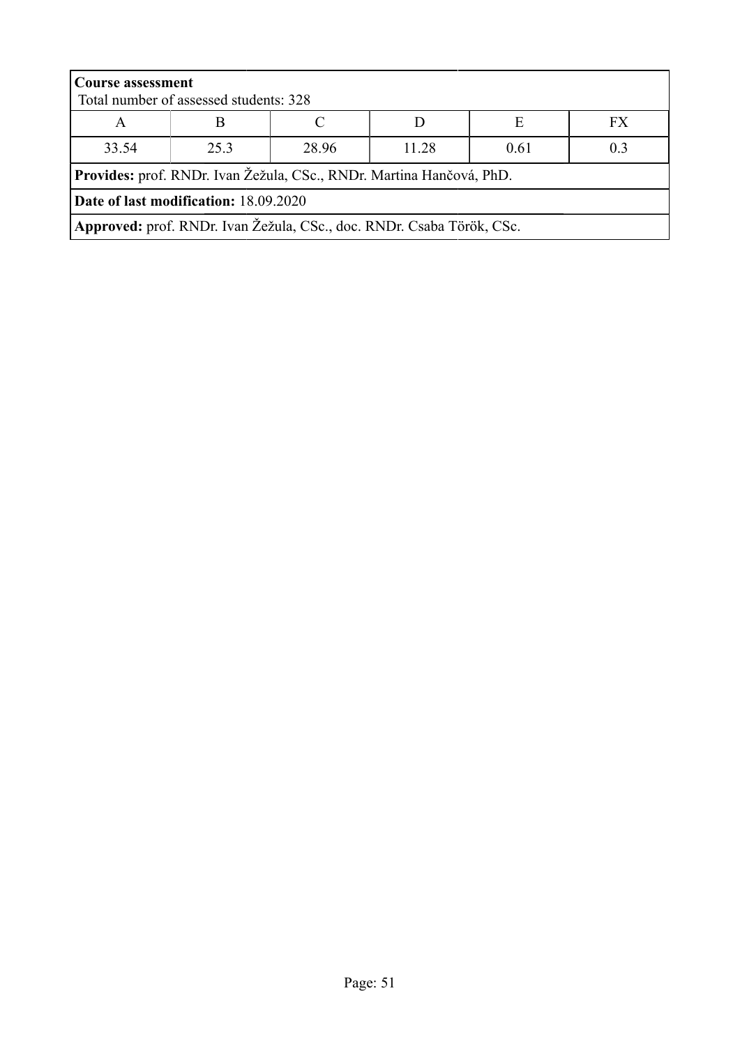**Course assessment**
Total number of assessed students: 328

| A | B | C | D | E | FX |
|---|---|---|---|---|---|
| 33.54 | 25.3 | 28.96 | 11.28 | 0.61 | 0.3 |

**Provides:** prof. RNDr. Ivan Žežula, CSc., RNDr. Martina Hančová, PhD.

**Date of last modification:** 18.09.2020

**Approved:** prof. RNDr. Ivan Žežula, CSc., doc. RNDr. Csaba Török, CSc.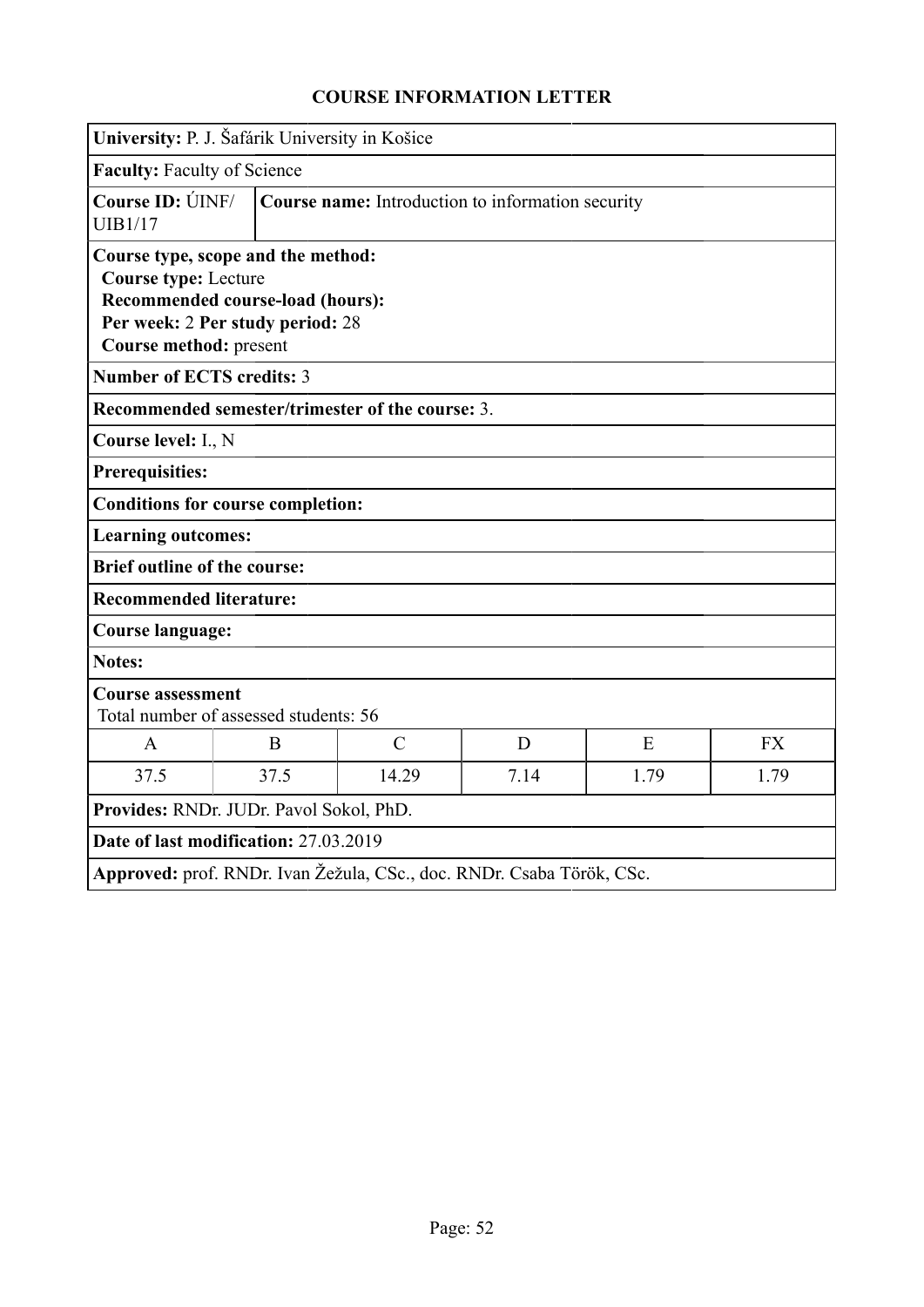# COURSE INFORMATION LETTER

**University:** P. J. Šafárik University in Košice

**Faculty:** Faculty of Science

**Course ID:** ÚINF/UIB1/17

**Course name:** Introduction to information security

**Course type, scope and the method:**
**Course type:** Lecture
**Recommended course-load (hours):**
**Per week:** 2 **Per study period:** 28
**Course method:** present

**Number of ECTS credits:** 3

**Recommended semester/trimester of the course:** 3.

**Course level:** I., N

**Prerequisites:**

**Conditions for course completion:**

**Learning outcomes:**

**Brief outline of the course:**

**Recommended literature:**

**Course language:**

**Notes:**

**Course assessment**
Total number of assessed students: 56

| A | B | C | D | E | FX |
|---|---|---|---|---|---|
| 37.5 | 37.5 | 14.29 | 7.14 | 1.79 | 1.79 |

**Provides:** RNDr. JUDr. Pavol Sokol, PhD.

**Date of last modification:** 27.03.2019

**Approved:** prof. RNDr. Ivan Žežula, CSc., doc. RNDr. Csaba Török, CSc.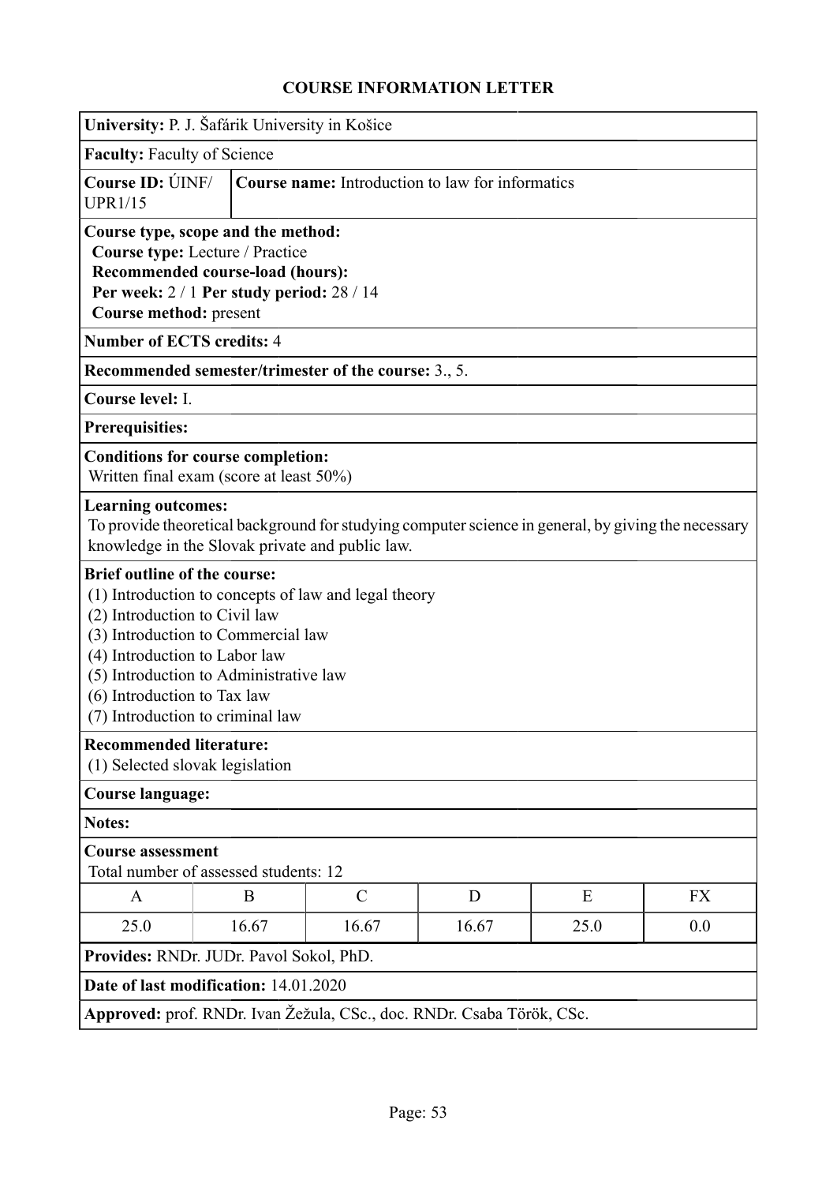### COURSE INFORMATION LETTER

**University:** P. J. Šafárik University in Košice

**Faculty:** Faculty of Science

**Course ID:** ÚINF/UPR1/15

**Course name:** Introduction to law for informatics

**Course type, scope and the method:**
**Course type:** Lecture / Practice
**Recommended course-load (hours):**
**Per week:** 2 / 1 **Per study period:** 28 / 14
**Course method:** present

**Number of ECTS credits:** 4

**Recommended semester/trimester of the course:** 3., 5.

**Course level:** I.

**Prerequisites:**

**Conditions for course completion:**
Written final exam (score at least 50%)

**Learning outcomes:**
To provide theoretical background for studying computer science in general, by giving the necessary knowledge in the Slovak private and public law.

**Brief outline of the course:**
(1) Introduction to concepts of law and legal theory
(2) Introduction to Civil law
(3) Introduction to Commercial law
(4) Introduction to Labor law
(5) Introduction to Administrative law
(6) Introduction to Tax law
(7) Introduction to criminal law

**Recommended literature:**
(1) Selected slovak legislation

**Course language:**

**Notes:**

**Course assessment**
Total number of assessed students: 12

| A | B | C | D | E | FX |
|---|---|---|---|---|---|
| 25.0 | 16.67 | 16.67 | 16.67 | 25.0 | 0.0 |

**Provides:** RNDr. JUDr. Pavol Sokol, PhD.

**Date of last modification:** 14.01.2020

**Approved:** prof. RNDr. Ivan Žežula, CSc., doc. RNDr. Csaba Török, CSc.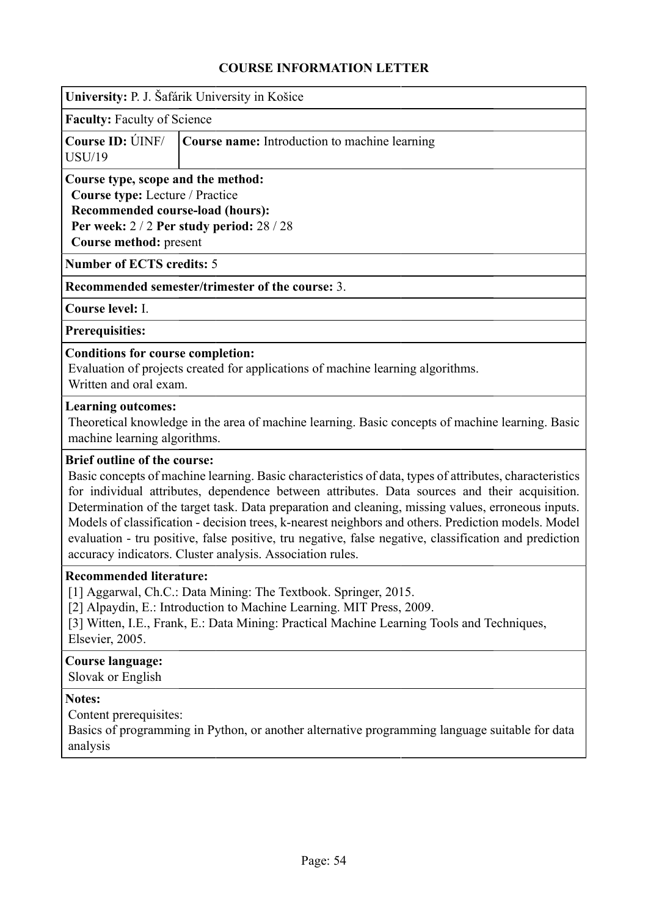## COURSE INFORMATION LETTER

**University:** P. J. Šafárik University in Košice

**Faculty:** Faculty of Science

| **Course ID:** ÚINF/USU/19 | **Course name:** Introduction to machine learning |
|---|---|

**Course type, scope and the method:**
**Course type:** Lecture / Practice
**Recommended course-load (hours):**
**Per week:** 2 / 2 **Per study period:** 28 / 28
**Course method:** present

**Number of ECTS credits:** 5

**Recommended semester/trimester of the course:** 3.

**Course level:** I.

**Prerequisites:**

**Conditions for course completion:**
Evaluation of projects created for applications of machine learning algorithms.
Written and oral exam.

**Learning outcomes:**
Theoretical knowledge in the area of machine learning. Basic concepts of machine learning. Basic machine learning algorithms.

**Brief outline of the course:**
Basic concepts of machine learning. Basic characteristics of data, types of attributes, characteristics for individual attributes, dependence between attributes. Data sources and their acquisition. Determination of the target task. Data preparation and cleaning, missing values, erroneous inputs. Models of classification - decision trees, k-nearest neighbors and others. Prediction models. Model evaluation - tru positive, false positive, tru negative, false negative, classification and prediction accuracy indicators. Cluster analysis. Association rules.

**Recommended literature:**
[1] Aggarwal, Ch.C.: Data Mining: The Textbook. Springer, 2015.
[2] Alpaydin, E.: Introduction to Machine Learning. MIT Press, 2009.
[3] Witten, I.E., Frank, E.: Data Mining: Practical Machine Learning Tools and Techniques, Elsevier, 2005.

**Course language:**
Slovak or English

**Notes:**
Content prerequisites:
Basics of programming in Python, or another alternative programming language suitable for data analysis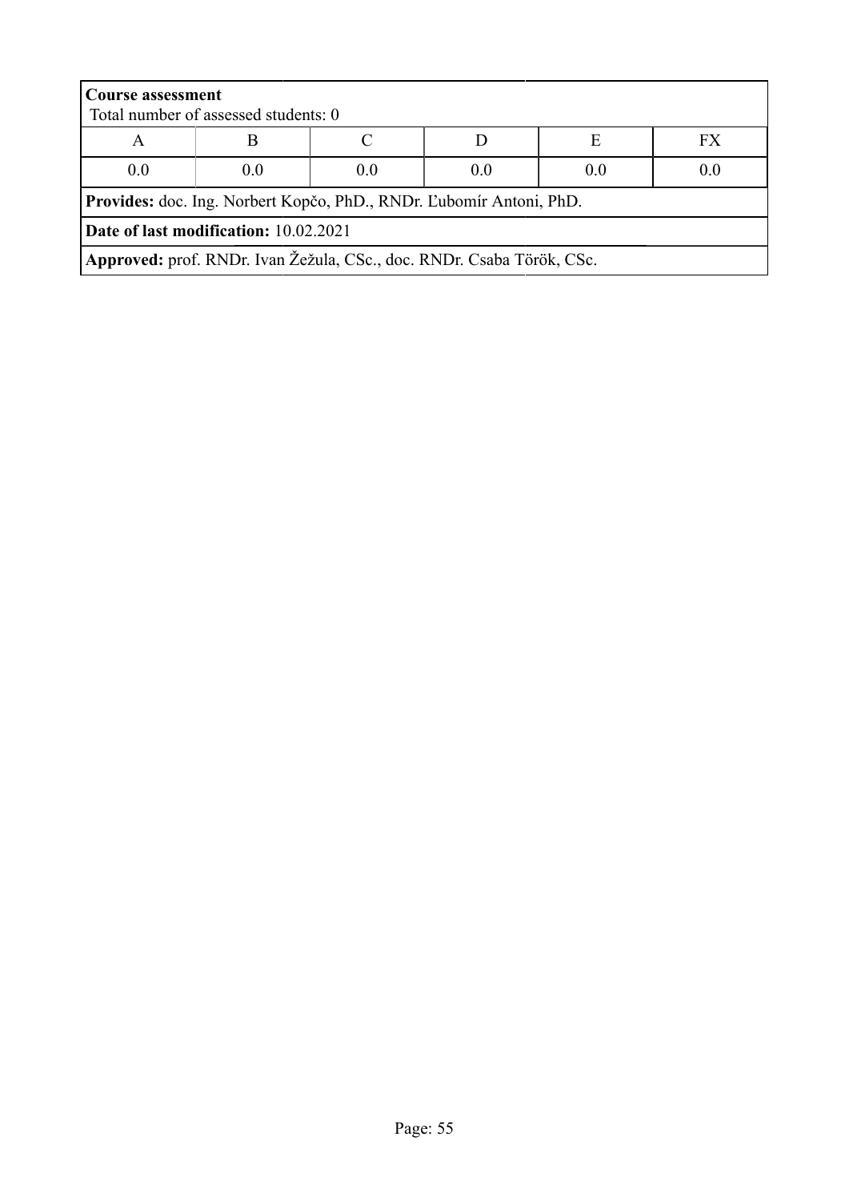**Course assessment**
Total number of assessed students: 0

| A | B | C | D | E | FX |
|---|---|---|---|---|---|
| 0.0 | 0.0 | 0.0 | 0.0 | 0.0 | 0.0 |

**Provides:** doc. Ing. Norbert Kopčo, PhD., RNDr. Ľubomír Antoni, PhD.

**Date of last modification:** 10.02.2021

**Approved:** prof. RNDr. Ivan Žežula, CSc., doc. RNDr. Csaba Török, CSc.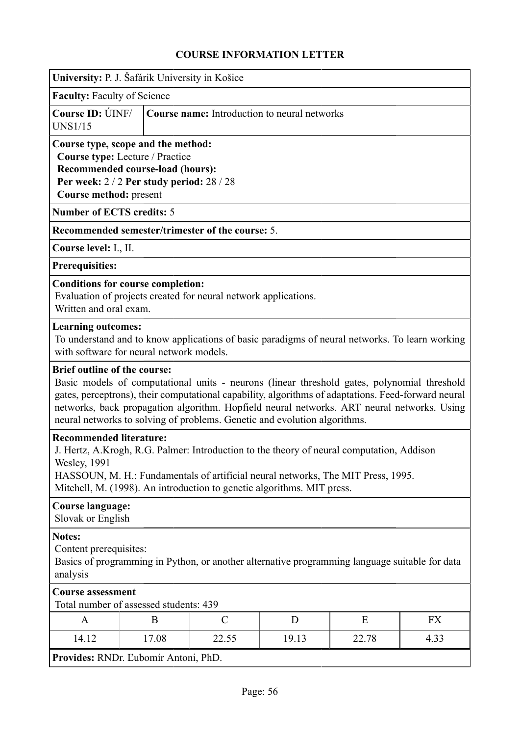# COURSE INFORMATION LETTER

**University:** P. J. Šafárik University in Košice

**Faculty:** Faculty of Science

**Course ID:** ÚINF/UNS1/15

**Course name:** Introduction to neural networks

**Course type, scope and the method:**
**Course type:** Lecture / Practice
**Recommended course-load (hours):**
**Per week:** 2 / 2 **Per study period:** 28 / 28
**Course method:** present

**Number of ECTS credits:** 5

**Recommended semester/trimester of the course:** 5.

**Course level:** I., II.

**Prerequisites:**

**Conditions for course completion:**
Evaluation of projects created for neural network applications.
Written and oral exam.

**Learning outcomes:**
To understand and to know applications of basic paradigms of neural networks. To learn working with software for neural network models.

**Brief outline of the course:**
Basic models of computational units - neurons (linear threshold gates, polynomial threshold gates, perceptrons), their computational capability, algorithms of adaptations. Feed-forward neural networks, back propagation algorithm. Hopfield neural networks. ART neural networks. Using neural networks to solving of problems. Genetic and evolution algorithms.

**Recommended literature:**
J. Hertz, A.Krogh, R.G. Palmer: Introduction to the theory of neural computation, Addison Wesley, 1991
HASSOUN, M. H.: Fundamentals of artificial neural networks, The MIT Press, 1995.
Mitchell, M. (1998). An introduction to genetic algorithms. MIT press.

**Course language:**
Slovak or English

**Notes:**
Content prerequisites:
Basics of programming in Python, or another alternative programming language suitable for data analysis

**Course assessment**
Total number of assessed students: 439

| A | B | C | D | E | FX |
|---|---|---|---|---|---|
| 14.12 | 17.08 | 22.55 | 19.13 | 22.78 | 4.33 |

**Provides:** RNDr. Ľubomír Antoni, PhD.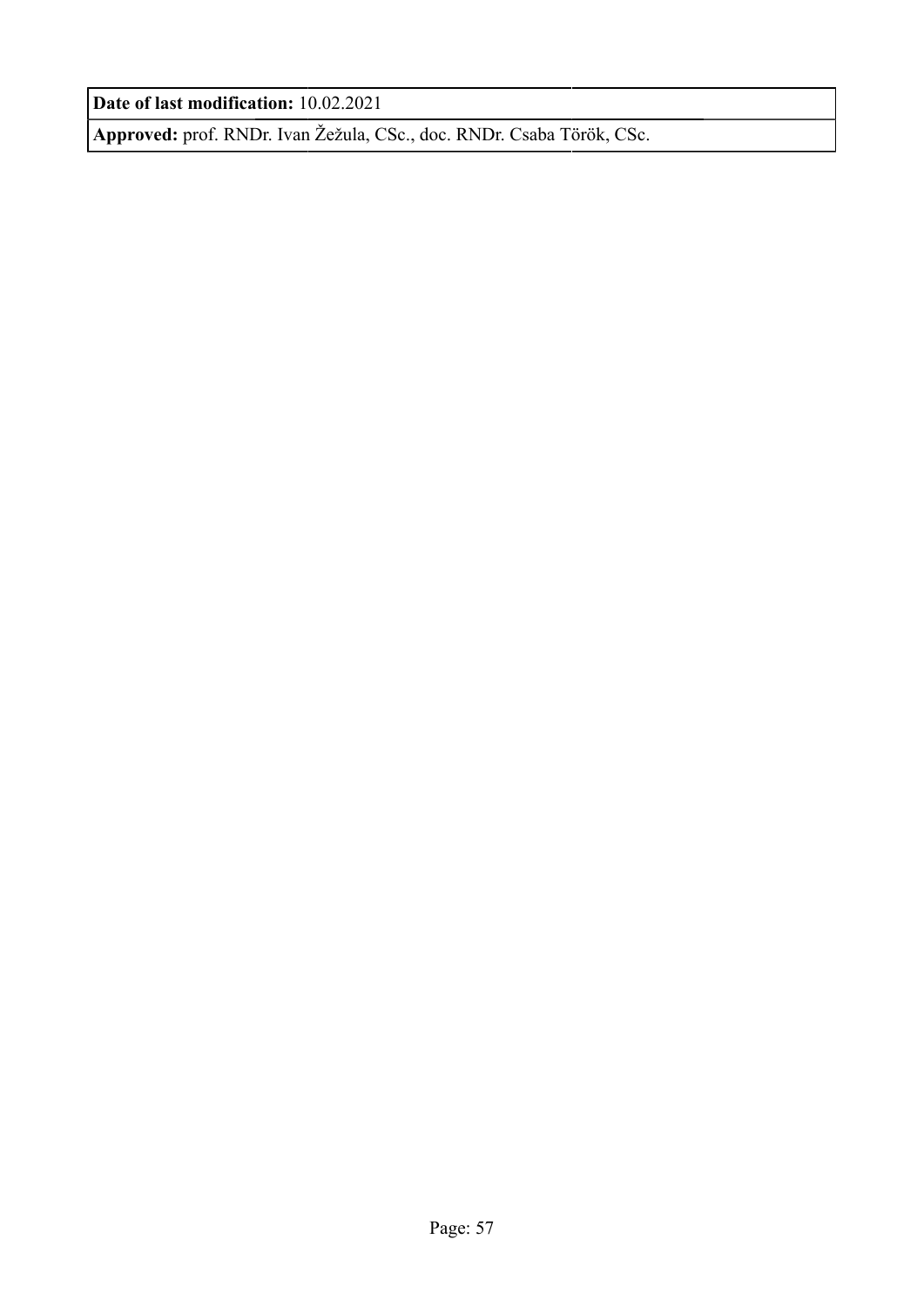**Date of last modification:** 10.02.2021

**Approved:** prof. RNDr. Ivan Žežula, CSc., doc. RNDr. Csaba Török, CSc.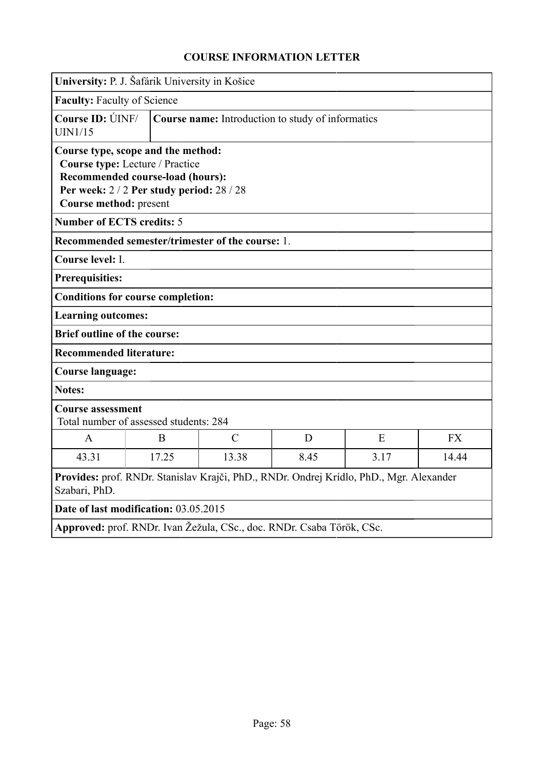# COURSE INFORMATION LETTER

**University:** P. J. Šafárik University in Košice

**Faculty:** Faculty of Science

**Course ID:** ÚINF/UIN1/15

**Course name:** Introduction to study of informatics

**Course type, scope and the method:**
**Course type:** Lecture / Practice
**Recommended course-load (hours):**
**Per week:** 2 / 2 **Per study period:** 28 / 28
**Course method:** present

**Number of ECTS credits:** 5

**Recommended semester/trimester of the course:** 1.

**Course level:** I.

**Prerequisites:**

**Conditions for course completion:**

**Learning outcomes:**

**Brief outline of the course:**

**Recommended literature:**

**Course language:**

**Notes:**

**Course assessment**
Total number of assessed students: 284

| A | B | C | D | E | FX |
|---|---|---|---|---|---|
| 43.31 | 17.25 | 13.38 | 8.45 | 3.17 | 14.44 |

**Provides:** prof. RNDr. Stanislav Krajči, PhD., RNDr. Ondrej Krídlo, PhD., Mgr. Alexander Szabari, PhD.

**Date of last modification:** 03.05.2015

**Approved:** prof. RNDr. Ivan Žežula, CSc., doc. RNDr. Csaba Török, CSc.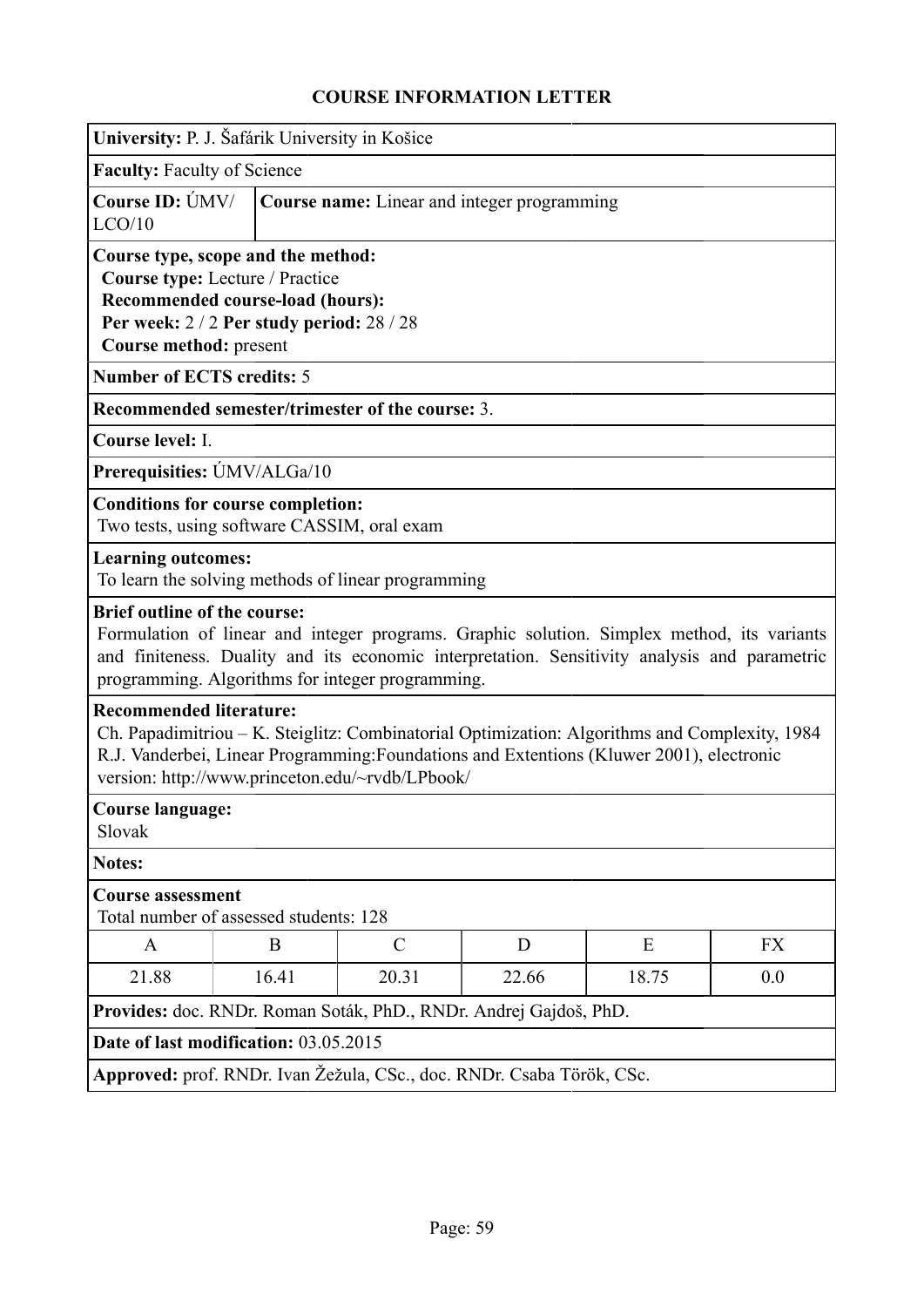# COURSE INFORMATION LETTER

**University:** P. J. Šafárik University in Košice

**Faculty:** Faculty of Science

**Course ID:** ÚMV/LCO/10 | **Course name:** Linear and integer programming

**Course type, scope and the method:**
**Course type:** Lecture / Practice
**Recommended course-load (hours):**
**Per week:** 2 / 2 **Per study period:** 28 / 28
**Course method:** present

**Number of ECTS credits:** 5

**Recommended semester/trimester of the course:** 3.

**Course level:** I.

**Prerequisities:** ÚMV/ALGa/10

**Conditions for course completion:**
Two tests, using software CASSIM, oral exam

**Learning outcomes:**
To learn the solving methods of linear programming

**Brief outline of the course:**
Formulation of linear and integer programs. Graphic solution. Simplex method, its variants and finiteness. Duality and its economic interpretation. Sensitivity analysis and parametric programming. Algorithms for integer programming.

**Recommended literature:**
Ch. Papadimitriou – K. Steiglitz: Combinatorial Optimization: Algorithms and Complexity, 1984
R.J. Vanderbei, Linear Programming:Foundations and Extentions (Kluwer 2001), electronic version: http://www.princeton.edu/~rvdb/LPbook/

**Course language:**
Slovak

**Notes:**

**Course assessment**
Total number of assessed students: 128

| A | B | C | D | E | FX |
|---|---|---|---|---|---|
| 21.88 | 16.41 | 20.31 | 22.66 | 18.75 | 0.0 |

**Provides:** doc. RNDr. Roman Soták, PhD., RNDr. Andrej Gajdoš, PhD.

**Date of last modification:** 03.05.2015

**Approved:** prof. RNDr. Ivan Žežula, CSc., doc. RNDr. Csaba Török, CSc.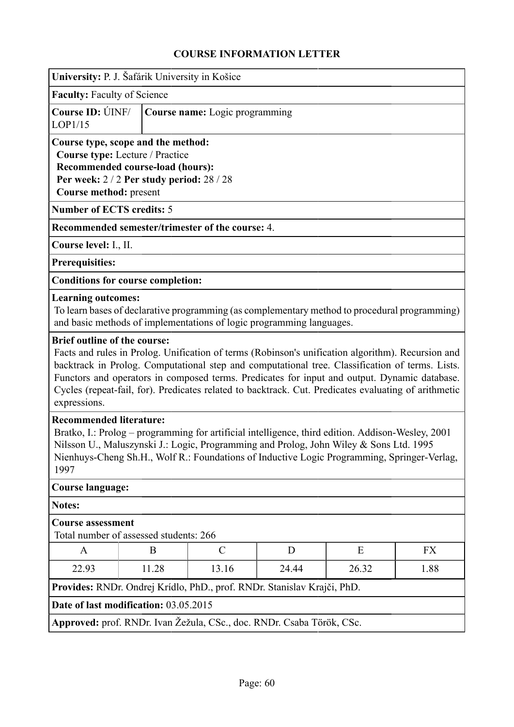# COURSE INFORMATION LETTER

**University:** P. J. Šafárik University in Košice

**Faculty:** Faculty of Science

**Course ID:** ÚINF/LOP1/15

**Course name:** Logic programming

**Course type, scope and the method:**
**Course type:** Lecture / Practice
**Recommended course-load (hours):**
**Per week:** 2 / 2 **Per study period:** 28 / 28
**Course method:** present

**Number of ECTS credits:** 5

**Recommended semester/trimester of the course:** 4.

**Course level:** I., II.

**Prerequisites:**

**Conditions for course completion:**

**Learning outcomes:**
To learn bases of declarative programming (as complementary method to procedural programming) and basic methods of implementations of logic programming languages.

**Brief outline of the course:**
Facts and rules in Prolog. Unification of terms (Robinson's unification algorithm). Recursion and backtrack in Prolog. Computational step and computational tree. Classification of terms. Lists. Functors and operators in composed terms. Predicates for input and output. Dynamic database. Cycles (repeat-fail, for). Predicates related to backtrack. Cut. Predicates evaluating of arithmetic expressions.

**Recommended literature:**
Bratko, I.: Prolog – programming for artificial intelligence, third edition. Addison-Wesley, 2001
Nilsson U., Maluszynski J.: Logic, Programming and Prolog, John Wiley & Sons Ltd. 1995
Nienhuys-Cheng Sh.H., Wolf R.: Foundations of Inductive Logic Programming, Springer-Verlag, 1997

**Course language:**

**Notes:**

**Course assessment**
Total number of assessed students: 266

| A | B | C | D | E | FX |
|---|---|---|---|---|---|
| 22.93 | 11.28 | 13.16 | 24.44 | 26.32 | 1.88 |

**Provides:** RNDr. Ondrej Krídlo, PhD., prof. RNDr. Stanislav Krajči, PhD.

**Date of last modification:** 03.05.2015

**Approved:** prof. RNDr. Ivan Žežula, CSc., doc. RNDr. Csaba Török, CSc.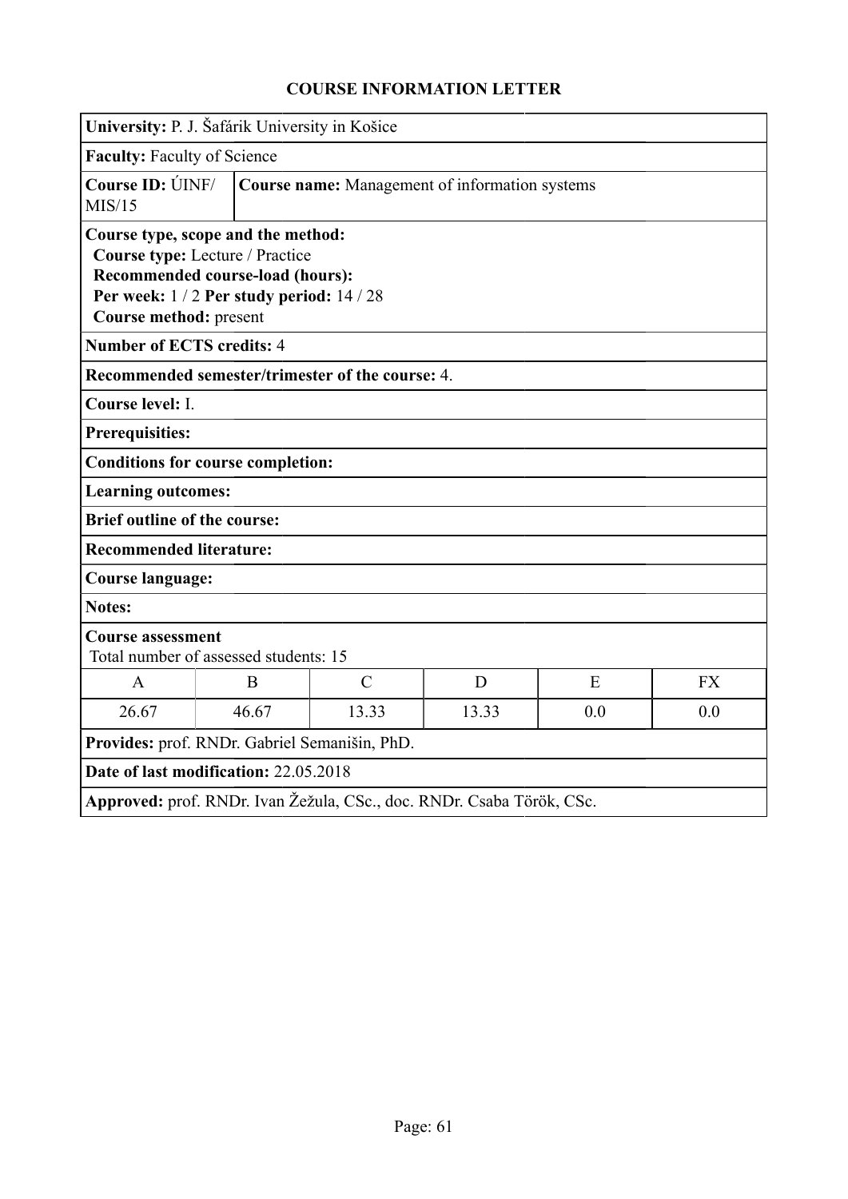# COURSE INFORMATION LETTER

**University:** P. J. Šafárik University in Košice

**Faculty:** Faculty of Science

**Course ID:** ÚINF/MIS/15

**Course name:** Management of information systems

**Course type, scope and the method:**
**Course type:** Lecture / Practice
**Recommended course-load (hours):**
**Per week:** 1 / 2 **Per study period:** 14 / 28
**Course method:** present

**Number of ECTS credits:** 4

**Recommended semester/trimester of the course:** 4.

**Course level:** I.

**Prerequisites:**

**Conditions for course completion:**

**Learning outcomes:**

**Brief outline of the course:**

**Recommended literature:**

**Course language:**

**Notes:**

**Course assessment**
Total number of assessed students: 15

| A | B | C | D | E | FX |
|---|---|---|---|---|---|
| 26.67 | 46.67 | 13.33 | 13.33 | 0.0 | 0.0 |

**Provides:** prof. RNDr. Gabriel Semanišin, PhD.

**Date of last modification:** 22.05.2018

**Approved:** prof. RNDr. Ivan Žežula, CSc., doc. RNDr. Csaba Török, CSc.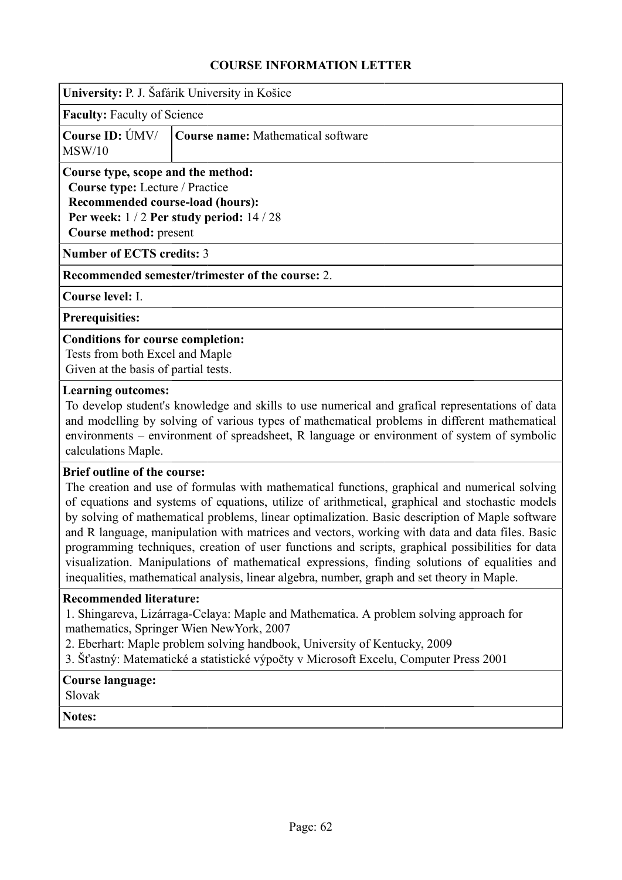# COURSE INFORMATION LETTER

**University:** P. J. Šafárik University in Košice

**Faculty:** Faculty of Science

| **Course ID:** ÚMV/ MSW/10 | **Course name:** Mathematical software |
|---|---|

**Course type, scope and the method:**
**Course type:** Lecture / Practice
**Recommended course-load (hours):**
**Per week:** 1 / 2 **Per study period:** 14 / 28
**Course method:** present

**Number of ECTS credits:** 3

**Recommended semester/trimester of the course:** 2.

**Course level:** I.

**Prerequisites:**

**Conditions for course completion:**
Tests from both Excel and Maple
Given at the basis of partial tests.

**Learning outcomes:**
To develop student's knowledge and skills to use numerical and grafical representations of data and modelling by solving of various types of mathematical problems in different mathematical environments – environment of spreadsheet, R language or environment of system of symbolic calculations Maple.

**Brief outline of the course:**
The creation and use of formulas with mathematical functions, graphical and numerical solving of equations and systems of equations, utilize of arithmetical, graphical and stochastic models by solving of mathematical problems, linear optimalization. Basic description of Maple software and R language, manipulation with matrices and vectors, working with data and data files. Basic programming techniques, creation of user functions and scripts, graphical possibilities for data visualization. Manipulations of mathematical expressions, finding solutions of equalities and inequalities, mathematical analysis, linear algebra, number, graph and set theory in Maple.

**Recommended literature:**
1. Shingareva, Lizárraga-Celaya: Maple and Mathematica. A problem solving approach for mathematics, Springer Wien NewYork, 2007
2. Eberhart: Maple problem solving handbook, University of Kentucky, 2009
3. Šťastný: Matematické a statistické výpočty v Microsoft Excelu, Computer Press 2001

**Course language:**
Slovak

**Notes:**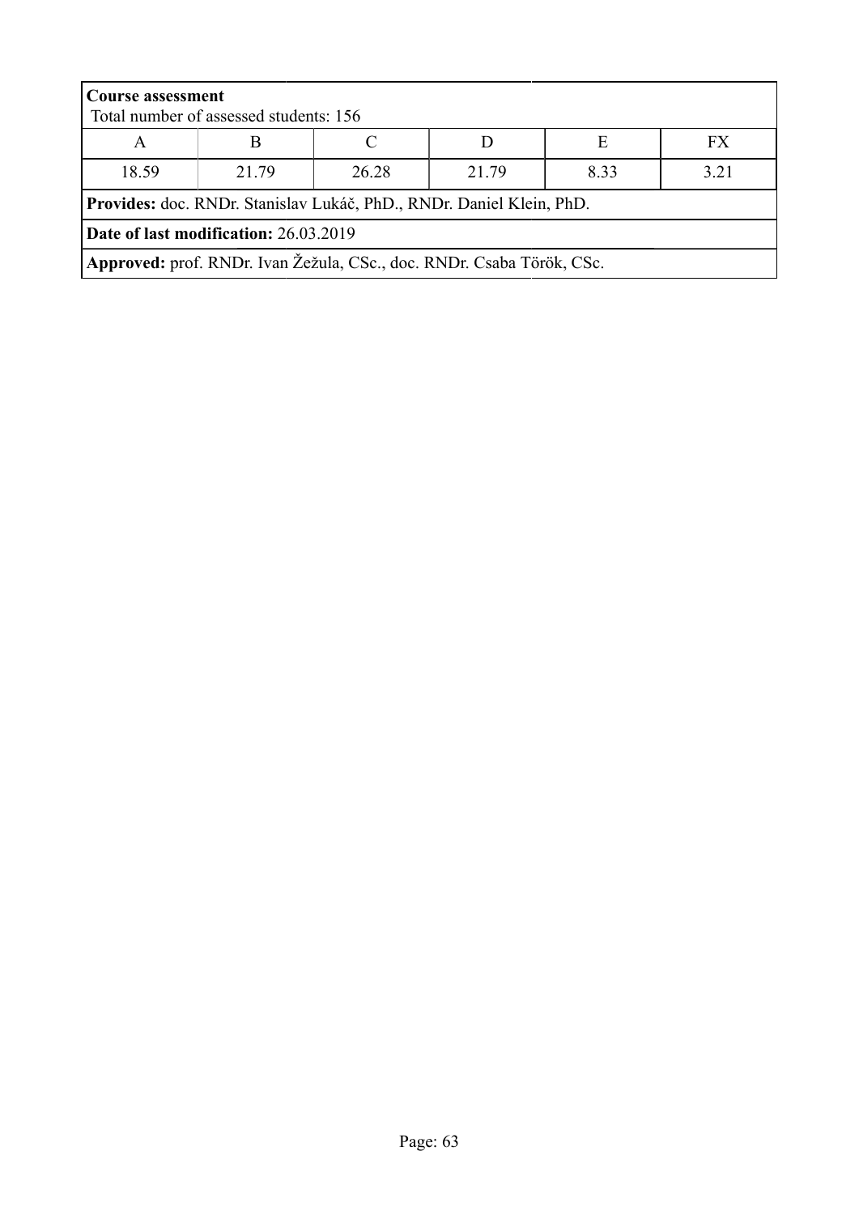**Course assessment**
Total number of assessed students: 156

| A | B | C | D | E | FX |
| --- | --- | --- | --- | --- | --- |
| 18.59 | 21.79 | 26.28 | 21.79 | 8.33 | 3.21 |

**Provides:** doc. RNDr. Stanislav Lukáč, PhD., RNDr. Daniel Klein, PhD.

**Date of last modification:** 26.03.2019

**Approved:** prof. RNDr. Ivan Žežula, CSc., doc. RNDr. Csaba Török, CSc.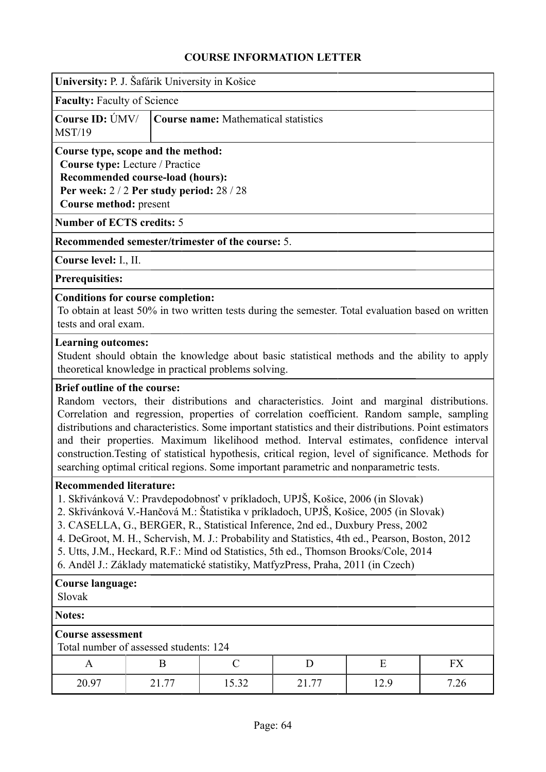# COURSE INFORMATION LETTER

**University:** P. J. Šafárik University in Košice

**Faculty:** Faculty of Science

**Course ID:** ÚMV/ MST/19

**Course name:** Mathematical statistics

**Course type, scope and the method:**
**Course type:** Lecture / Practice
**Recommended course-load (hours):**
**Per week:** 2 / 2 **Per study period:** 28 / 28
**Course method:** present

**Number of ECTS credits:** 5

**Recommended semester/trimester of the course:** 5.

**Course level:** I., II.

**Prerequisites:**

**Conditions for course completion:**
To obtain at least 50% in two written tests during the semester. Total evaluation based on written tests and oral exam.

**Learning outcomes:**
Student should obtain the knowledge about basic statistical methods and the ability to apply theoretical knowledge in practical problems solving.

**Brief outline of the course:**
Random vectors, their distributions and characteristics. Joint and marginal distributions. Correlation and regression, properties of correlation coefficient. Random sample, sampling distributions and characteristics. Some important statistics and their distributions. Point estimators and their properties. Maximum likelihood method. Interval estimates, confidence interval construction.Testing of statistical hypothesis, critical region, level of significance. Methods for searching optimal critical regions. Some important parametric and nonparametric tests.

**Recommended literature:**
1. Skřivánková V.: Pravdepodobnosť v príkladoch, UPJŠ, Košice, 2006 (in Slovak)
2. Skřivánková V.-Hančová M.: Štatistika v príkladoch, UPJŠ, Košice, 2005 (in Slovak)
3. CASELLA, G., BERGER, R., Statistical Inference, 2nd ed., Duxbury Press, 2002
4. DeGroot, M. H., Schervish, M. J.: Probability and Statistics, 4th ed., Pearson, Boston, 2012
5. Utts, J.M., Heckard, R.F.: Mind od Statistics, 5th ed., Thomson Brooks/Cole, 2014
6. Anděl J.: Základy matematické statistiky, MatfyzPress, Praha, 2011 (in Czech)

**Course language:**
Slovak

**Notes:**

**Course assessment**
Total number of assessed students: 124

| A | B | C | D | E | FX |
|---|---|---|---|---|---|
| 20.97 | 21.77 | 15.32 | 21.77 | 12.9 | 7.26 |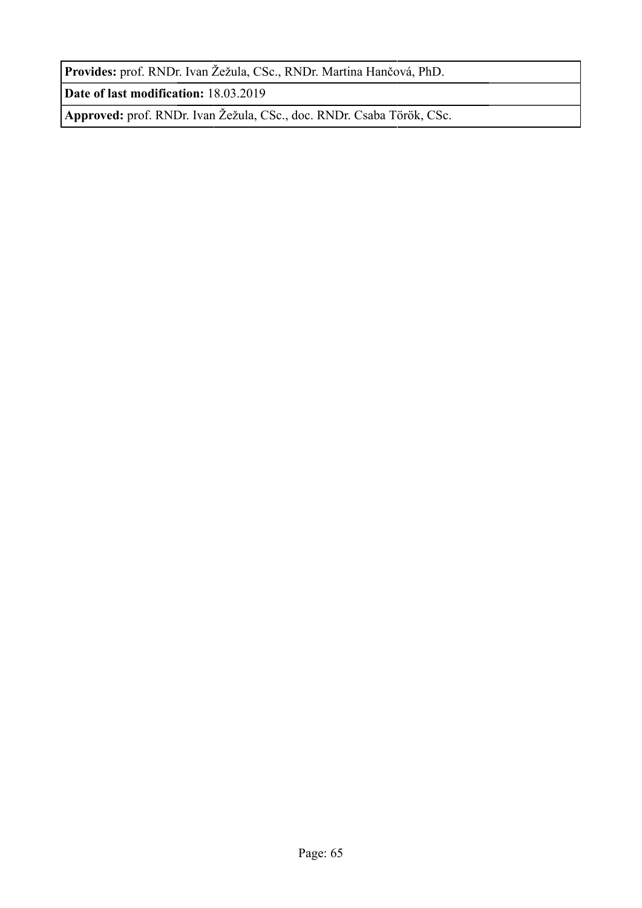| **Provides:** prof. RNDr. Ivan Žežula, CSc., RNDr. Martina Hančová, PhD. |
| --- |
| **Date of last modification:** 18.03.2019 |
| **Approved:** prof. RNDr. Ivan Žežula, CSc., doc. RNDr. Csaba Török, CSc. |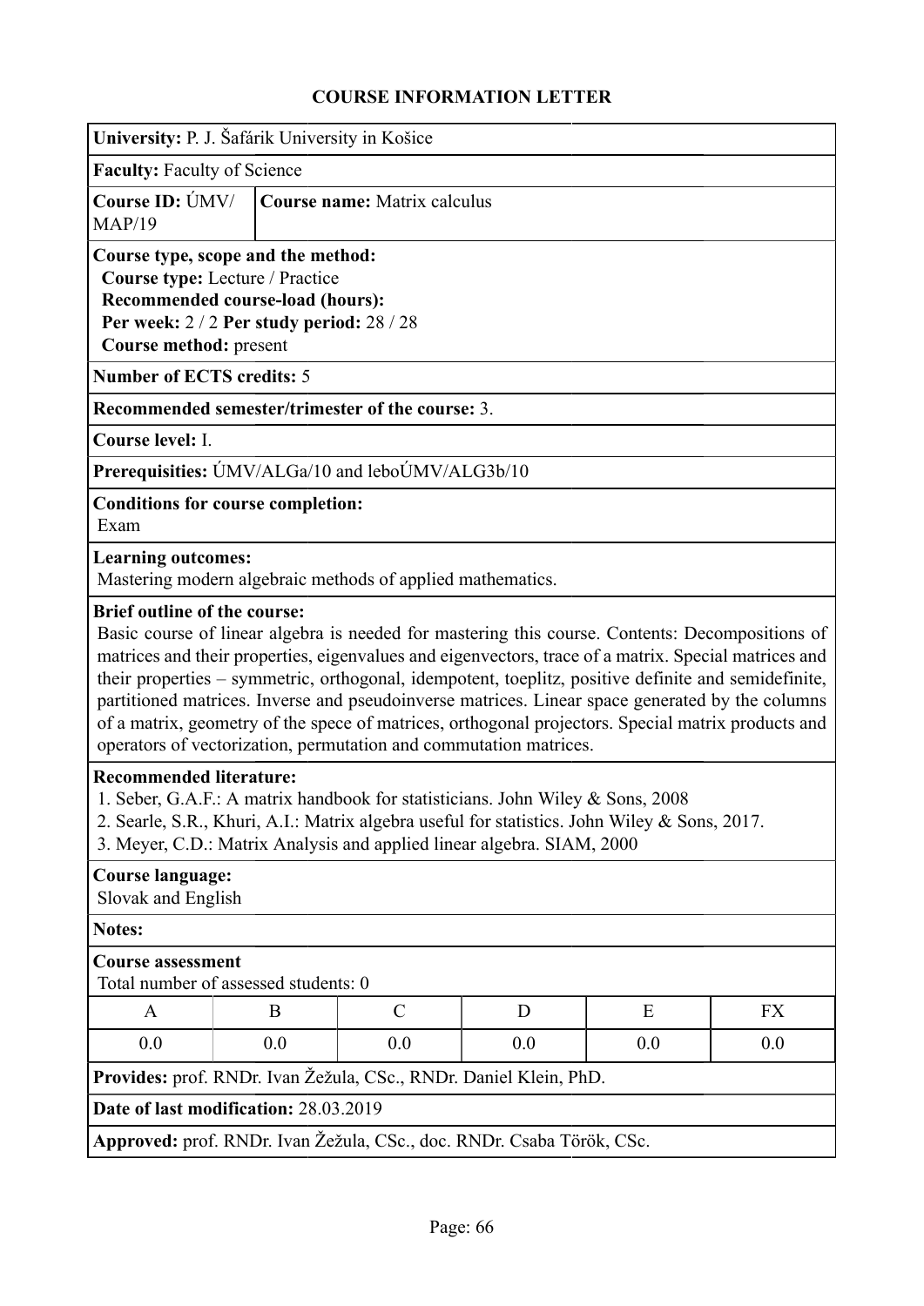## COURSE INFORMATION LETTER

**University:** P. J. Šafárik University in Košice

**Faculty:** Faculty of Science

| **Course ID:** ÚMV/ MAP/19 | **Course name:** Matrix calculus |
|---|---|

**Course type, scope and the method:**
**Course type:** Lecture / Practice
**Recommended course-load (hours):**
**Per week:** 2 / 2 **Per study period:** 28 / 28
**Course method:** present

**Number of ECTS credits:** 5

**Recommended semester/trimester of the course:** 3.

**Course level:** I.

**Prerequisities:** ÚMV/ALGa/10 and leboÚMV/ALG3b/10

**Conditions for course completion:**
Exam

**Learning outcomes:**
Mastering modern algebraic methods of applied mathematics.

**Brief outline of the course:**
Basic course of linear algebra is needed for mastering this course. Contents: Decompositions of matrices and their properties, eigenvalues and eigenvectors, trace of a matrix. Special matrices and their properties – symmetric, orthogonal, idempotent, toeplitz, positive definite and semidefinite, partitioned matrices. Inverse and pseudoinverse matrices. Linear space generated by the columns of a matrix, geometry of the spece of matrices, orthogonal projectors. Special matrix products and operators of vectorization, permutation and commutation matrices.

**Recommended literature:**
1. Seber, G.A.F.: A matrix handbook for statisticians. John Wiley & Sons, 2008
2. Searle, S.R., Khuri, A.I.: Matrix algebra useful for statistics. John Wiley & Sons, 2017.
3. Meyer, C.D.: Matrix Analysis and applied linear algebra. SIAM, 2000

**Course language:**
Slovak and English

**Notes:**

**Course assessment**
Total number of assessed students: 0

| A | B | C | D | E | FX |
|---|---|---|---|---|---|
| 0.0 | 0.0 | 0.0 | 0.0 | 0.0 | 0.0 |

**Provides:** prof. RNDr. Ivan Žežula, CSc., RNDr. Daniel Klein, PhD.

**Date of last modification:** 28.03.2019

**Approved:** prof. RNDr. Ivan Žežula, CSc., doc. RNDr. Csaba Török, CSc.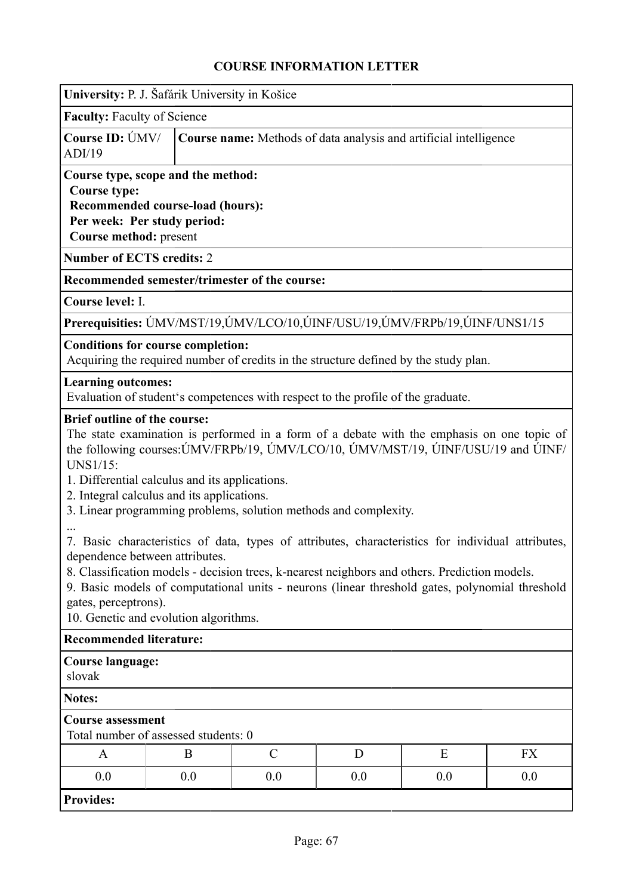## COURSE INFORMATION LETTER

**University:** P. J. Šafárik University in Košice

**Faculty:** Faculty of Science

**Course ID:** ÚMV/ADI/19 | **Course name:** Methods of data analysis and artificial intelligence

**Course type, scope and the method:**
**Course type:**
**Recommended course-load (hours):**
**Per week: Per study period:**
**Course method:** present

**Number of ECTS credits:** 2

**Recommended semester/trimester of the course:**

**Course level:** I.

**Prerequisities:** ÚMV/MST/19,ÚMV/LCO/10,ÚINF/USU/19,ÚMV/FRPb/19,ÚINF/UNS1/15

**Conditions for course completion:**
Acquiring the required number of credits in the structure defined by the study plan.

**Learning outcomes:**
Evaluation of student's competences with respect to the profile of the graduate.

**Brief outline of the course:**
The state examination is performed in a form of a debate with the emphasis on one topic of the following courses:ÚMV/FRPb/19, ÚMV/LCO/10, ÚMV/MST/19, ÚINF/USU/19 and ÚINF/UNS1/15:

1. Differential calculus and its applications.
2. Integral calculus and its applications.
3. Linear programming problems, solution methods and complexity.

...

7. Basic characteristics of data, types of attributes, characteristics for individual attributes, dependence between attributes.
8. Classification models - decision trees, k-nearest neighbors and others. Prediction models.
9. Basic models of computational units - neurons (linear threshold gates, polynomial threshold gates, perceptrons).
10. Genetic and evolution algorithms.

**Recommended literature:**

**Course language:**
slovak

**Notes:**

**Course assessment**
Total number of assessed students: 0

| A | B | C | D | E | FX |
|---|---|---|---|---|---|
| 0.0 | 0.0 | 0.0 | 0.0 | 0.0 | 0.0 |

**Provides:**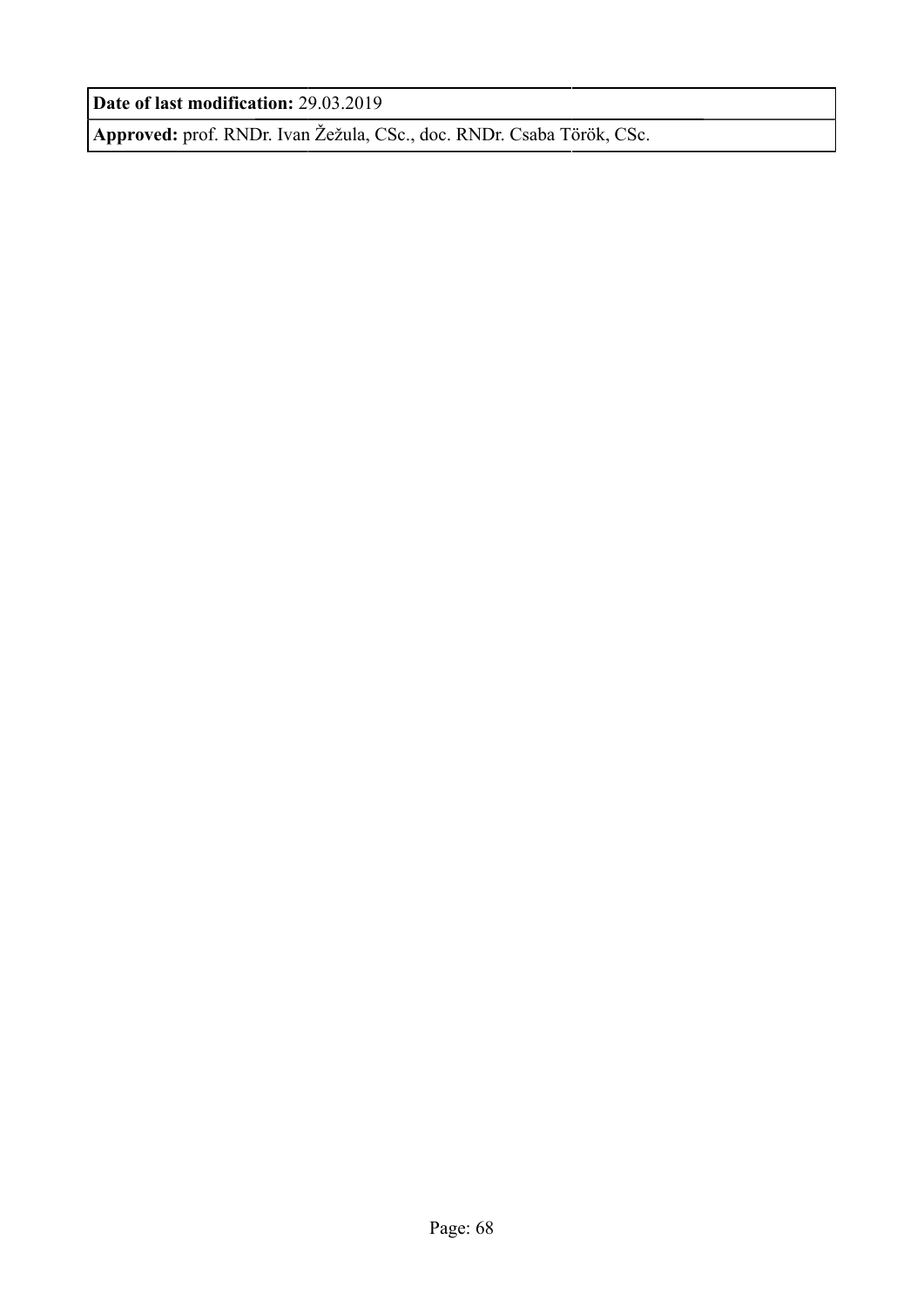| **Date of last modification:** 29.03.2019 |
| --- |
| **Approved:** prof. RNDr. Ivan Žežula, CSc., doc. RNDr. Csaba Török, CSc. |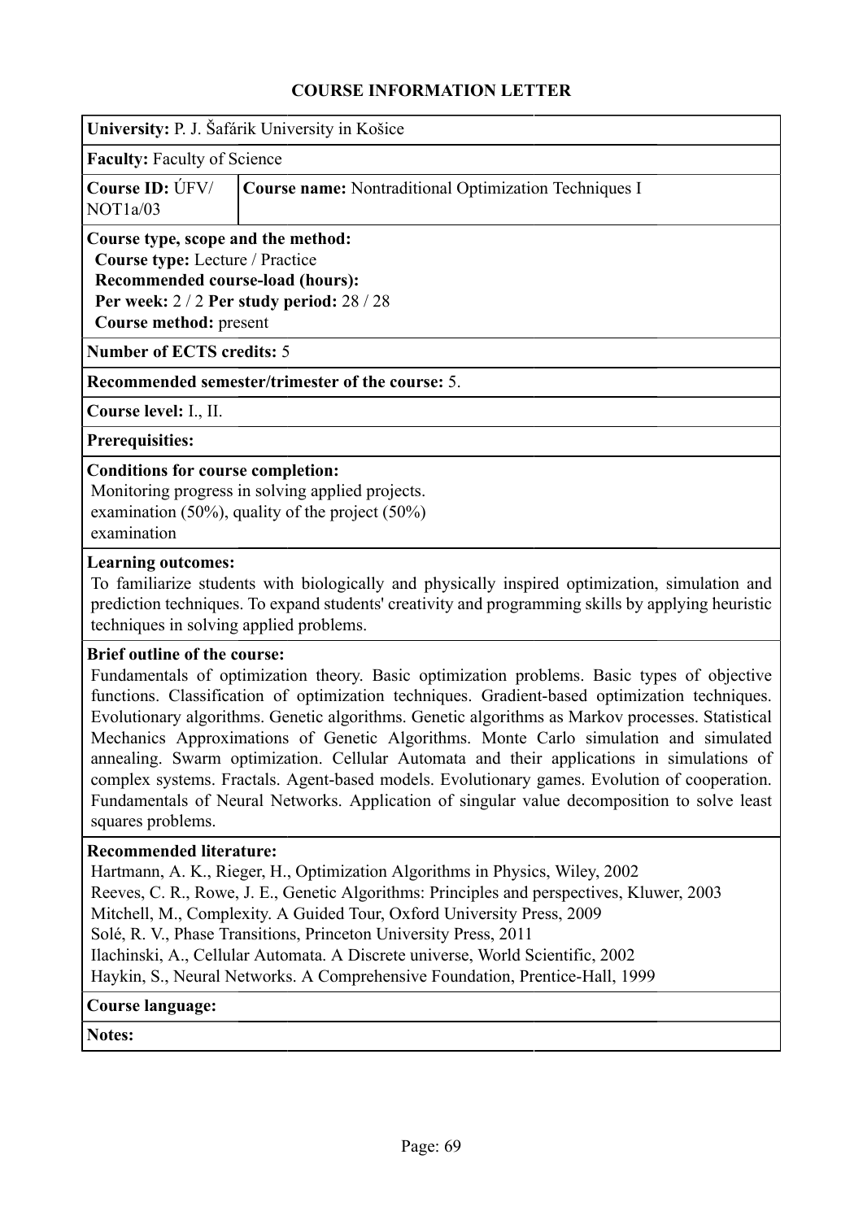## COURSE INFORMATION LETTER

**University:** P. J. Šafárik University in Košice

**Faculty:** Faculty of Science

| **Course ID:** ÚFV/NOT1a/03 | **Course name:** Nontraditional Optimization Techniques I |
|---|---|

**Course type, scope and the method:**
**Course type:** Lecture / Practice
**Recommended course-load (hours):**
**Per week:** 2 / 2 **Per study period:** 28 / 28
**Course method:** present

**Number of ECTS credits:** 5

**Recommended semester/trimester of the course:** 5.

**Course level:** I., II.

**Prerequisites:**

**Conditions for course completion:**
Monitoring progress in solving applied projects.
examination (50%), quality of the project (50%)
examination

**Learning outcomes:**
To familiarize students with biologically and physically inspired optimization, simulation and prediction techniques. To expand students' creativity and programming skills by applying heuristic techniques in solving applied problems.

**Brief outline of the course:**
Fundamentals of optimization theory. Basic optimization problems. Basic types of objective functions. Classification of optimization techniques. Gradient-based optimization techniques. Evolutionary algorithms. Genetic algorithms. Genetic algorithms as Markov processes. Statistical Mechanics Approximations of Genetic Algorithms. Monte Carlo simulation and simulated annealing. Swarm optimization. Cellular Automata and their applications in simulations of complex systems. Fractals. Agent-based models. Evolutionary games. Evolution of cooperation. Fundamentals of Neural Networks. Application of singular value decomposition to solve least squares problems.

**Recommended literature:**
Hartmann, A. K., Rieger, H., Optimization Algorithms in Physics, Wiley, 2002
Reeves, C. R., Rowe, J. E., Genetic Algorithms: Principles and perspectives, Kluwer, 2003
Mitchell, M., Complexity. A Guided Tour, Oxford University Press, 2009
Solé, R. V., Phase Transitions, Princeton University Press, 2011
Ilachinski, A., Cellular Automata. A Discrete universe, World Scientific, 2002
Haykin, S., Neural Networks. A Comprehensive Foundation, Prentice-Hall, 1999

**Course language:**

**Notes:**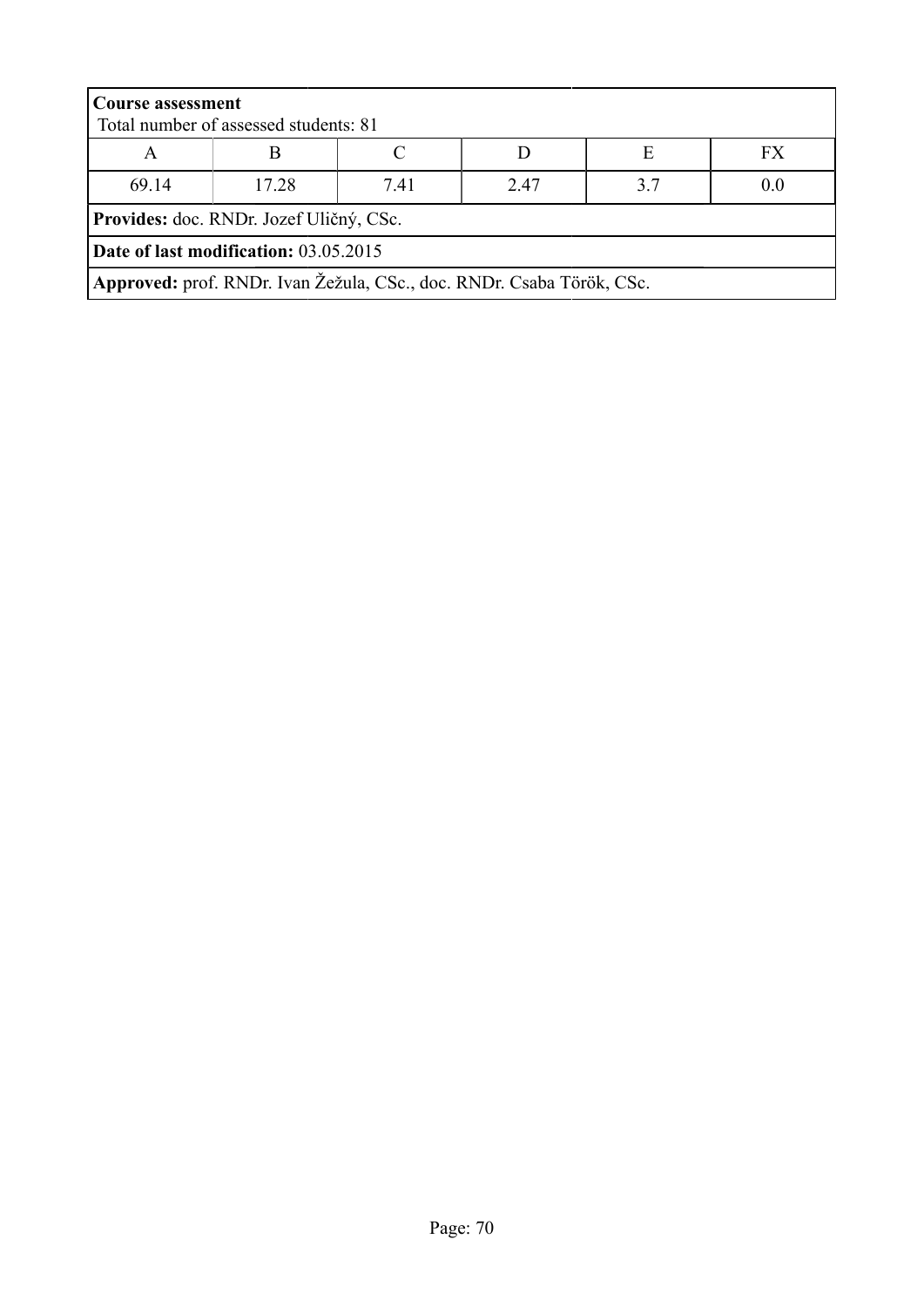**Course assessment**
Total number of assessed students: 81

| A | B | C | D | E | FX |
|---|---|---|---|---|---|
| 69.14 | 17.28 | 7.41 | 2.47 | 3.7 | 0.0 |

**Provides:** doc. RNDr. Jozef Uličný, CSc.

**Date of last modification:** 03.05.2015

**Approved:** prof. RNDr. Ivan Žežula, CSc., doc. RNDr. Csaba Török, CSc.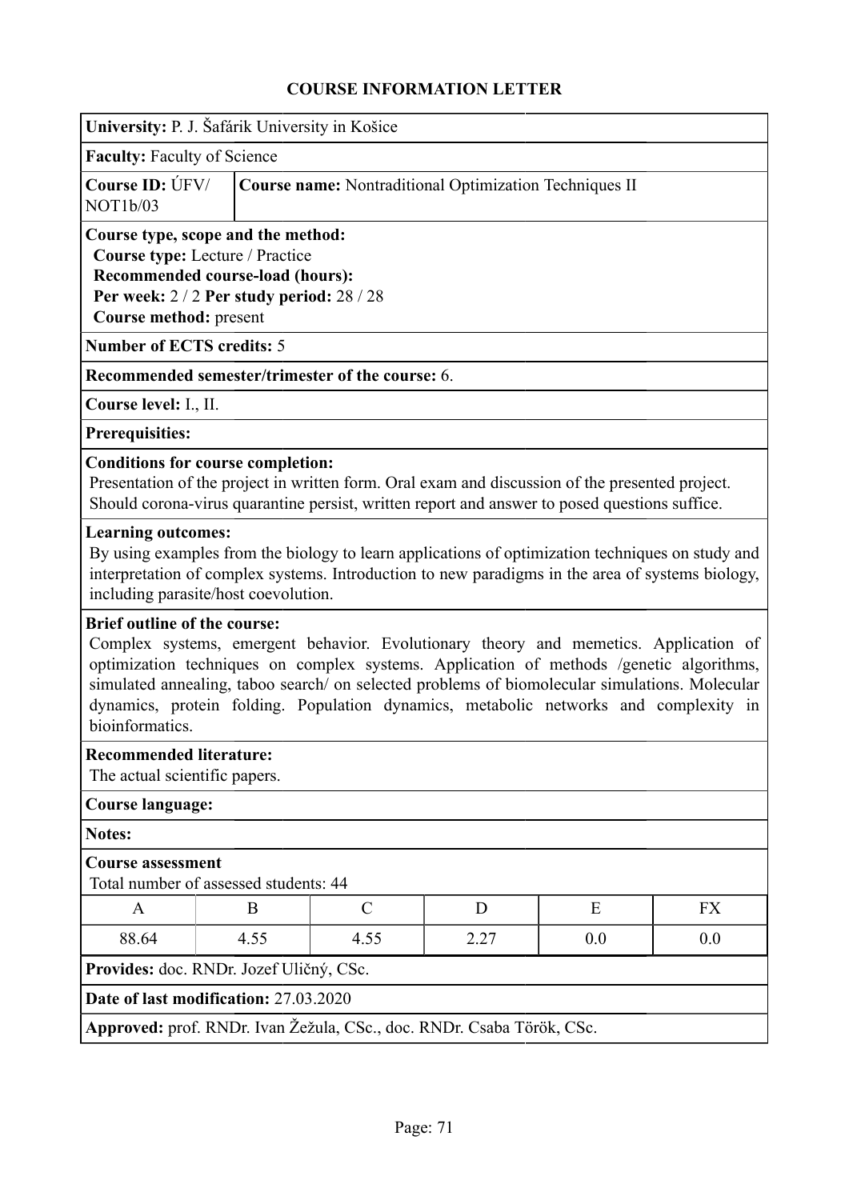# COURSE INFORMATION LETTER

**University:** P. J. Šafárik University in Košice

**Faculty:** Faculty of Science

**Course ID:** ÚFV/NOT1b/03

**Course name:** Nontraditional Optimization Techniques II

**Course type, scope and the method:**
**Course type:** Lecture / Practice
**Recommended course-load (hours):**
**Per week:** 2 / 2 **Per study period:** 28 / 28
**Course method:** present

**Number of ECTS credits:** 5

**Recommended semester/trimester of the course:** 6.

**Course level:** I., II.

**Prerequisites:**

**Conditions for course completion:**
Presentation of the project in written form. Oral exam and discussion of the presented project. Should corona-virus quarantine persist, written report and answer to posed questions suffice.

**Learning outcomes:**
By using examples from the biology to learn applications of optimization techniques on study and interpretation of complex systems. Introduction to new paradigms in the area of systems biology, including parasite/host coevolution.

**Brief outline of the course:**
Complex systems, emergent behavior. Evolutionary theory and memetics. Application of optimization techniques on complex systems. Application of methods /genetic algorithms, simulated annealing, taboo search/ on selected problems of biomolecular simulations. Molecular dynamics, protein folding. Population dynamics, metabolic networks and complexity in bioinformatics.

**Recommended literature:**
The actual scientific papers.

**Course language:**

**Notes:**

**Course assessment**
Total number of assessed students: 44

| A | B | C | D | E | FX |
|---|---|---|---|---|---|
| 88.64 | 4.55 | 4.55 | 2.27 | 0.0 | 0.0 |

**Provides:** doc. RNDr. Jozef Uličný, CSc.

**Date of last modification:** 27.03.2020

**Approved:** prof. RNDr. Ivan Žežula, CSc., doc. RNDr. Csaba Török, CSc.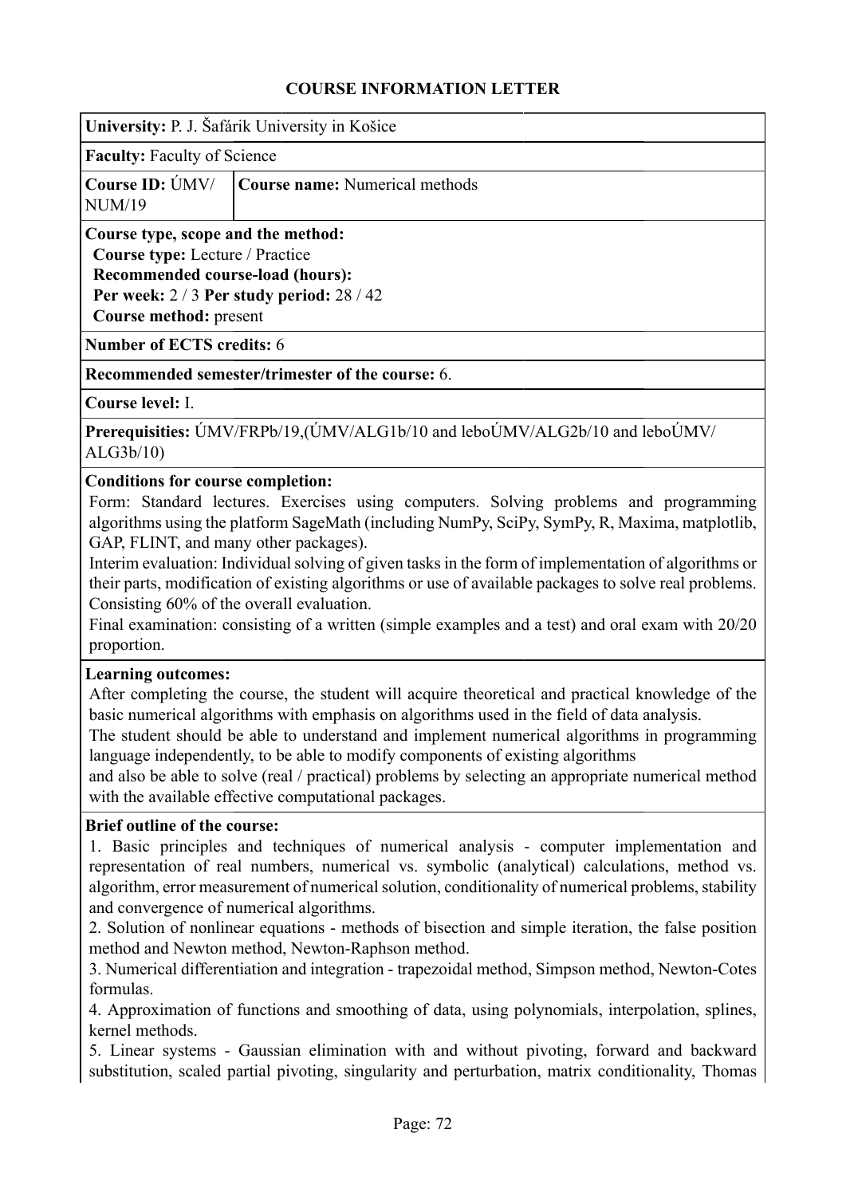## COURSE INFORMATION LETTER

**University:** P. J. Šafárik University in Košice

**Faculty:** Faculty of Science

| **Course ID:** ÚMV/NUM/19 | **Course name:** Numerical methods |
|---|---|

**Course type, scope and the method:**
**Course type:** Lecture / Practice
**Recommended course-load (hours):**
**Per week:** 2 / 3 **Per study period:** 28 / 42
**Course method:** present

**Number of ECTS credits:** 6

**Recommended semester/trimester of the course:** 6.

**Course level:** I.

**Prerequisities:** ÚMV/FRPb/19,(ÚMV/ALG1b/10 and leboÚMV/ALG2b/10 and leboÚMV/ALG3b/10)

**Conditions for course completion:**

Form: Standard lectures. Exercises using computers. Solving problems and programming algorithms using the platform SageMath (including NumPy, SciPy, SymPy, R, Maxima, matplotlib, GAP, FLINT, and many other packages).
Interim evaluation: Individual solving of given tasks in the form of implementation of algorithms or their parts, modification of existing algorithms or use of available packages to solve real problems. Consisting 60% of the overall evaluation.
Final examination: consisting of a written (simple examples and a test) and oral exam with 20/20 proportion.

**Learning outcomes:**

After completing the course, the student will acquire theoretical and practical knowledge of the basic numerical algorithms with emphasis on algorithms used in the field of data analysis.
The student should be able to understand and implement numerical algorithms in programming language independently, to be able to modify components of existing algorithms
and also be able to solve (real / practical) problems by selecting an appropriate numerical method with the available effective computational packages.

**Brief outline of the course:**

1. Basic principles and techniques of numerical analysis - computer implementation and representation of real numbers, numerical vs. symbolic (analytical) calculations, method vs. algorithm, error measurement of numerical solution, conditionality of numerical problems, stability and convergence of numerical algorithms.
2. Solution of nonlinear equations - methods of bisection and simple iteration, the false position method and Newton method, Newton-Raphson method.
3. Numerical differentiation and integration - trapezoidal method, Simpson method, Newton-Cotes formulas.
4. Approximation of functions and smoothing of data, using polynomials, interpolation, splines, kernel methods.
5. Linear systems - Gaussian elimination with and without pivoting, forward and backward substitution, scaled partial pivoting, singularity and perturbation, matrix conditionality, Thomas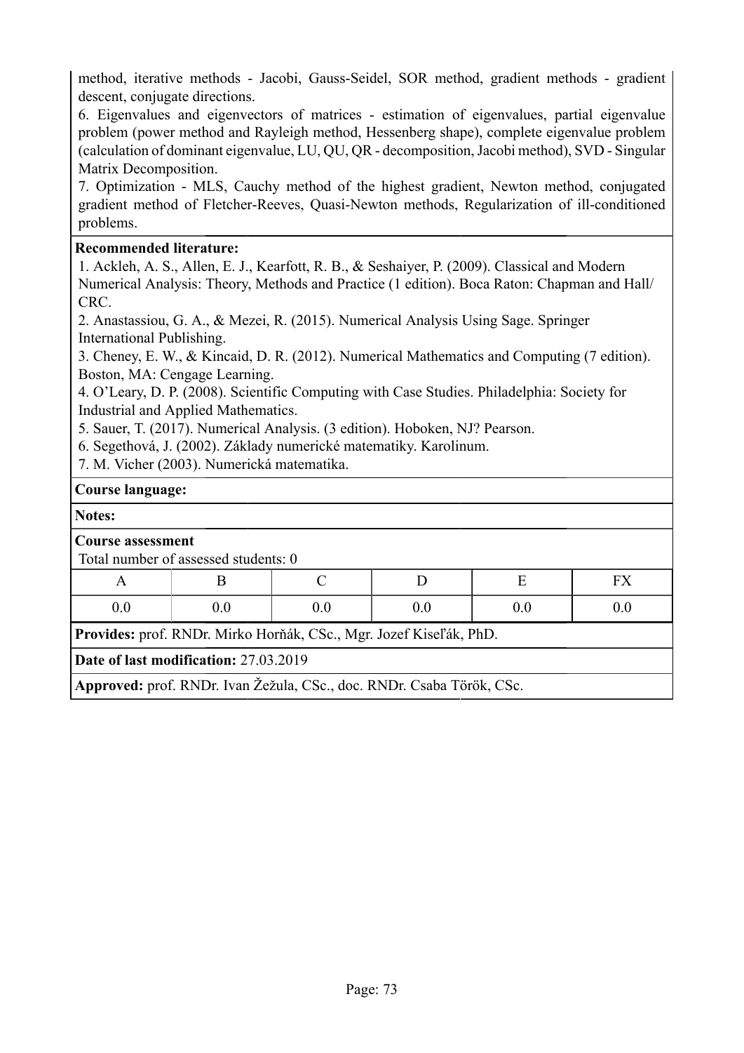method, iterative methods - Jacobi, Gauss-Seidel, SOR method, gradient methods - gradient descent, conjugate directions.

6. Eigenvalues and eigenvectors of matrices - estimation of eigenvalues, partial eigenvalue problem (power method and Rayleigh method, Hessenberg shape), complete eigenvalue problem (calculation of dominant eigenvalue, LU, QU, QR - decomposition, Jacobi method), SVD - Singular Matrix Decomposition.

7. Optimization - MLS, Cauchy method of the highest gradient, Newton method, conjugated gradient method of Fletcher-Reeves, Quasi-Newton methods, Regularization of ill-conditioned problems.

**Recommended literature:**

1. Ackleh, A. S., Allen, E. J., Kearfott, R. B., & Seshaiyer, P. (2009). Classical and Modern Numerical Analysis: Theory, Methods and Practice (1 edition). Boca Raton: Chapman and Hall/CRC.
2. Anastassiou, G. A., & Mezei, R. (2015). Numerical Analysis Using Sage. Springer International Publishing.
3. Cheney, E. W., & Kincaid, D. R. (2012). Numerical Mathematics and Computing (7 edition). Boston, MA: Cengage Learning.
4. O'Leary, D. P. (2008). Scientific Computing with Case Studies. Philadelphia: Society for Industrial and Applied Mathematics.
5. Sauer, T. (2017). Numerical Analysis. (3 edition). Hoboken, NJ? Pearson.
6. Segethová, J. (2002). Základy numerické matematiky. Karolinum.
7. M. Vicher (2003). Numerická matematika.

**Course language:**

**Notes:**

**Course assessment**

Total number of assessed students: 0

| A | B | C | D | E | FX |
|---|---|---|---|---|---|
| 0.0 | 0.0 | 0.0 | 0.0 | 0.0 | 0.0 |

**Provides:** prof. RNDr. Mirko Horňák, CSc., Mgr. Jozef Kiseľák, PhD.

**Date of last modification:** 27.03.2019

**Approved:** prof. RNDr. Ivan Žežula, CSc., doc. RNDr. Csaba Török, CSc.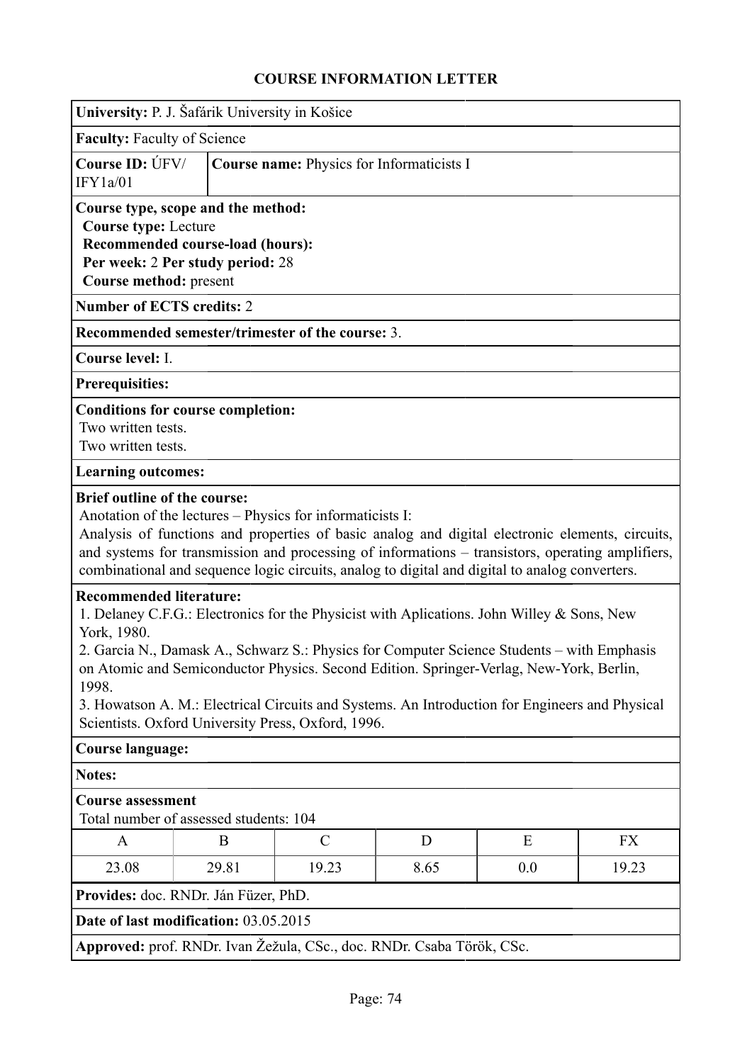# COURSE INFORMATION LETTER

**University:** P. J. Šafárik University in Košice

**Faculty:** Faculty of Science

**Course ID:** ÚFV/IFY1a/01

**Course name:** Physics for Informaticists I

**Course type, scope and the method:**
**Course type:** Lecture
**Recommended course-load (hours):**
**Per week:** 2 **Per study period:** 28
**Course method:** present

**Number of ECTS credits:** 2

**Recommended semester/trimester of the course:** 3.

**Course level:** I.

**Prerequisites:**

**Conditions for course completion:**
Two written tests.
Two written tests.

**Learning outcomes:**

**Brief outline of the course:**
Anotation of the lectures – Physics for informaticists I:
Analysis of functions and properties of basic analog and digital electronic elements, circuits, and systems for transmission and processing of informations – transistors, operating amplifiers, combinational and sequence logic circuits, analog to digital and digital to analog converters.

**Recommended literature:**
1. Delaney C.F.G.: Electronics for the Physicist with Aplications. John Willey & Sons, New York, 1980.
2. Garcia N., Damask A., Schwarz S.: Physics for Computer Science Students – with Emphasis on Atomic and Semiconductor Physics. Second Edition. Springer-Verlag, New-York, Berlin, 1998.
3. Howatson A. M.: Electrical Circuits and Systems. An Introduction for Engineers and Physical Scientists. Oxford University Press, Oxford, 1996.

**Course language:**

**Notes:**

**Course assessment**
Total number of assessed students: 104

| A | B | C | D | E | FX |
|---|---|---|---|---|---|
| 23.08 | 29.81 | 19.23 | 8.65 | 0.0 | 19.23 |

**Provides:** doc. RNDr. Ján Füzer, PhD.

**Date of last modification:** 03.05.2015

**Approved:** prof. RNDr. Ivan Žežula, CSc., doc. RNDr. Csaba Török, CSc.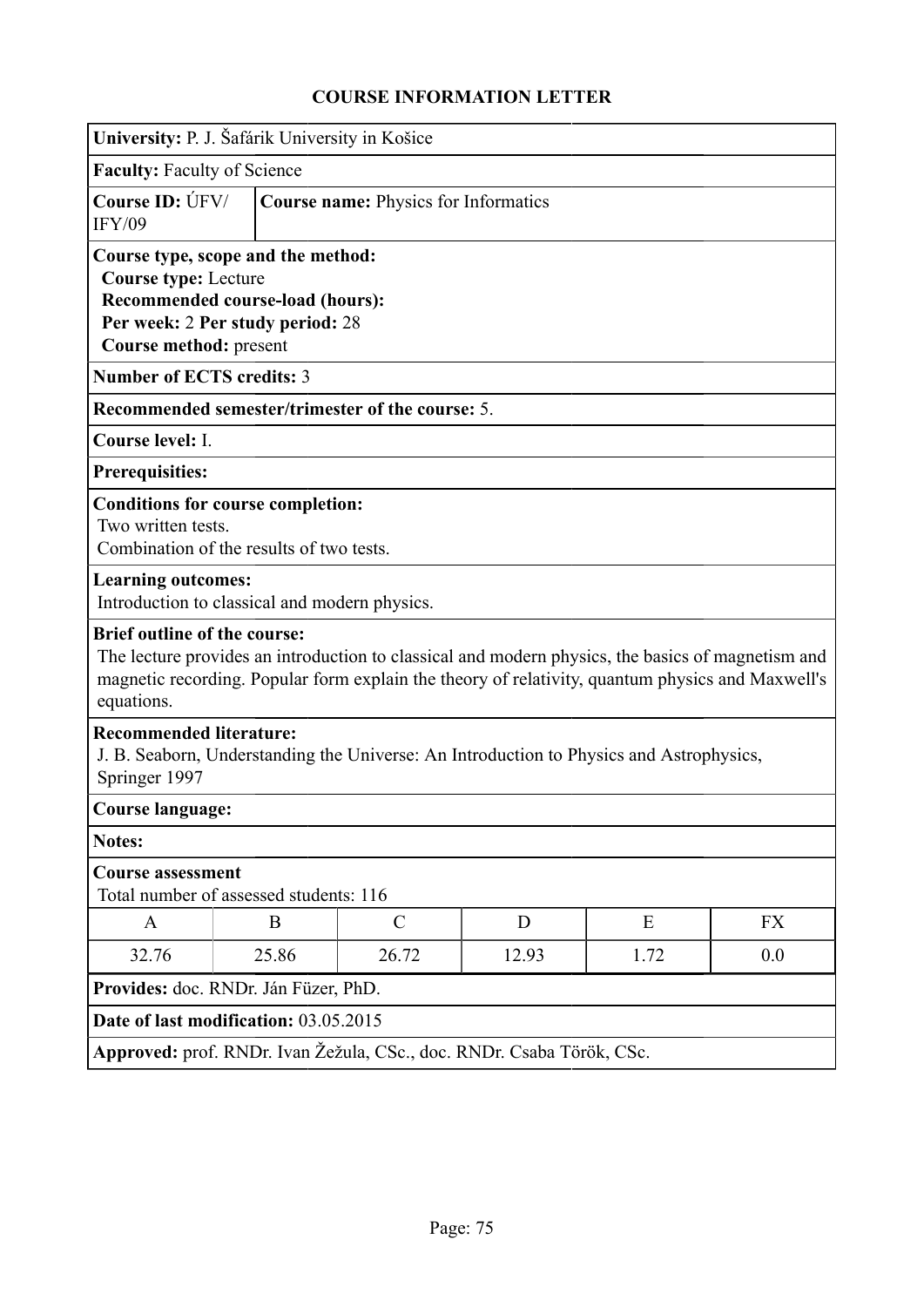# COURSE INFORMATION LETTER

**University:** P. J. Šafárik University in Košice

**Faculty:** Faculty of Science

**Course ID:** ÚFV/IFY/09

**Course name:** Physics for Informatics

**Course type, scope and the method:**
**Course type:** Lecture
**Recommended course-load (hours):**
**Per week:** 2 **Per study period:** 28
**Course method:** present

**Number of ECTS credits:** 3

**Recommended semester/trimester of the course:** 5.

**Course level:** I.

**Prerequisites:**

**Conditions for course completion:**
Two written tests.
Combination of the results of two tests.

**Learning outcomes:**
Introduction to classical and modern physics.

**Brief outline of the course:**
The lecture provides an introduction to classical and modern physics, the basics of magnetism and magnetic recording. Popular form explain the theory of relativity, quantum physics and Maxwell's equations.

**Recommended literature:**
J. B. Seaborn, Understanding the Universe: An Introduction to Physics and Astrophysics, Springer 1997

**Course language:**

**Notes:**

**Course assessment**
Total number of assessed students: 116

| A | B | C | D | E | FX |
|---|---|---|---|---|---|
| 32.76 | 25.86 | 26.72 | 12.93 | 1.72 | 0.0 |

**Provides:** doc. RNDr. Ján Füzer, PhD.

**Date of last modification:** 03.05.2015

**Approved:** prof. RNDr. Ivan Žežula, CSc., doc. RNDr. Csaba Török, CSc.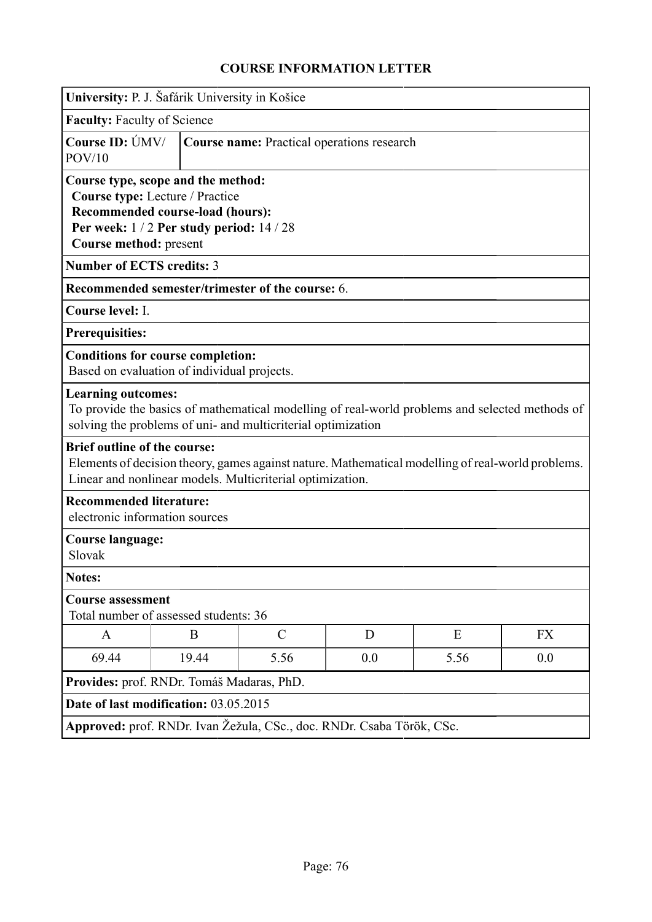# COURSE INFORMATION LETTER

**University:** P. J. Šafárik University in Košice

**Faculty:** Faculty of Science

**Course ID:** ÚMV/POV/10

**Course name:** Practical operations research

**Course type, scope and the method:**
**Course type:** Lecture / Practice
**Recommended course-load (hours):**
**Per week:** 1 / 2 **Per study period:** 14 / 28
**Course method:** present

**Number of ECTS credits:** 3

**Recommended semester/trimester of the course:** 6.

**Course level:** I.

**Prerequisites:**

**Conditions for course completion:**
Based on evaluation of individual projects.

**Learning outcomes:**
To provide the basics of mathematical modelling of real-world problems and selected methods of solving the problems of uni- and multicriterial optimization

**Brief outline of the course:**
Elements of decision theory, games against nature. Mathematical modelling of real-world problems. Linear and nonlinear models. Multicriterial optimization.

**Recommended literature:**
electronic information sources

**Course language:**
Slovak

**Notes:**

**Course assessment**
Total number of assessed students: 36

| A | B | C | D | E | FX |
|---|---|---|---|---|---|
| 69.44 | 19.44 | 5.56 | 0.0 | 5.56 | 0.0 |

**Provides:** prof. RNDr. Tomáš Madaras, PhD.

**Date of last modification:** 03.05.2015

**Approved:** prof. RNDr. Ivan Žežula, CSc., doc. RNDr. Csaba Török, CSc.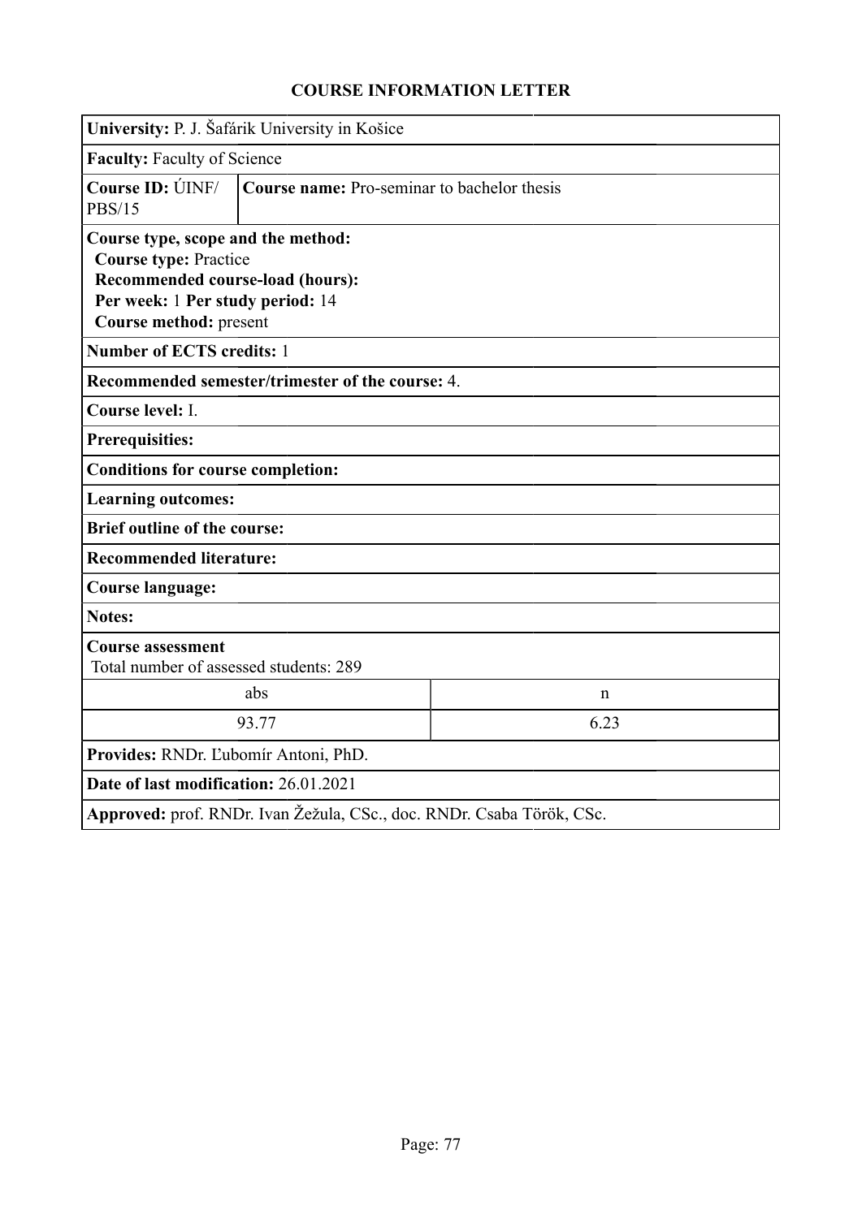## COURSE INFORMATION LETTER

**University:** P. J. Šafárik University in Košice

**Faculty:** Faculty of Science

| **Course ID:** ÚINF/PBS/15 | **Course name:** Pro-seminar to bachelor thesis |
|---|---|

**Course type, scope and the method:**
**Course type:** Practice
**Recommended course-load (hours):**
**Per week:** 1 **Per study period:** 14
**Course method:** present

**Number of ECTS credits:** 1

**Recommended semester/trimester of the course:** 4.

**Course level:** I.

**Prerequisites:**

**Conditions for course completion:**

**Learning outcomes:**

**Brief outline of the course:**

**Recommended literature:**

**Course language:**

**Notes:**

**Course assessment**
Total number of assessed students: 289

| abs | n |
|---|---|
| 93.77 | 6.23 |

**Provides:** RNDr. Ľubomír Antoni, PhD.

**Date of last modification:** 26.01.2021

**Approved:** prof. RNDr. Ivan Žežula, CSc., doc. RNDr. Csaba Török, CSc.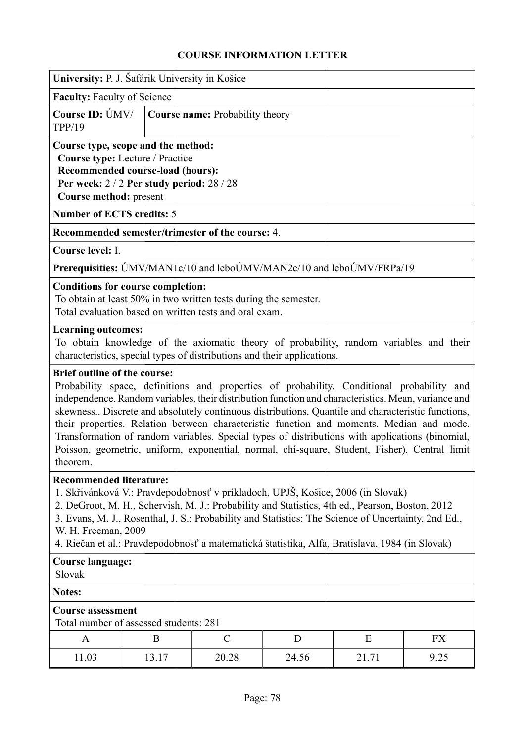# COURSE INFORMATION LETTER

**University:** P. J. Šafárik University in Košice

**Faculty:** Faculty of Science

**Course ID:** ÚMV/TPP/19

**Course name:** Probability theory

**Course type, scope and the method:**
**Course type:** Lecture / Practice
**Recommended course-load (hours):**
**Per week:** 2 / 2 **Per study period:** 28 / 28
**Course method:** present

**Number of ECTS credits:** 5

**Recommended semester/trimester of the course:** 4.

**Course level:** I.

**Prerequisites:** ÚMV/MAN1c/10 and leboÚMV/MAN2c/10 and leboÚMV/FRPa/19

**Conditions for course completion:**
To obtain at least 50% in two written tests during the semester.
Total evaluation based on written tests and oral exam.

**Learning outcomes:**
To obtain knowledge of the axiomatic theory of probability, random variables and their characteristics, special types of distributions and their applications.

**Brief outline of the course:**
Probability space, definitions and properties of probability. Conditional probability and independence. Random variables, their distribution function and characteristics. Mean, variance and skewness.. Discrete and absolutely continuous distributions. Quantile and characteristic functions, their properties. Relation between characteristic function and moments. Median and mode. Transformation of random variables. Special types of distributions with applications (binomial, Poisson, geometric, uniform, exponential, normal, chí-square, Student, Fisher). Central limit theorem.

**Recommended literature:**
1. Skřivánková V.: Pravdepodobnosť v príkladoch, UPJŠ, Košice, 2006 (in Slovak)
2. DeGroot, M. H., Schervish, M. J.: Probability and Statistics, 4th ed., Pearson, Boston, 2012
3. Evans, M. J., Rosenthal, J. S.: Probability and Statistics: The Science of Uncertainty, 2nd Ed., W. H. Freeman, 2009
4. Riečan et al.: Pravdepodobnosť a matematická štatistika, Alfa, Bratislava, 1984 (in Slovak)

**Course language:**
Slovak

**Notes:**

**Course assessment**
Total number of assessed students: 281

| A | B | C | D | E | FX |
|---|---|---|---|---|---|
| 11.03 | 13.17 | 20.28 | 24.56 | 21.71 | 9.25 |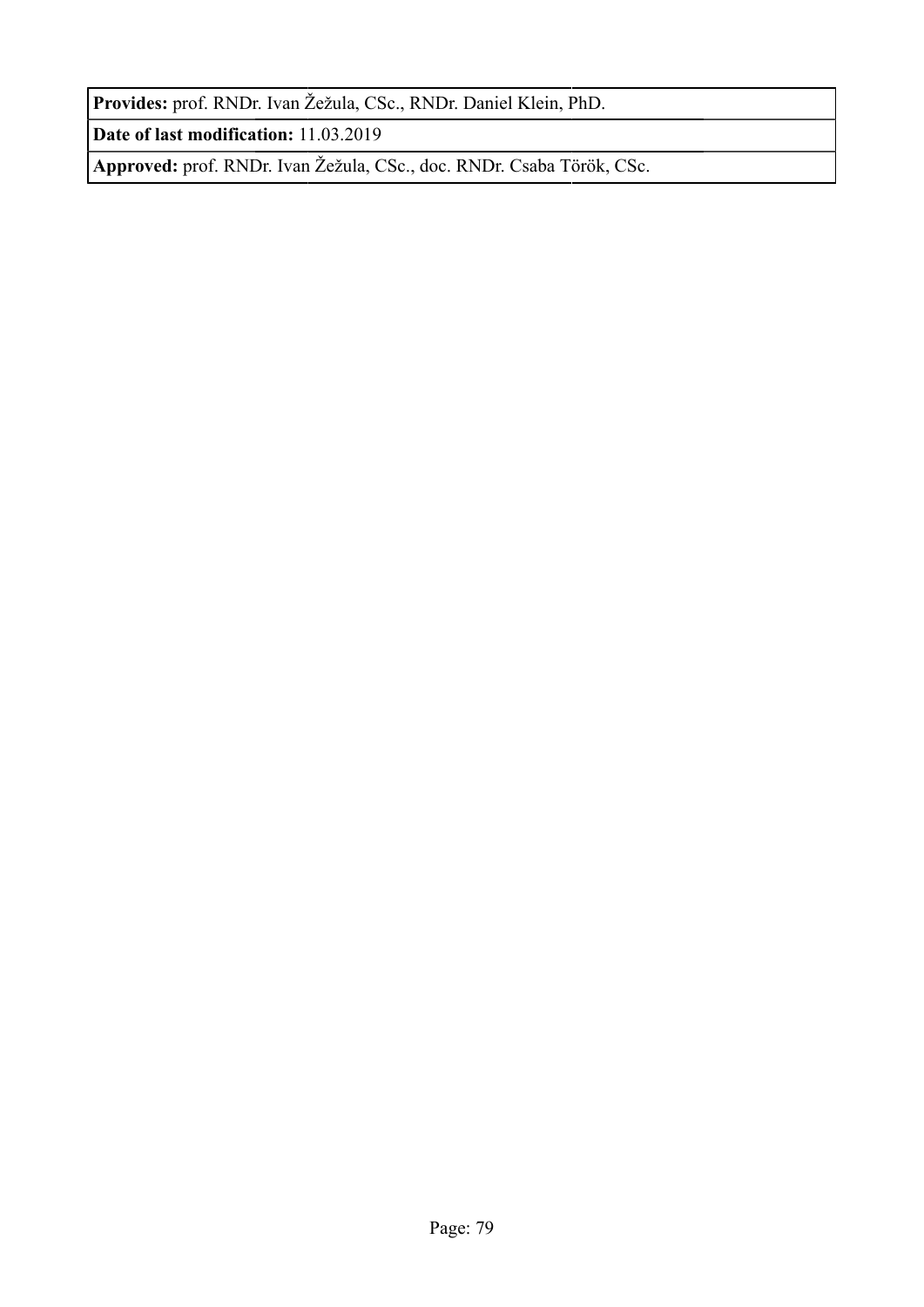**Provides:** prof. RNDr. Ivan Žežula, CSc., RNDr. Daniel Klein, PhD.

**Date of last modification:** 11.03.2019

**Approved:** prof. RNDr. Ivan Žežula, CSc., doc. RNDr. Csaba Török, CSc.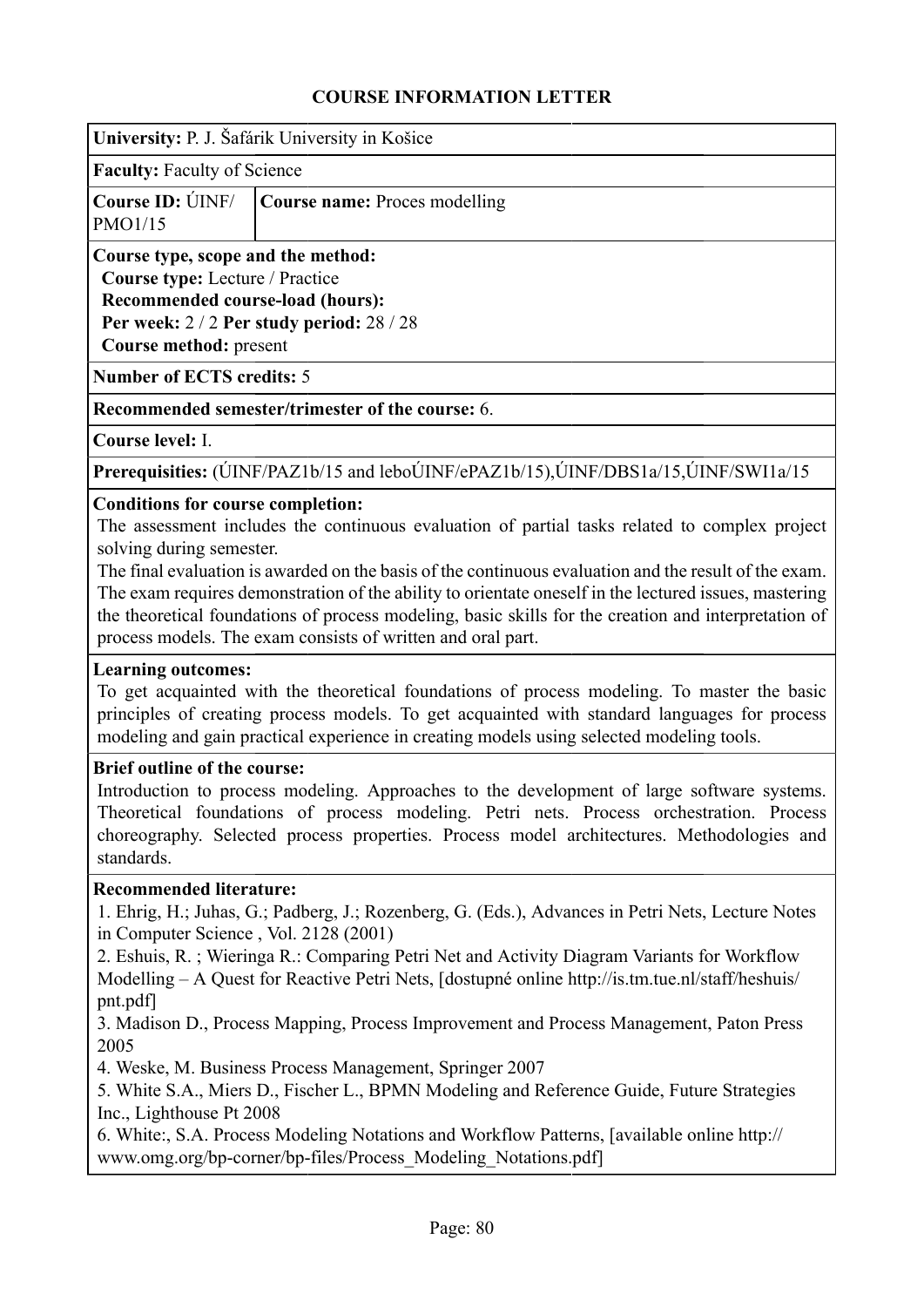# COURSE INFORMATION LETTER

**University:** P. J. Šafárik University in Košice

**Faculty:** Faculty of Science

| **Course ID:** ÚINF/ PMO1/15 | **Course name:** Proces modelling |
|---|---|

**Course type, scope and the method:**
**Course type:** Lecture / Practice
**Recommended course-load (hours):**
**Per week:** 2 / 2 **Per study period:** 28 / 28
**Course method:** present

**Number of ECTS credits:** 5

**Recommended semester/trimester of the course:** 6.

**Course level:** I.

**Prerequisites:** (ÚINF/PAZ1b/15 and leboÚINF/ePAZ1b/15),ÚINF/DBS1a/15,ÚINF/SWI1a/15

**Conditions for course completion:**
The assessment includes the continuous evaluation of partial tasks related to complex project solving during semester.
The final evaluation is awarded on the basis of the continuous evaluation and the result of the exam. The exam requires demonstration of the ability to orientate oneself in the lectured issues, mastering the theoretical foundations of process modeling, basic skills for the creation and interpretation of process models. The exam consists of written and oral part.

**Learning outcomes:**
To get acquainted with the theoretical foundations of process modeling. To master the basic principles of creating process models. To get acquainted with standard languages for process modeling and gain practical experience in creating models using selected modeling tools.

**Brief outline of the course:**
Introduction to process modeling. Approaches to the development of large software systems. Theoretical foundations of process modeling. Petri nets. Process orchestration. Process choreography. Selected process properties. Process model architectures. Methodologies and standards.

**Recommended literature:**
1. Ehrig, H.; Juhas, G.; Padberg, J.; Rozenberg, G. (Eds.), Advances in Petri Nets, Lecture Notes in Computer Science , Vol. 2128 (2001)
2. Eshuis, R. ; Wieringa R.: Comparing Petri Net and Activity Diagram Variants for Workflow Modelling – A Quest for Reactive Petri Nets, [dostupné online http://is.tm.tue.nl/staff/heshuis/pnt.pdf]
3. Madison D., Process Mapping, Process Improvement and Process Management, Paton Press 2005
4. Weske, M. Business Process Management, Springer 2007
5. White S.A., Miers D., Fischer L., BPMN Modeling and Reference Guide, Future Strategies Inc., Lighthouse Pt 2008
6. White:, S.A. Process Modeling Notations and Workflow Patterns, [available online http://www.omg.org/bp-corner/bp-files/Process_Modeling_Notations.pdf]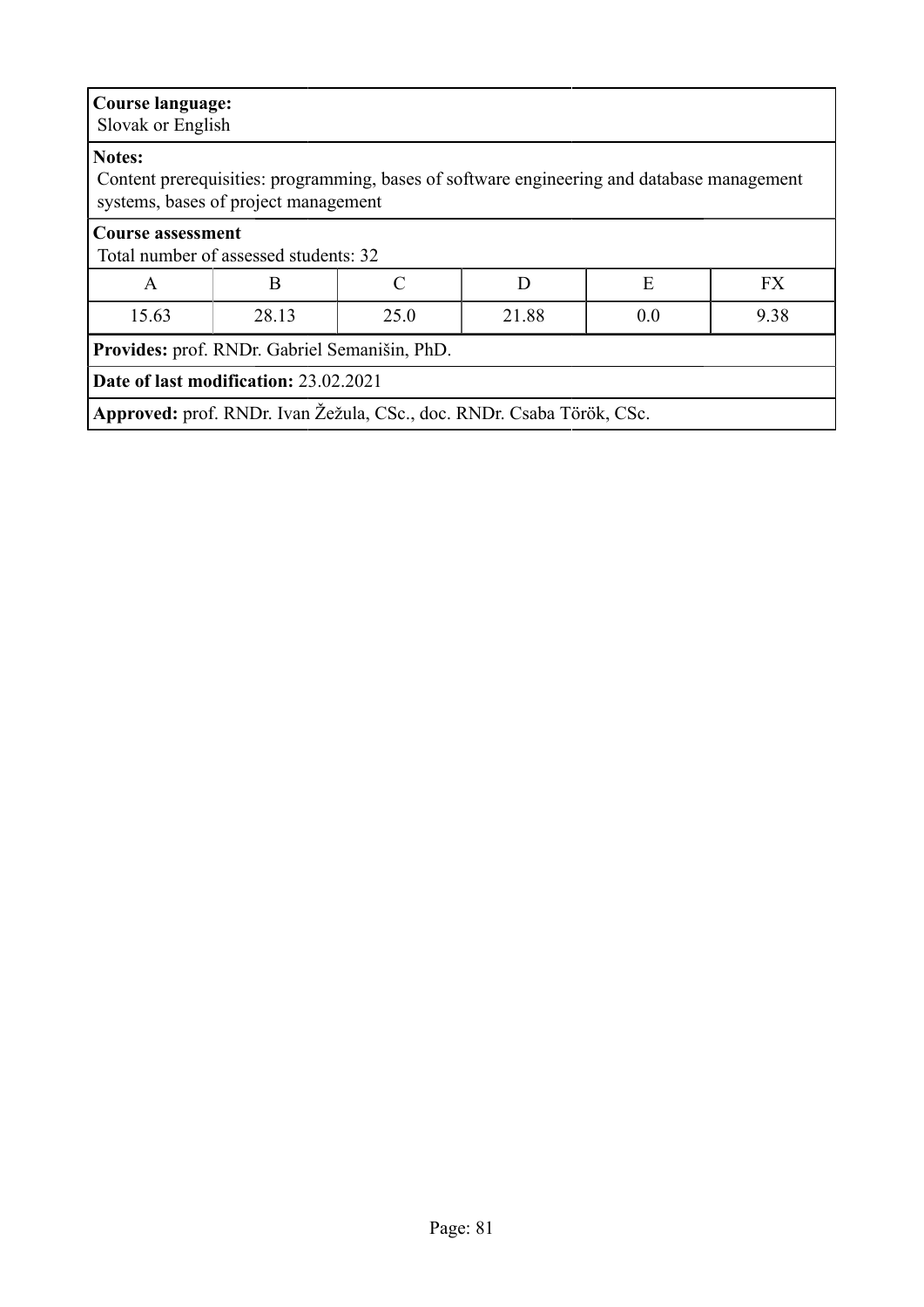**Course language:**
Slovak or English

**Notes:**
Content prerequisities: programming, bases of software engineering and database management systems, bases of project management

**Course assessment**
Total number of assessed students: 32

| A | B | C | D | E | FX |
|---|---|---|---|---|---|
| 15.63 | 28.13 | 25.0 | 21.88 | 0.0 | 9.38 |

**Provides:** prof. RNDr. Gabriel Semanišin, PhD.

**Date of last modification:** 23.02.2021

**Approved:** prof. RNDr. Ivan Žežula, CSc., doc. RNDr. Csaba Török, CSc.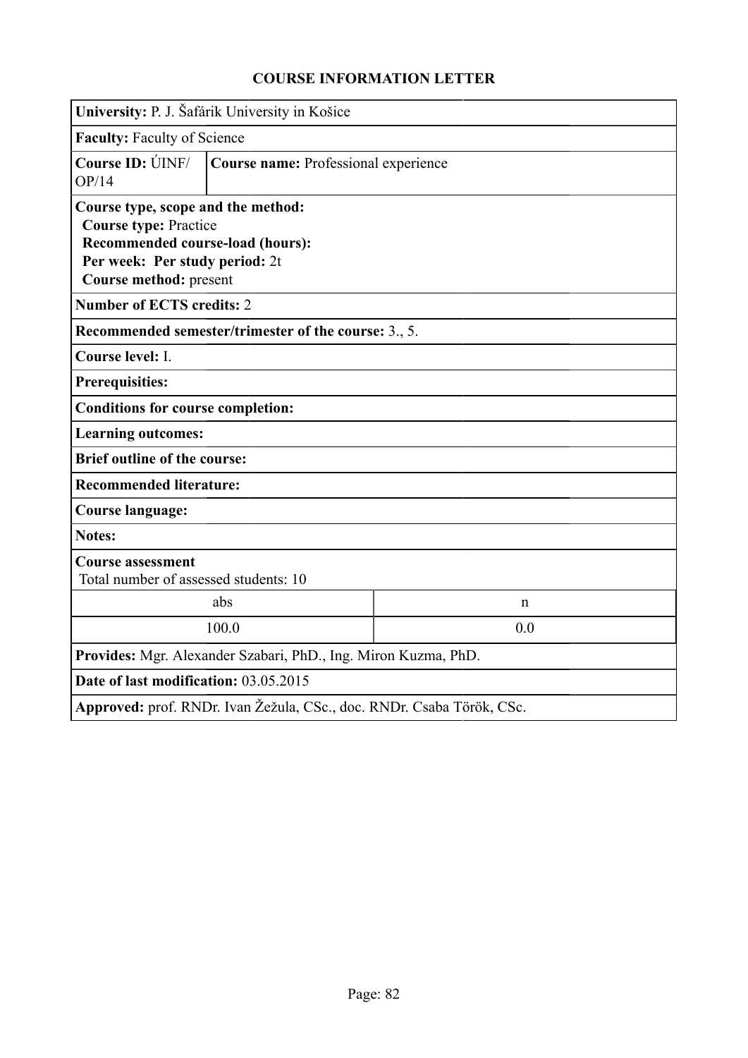# COURSE INFORMATION LETTER

**University:** P. J. Šafárik University in Košice

**Faculty:** Faculty of Science

**Course ID:** ÚINF/OP/14

**Course name:** Professional experience

**Course type, scope and the method:**
**Course type:** Practice
**Recommended course-load (hours):**
**Per week: Per study period:** 2t
**Course method:** present

**Number of ECTS credits:** 2

**Recommended semester/trimester of the course:** 3., 5.

**Course level:** I.

**Prerequisites:**

**Conditions for course completion:**

**Learning outcomes:**

**Brief outline of the course:**

**Recommended literature:**

**Course language:**

**Notes:**

**Course assessment**
Total number of assessed students: 10

| abs | n |
|---|---|
| 100.0 | 0.0 |

**Provides:** Mgr. Alexander Szabari, PhD., Ing. Miron Kuzma, PhD.

**Date of last modification:** 03.05.2015

**Approved:** prof. RNDr. Ivan Žežula, CSc., doc. RNDr. Csaba Török, CSc.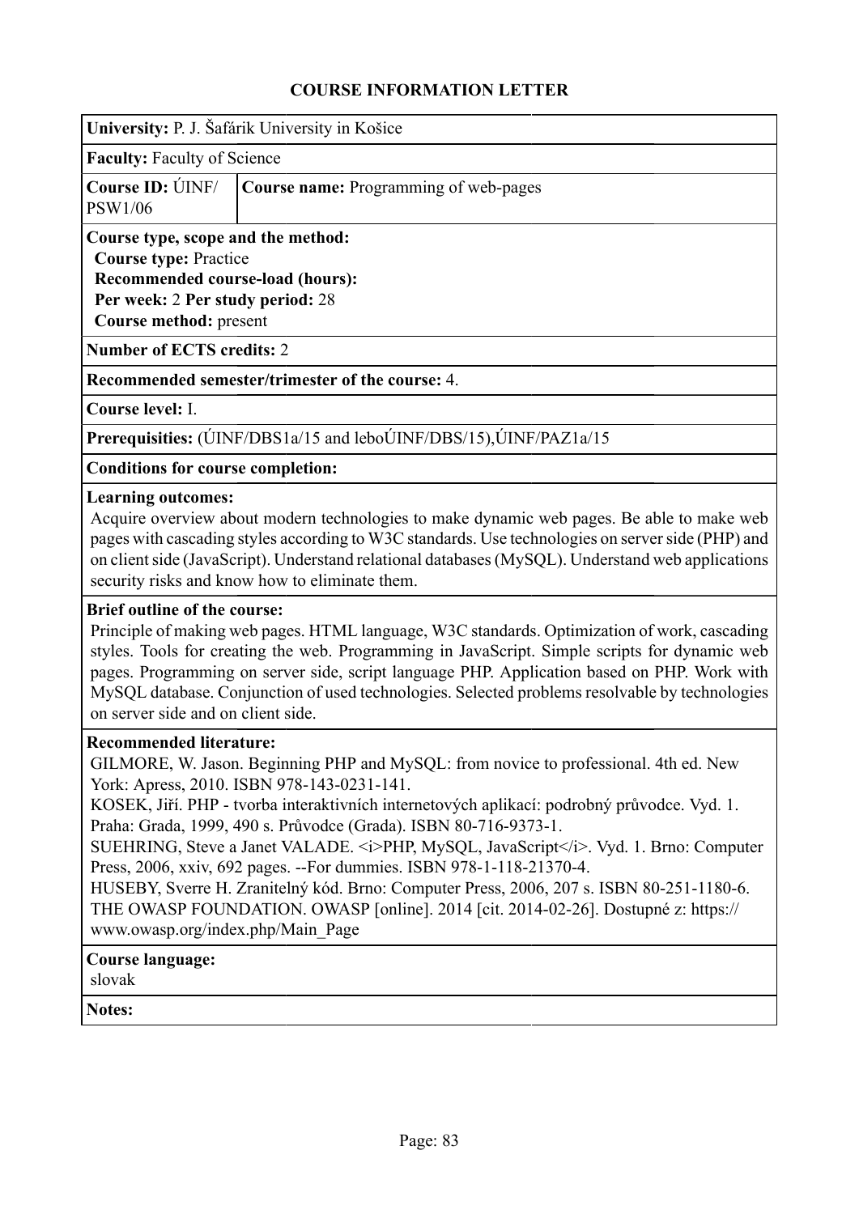# COURSE INFORMATION LETTER

**University:** P. J. Šafárik University in Košice

**Faculty:** Faculty of Science

| **Course ID:** ÚINF/PSW1/06 | **Course name:** Programming of web-pages |
|---|---|

**Course type, scope and the method:**
**Course type:** Practice
**Recommended course-load (hours):**
**Per week:** 2 **Per study period:** 28
**Course method:** present

**Number of ECTS credits:** 2

**Recommended semester/trimester of the course:** 4.

**Course level:** I.

**Prerequisities:** (ÚINF/DBS1a/15 and leboÚINF/DBS/15),ÚINF/PAZ1a/15

**Conditions for course completion:**

**Learning outcomes:**
Acquire overview about modern technologies to make dynamic web pages. Be able to make web pages with cascading styles according to W3C standards. Use technologies on server side (PHP) and on client side (JavaScript). Understand relational databases (MySQL). Understand web applications security risks and know how to eliminate them.

**Brief outline of the course:**
Principle of making web pages. HTML language, W3C standards. Optimization of work, cascading styles. Tools for creating the web. Programming in JavaScript. Simple scripts for dynamic web pages. Programming on server side, script language PHP. Application based on PHP. Work with MySQL database. Conjunction of used technologies. Selected problems resolvable by technologies on server side and on client side.

**Recommended literature:**
GILMORE, W. Jason. Beginning PHP and MySQL: from novice to professional. 4th ed. New York: Apress, 2010. ISBN 978-143-0231-141.
KOSEK, Jiří. PHP - tvorba interaktivních internetových aplikací: podrobný průvodce. Vyd. 1. Praha: Grada, 1999, 490 s. Průvodce (Grada). ISBN 80-716-9373-1.
SUEHRING, Steve a Janet VALADE. <i>PHP, MySQL, JavaScript</i>. Vyd. 1. Brno: Computer Press, 2006, xxiv, 692 pages. --For dummies. ISBN 978-1-118-21370-4.
HUSEBY, Sverre H. Zranitelný kód. Brno: Computer Press, 2006, 207 s. ISBN 80-251-1180-6.
THE OWASP FOUNDATION. OWASP [online]. 2014 [cit. 2014-02-26]. Dostupné z: https://www.owasp.org/index.php/Main_Page

**Course language:**
slovak

**Notes:**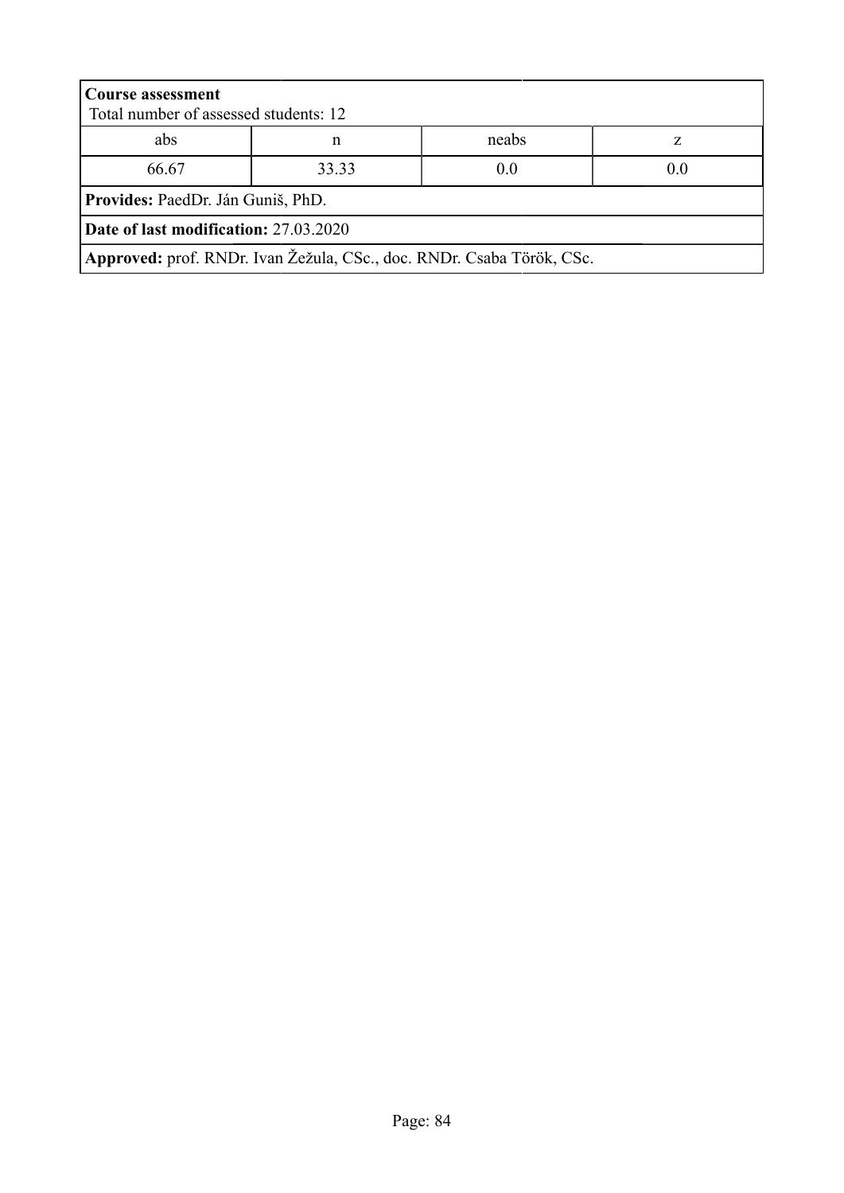**Course assessment**
Total number of assessed students: 12

| abs | n | neabs | z |
|---|---|---|---|
| 66.67 | 33.33 | 0.0 | 0.0 |

**Provides:** PaedDr. Ján Guniš, PhD.

**Date of last modification:** 27.03.2020

**Approved:** prof. RNDr. Ivan Žežula, CSc., doc. RNDr. Csaba Török, CSc.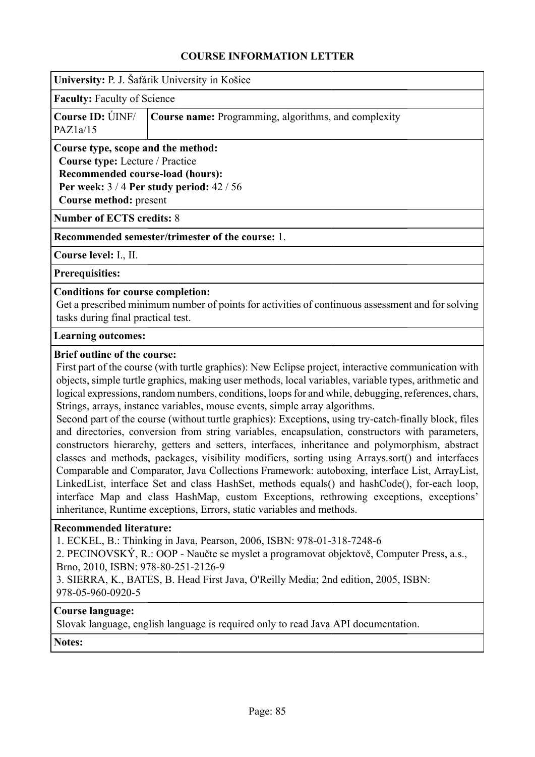# COURSE INFORMATION LETTER

**University:** P. J. Šafárik University in Košice

**Faculty:** Faculty of Science

| **Course ID:** ÚINF/ PAZ1a/15 | **Course name:** Programming, algorithms, and complexity |
|---|---|

**Course type, scope and the method:**
**Course type:** Lecture / Practice
**Recommended course-load (hours):**
**Per week:** 3 / 4 **Per study period:** 42 / 56
**Course method:** present

**Number of ECTS credits:** 8

**Recommended semester/trimester of the course:** 1.

**Course level:** I., II.

**Prerequisites:**

**Conditions for course completion:**
Get a prescribed minimum number of points for activities of continuous assessment and for solving tasks during final practical test.

**Learning outcomes:**

**Brief outline of the course:**
First part of the course (with turtle graphics): New Eclipse project, interactive communication with objects, simple turtle graphics, making user methods, local variables, variable types, arithmetic and logical expressions, random numbers, conditions, loops for and while, debugging, references, chars, Strings, arrays, instance variables, mouse events, simple array algorithms.
Second part of the course (without turtle graphics): Exceptions, using try-catch-finally block, files and directories, conversion from string variables, encapsulation, constructors with parameters, constructors hierarchy, getters and setters, interfaces, inheritance and polymorphism, abstract classes and methods, packages, visibility modifiers, sorting using Arrays.sort() and interfaces Comparable and Comparator, Java Collections Framework: autoboxing, interface List, ArrayList, LinkedList, interface Set and class HashSet, methods equals() and hashCode(), for-each loop, interface Map and class HashMap, custom Exceptions, rethrowing exceptions, exceptions' inheritance, Runtime exceptions, Errors, static variables and methods.

**Recommended literature:**
1. ECKEL, B.: Thinking in Java, Pearson, 2006, ISBN: 978-01-318-7248-6
2. PECINOVSKÝ, R.: OOP - Naučte se myslet a programovat objektově, Computer Press, a.s., Brno, 2010, ISBN: 978-80-251-2126-9
3. SIERRA, K., BATES, B. Head First Java, O'Reilly Media; 2nd edition, 2005, ISBN: 978-05-960-0920-5

**Course language:**
Slovak language, english language is required only to read Java API documentation.

**Notes:**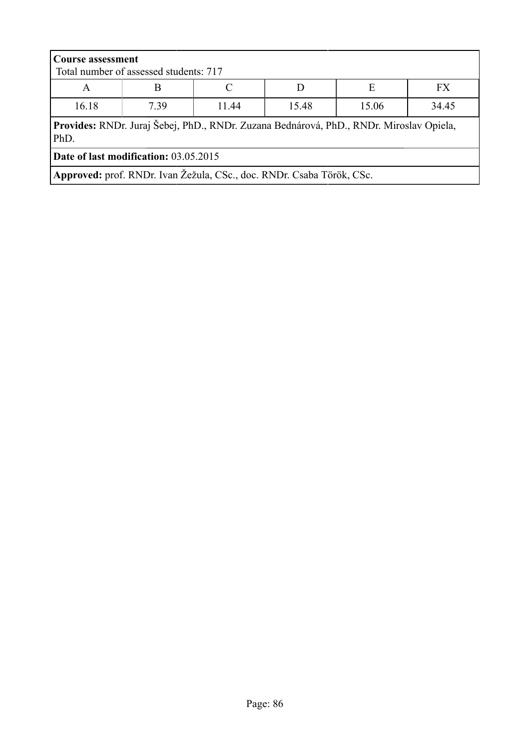**Course assessment**

Total number of assessed students: 717

| A | B | C | D | E | FX |
|---|---|---|---|---|---|
| 16.18 | 7.39 | 11.44 | 15.48 | 15.06 | 34.45 |

**Provides:** RNDr. Juraj Šebej, PhD., RNDr. Zuzana Bednárová, PhD., RNDr. Miroslav Opiela, PhD.

**Date of last modification:** 03.05.2015

**Approved:** prof. RNDr. Ivan Žežula, CSc., doc. RNDr. Csaba Török, CSc.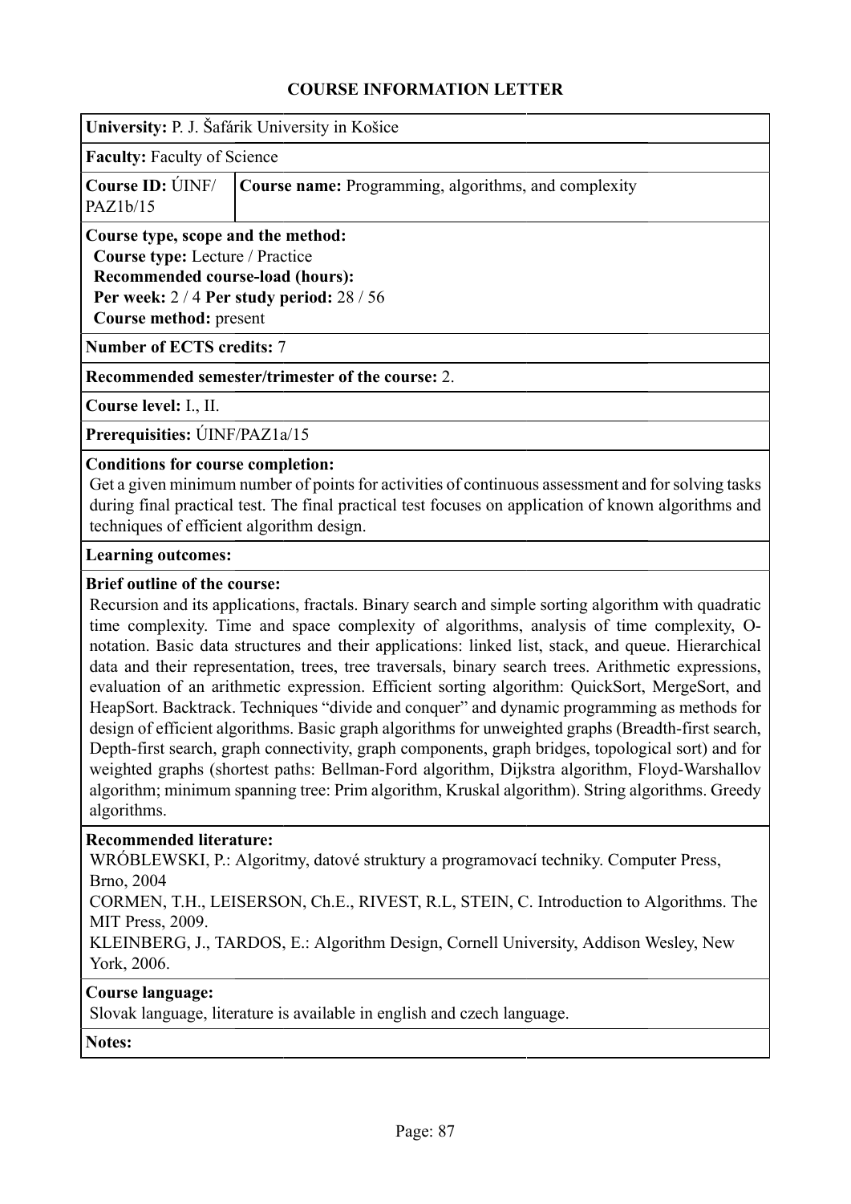## COURSE INFORMATION LETTER

**University:** P. J. Šafárik University in Košice

**Faculty:** Faculty of Science

**Course ID:** ÚINF/PAZ1b/15

**Course name:** Programming, algorithms, and complexity

**Course type, scope and the method:**
**Course type:** Lecture / Practice
**Recommended course-load (hours):**
**Per week:** 2 / 4 **Per study period:** 28 / 56
**Course method:** present

**Number of ECTS credits:** 7

**Recommended semester/trimester of the course:** 2.

**Course level:** I., II.

**Prerequisities:** ÚINF/PAZ1a/15

**Conditions for course completion:**
Get a given minimum number of points for activities of continuous assessment and for solving tasks during final practical test. The final practical test focuses on application of known algorithms and techniques of efficient algorithm design.

**Learning outcomes:**

**Brief outline of the course:**
Recursion and its applications, fractals. Binary search and simple sorting algorithm with quadratic time complexity. Time and space complexity of algorithms, analysis of time complexity, O-notation. Basic data structures and their applications: linked list, stack, and queue. Hierarchical data and their representation, trees, tree traversals, binary search trees. Arithmetic expressions, evaluation of an arithmetic expression. Efficient sorting algorithm: QuickSort, MergeSort, and HeapSort. Backtrack. Techniques "divide and conquer" and dynamic programming as methods for design of efficient algorithms. Basic graph algorithms for unweighted graphs (Breadth-first search, Depth-first search, graph connectivity, graph components, graph bridges, topological sort) and for weighted graphs (shortest paths: Bellman-Ford algorithm, Dijkstra algorithm, Floyd-Warshallov algorithm; minimum spanning tree: Prim algorithm, Kruskal algorithm). String algorithms. Greedy algorithms.

**Recommended literature:**
WRÓBLEWSKI, P.: Algoritmy, datové struktury a programovací techniky. Computer Press, Brno, 2004
CORMEN, T.H., LEISERSON, Ch.E., RIVEST, R.L, STEIN, C. Introduction to Algorithms. The MIT Press, 2009.
KLEINBERG, J., TARDOS, E.: Algorithm Design, Cornell University, Addison Wesley, New York, 2006.

**Course language:**
Slovak language, literature is available in english and czech language.

**Notes:**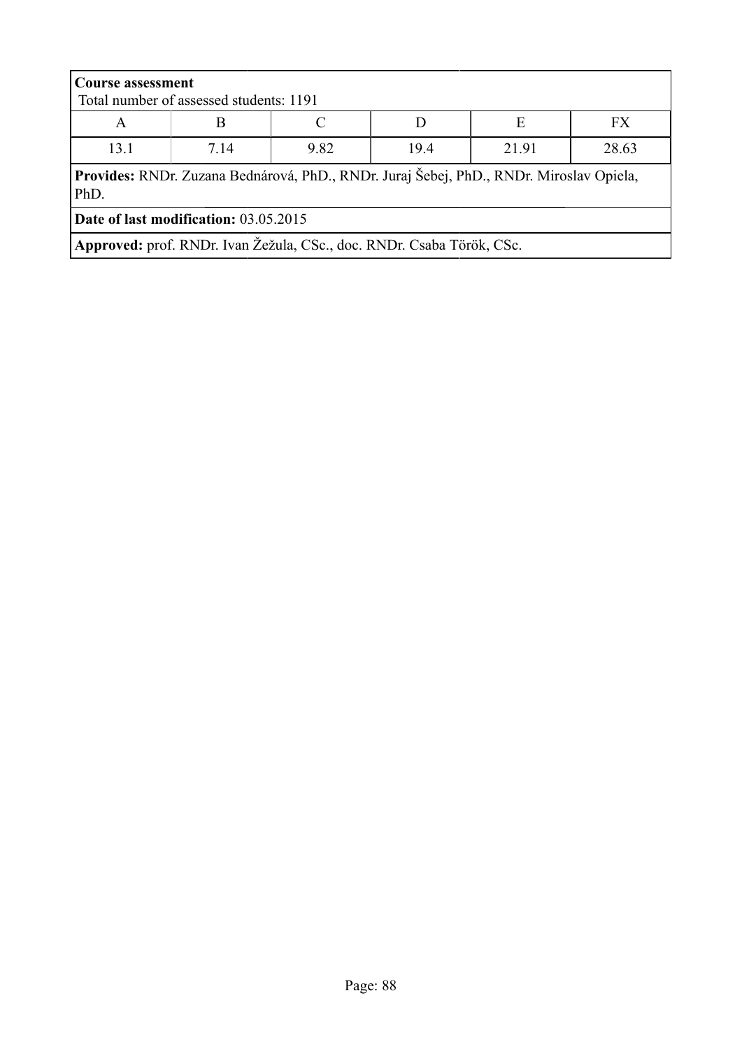**Course assessment**
Total number of assessed students: 1191

| A | B | C | D | E | FX |
|---|---|---|---|---|---|
| 13.1 | 7.14 | 9.82 | 19.4 | 21.91 | 28.63 |

**Provides:** RNDr. Zuzana Bednárová, PhD., RNDr. Juraj Šebej, PhD., RNDr. Miroslav Opiela, PhD.

**Date of last modification:** 03.05.2015

**Approved:** prof. RNDr. Ivan Žežula, CSc., doc. RNDr. Csaba Török, CSc.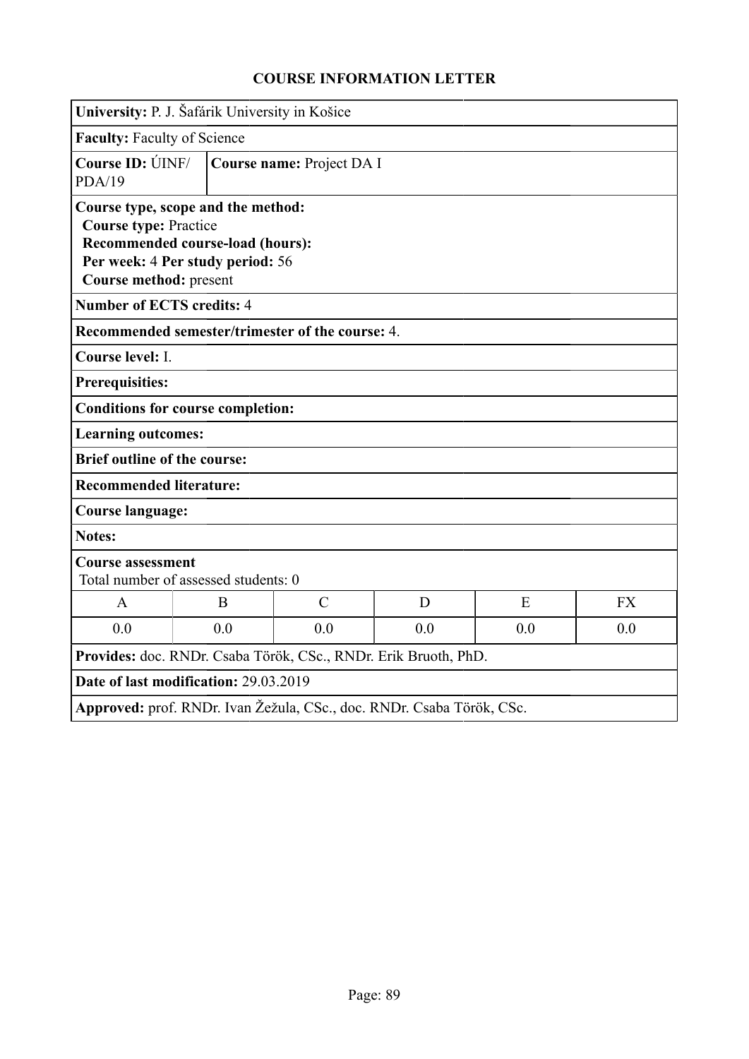# COURSE INFORMATION LETTER

**University:** P. J. Šafárik University in Košice

**Faculty:** Faculty of Science

**Course ID:** ÚINF/PDA/19

**Course name:** Project DA I

**Course type, scope and the method:**
**Course type:** Practice
**Recommended course-load (hours):**
**Per week:** 4 **Per study period:** 56
**Course method:** present

**Number of ECTS credits:** 4

**Recommended semester/trimester of the course:** 4.

**Course level:** I.

**Prerequisites:**

**Conditions for course completion:**

**Learning outcomes:**

**Brief outline of the course:**

**Recommended literature:**

**Course language:**

**Notes:**

**Course assessment**
Total number of assessed students: 0

| A | B | C | D | E | FX |
|---|---|---|---|---|---|
| 0.0 | 0.0 | 0.0 | 0.0 | 0.0 | 0.0 |

**Provides:** doc. RNDr. Csaba Török, CSc., RNDr. Erik Bruoth, PhD.

**Date of last modification:** 29.03.2019

**Approved:** prof. RNDr. Ivan Žežula, CSc., doc. RNDr. Csaba Török, CSc.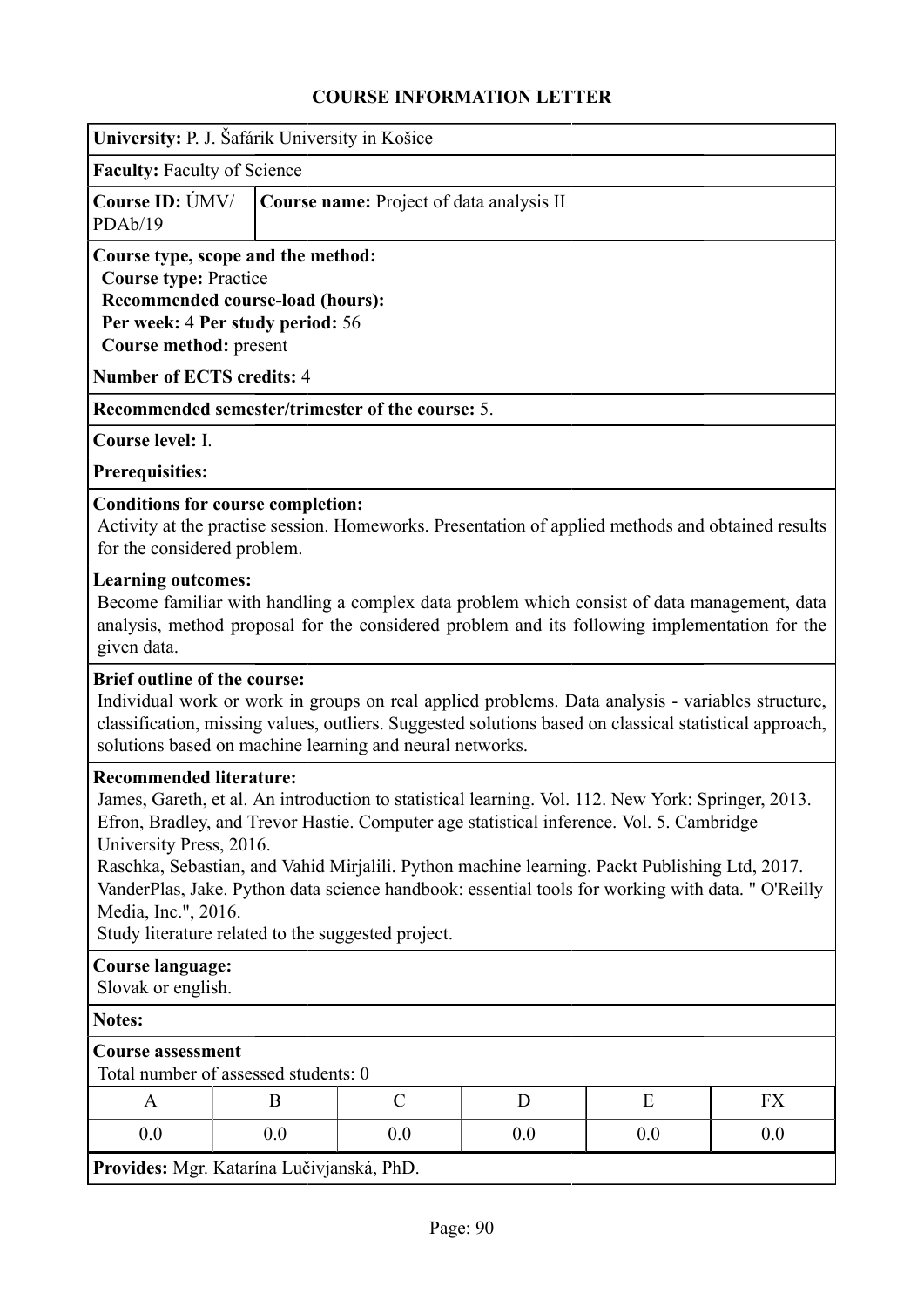# COURSE INFORMATION LETTER

**University:** P. J. Šafárik University in Košice

**Faculty:** Faculty of Science

**Course ID:** ÚMV/PDAb/19

**Course name:** Project of data analysis II

**Course type, scope and the method:**
**Course type:** Practice
**Recommended course-load (hours):**
**Per week:** 4 **Per study period:** 56
**Course method:** present

**Number of ECTS credits:** 4

**Recommended semester/trimester of the course:** 5.

**Course level:** I.

**Prerequisites:**

**Conditions for course completion:**
Activity at the practise session. Homeworks. Presentation of applied methods and obtained results for the considered problem.

**Learning outcomes:**
Become familiar with handling a complex data problem which consist of data management, data analysis, method proposal for the considered problem and its following implementation for the given data.

**Brief outline of the course:**
Individual work or work in groups on real applied problems. Data analysis - variables structure, classification, missing values, outliers. Suggested solutions based on classical statistical approach, solutions based on machine learning and neural networks.

**Recommended literature:**
James, Gareth, et al. An introduction to statistical learning. Vol. 112. New York: Springer, 2013.
Efron, Bradley, and Trevor Hastie. Computer age statistical inference. Vol. 5. Cambridge University Press, 2016.
Raschka, Sebastian, and Vahid Mirjalili. Python machine learning. Packt Publishing Ltd, 2017.
VanderPlas, Jake. Python data science handbook: essential tools for working with data. " O'Reilly Media, Inc.", 2016.
Study literature related to the suggested project.

**Course language:**
Slovak or english.

**Notes:**

**Course assessment**
Total number of assessed students: 0

| A | B | C | D | E | FX |
|---|---|---|---|---|---|
| 0.0 | 0.0 | 0.0 | 0.0 | 0.0 | 0.0 |

**Provides:** Mgr. Katarína Lučivjanská, PhD.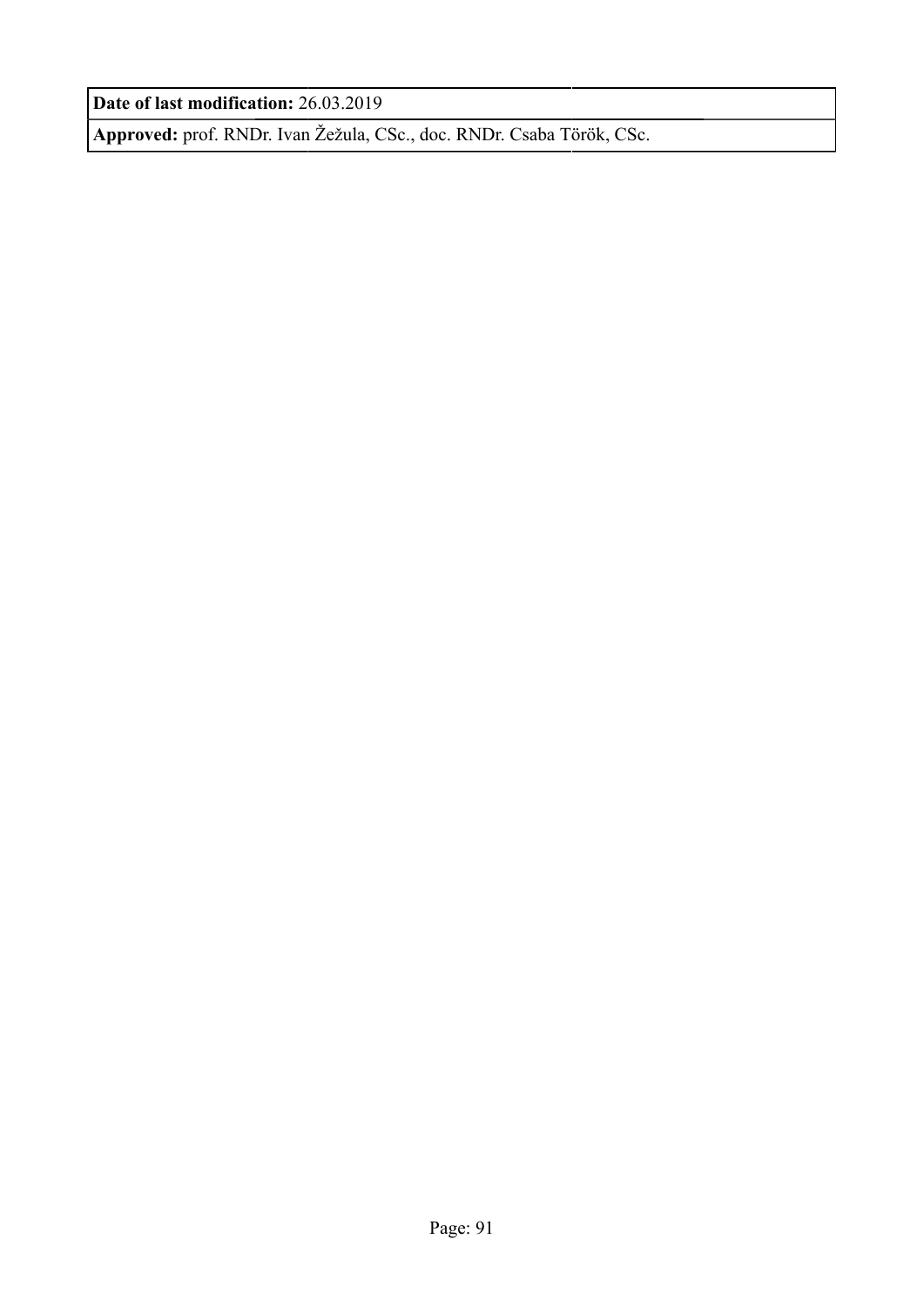| **Date of last modification:** 26.03.2019 |
| --- |
| **Approved:** prof. RNDr. Ivan Žežula, CSc., doc. RNDr. Csaba Török, CSc. |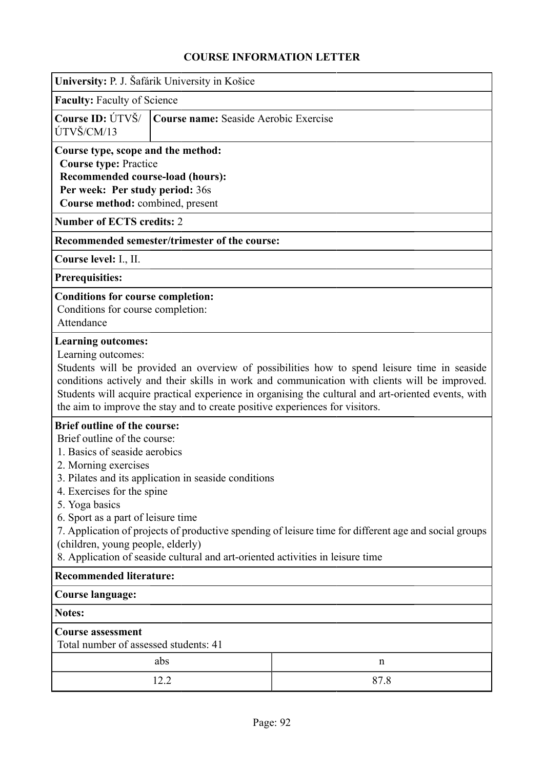## COURSE INFORMATION LETTER

**University:** P. J. Šafárik University in Košice

**Faculty:** Faculty of Science

**Course ID:** ÚTVŠ/ ÚTVŠ/CM/13

**Course name:** Seaside Aerobic Exercise

**Course type, scope and the method:**
**Course type:** Practice
**Recommended course-load (hours):**
**Per week: Per study period:** 36s
**Course method:** combined, present

**Number of ECTS credits:** 2

**Recommended semester/trimester of the course:**

**Course level:** I., II.

**Prerequisites:**

**Conditions for course completion:**
Conditions for course completion:
Attendance

**Learning outcomes:**
Learning outcomes:
Students will be provided an overview of possibilities how to spend leisure time in seaside conditions actively and their skills in work and communication with clients will be improved. Students will acquire practical experience in organising the cultural and art-oriented events, with the aim to improve the stay and to create positive experiences for visitors.

**Brief outline of the course:**
Brief outline of the course:
1. Basics of seaside aerobics
2. Morning exercises
3. Pilates and its application in seaside conditions
4. Exercises for the spine
5. Yoga basics
6. Sport as a part of leisure time
7. Application of projects of productive spending of leisure time for different age and social groups (children, young people, elderly)
8. Application of seaside cultural and art-oriented activities in leisure time

**Recommended literature:**

**Course language:**

**Notes:**

**Course assessment**
Total number of assessed students: 41

| abs | n |
|---|---|
| 12.2 | 87.8 |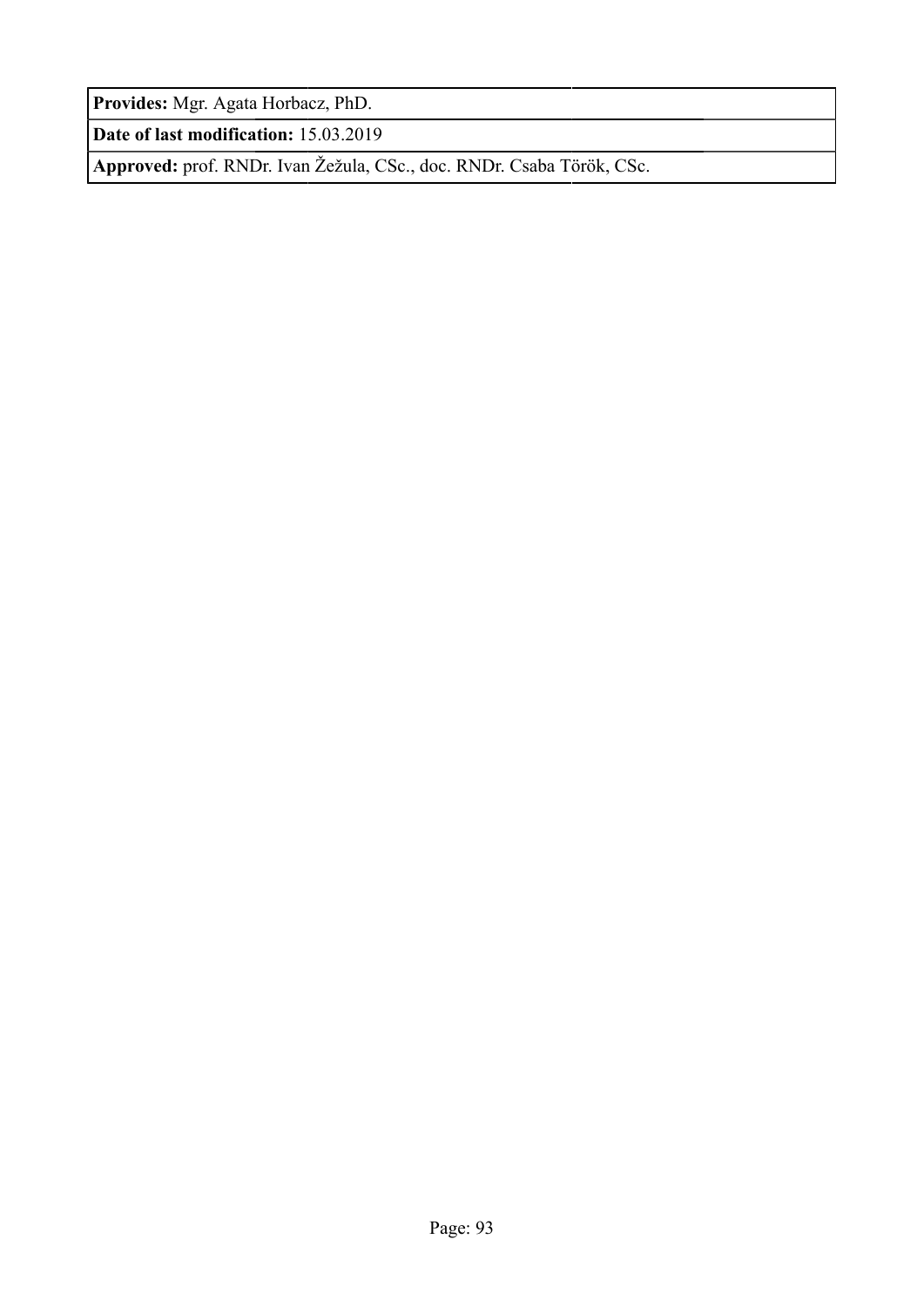| **Provides:** Mgr. Agata Horbacz, PhD. |
| --- |
| **Date of last modification:** 15.03.2019 |
| **Approved:** prof. RNDr. Ivan Žežula, CSc., doc. RNDr. Csaba Török, CSc. |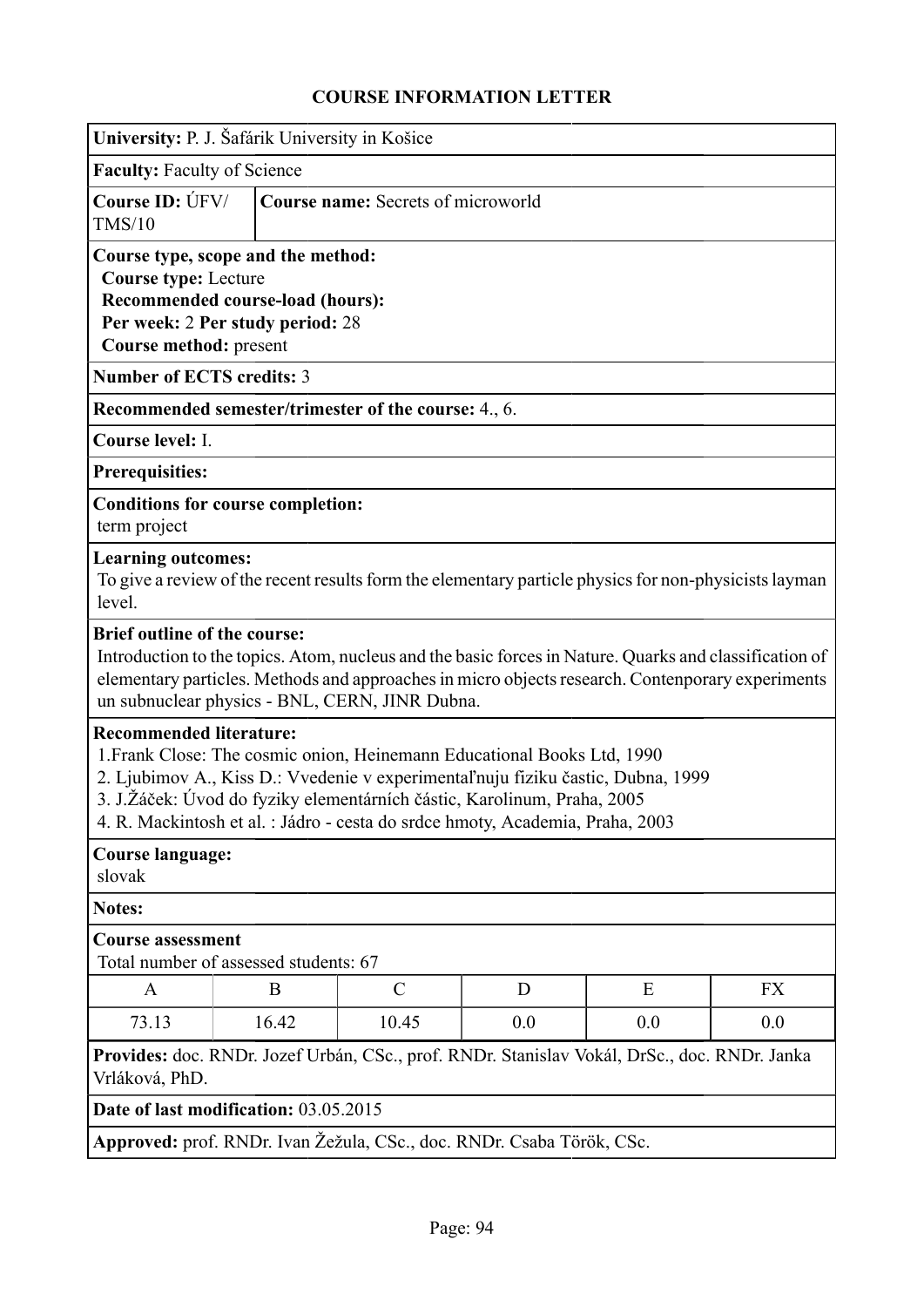## COURSE INFORMATION LETTER

**University:** P. J. Šafárik University in Košice

**Faculty:** Faculty of Science

**Course ID:** ÚFV/TMS/10

**Course name:** Secrets of microworld

**Course type, scope and the method:**
**Course type:** Lecture
**Recommended course-load (hours):**
**Per week:** 2 **Per study period:** 28
**Course method:** present

**Number of ECTS credits:** 3

**Recommended semester/trimester of the course:** 4., 6.

**Course level:** I.

**Prerequisites:**

**Conditions for course completion:**
term project

**Learning outcomes:**
To give a review of the recent results form the elementary particle physics for non-physicists layman level.

**Brief outline of the course:**
Introduction to the topics. Atom, nucleus and the basic forces in Nature. Quarks and classification of elementary particles. Methods and approaches in micro objects research. Contenporary experiments un subnuclear physics - BNL, CERN, JINR Dubna.

**Recommended literature:**
1.Frank Close: The cosmic onion, Heinemann Educational Books Ltd, 1990
2. Ljubimov A., Kiss D.: Vvedenie v experimentaľnuju fiziku častic, Dubna, 1999
3. J.Žáček: Úvod do fyziky elementárních částic, Karolinum, Praha, 2005
4. R. Mackintosh et al. : Jádro - cesta do srdce hmoty, Academia, Praha, 2003

**Course language:**
slovak

**Notes:**

**Course assessment**
Total number of assessed students: 67

| A | B | C | D | E | FX |
|---|---|---|---|---|---|
| 73.13 | 16.42 | 10.45 | 0.0 | 0.0 | 0.0 |

**Provides:** doc. RNDr. Jozef Urbán, CSc., prof. RNDr. Stanislav Vokál, DrSc., doc. RNDr. Janka Vrláková, PhD.

**Date of last modification:** 03.05.2015

**Approved:** prof. RNDr. Ivan Žežula, CSc., doc. RNDr. Csaba Török, CSc.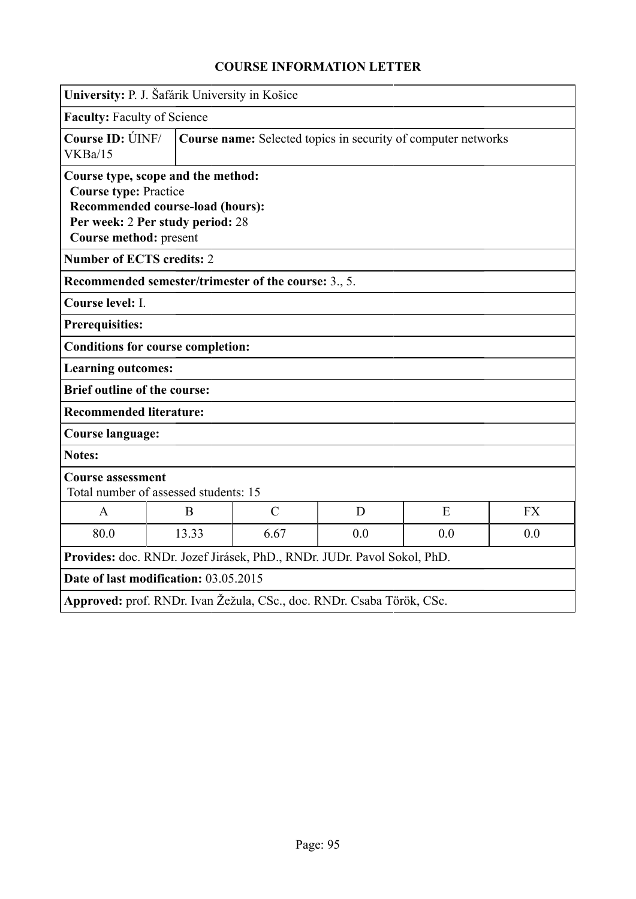# COURSE INFORMATION LETTER

**University:** P. J. Šafárik University in Košice

**Faculty:** Faculty of Science

**Course ID:** ÚINF/VKBa/15

**Course name:** Selected topics in security of computer networks

**Course type, scope and the method:**
**Course type:** Practice
**Recommended course-load (hours):**
**Per week:** 2 **Per study period:** 28
**Course method:** present

**Number of ECTS credits:** 2

**Recommended semester/trimester of the course:** 3., 5.

**Course level:** I.

**Prerequisites:**

**Conditions for course completion:**

**Learning outcomes:**

**Brief outline of the course:**

**Recommended literature:**

**Course language:**

**Notes:**

**Course assessment**
Total number of assessed students: 15

| A | B | C | D | E | FX |
|---|---|---|---|---|---|
| 80.0 | 13.33 | 6.67 | 0.0 | 0.0 | 0.0 |

**Provides:** doc. RNDr. Jozef Jirásek, PhD., RNDr. JUDr. Pavol Sokol, PhD.

**Date of last modification:** 03.05.2015

**Approved:** prof. RNDr. Ivan Žežula, CSc., doc. RNDr. Csaba Török, CSc.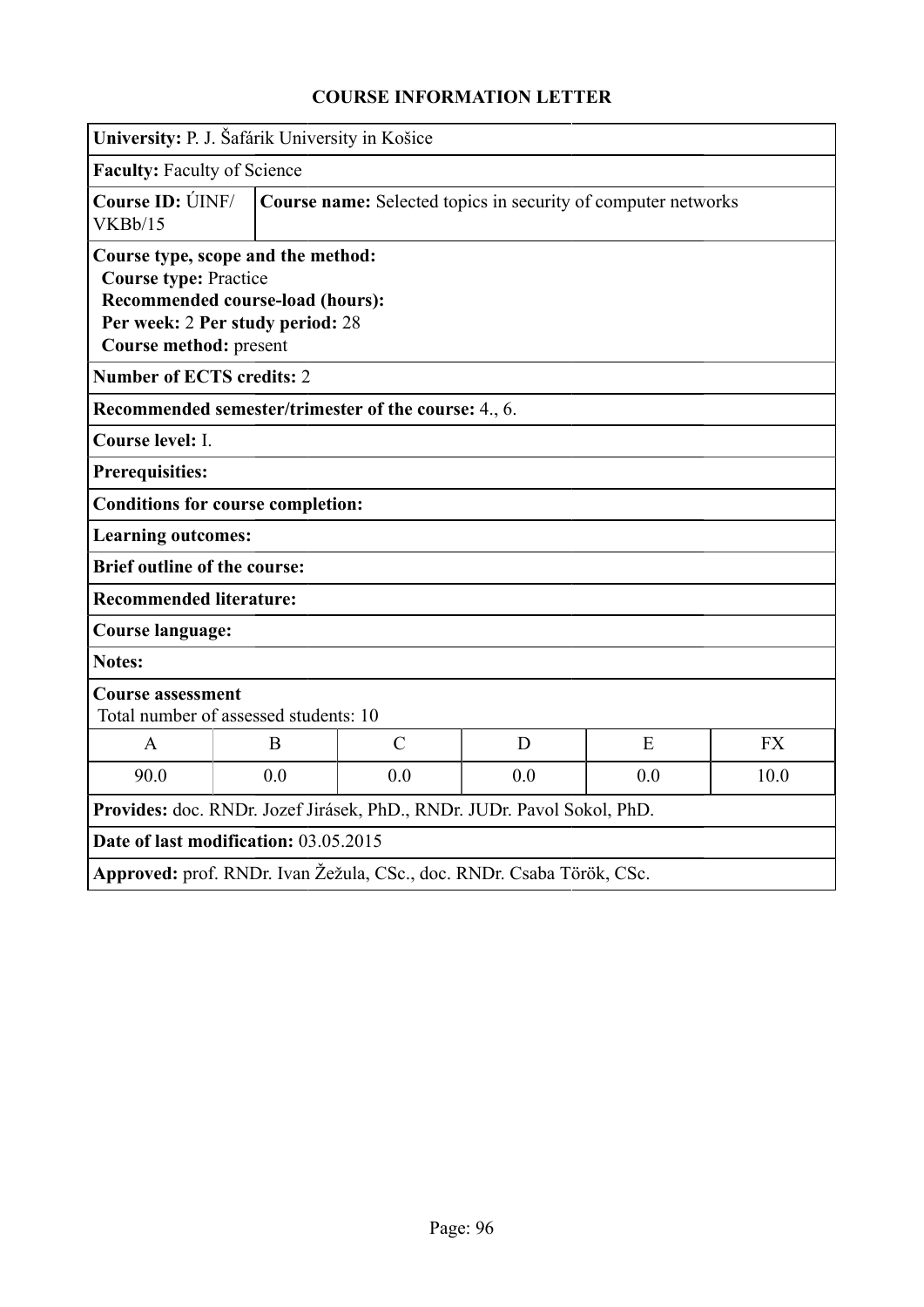# COURSE INFORMATION LETTER

**University:** P. J. Šafárik University in Košice

**Faculty:** Faculty of Science

**Course ID:** ÚINF/VKBb/15

**Course name:** Selected topics in security of computer networks

**Course type, scope and the method:**
**Course type:** Practice
**Recommended course-load (hours):**
**Per week:** 2 **Per study period:** 28
**Course method:** present

**Number of ECTS credits:** 2

**Recommended semester/trimester of the course:** 4., 6.

**Course level:** I.

**Prerequisites:**

**Conditions for course completion:**

**Learning outcomes:**

**Brief outline of the course:**

**Recommended literature:**

**Course language:**

**Notes:**

**Course assessment**
Total number of assessed students: 10

| A | B | C | D | E | FX |
|---|---|---|---|---|---|
| 90.0 | 0.0 | 0.0 | 0.0 | 0.0 | 10.0 |

**Provides:** doc. RNDr. Jozef Jirásek, PhD., RNDr. JUDr. Pavol Sokol, PhD.

**Date of last modification:** 03.05.2015

**Approved:** prof. RNDr. Ivan Žežula, CSc., doc. RNDr. Csaba Török, CSc.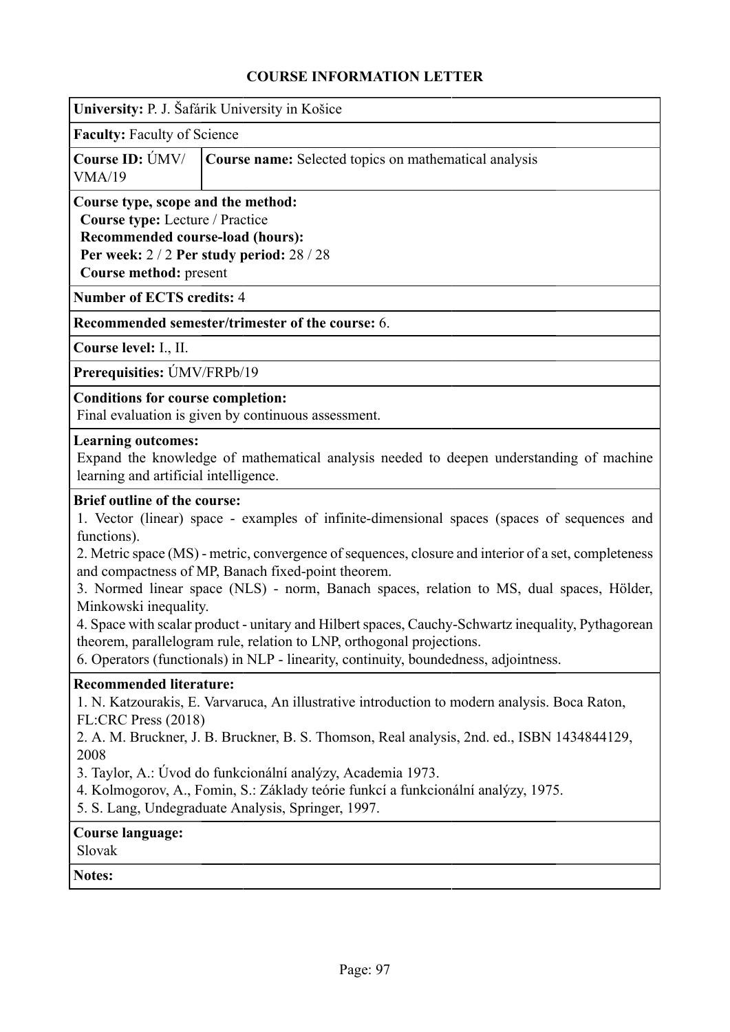## COURSE INFORMATION LETTER

**University:** P. J. Šafárik University in Košice

**Faculty:** Faculty of Science

| **Course ID:** ÚMV/VMA/19 | **Course name:** Selected topics on mathematical analysis |
| --- | --- |

**Course type, scope and the method:**
**Course type:** Lecture / Practice
**Recommended course-load (hours):**
**Per week:** 2 / 2 **Per study period:** 28 / 28
**Course method:** present

**Number of ECTS credits:** 4

**Recommended semester/trimester of the course:** 6.

**Course level:** I., II.

**Prerequisities:** ÚMV/FRPb/19

**Conditions for course completion:**
Final evaluation is given by continuous assessment.

**Learning outcomes:**
Expand the knowledge of mathematical analysis needed to deepen understanding of machine learning and artificial intelligence.

**Brief outline of the course:**
1. Vector (linear) space - examples of infinite-dimensional spaces (spaces of sequences and functions).
2. Metric space (MS) - metric, convergence of sequences, closure and interior of a set, completeness and compactness of MP, Banach fixed-point theorem.
3. Normed linear space (NLS) - norm, Banach spaces, relation to MS, dual spaces, Hölder, Minkowski inequality.
4. Space with scalar product - unitary and Hilbert spaces, Cauchy-Schwartz inequality, Pythagorean theorem, parallelogram rule, relation to LNP, orthogonal projections.
6. Operators (functionals) in NLP - linearity, continuity, boundedness, adjointness.

**Recommended literature:**
1. N. Katzourakis, E. Varvaruca, An illustrative introduction to modern analysis. Boca Raton, FL:CRC Press (2018)
2. A. M. Bruckner, J. B. Bruckner, B. S. Thomson, Real analysis, 2nd. ed., ISBN 1434844129, 2008
3. Taylor, A.: Úvod do funkcionální analýzy, Academia 1973.
4. Kolmogorov, A., Fomin, S.: Základy teórie funkcí a funkcionální analýzy, 1975.
5. S. Lang, Undegraduate Analysis, Springer, 1997.

**Course language:**
Slovak

**Notes:**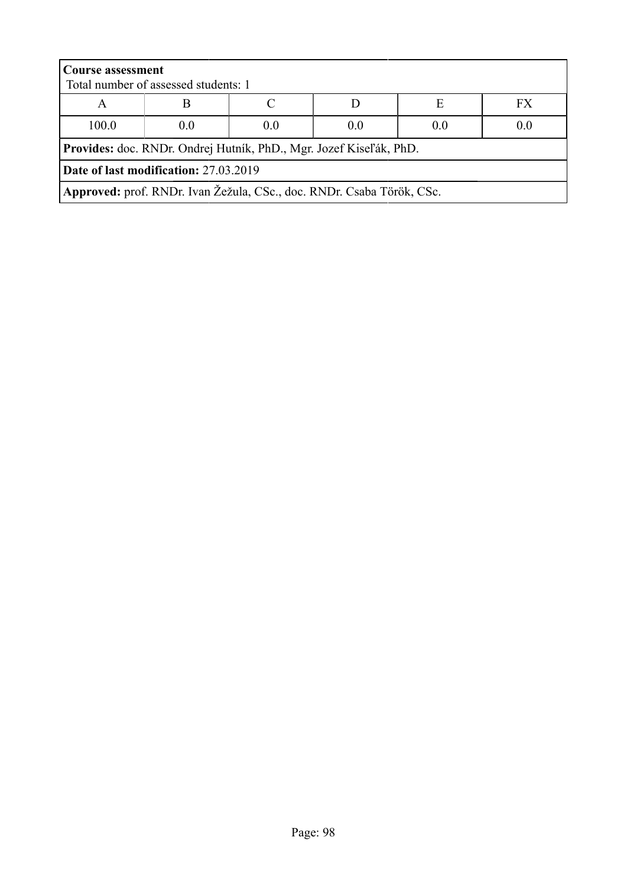**Course assessment**
Total number of assessed students: 1

| A | B | C | D | E | FX |
|---|---|---|---|---|---|
| 100.0 | 0.0 | 0.0 | 0.0 | 0.0 | 0.0 |

**Provides:** doc. RNDr. Ondrej Hutník, PhD., Mgr. Jozef Kiseľák, PhD.

**Date of last modification:** 27.03.2019

**Approved:** prof. RNDr. Ivan Žežula, CSc., doc. RNDr. Csaba Török, CSc.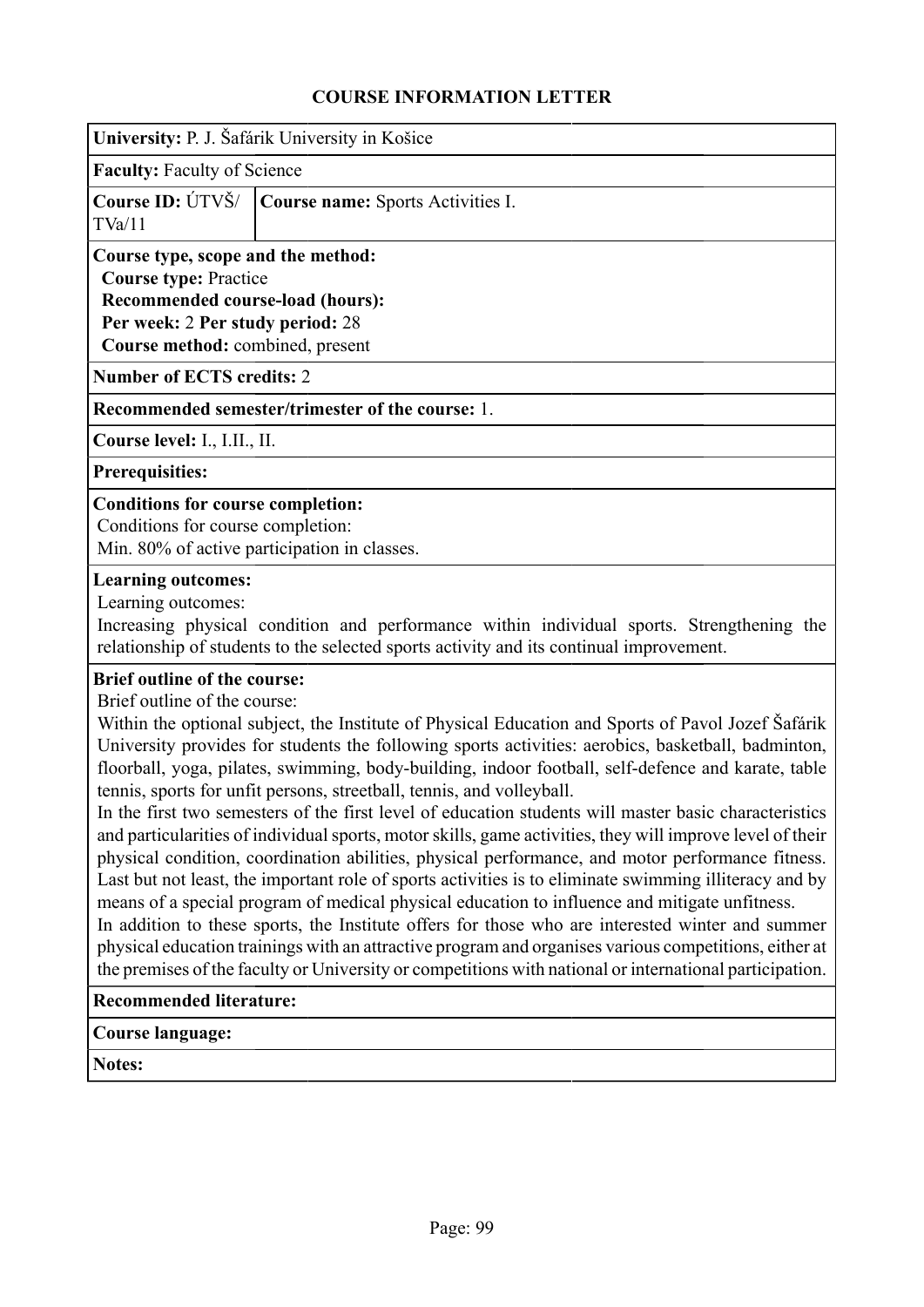## COURSE INFORMATION LETTER

**University:** P. J. Šafárik University in Košice

**Faculty:** Faculty of Science

**Course ID:** ÚTVŠ/TVa/11 | **Course name:** Sports Activities I.

**Course type, scope and the method:**
**Course type:** Practice
**Recommended course-load (hours):**
**Per week:** 2 **Per study period:** 28
**Course method:** combined, present

**Number of ECTS credits:** 2

**Recommended semester/trimester of the course:** 1.

**Course level:** I., I.II., II.

**Prerequisites:**

**Conditions for course completion:**
Conditions for course completion:
Min. 80% of active participation in classes.

**Learning outcomes:**
Learning outcomes:
Increasing physical condition and performance within individual sports. Strengthening the relationship of students to the selected sports activity and its continual improvement.

**Brief outline of the course:**
Brief outline of the course:
Within the optional subject, the Institute of Physical Education and Sports of Pavol Jozef Šafárik University provides for students the following sports activities: aerobics, basketball, badminton, floorball, yoga, pilates, swimming, body-building, indoor football, self-defence and karate, table tennis, sports for unfit persons, streetball, tennis, and volleyball.
In the first two semesters of the first level of education students will master basic characteristics and particularities of individual sports, motor skills, game activities, they will improve level of their physical condition, coordination abilities, physical performance, and motor performance fitness. Last but not least, the important role of sports activities is to eliminate swimming illiteracy and by means of a special program of medical physical education to influence and mitigate unfitness.
In addition to these sports, the Institute offers for those who are interested winter and summer physical education trainings with an attractive program and organises various competitions, either at the premises of the faculty or University or competitions with national or international participation.

**Recommended literature:**

**Course language:**

**Notes:**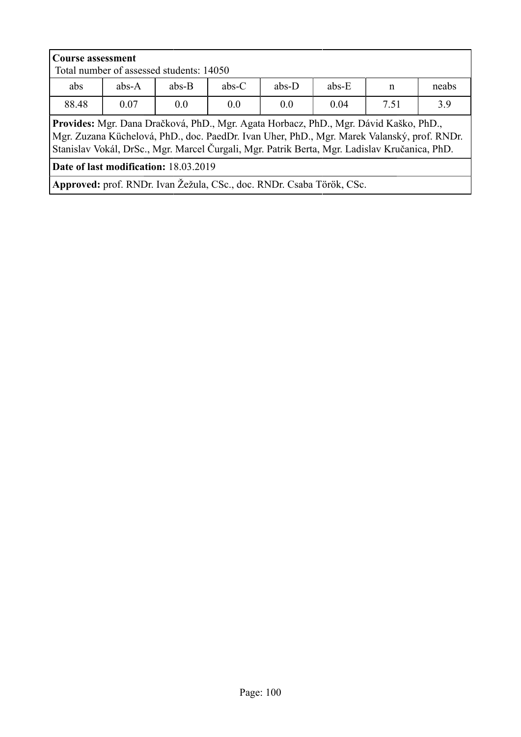**Course assessment**
Total number of assessed students: 14050

| abs | abs-A | abs-B | abs-C | abs-D | abs-E | n | neabs |
|---|---|---|---|---|---|---|---|
| 88.48 | 0.07 | 0.0 | 0.0 | 0.0 | 0.04 | 7.51 | 3.9 |

**Provides:** Mgr. Dana Dračková, PhD., Mgr. Agata Horbacz, PhD., Mgr. Dávid Kaško, PhD., Mgr. Zuzana Küchelová, PhD., doc. PaedDr. Ivan Uher, PhD., Mgr. Marek Valanský, prof. RNDr. Stanislav Vokál, DrSc., Mgr. Marcel Čurgali, Mgr. Patrik Berta, Mgr. Ladislav Kručanica, PhD.

**Date of last modification:** 18.03.2019

**Approved:** prof. RNDr. Ivan Žežula, CSc., doc. RNDr. Csaba Török, CSc.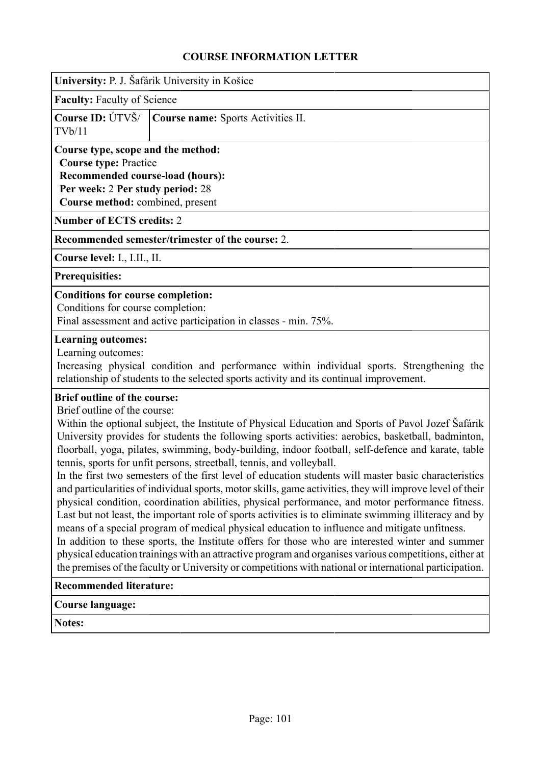### COURSE INFORMATION LETTER

**University:** P. J. Šafárik University in Košice

**Faculty:** Faculty of Science

| **Course ID:** ÚTVŠ/TVb/11 | **Course name:** Sports Activities II. |
|---|---|

**Course type, scope and the method:**
**Course type:** Practice
**Recommended course-load (hours):**
**Per week:** 2 **Per study period:** 28
**Course method:** combined, present

**Number of ECTS credits:** 2

**Recommended semester/trimester of the course:** 2.

**Course level:** I., I.II., II.

**Prerequisites:**

**Conditions for course completion:**
Conditions for course completion:
Final assessment and active participation in classes - min. 75%.

**Learning outcomes:**
Learning outcomes:
Increasing physical condition and performance within individual sports. Strengthening the relationship of students to the selected sports activity and its continual improvement.

**Brief outline of the course:**
Brief outline of the course:
Within the optional subject, the Institute of Physical Education and Sports of Pavol Jozef Šafárik University provides for students the following sports activities: aerobics, basketball, badminton, floorball, yoga, pilates, swimming, body-building, indoor football, self-defence and karate, table tennis, sports for unfit persons, streetball, tennis, and volleyball.
In the first two semesters of the first level of education students will master basic characteristics and particularities of individual sports, motor skills, game activities, they will improve level of their physical condition, coordination abilities, physical performance, and motor performance fitness. Last but not least, the important role of sports activities is to eliminate swimming illiteracy and by means of a special program of medical physical education to influence and mitigate unfitness.
In addition to these sports, the Institute offers for those who are interested winter and summer physical education trainings with an attractive program and organises various competitions, either at the premises of the faculty or University or competitions with national or international participation.

**Recommended literature:**

**Course language:**

**Notes:**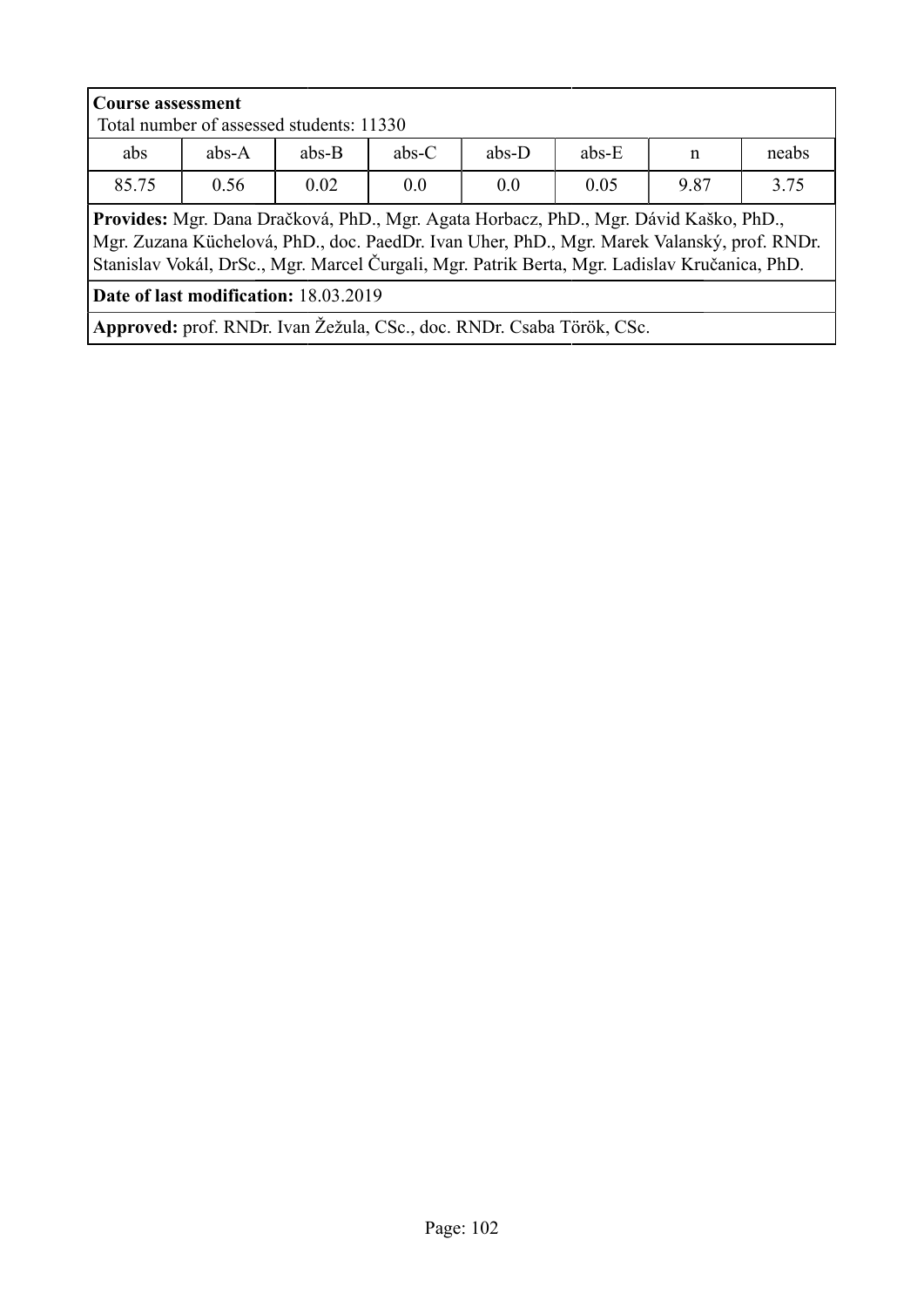**Course assessment**
Total number of assessed students: 11330

| abs | abs-A | abs-B | abs-C | abs-D | abs-E | n | neabs |
|---|---|---|---|---|---|---|---|
| 85.75 | 0.56 | 0.02 | 0.0 | 0.0 | 0.05 | 9.87 | 3.75 |

**Provides:** Mgr. Dana Dračková, PhD., Mgr. Agata Horbacz, PhD., Mgr. Dávid Kaško, PhD., Mgr. Zuzana Küchelová, PhD., doc. PaedDr. Ivan Uher, PhD., Mgr. Marek Valanský, prof. RNDr. Stanislav Vokál, DrSc., Mgr. Marcel Čurgali, Mgr. Patrik Berta, Mgr. Ladislav Kručanica, PhD.

**Date of last modification:** 18.03.2019

**Approved:** prof. RNDr. Ivan Žežula, CSc., doc. RNDr. Csaba Török, CSc.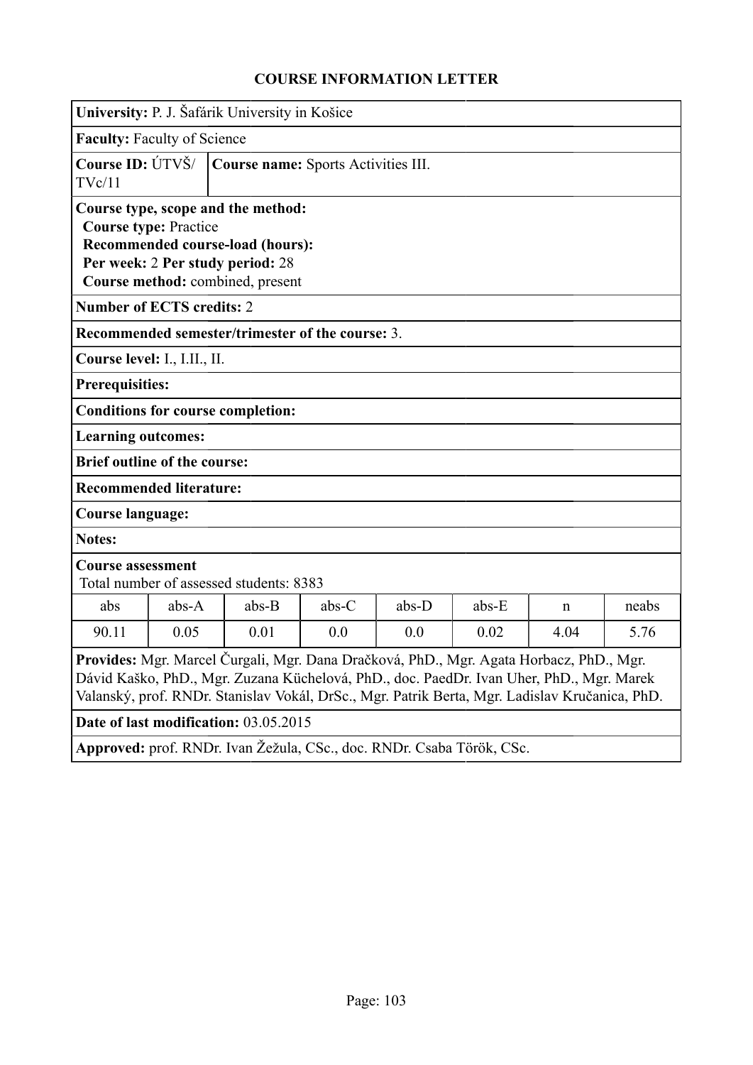## COURSE INFORMATION LETTER

**University:** P. J. Šafárik University in Košice

**Faculty:** Faculty of Science

**Course ID:** ÚTVŠ/TVc/11

**Course name:** Sports Activities III.

**Course type, scope and the method:**
**Course type:** Practice
**Recommended course-load (hours):**
**Per week:** 2 **Per study period:** 28
**Course method:** combined, present

**Number of ECTS credits:** 2

**Recommended semester/trimester of the course:** 3.

**Course level:** I., I.II., II.

**Prerequisites:**

**Conditions for course completion:**

**Learning outcomes:**

**Brief outline of the course:**

**Recommended literature:**

**Course language:**

**Notes:**

**Course assessment**
Total number of assessed students: 8383

| abs | abs-A | abs-B | abs-C | abs-D | abs-E | n | neabs |
|---|---|---|---|---|---|---|---|
| 90.11 | 0.05 | 0.01 | 0.0 | 0.0 | 0.02 | 4.04 | 5.76 |

**Provides:** Mgr. Marcel Čurgali, Mgr. Dana Dračková, PhD., Mgr. Agata Horbacz, PhD., Mgr. Dávid Kaško, PhD., Mgr. Zuzana Küchelová, PhD., doc. PaedDr. Ivan Uher, PhD., Mgr. Marek Valanský, prof. RNDr. Stanislav Vokál, DrSc., Mgr. Patrik Berta, Mgr. Ladislav Kručanica, PhD.

**Date of last modification:** 03.05.2015

**Approved:** prof. RNDr. Ivan Žežula, CSc., doc. RNDr. Csaba Török, CSc.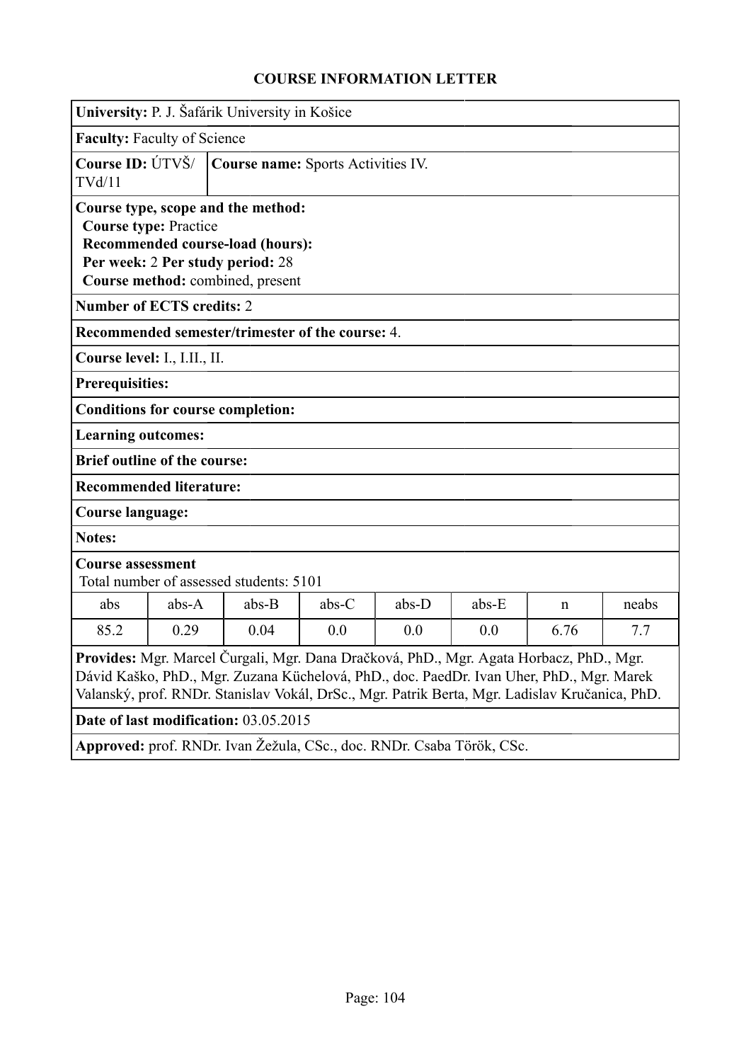## COURSE INFORMATION LETTER

**University:** P. J. Šafárik University in Košice

**Faculty:** Faculty of Science

**Course ID:** ÚTVŠ/TVd/11 | **Course name:** Sports Activities IV.

**Course type, scope and the method:**
**Course type:** Practice
**Recommended course-load (hours):**
**Per week:** 2 **Per study period:** 28
**Course method:** combined, present

**Number of ECTS credits:** 2

**Recommended semester/trimester of the course:** 4.

**Course level:** I., I.II., II.

**Prerequisites:**

**Conditions for course completion:**

**Learning outcomes:**

**Brief outline of the course:**

**Recommended literature:**

**Course language:**

**Notes:**

**Course assessment**
Total number of assessed students: 5101

| abs | abs-A | abs-B | abs-C | abs-D | abs-E | n | neabs |
|---|---|---|---|---|---|---|---|
| 85.2 | 0.29 | 0.04 | 0.0 | 0.0 | 0.0 | 6.76 | 7.7 |

**Provides:** Mgr. Marcel Čurgali, Mgr. Dana Dračková, PhD., Mgr. Agata Horbacz, PhD., Mgr. Dávid Kaško, PhD., Mgr. Zuzana Küchelová, PhD., doc. PaedDr. Ivan Uher, PhD., Mgr. Marek Valanský, prof. RNDr. Stanislav Vokál, DrSc., Mgr. Patrik Berta, Mgr. Ladislav Kručanica, PhD.

**Date of last modification:** 03.05.2015

**Approved:** prof. RNDr. Ivan Žežula, CSc., doc. RNDr. Csaba Török, CSc.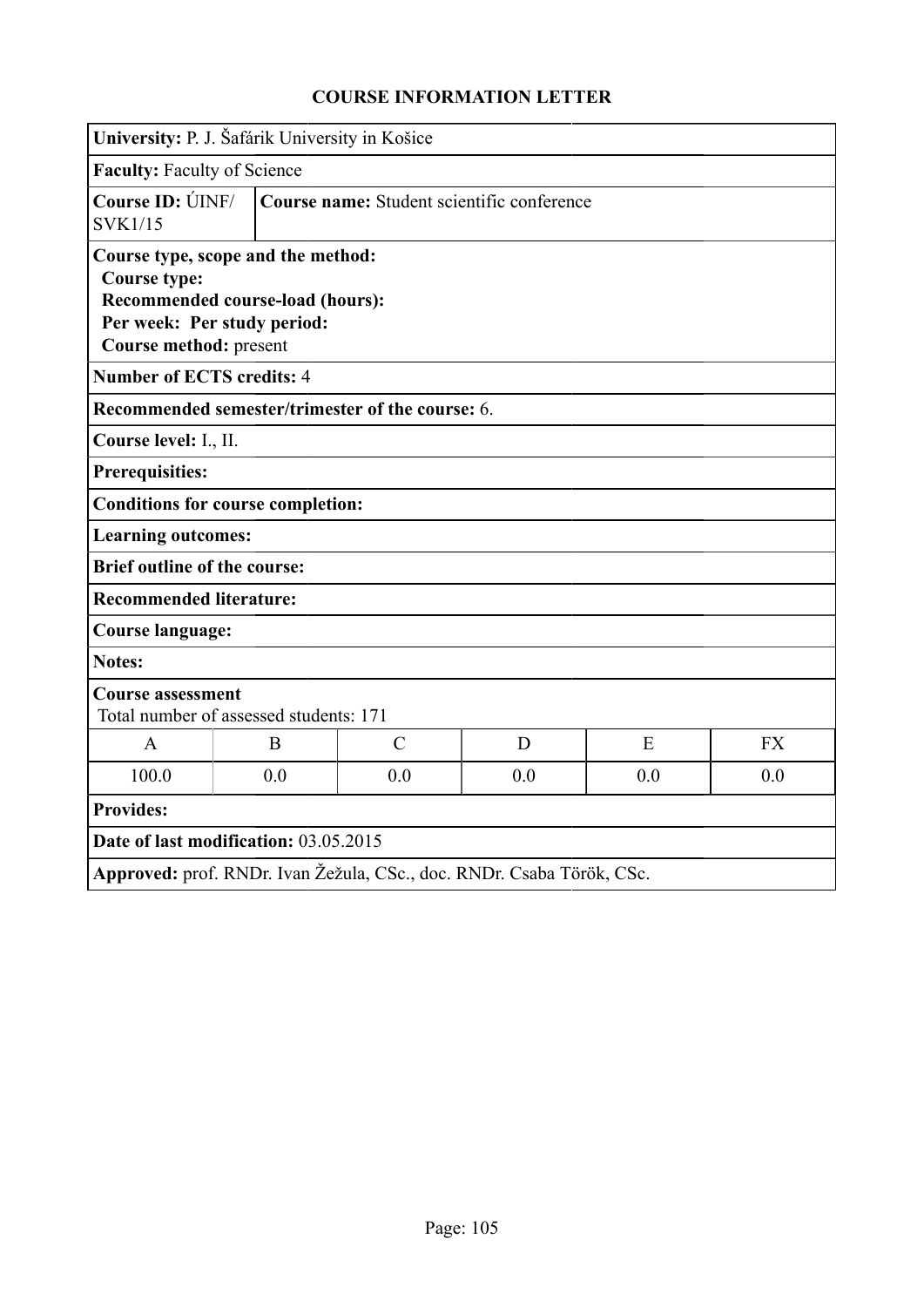## COURSE INFORMATION LETTER

**University:** P. J. Šafárik University in Košice

**Faculty:** Faculty of Science

**Course ID:** ÚINF/ SVK1/15

**Course name:** Student scientific conference

**Course type, scope and the method:**
**Course type:**
**Recommended course-load (hours):**
**Per week: Per study period:**
**Course method:** present

**Number of ECTS credits:** 4

**Recommended semester/trimester of the course:** 6.

**Course level:** I., II.

**Prerequisites:**

**Conditions for course completion:**

**Learning outcomes:**

**Brief outline of the course:**

**Recommended literature:**

**Course language:**

**Notes:**

**Course assessment**
Total number of assessed students: 171

| A | B | C | D | E | FX |
|---|---|---|---|---|---|
| 100.0 | 0.0 | 0.0 | 0.0 | 0.0 | 0.0 |

**Provides:**

**Date of last modification:** 03.05.2015

**Approved:** prof. RNDr. Ivan Žežula, CSc., doc. RNDr. Csaba Török, CSc.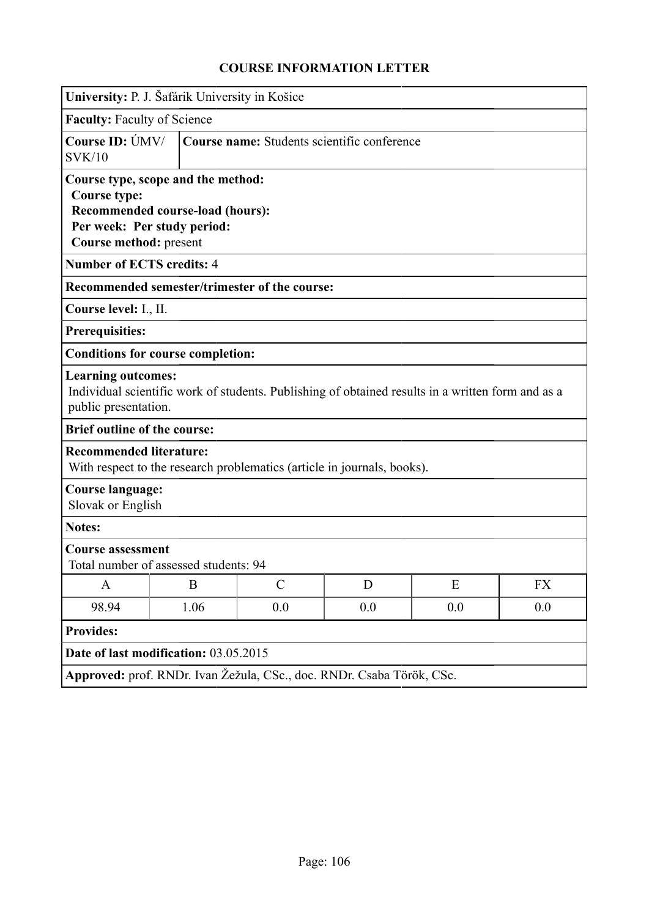# COURSE INFORMATION LETTER

**University:** P. J. Šafárik University in Košice

**Faculty:** Faculty of Science

**Course ID:** ÚMV/SVK/10

**Course name:** Students scientific conference

**Course type, scope and the method:**
**Course type:**
**Recommended course-load (hours):**
**Per week: Per study period:**
**Course method:** present

**Number of ECTS credits:** 4

**Recommended semester/trimester of the course:**

**Course level:** I., II.

**Prerequisities:**

**Conditions for course completion:**

**Learning outcomes:**
Individual scientific work of students. Publishing of obtained results in a written form and as a public presentation.

**Brief outline of the course:**

**Recommended literature:**
With respect to the research problematics (article in journals, books).

**Course language:**
Slovak or English

**Notes:**

**Course assessment**
Total number of assessed students: 94

| A | B | C | D | E | FX |
|---|---|---|---|---|---|
| 98.94 | 1.06 | 0.0 | 0.0 | 0.0 | 0.0 |

**Provides:**

**Date of last modification:** 03.05.2015

**Approved:** prof. RNDr. Ivan Žežula, CSc., doc. RNDr. Csaba Török, CSc.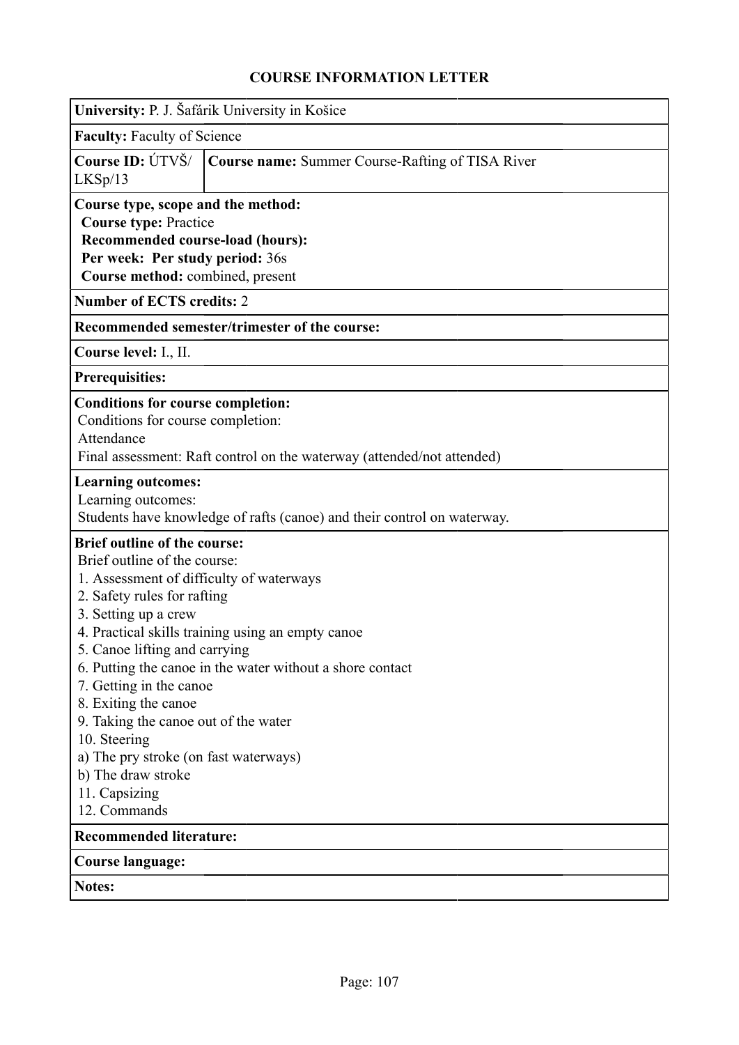# COURSE INFORMATION LETTER

**University:** P. J. Šafárik University in Košice

**Faculty:** Faculty of Science

| **Course ID:** ÚTVŠ/LKSp/13 | **Course name:** Summer Course-Rafting of TISA River |
|---|---|

**Course type, scope and the method:**
**Course type:** Practice
**Recommended course-load (hours):**
**Per week: Per study period:** 36s
**Course method:** combined, present

**Number of ECTS credits:** 2

**Recommended semester/trimester of the course:**

**Course level:** I., II.

**Prerequisites:**

**Conditions for course completion:**
Conditions for course completion:
Attendance
Final assessment: Raft control on the waterway (attended/not attended)

**Learning outcomes:**
Learning outcomes:
Students have knowledge of rafts (canoe) and their control on waterway.

**Brief outline of the course:**
Brief outline of the course:
1. Assessment of difficulty of waterways
2. Safety rules for rafting
3. Setting up a crew
4. Practical skills training using an empty canoe
5. Canoe lifting and carrying
6. Putting the canoe in the water without a shore contact
7. Getting in the canoe
8. Exiting the canoe
9. Taking the canoe out of the water
10. Steering
a) The pry stroke (on fast waterways)
b) The draw stroke
11. Capsizing
12. Commands

**Recommended literature:**

**Course language:**

**Notes:**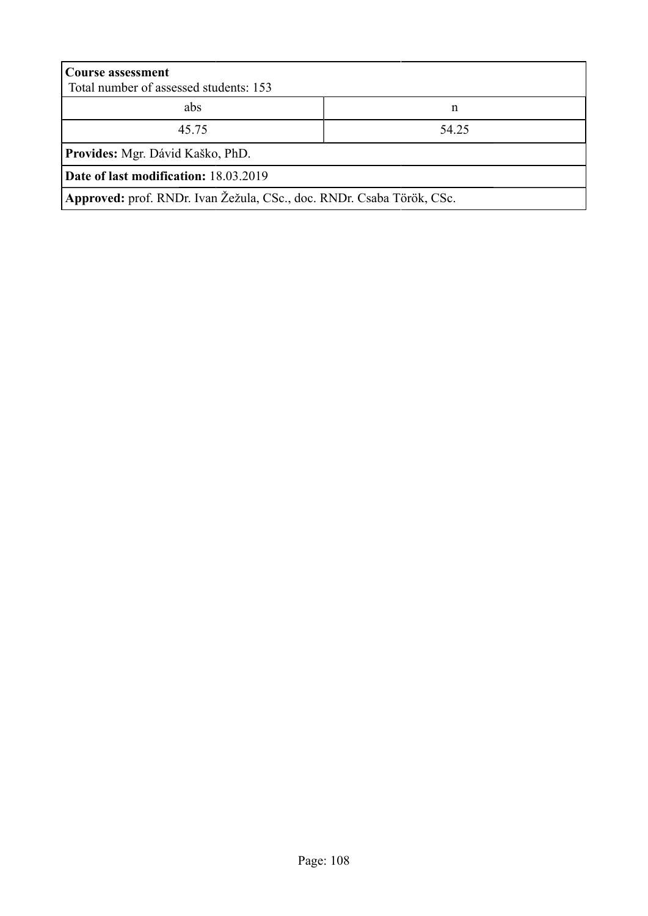**Course assessment**
Total number of assessed students: 153

| abs | n |
| --- | --- |
| 45.75 | 54.25 |

**Provides:** Mgr. Dávid Kaško, PhD.

**Date of last modification:** 18.03.2019

**Approved:** prof. RNDr. Ivan Žežula, CSc., doc. RNDr. Csaba Török, CSc.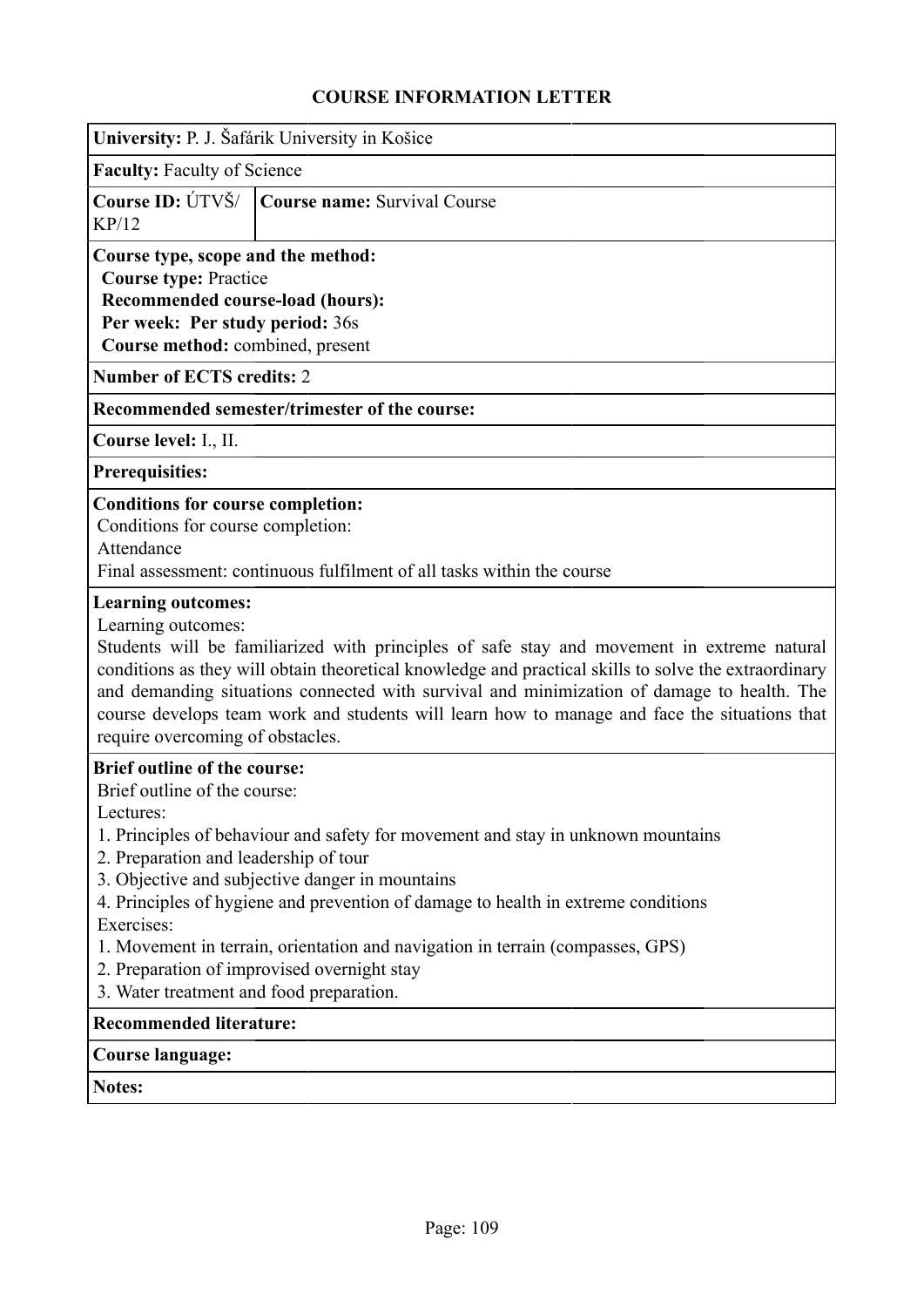# COURSE INFORMATION LETTER

**University:** P. J. Šafárik University in Košice

**Faculty:** Faculty of Science

| **Course ID:** ÚTVŠ/KP/12 | **Course name:** Survival Course |
|---|---|

**Course type, scope and the method:**
**Course type:** Practice
**Recommended course-load (hours):**
**Per week: Per study period:** 36s
**Course method:** combined, present

**Number of ECTS credits:** 2

**Recommended semester/trimester of the course:**

**Course level:** I., II.

**Prerequisites:**

**Conditions for course completion:**
Conditions for course completion:
Attendance
Final assessment: continuous fulfilment of all tasks within the course

**Learning outcomes:**
Learning outcomes:
Students will be familiarized with principles of safe stay and movement in extreme natural conditions as they will obtain theoretical knowledge and practical skills to solve the extraordinary and demanding situations connected with survival and minimization of damage to health. The course develops team work and students will learn how to manage and face the situations that require overcoming of obstacles.

**Brief outline of the course:**
Brief outline of the course:
Lectures:
1. Principles of behaviour and safety for movement and stay in unknown mountains
2. Preparation and leadership of tour
3. Objective and subjective danger in mountains
4. Principles of hygiene and prevention of damage to health in extreme conditions

Exercises:
1. Movement in terrain, orientation and navigation in terrain (compasses, GPS)
2. Preparation of improvised overnight stay
3. Water treatment and food preparation.

**Recommended literature:**

**Course language:**

**Notes:**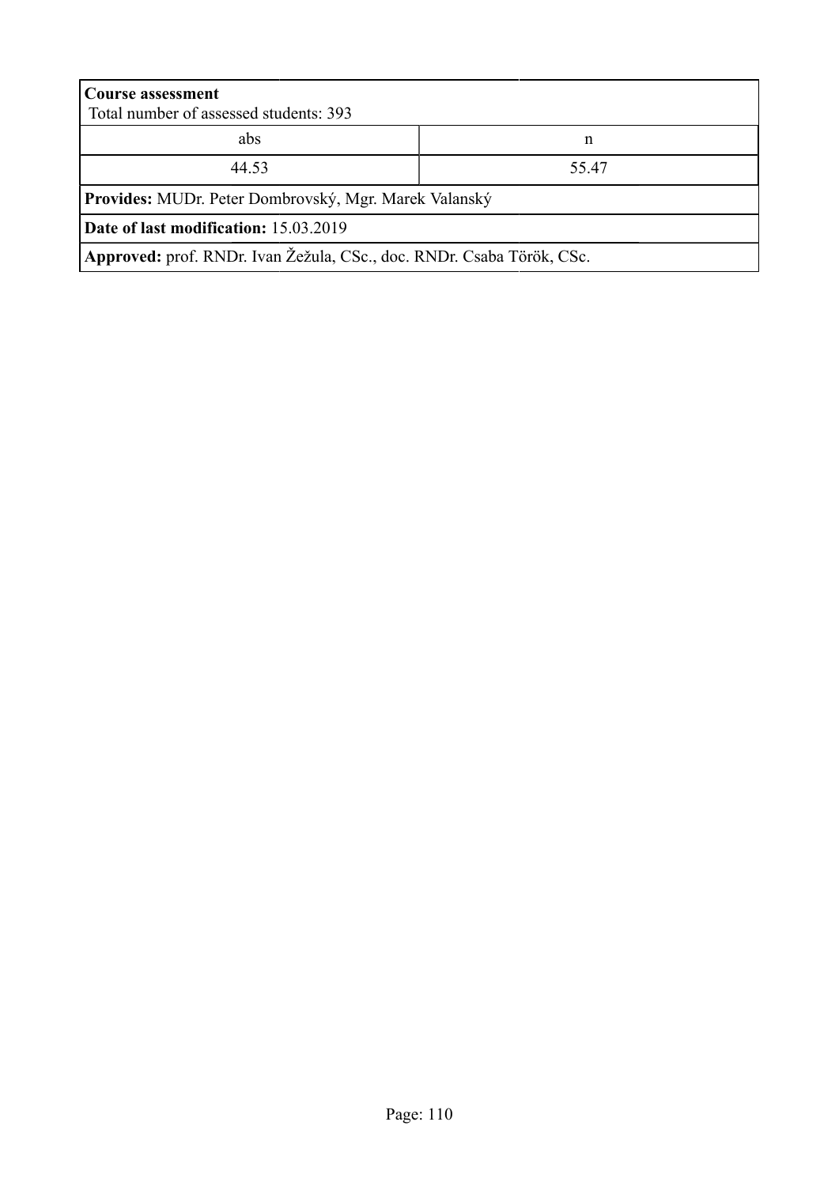**Course assessment**
Total number of assessed students: 393

| abs | n |
| --- | --- |
| 44.53 | 55.47 |

**Provides:** MUDr. Peter Dombrovský, Mgr. Marek Valanský

**Date of last modification:** 15.03.2019

**Approved:** prof. RNDr. Ivan Žežula, CSc., doc. RNDr. Csaba Török, CSc.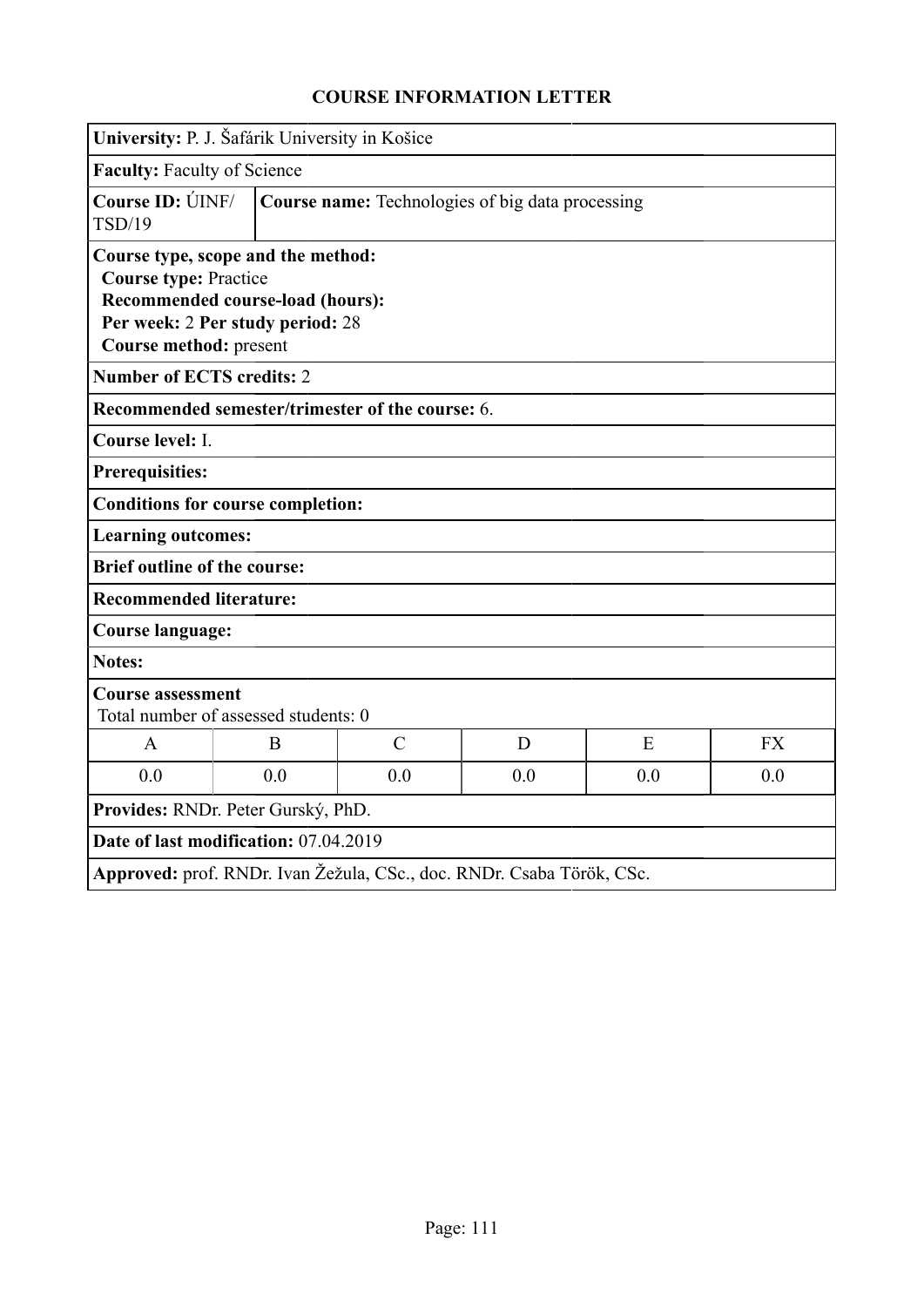# COURSE INFORMATION LETTER

**University:** P. J. Šafárik University in Košice

**Faculty:** Faculty of Science

**Course ID:** ÚINF/TSD/19

**Course name:** Technologies of big data processing

**Course type, scope and the method:**
**Course type:** Practice
**Recommended course-load (hours):**
**Per week:** 2 **Per study period:** 28
**Course method:** present

**Number of ECTS credits:** 2

**Recommended semester/trimester of the course:** 6.

**Course level:** I.

**Prerequisites:**

**Conditions for course completion:**

**Learning outcomes:**

**Brief outline of the course:**

**Recommended literature:**

**Course language:**

**Notes:**

**Course assessment**
Total number of assessed students: 0

| A | B | C | D | E | FX |
|---|---|---|---|---|---|
| 0.0 | 0.0 | 0.0 | 0.0 | 0.0 | 0.0 |

**Provides:** RNDr. Peter Gurský, PhD.

**Date of last modification:** 07.04.2019

**Approved:** prof. RNDr. Ivan Žežula, CSc., doc. RNDr. Csaba Török, CSc.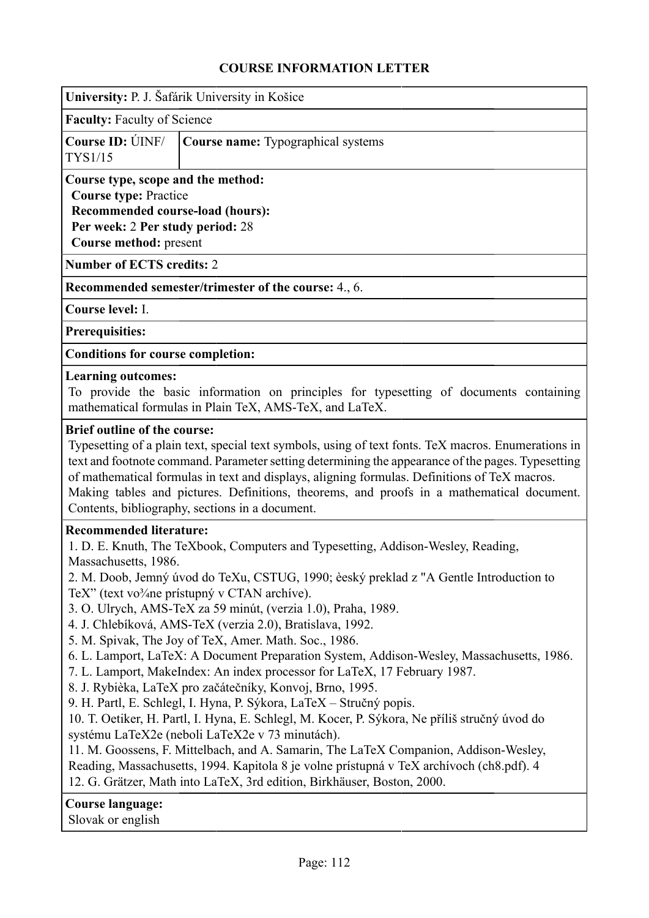# COURSE INFORMATION LETTER

**University:** P. J. Šafárik University in Košice

**Faculty:** Faculty of Science

| **Course ID:** ÚINF/ TYS1/15 | **Course name:** Typographical systems |
|---|---|

**Course type, scope and the method:**
**Course type:** Practice
**Recommended course-load (hours):**
**Per week:** 2 **Per study period:** 28
**Course method:** present

**Number of ECTS credits:** 2

**Recommended semester/trimester of the course:** 4., 6.

**Course level:** I.

**Prerequisites:**

**Conditions for course completion:**

**Learning outcomes:**
To provide the basic information on principles for typesetting of documents containing mathematical formulas in Plain TeX, AMS-TeX, and LaTeX.

**Brief outline of the course:**
Typesetting of a plain text, special text symbols, using of text fonts. TeX macros. Enumerations in text and footnote command. Parameter setting determining the appearance of the pages. Typesetting of mathematical formulas in text and displays, aligning formulas. Definitions of TeX macros. Making tables and pictures. Definitions, theorems, and proofs in a mathematical document. Contents, bibliography, sections in a document.

**Recommended literature:**
1. D. E. Knuth, The TeXbook, Computers and Typesetting, Addison-Wesley, Reading, Massachusetts, 1986.
2. M. Doob, Jemný úvod do TeXu, CSTUG, 1990; èeský preklad z "A Gentle Introduction to TeX" (text vo¾ne prístupný v CTAN archíve).
3. O. Ulrych, AMS-TeX za 59 minút, (verzia 1.0), Praha, 1989.
4. J. Chlebíková, AMS-TeX (verzia 2.0), Bratislava, 1992.
5. M. Spivak, The Joy of TeX, Amer. Math. Soc., 1986.
6. L. Lamport, LaTeX: A Document Preparation System, Addison-Wesley, Massachusetts, 1986.
7. L. Lamport, MakeIndex: An index processor for LaTeX, 17 February 1987.
8. J. Rybièka, LaTeX pro začátečníky, Konvoj, Brno, 1995.
9. H. Partl, E. Schlegl, I. Hyna, P. Sýkora, LaTeX – Stručný popis.
10. T. Oetiker, H. Partl, I. Hyna, E. Schlegl, M. Kocer, P. Sýkora, Ne příliš stručný úvod do systému LaTeX2e (neboli LaTeX2e v 73 minutách).
11. M. Goossens, F. Mittelbach, and A. Samarin, The LaTeX Companion, Addison-Wesley, Reading, Massachusetts, 1994. Kapitola 8 je volne prístupná v TeX archívoch (ch8.pdf). 4
12. G. Grätzer, Math into LaTeX, 3rd edition, Birkhäuser, Boston, 2000.

**Course language:**
Slovak or english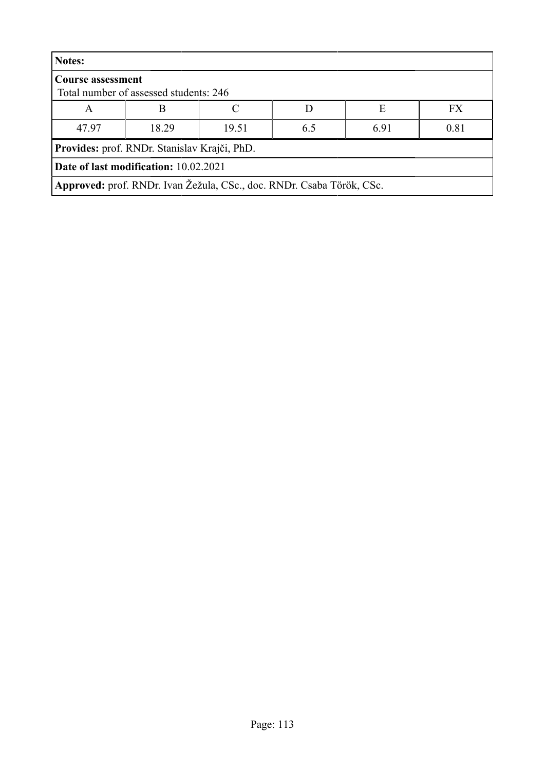**Notes:**

**Course assessment**
Total number of assessed students: 246

| A | B | C | D | E | FX |
|---|---|---|---|---|---|
| 47.97 | 18.29 | 19.51 | 6.5 | 6.91 | 0.81 |

**Provides:** prof. RNDr. Stanislav Krajči, PhD.

**Date of last modification:** 10.02.2021

**Approved:** prof. RNDr. Ivan Žežula, CSc., doc. RNDr. Csaba Török, CSc.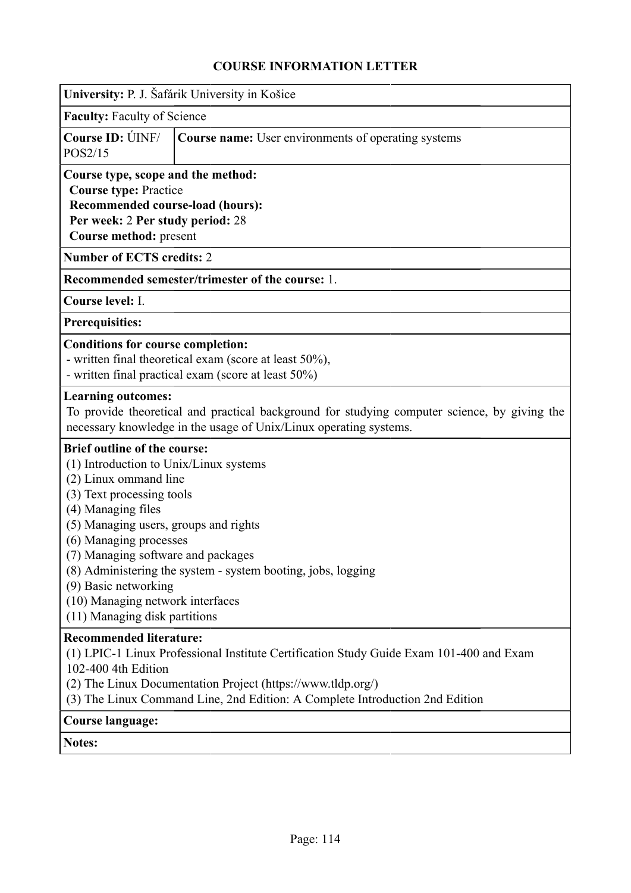# COURSE INFORMATION LETTER

**University:** P. J. Šafárik University in Košice

**Faculty:** Faculty of Science

| **Course ID:** ÚINF/POS2/15 | **Course name:** User environments of operating systems |
| --- | --- |

**Course type, scope and the method:**
**Course type:** Practice
**Recommended course-load (hours):**
**Per week:** 2 **Per study period:** 28
**Course method:** present

**Number of ECTS credits:** 2

**Recommended semester/trimester of the course:** 1.

**Course level:** I.

**Prerequisites:**

**Conditions for course completion:**
- written final theoretical exam (score at least 50%),
- written final practical exam (score at least 50%)

**Learning outcomes:**
To provide theoretical and practical background for studying computer science, by giving the necessary knowledge in the usage of Unix/Linux operating systems.

**Brief outline of the course:**
(1) Introduction to Unix/Linux systems
(2) Linux ommand line
(3) Text processing tools
(4) Managing files
(5) Managing users, groups and rights
(6) Managing processes
(7) Managing software and packages
(8) Administering the system - system booting, jobs, logging
(9) Basic networking
(10) Managing network interfaces
(11) Managing disk partitions

**Recommended literature:**
(1) LPIC-1 Linux Professional Institute Certification Study Guide Exam 101-400 and Exam 102-400 4th Edition
(2) The Linux Documentation Project (https://www.tldp.org/)
(3) The Linux Command Line, 2nd Edition: A Complete Introduction 2nd Edition

**Course language:**

**Notes:**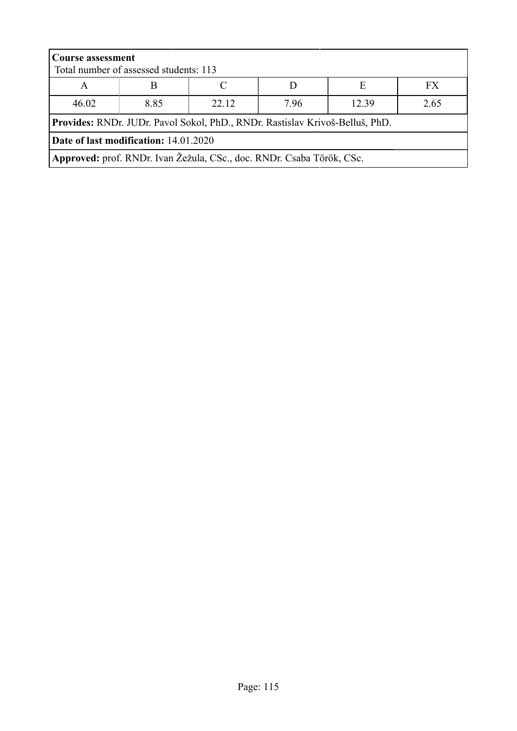**Course assessment**
Total number of assessed students: 113

| A | B | C | D | E | FX |
|---|---|---|---|---|---|
| 46.02 | 8.85 | 22.12 | 7.96 | 12.39 | 2.65 |

**Provides:** RNDr. JUDr. Pavol Sokol, PhD., RNDr. Rastislav Krivoš-Belluš, PhD.

**Date of last modification:** 14.01.2020

**Approved:** prof. RNDr. Ivan Žežula, CSc., doc. RNDr. Csaba Török, CSc.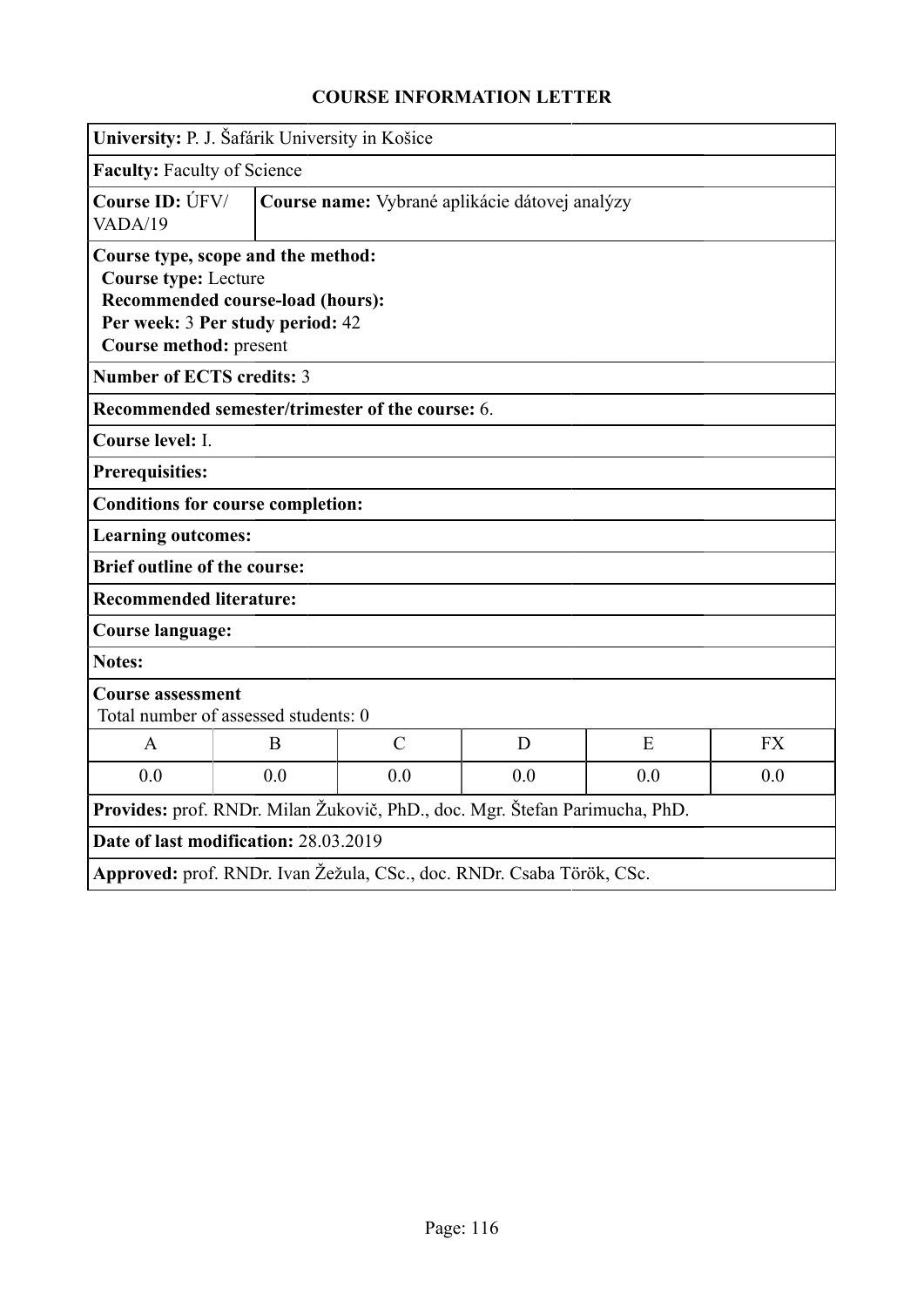## COURSE INFORMATION LETTER

**University:** P. J. Šafárik University in Košice

**Faculty:** Faculty of Science

**Course ID:** ÚFV/VADA/19

**Course name:** Vybrané aplikácie dátovej analýzy

**Course type, scope and the method:**
**Course type:** Lecture
**Recommended course-load (hours):**
**Per week:** 3 **Per study period:** 42
**Course method:** present

**Number of ECTS credits:** 3

**Recommended semester/trimester of the course:** 6.

**Course level:** I.

**Prerequisites:**

**Conditions for course completion:**

**Learning outcomes:**

**Brief outline of the course:**

**Recommended literature:**

**Course language:**

**Notes:**

**Course assessment**
Total number of assessed students: 0

| A | B | C | D | E | FX |
|---|---|---|---|---|---|
| 0.0 | 0.0 | 0.0 | 0.0 | 0.0 | 0.0 |

**Provides:** prof. RNDr. Milan Žukovič, PhD., doc. Mgr. Štefan Parimucha, PhD.

**Date of last modification:** 28.03.2019

**Approved:** prof. RNDr. Ivan Žežula, CSc., doc. RNDr. Csaba Török, CSc.